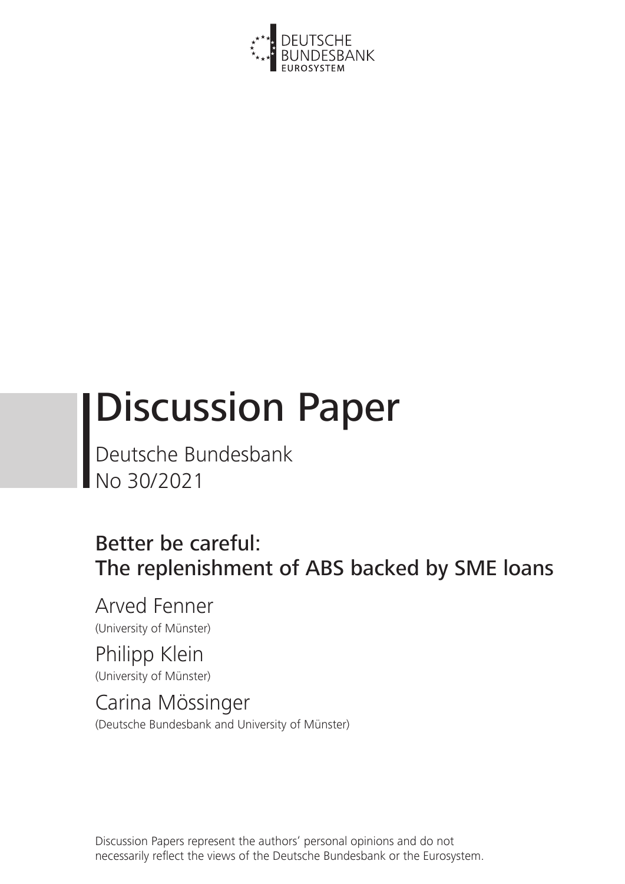DEUTSCHE BUNDESBANK
EUROSYSTEM

# Discussion Paper

Deutsche Bundesbank
No 30/2021

## Better be careful: The replenishment of ABS backed by SME loans

Arved Fenner
(University of Münster)

Philipp Klein
(University of Münster)

Carina Mössinger
(Deutsche Bundesbank and University of Münster)

Discussion Papers represent the authors' personal opinions and do not necessarily reflect the views of the Deutsche Bundesbank or the Eurosystem.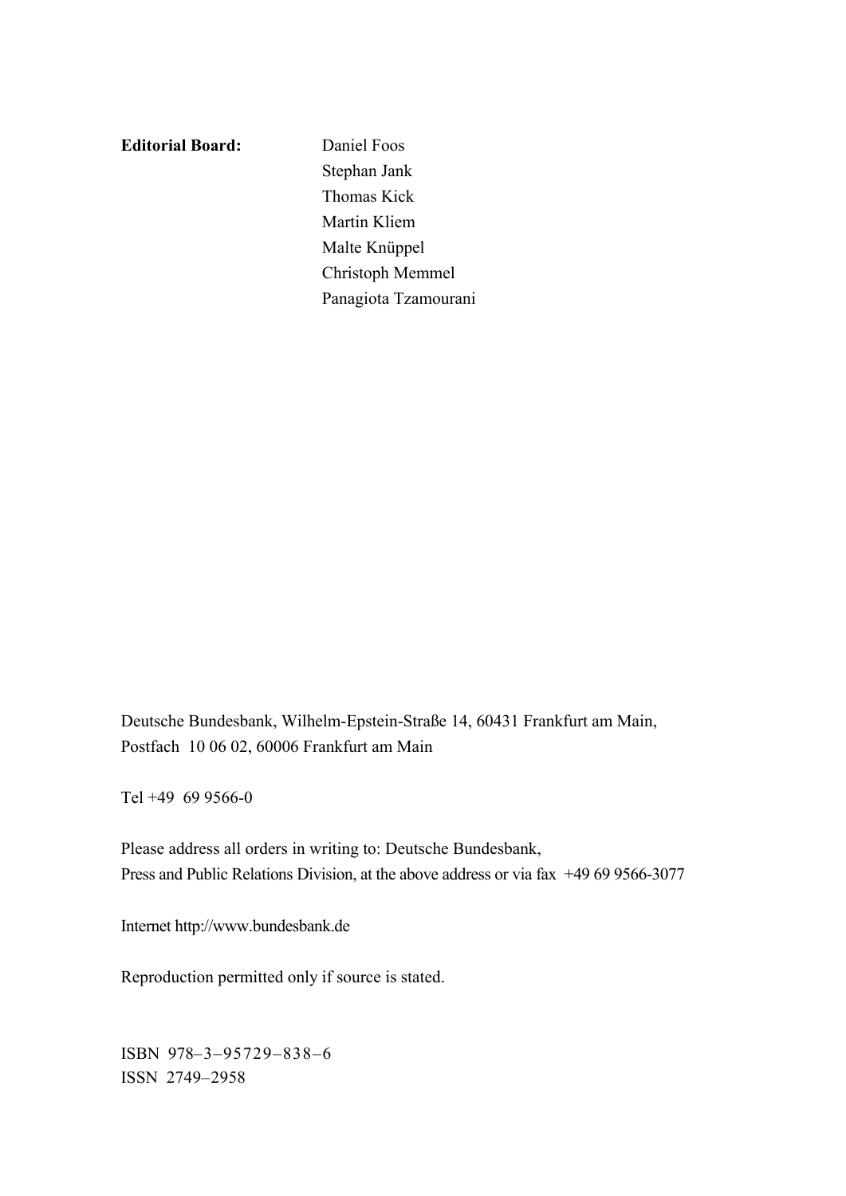**Editorial Board:** Daniel Foos
Stephan Jank
Thomas Kick
Martin Kliem
Malte Knüppel
Christoph Memmel
Panagiota Tzamourani

Deutsche Bundesbank, Wilhelm-Epstein-Straße 14, 60431 Frankfurt am Main,
Postfach 10 06 02, 60006 Frankfurt am Main

Tel +49 69 9566-0

Please address all orders in writing to: Deutsche Bundesbank,
Press and Public Relations Division, at the above address or via fax +49 69 9566-3077

Internet http://www.bundesbank.de

Reproduction permitted only if source is stated.

ISBN 978–3–95729–838–6
ISSN 2749–2958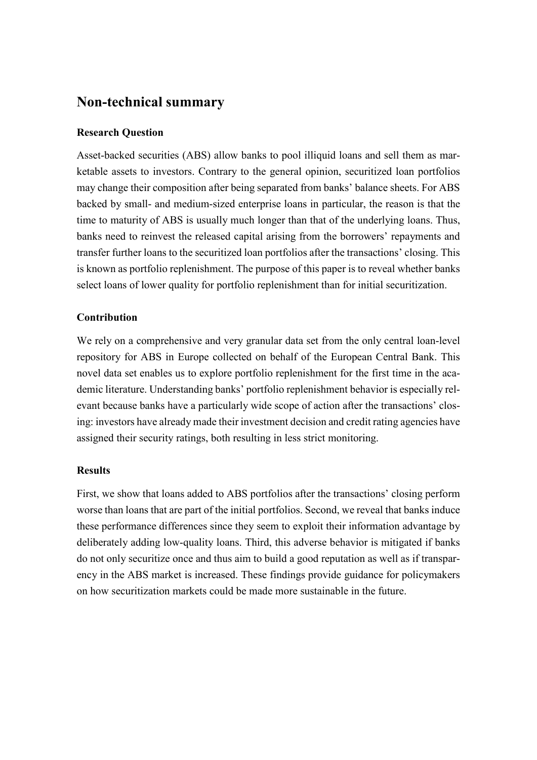## Non-technical summary

### Research Question

Asset-backed securities (ABS) allow banks to pool illiquid loans and sell them as marketable assets to investors. Contrary to the general opinion, securitized loan portfolios may change their composition after being separated from banks' balance sheets. For ABS backed by small- and medium-sized enterprise loans in particular, the reason is that the time to maturity of ABS is usually much longer than that of the underlying loans. Thus, banks need to reinvest the released capital arising from the borrowers' repayments and transfer further loans to the securitized loan portfolios after the transactions' closing. This is known as portfolio replenishment. The purpose of this paper is to reveal whether banks select loans of lower quality for portfolio replenishment than for initial securitization.

### Contribution

We rely on a comprehensive and very granular data set from the only central loan-level repository for ABS in Europe collected on behalf of the European Central Bank. This novel data set enables us to explore portfolio replenishment for the first time in the academic literature. Understanding banks' portfolio replenishment behavior is especially relevant because banks have a particularly wide scope of action after the transactions' closing: investors have already made their investment decision and credit rating agencies have assigned their security ratings, both resulting in less strict monitoring.

### Results

First, we show that loans added to ABS portfolios after the transactions' closing perform worse than loans that are part of the initial portfolios. Second, we reveal that banks induce these performance differences since they seem to exploit their information advantage by deliberately adding low-quality loans. Third, this adverse behavior is mitigated if banks do not only securitize once and thus aim to build a good reputation as well as if transparency in the ABS market is increased. These findings provide guidance for policymakers on how securitization markets could be made more sustainable in the future.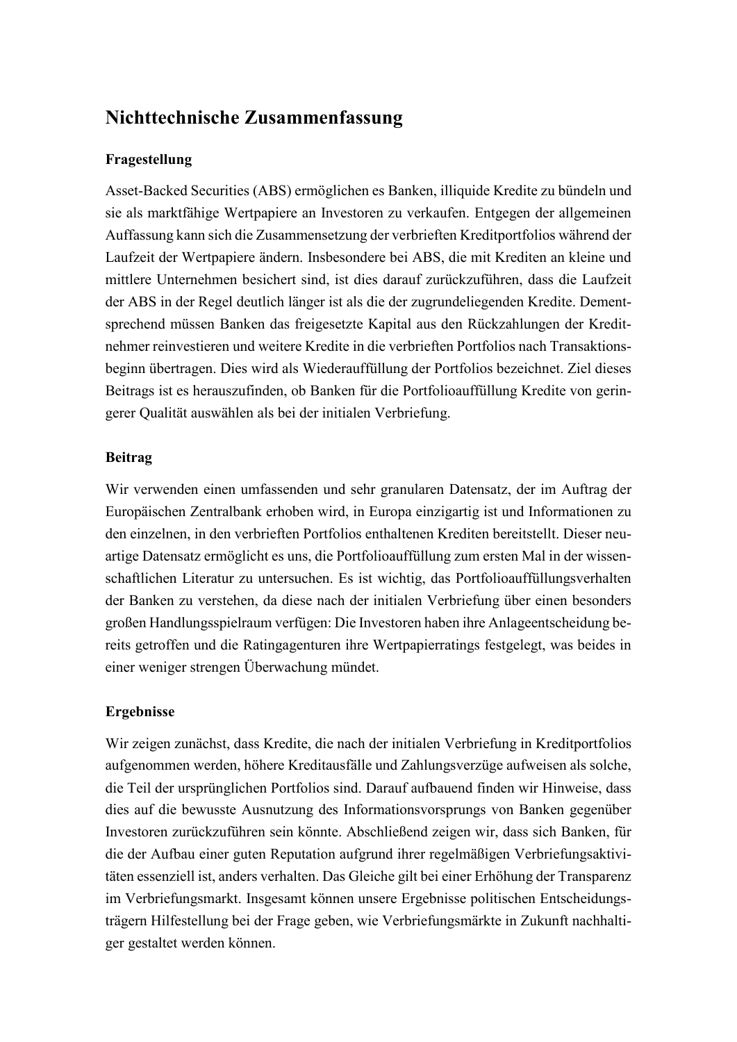# Nichttechnische Zusammenfassung

### Fragestellung

Asset-Backed Securities (ABS) ermöglichen es Banken, illiquide Kredite zu bündeln und sie als marktfähige Wertpapiere an Investoren zu verkaufen. Entgegen der allgemeinen Auffassung kann sich die Zusammensetzung der verbrieften Kreditportfolios während der Laufzeit der Wertpapiere ändern. Insbesondere bei ABS, die mit Krediten an kleine und mittlere Unternehmen besichert sind, ist dies darauf zurückzuführen, dass die Laufzeit der ABS in der Regel deutlich länger ist als die der zugrundeliegenden Kredite. Dementsprechend müssen Banken das freigesetzte Kapital aus den Rückzahlungen der Kreditnehmer reinvestieren und weitere Kredite in die verbrieften Portfolios nach Transaktionsbeginn übertragen. Dies wird als Wiederauffüllung der Portfolios bezeichnet. Ziel dieses Beitrags ist es herauszufinden, ob Banken für die Portfolioauffüllung Kredite von geringerer Qualität auswählen als bei der initialen Verbriefung.

### Beitrag

Wir verwenden einen umfassenden und sehr granularen Datensatz, der im Auftrag der Europäischen Zentralbank erhoben wird, in Europa einzigartig ist und Informationen zu den einzelnen, in den verbrieften Portfolios enthaltenen Krediten bereitstellt. Dieser neuartige Datensatz ermöglicht es uns, die Portfolioauffüllung zum ersten Mal in der wissenschaftlichen Literatur zu untersuchen. Es ist wichtig, das Portfolioauffüllungsverhalten der Banken zu verstehen, da diese nach der initialen Verbriefung über einen besonders großen Handlungsspielraum verfügen: Die Investoren haben ihre Anlageentscheidung bereits getroffen und die Ratingagenturen ihre Wertpapierratings festgelegt, was beides in einer weniger strengen Überwachung mündet.

### Ergebnisse

Wir zeigen zunächst, dass Kredite, die nach der initialen Verbriefung in Kreditportfolios aufgenommen werden, höhere Kreditausfälle und Zahlungsverzüge aufweisen als solche, die Teil der ursprünglichen Portfolios sind. Darauf aufbauend finden wir Hinweise, dass dies auf die bewusste Ausnutzung des Informationsvorsprungs von Banken gegenüber Investoren zurückzuführen sein könnte. Abschließend zeigen wir, dass sich Banken, für die der Aufbau einer guten Reputation aufgrund ihrer regelmäßigen Verbriefungsaktivitäten essenziell ist, anders verhalten. Das Gleiche gilt bei einer Erhöhung der Transparenz im Verbriefungsmarkt. Insgesamt können unsere Ergebnisse politischen Entscheidungsträgern Hilfestellung bei der Frage geben, wie Verbriefungsmärkte in Zukunft nachhaltiger gestaltet werden können.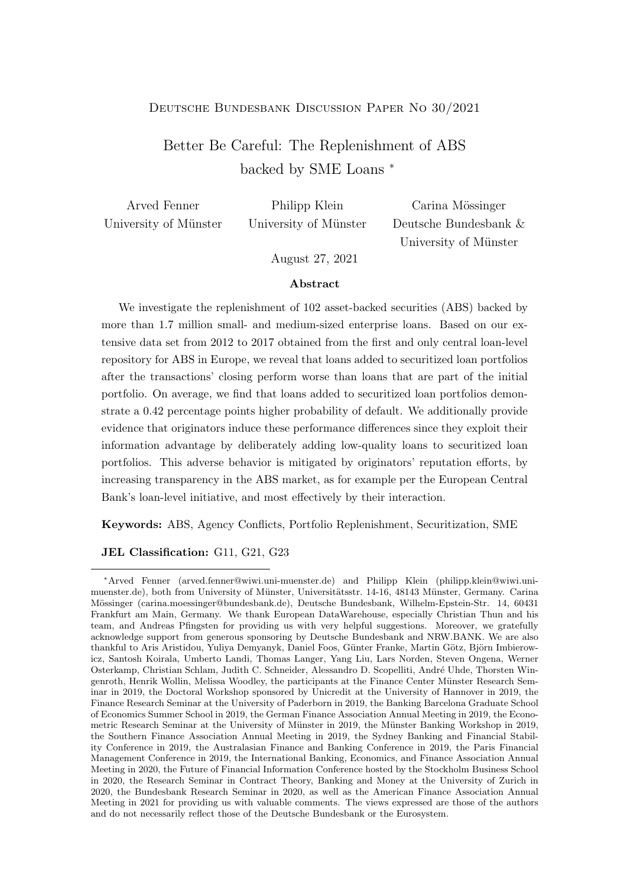Deutsche Bundesbank Discussion Paper No 30/2021

# Better Be Careful: The Replenishment of ABS backed by SME Loans *

Arved Fenner, University of Münster

Philipp Klein, University of Münster

Carina Mössinger, Deutsche Bundesbank & University of Münster

August 27, 2021

### Abstract

We investigate the replenishment of 102 asset-backed securities (ABS) backed by more than 1.7 million small- and medium-sized enterprise loans. Based on our extensive data set from 2012 to 2017 obtained from the first and only central loan-level repository for ABS in Europe, we reveal that loans added to securitized loan portfolios after the transactions' closing perform worse than loans that are part of the initial portfolio. On average, we find that loans added to securitized loan portfolios demonstrate a 0.42 percentage points higher probability of default. We additionally provide evidence that originators induce these performance differences since they exploit their information advantage by deliberately adding low-quality loans to securitized loan portfolios. This adverse behavior is mitigated by originators' reputation efforts, by increasing transparency in the ABS market, as for example per the European Central Bank's loan-level initiative, and most effectively by their interaction.

**Keywords:** ABS, Agency Conflicts, Portfolio Replenishment, Securitization, SME

**JEL Classification:** G11, G21, G23

---

*Arved Fenner (arved.fenner@wiwi.uni-muenster.de) and Philipp Klein (philipp.klein@wiwi.uni-muenster.de), both from University of Münster, Universitätsstr. 14-16, 48143 Münster, Germany. Carina Mössinger (carina.moessinger@bundesbank.de), Deutsche Bundesbank, Wilhelm-Epstein-Str. 14, 60431 Frankfurt am Main, Germany. We thank European DataWarehouse, especially Christian Thun and his team, and Andreas Pfingsten for providing us with very helpful suggestions. Moreover, we gratefully acknowledge support from generous sponsoring by Deutsche Bundesbank and NRW.BANK. We are also thankful to Aris Aristidou, Yuliya Demyanyk, Daniel Foos, Günter Franke, Martin Götz, Björn Imbierowicz, Santosh Koirala, Umberto Landi, Thomas Langer, Yang Liu, Lars Norden, Steven Ongena, Werner Osterkamp, Christian Schlam, Judith C. Schneider, Alessandro D. Scopelliti, André Uhde, Thorsten Wingenroth, Henrik Wollin, Melissa Woodley, the participants at the Finance Center Münster Research Seminar in 2019, the Doctoral Workshop sponsored by Unicredit at the University of Hannover in 2019, the Finance Research Seminar at the University of Paderborn in 2019, the Banking Barcelona Graduate School of Economics Summer School in 2019, the German Finance Association Annual Meeting in 2019, the Econometric Research Seminar at the University of Münster in 2019, the Münster Banking Workshop in 2019, the Southern Finance Association Annual Meeting in 2019, the Sydney Banking and Financial Stability Conference in 2019, the Australasian Finance and Banking Conference in 2019, the Paris Financial Management Conference in 2019, the International Banking, Economics, and Finance Association Annual Meeting in 2020, the Future of Financial Information Conference hosted by the Stockholm Business School in 2020, the Research Seminar in Contract Theory, Banking and Money at the University of Zurich in 2020, the Bundesbank Research Seminar in 2020, as well as the American Finance Association Annual Meeting in 2021 for providing us with valuable comments. The views expressed are those of the authors and do not necessarily reflect those of the Deutsche Bundesbank or the Eurosystem.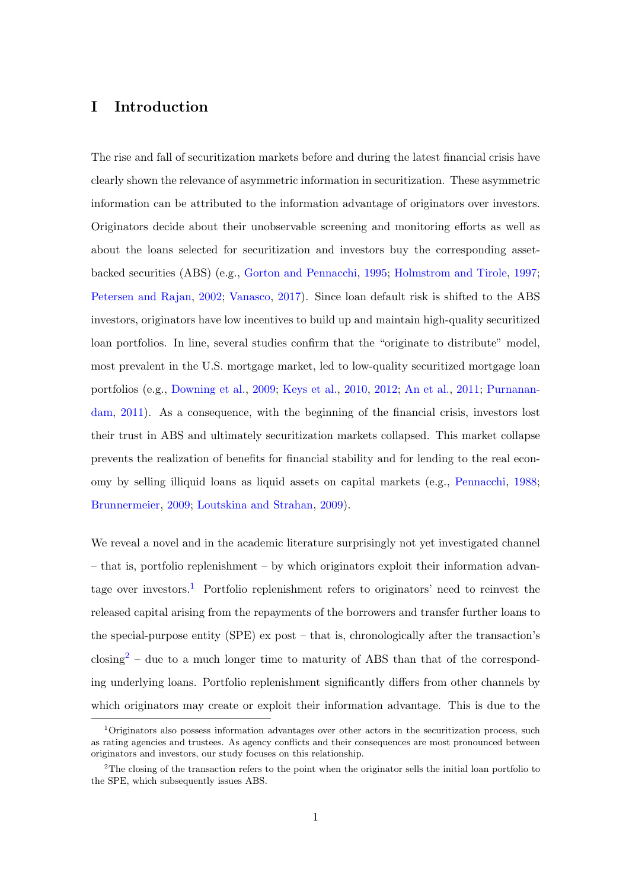# I Introduction

The rise and fall of securitization markets before and during the latest financial crisis have clearly shown the relevance of asymmetric information in securitization. These asymmetric information can be attributed to the information advantage of originators over investors. Originators decide about their unobservable screening and monitoring efforts as well as about the loans selected for securitization and investors buy the corresponding asset-backed securities (ABS) (e.g., Gorton and Pennacchi, 1995; Holmstrom and Tirole, 1997; Petersen and Rajan, 2002; Vanasco, 2017). Since loan default risk is shifted to the ABS investors, originators have low incentives to build up and maintain high-quality securitized loan portfolios. In line, several studies confirm that the "originate to distribute" model, most prevalent in the U.S. mortgage market, led to low-quality securitized mortgage loan portfolios (e.g., Downing et al., 2009; Keys et al., 2010, 2012; An et al., 2011; Purnanandam, 2011). As a consequence, with the beginning of the financial crisis, investors lost their trust in ABS and ultimately securitization markets collapsed. This market collapse prevents the realization of benefits for financial stability and for lending to the real economy by selling illiquid loans as liquid assets on capital markets (e.g., Pennacchi, 1988; Brunnermeier, 2009; Loutskina and Strahan, 2009).

We reveal a novel and in the academic literature surprisingly not yet investigated channel – that is, portfolio replenishment – by which originators exploit their information advantage over investors.[1] Portfolio replenishment refers to originators' need to reinvest the released capital arising from the repayments of the borrowers and transfer further loans to the special-purpose entity (SPE) ex post – that is, chronologically after the transaction's closing[2] – due to a much longer time to maturity of ABS than that of the corresponding underlying loans. Portfolio replenishment significantly differs from other channels by which originators may create or exploit their information advantage. This is due to the

[1] Originators also possess information advantages over other actors in the securitization process, such as rating agencies and trustees. As agency conflicts and their consequences are most pronounced between originators and investors, our study focuses on this relationship.

[2] The closing of the transaction refers to the point when the originator sells the initial loan portfolio to the SPE, which subsequently issues ABS.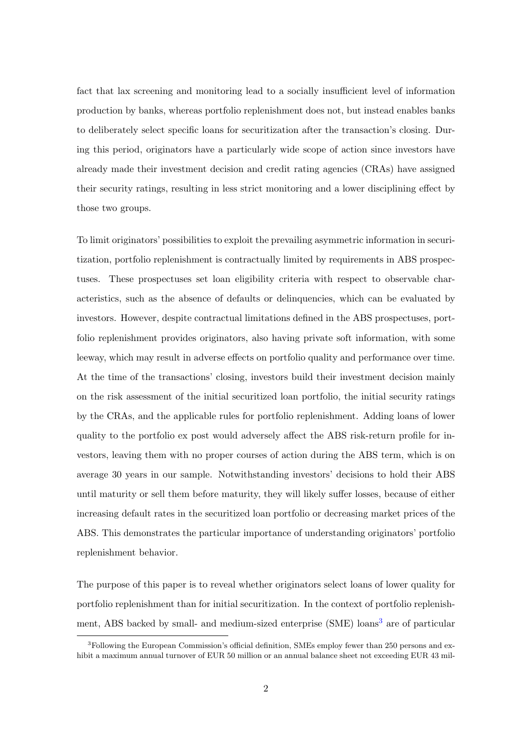fact that lax screening and monitoring lead to a socially insufficient level of information production by banks, whereas portfolio replenishment does not, but instead enables banks to deliberately select specific loans for securitization after the transaction's closing. During this period, originators have a particularly wide scope of action since investors have already made their investment decision and credit rating agencies (CRAs) have assigned their security ratings, resulting in less strict monitoring and a lower disciplining effect by those two groups.

To limit originators' possibilities to exploit the prevailing asymmetric information in securitization, portfolio replenishment is contractually limited by requirements in ABS prospectuses. These prospectuses set loan eligibility criteria with respect to observable characteristics, such as the absence of defaults or delinquencies, which can be evaluated by investors. However, despite contractual limitations defined in the ABS prospectuses, portfolio replenishment provides originators, also having private soft information, with some leeway, which may result in adverse effects on portfolio quality and performance over time. At the time of the transactions' closing, investors build their investment decision mainly on the risk assessment of the initial securitized loan portfolio, the initial security ratings by the CRAs, and the applicable rules for portfolio replenishment. Adding loans of lower quality to the portfolio ex post would adversely affect the ABS risk-return profile for investors, leaving them with no proper courses of action during the ABS term, which is on average 30 years in our sample. Notwithstanding investors' decisions to hold their ABS until maturity or sell them before maturity, they will likely suffer losses, because of either increasing default rates in the securitized loan portfolio or decreasing market prices of the ABS. This demonstrates the particular importance of understanding originators' portfolio replenishment behavior.

The purpose of this paper is to reveal whether originators select loans of lower quality for portfolio replenishment than for initial securitization. In the context of portfolio replenishment, ABS backed by small- and medium-sized enterprise (SME) loans[3] are of particular

[3]Following the European Commission's official definition, SMEs employ fewer than 250 persons and exhibit a maximum annual turnover of EUR 50 million or an annual balance sheet not exceeding EUR 43 mil-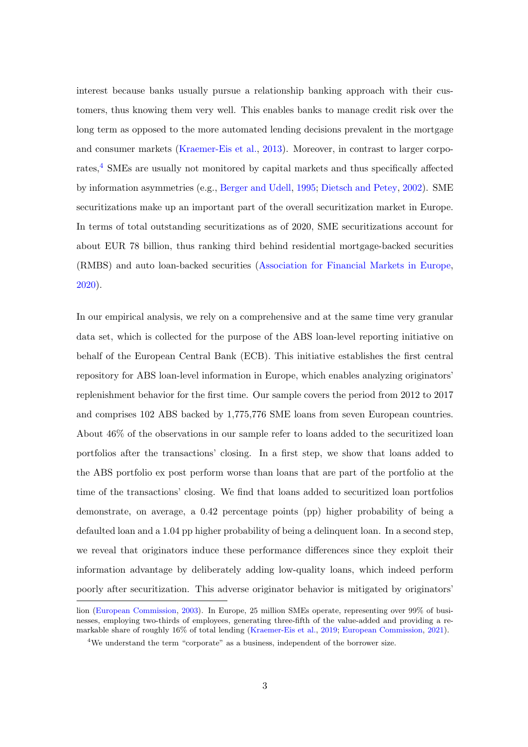interest because banks usually pursue a relationship banking approach with their customers, thus knowing them very well. This enables banks to manage credit risk over the long term as opposed to the more automated lending decisions prevalent in the mortgage and consumer markets (Kraemer-Eis et al., 2013). Moreover, in contrast to larger corporates,[4] SMEs are usually not monitored by capital markets and thus specifically affected by information asymmetries (e.g., Berger and Udell, 1995; Dietsch and Petey, 2002). SME securitizations make up an important part of the overall securitization market in Europe. In terms of total outstanding securitizations as of 2020, SME securitizations account for about EUR 78 billion, thus ranking third behind residential mortgage-backed securities (RMBS) and auto loan-backed securities (Association for Financial Markets in Europe, 2020).

In our empirical analysis, we rely on a comprehensive and at the same time very granular data set, which is collected for the purpose of the ABS loan-level reporting initiative on behalf of the European Central Bank (ECB). This initiative establishes the first central repository for ABS loan-level information in Europe, which enables analyzing originators' replenishment behavior for the first time. Our sample covers the period from 2012 to 2017 and comprises 102 ABS backed by 1,775,776 SME loans from seven European countries. About 46% of the observations in our sample refer to loans added to the securitized loan portfolios after the transactions' closing. In a first step, we show that loans added to the ABS portfolio ex post perform worse than loans that are part of the portfolio at the time of the transactions' closing. We find that loans added to securitized loan portfolios demonstrate, on average, a 0.42 percentage points (pp) higher probability of being a defaulted loan and a 1.04 pp higher probability of being a delinquent loan. In a second step, we reveal that originators induce these performance differences since they exploit their information advantage by deliberately adding low-quality loans, which indeed perform poorly after securitization. This adverse originator behavior is mitigated by originators'

lion (European Commission, 2003). In Europe, 25 million SMEs operate, representing over 99% of businesses, employing two-thirds of employees, generating three-fifth of the value-added and providing a remarkable share of roughly 16% of total lending (Kraemer-Eis et al., 2019; European Commission, 2021).

[4] We understand the term "corporate" as a business, independent of the borrower size.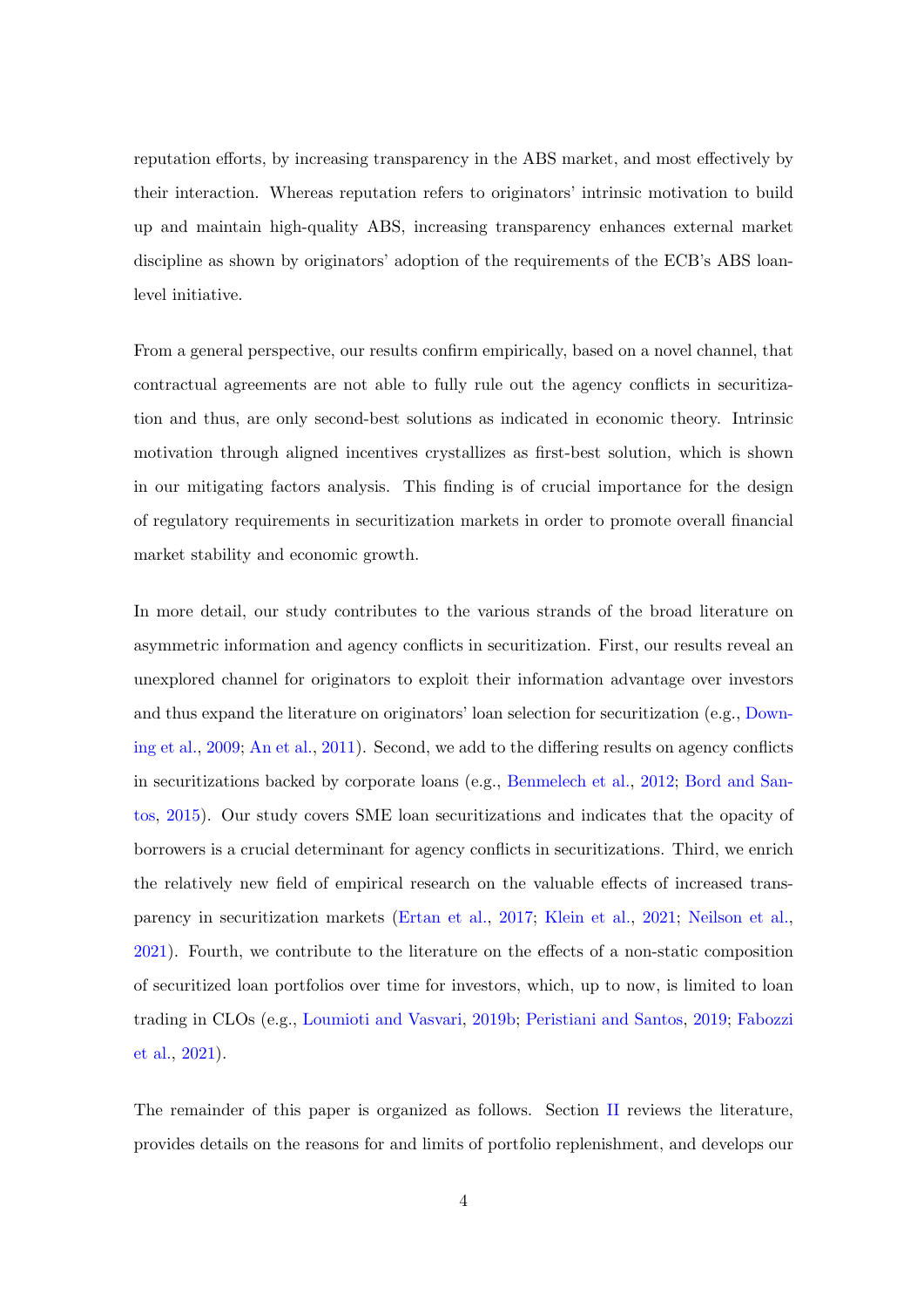reputation efforts, by increasing transparency in the ABS market, and most effectively by their interaction. Whereas reputation refers to originators' intrinsic motivation to build up and maintain high-quality ABS, increasing transparency enhances external market discipline as shown by originators' adoption of the requirements of the ECB's ABS loan-level initiative.

From a general perspective, our results confirm empirically, based on a novel channel, that contractual agreements are not able to fully rule out the agency conflicts in securitization and thus, are only second-best solutions as indicated in economic theory. Intrinsic motivation through aligned incentives crystallizes as first-best solution, which is shown in our mitigating factors analysis. This finding is of crucial importance for the design of regulatory requirements in securitization markets in order to promote overall financial market stability and economic growth.

In more detail, our study contributes to the various strands of the broad literature on asymmetric information and agency conflicts in securitization. First, our results reveal an unexplored channel for originators to exploit their information advantage over investors and thus expand the literature on originators' loan selection for securitization (e.g., Downing et al., 2009; An et al., 2011). Second, we add to the differing results on agency conflicts in securitizations backed by corporate loans (e.g., Benmelech et al., 2012; Bord and Santos, 2015). Our study covers SME loan securitizations and indicates that the opacity of borrowers is a crucial determinant for agency conflicts in securitizations. Third, we enrich the relatively new field of empirical research on the valuable effects of increased transparency in securitization markets (Ertan et al., 2017; Klein et al., 2021; Neilson et al., 2021). Fourth, we contribute to the literature on the effects of a non-static composition of securitized loan portfolios over time for investors, which, up to now, is limited to loan trading in CLOs (e.g., Loumioti and Vasvari, 2019b; Peristiani and Santos, 2019; Fabozzi et al., 2021).

The remainder of this paper is organized as follows. Section II reviews the literature, provides details on the reasons for and limits of portfolio replenishment, and develops our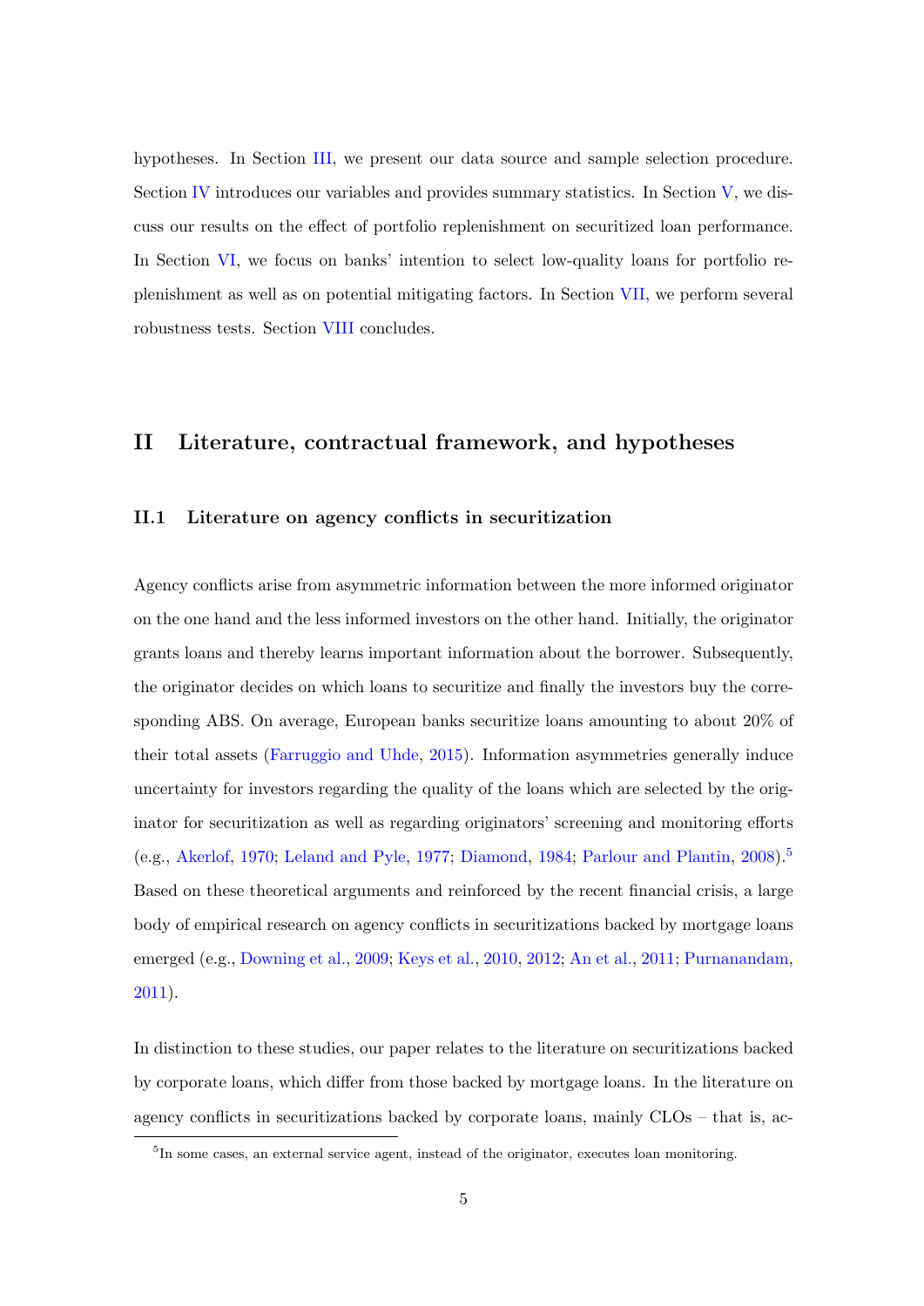hypotheses. In Section III, we present our data source and sample selection procedure. Section IV introduces our variables and provides summary statistics. In Section V, we discuss our results on the effect of portfolio replenishment on securitized loan performance. In Section VI, we focus on banks' intention to select low-quality loans for portfolio replenishment as well as on potential mitigating factors. In Section VII, we perform several robustness tests. Section VIII concludes.

## II Literature, contractual framework, and hypotheses

### II.1 Literature on agency conflicts in securitization

Agency conflicts arise from asymmetric information between the more informed originator on the one hand and the less informed investors on the other hand. Initially, the originator grants loans and thereby learns important information about the borrower. Subsequently, the originator decides on which loans to securitize and finally the investors buy the corresponding ABS. On average, European banks securitize loans amounting to about 20% of their total assets (Farruggio and Uhde, 2015). Information asymmetries generally induce uncertainty for investors regarding the quality of the loans which are selected by the originator for securitization as well as regarding originators' screening and monitoring efforts (e.g., Akerlof, 1970; Leland and Pyle, 1977; Diamond, 1984; Parlour and Plantin, 2008).[5] Based on these theoretical arguments and reinforced by the recent financial crisis, a large body of empirical research on agency conflicts in securitizations backed by mortgage loans emerged (e.g., Downing et al., 2009; Keys et al., 2010, 2012; An et al., 2011; Purnanandam, 2011).

In distinction to these studies, our paper relates to the literature on securitizations backed by corporate loans, which differ from those backed by mortgage loans. In the literature on agency conflicts in securitizations backed by corporate loans, mainly CLOs – that is, ac-

[5] In some cases, an external service agent, instead of the originator, executes loan monitoring.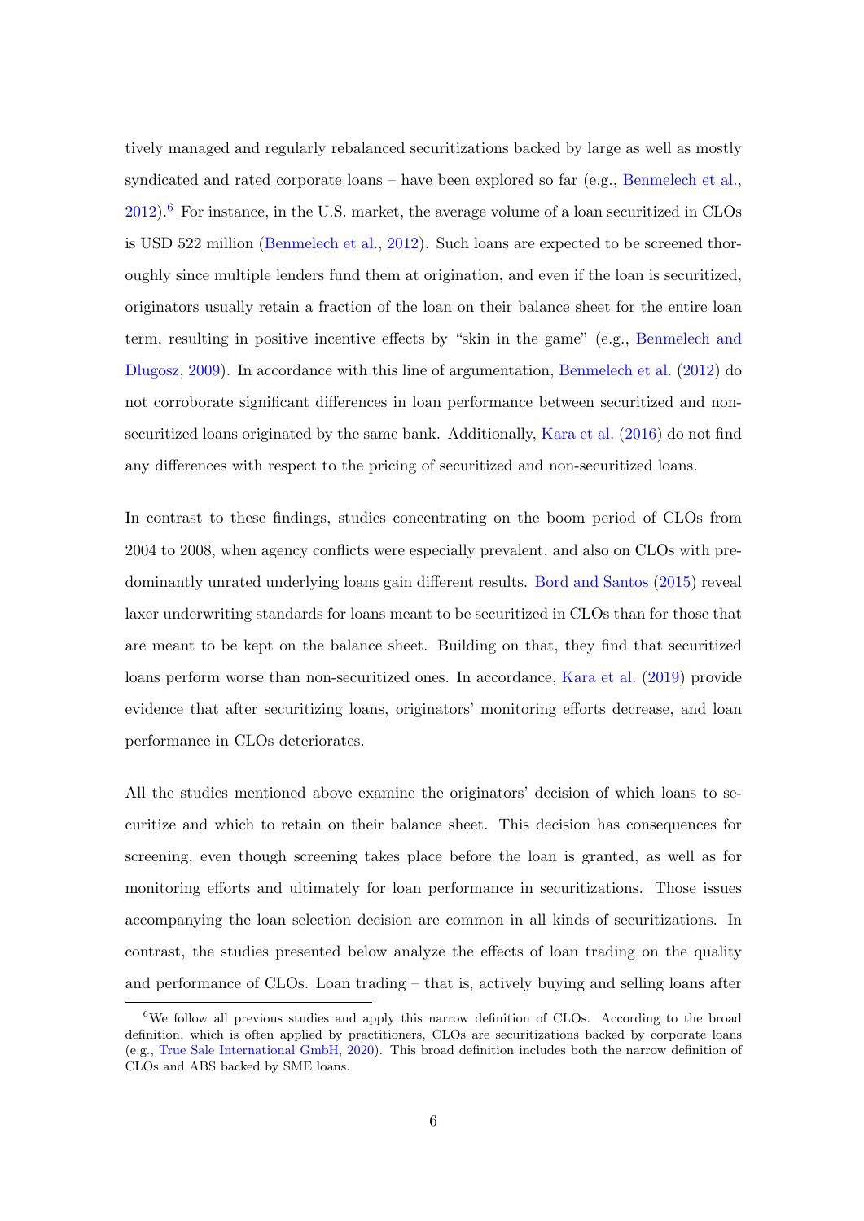tively managed and regularly rebalanced securitizations backed by large as well as mostly syndicated and rated corporate loans – have been explored so far (e.g., Benmelech et al., 2012).[6] For instance, in the U.S. market, the average volume of a loan securitized in CLOs is USD 522 million (Benmelech et al., 2012). Such loans are expected to be screened thoroughly since multiple lenders fund them at origination, and even if the loan is securitized, originators usually retain a fraction of the loan on their balance sheet for the entire loan term, resulting in positive incentive effects by "skin in the game" (e.g., Benmelech and Dlugosz, 2009). In accordance with this line of argumentation, Benmelech et al. (2012) do not corroborate significant differences in loan performance between securitized and non-securitized loans originated by the same bank. Additionally, Kara et al. (2016) do not find any differences with respect to the pricing of securitized and non-securitized loans.

In contrast to these findings, studies concentrating on the boom period of CLOs from 2004 to 2008, when agency conflicts were especially prevalent, and also on CLOs with predominantly unrated underlying loans gain different results. Bord and Santos (2015) reveal laxer underwriting standards for loans meant to be securitized in CLOs than for those that are meant to be kept on the balance sheet. Building on that, they find that securitized loans perform worse than non-securitized ones. In accordance, Kara et al. (2019) provide evidence that after securitizing loans, originators' monitoring efforts decrease, and loan performance in CLOs deteriorates.

All the studies mentioned above examine the originators' decision of which loans to securitize and which to retain on their balance sheet. This decision has consequences for screening, even though screening takes place before the loan is granted, as well as for monitoring efforts and ultimately for loan performance in securitizations. Those issues accompanying the loan selection decision are common in all kinds of securitizations. In contrast, the studies presented below analyze the effects of loan trading on the quality and performance of CLOs. Loan trading – that is, actively buying and selling loans after

[6] We follow all previous studies and apply this narrow definition of CLOs. According to the broad definition, which is often applied by practitioners, CLOs are securitizations backed by corporate loans (e.g., True Sale International GmbH, 2020). This broad definition includes both the narrow definition of CLOs and ABS backed by SME loans.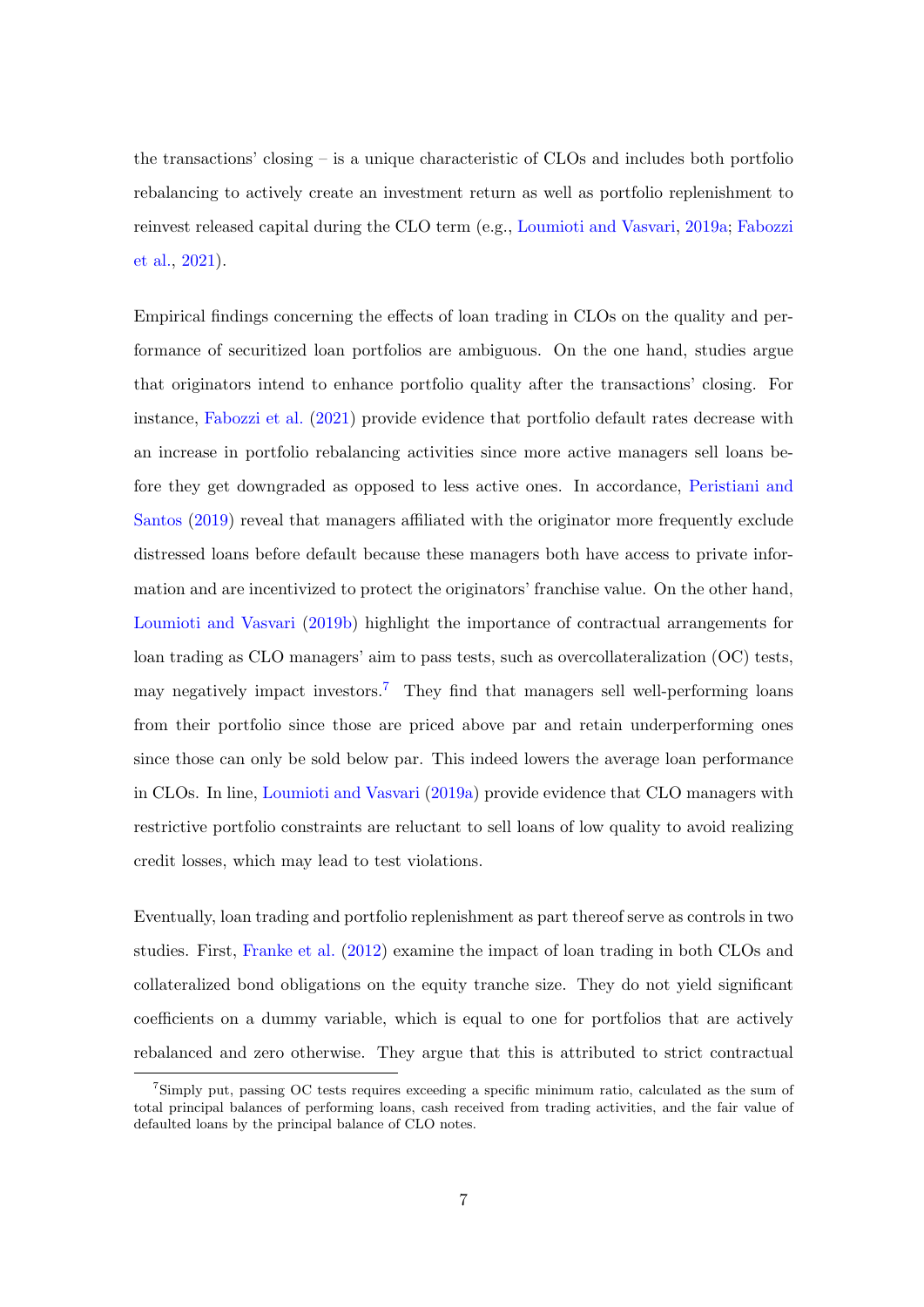the transactions' closing – is a unique characteristic of CLOs and includes both portfolio rebalancing to actively create an investment return as well as portfolio replenishment to reinvest released capital during the CLO term (e.g., Loumioti and Vasvari, 2019a; Fabozzi et al., 2021).

Empirical findings concerning the effects of loan trading in CLOs on the quality and performance of securitized loan portfolios are ambiguous. On the one hand, studies argue that originators intend to enhance portfolio quality after the transactions' closing. For instance, Fabozzi et al. (2021) provide evidence that portfolio default rates decrease with an increase in portfolio rebalancing activities since more active managers sell loans before they get downgraded as opposed to less active ones. In accordance, Peristiani and Santos (2019) reveal that managers affiliated with the originator more frequently exclude distressed loans before default because these managers both have access to private information and are incentivized to protect the originators' franchise value. On the other hand, Loumioti and Vasvari (2019b) highlight the importance of contractual arrangements for loan trading as CLO managers' aim to pass tests, such as overcollateralization (OC) tests, may negatively impact investors.[7] They find that managers sell well-performing loans from their portfolio since those are priced above par and retain underperforming ones since those can only be sold below par. This indeed lowers the average loan performance in CLOs. In line, Loumioti and Vasvari (2019a) provide evidence that CLO managers with restrictive portfolio constraints are reluctant to sell loans of low quality to avoid realizing credit losses, which may lead to test violations.

Eventually, loan trading and portfolio replenishment as part thereof serve as controls in two studies. First, Franke et al. (2012) examine the impact of loan trading in both CLOs and collateralized bond obligations on the equity tranche size. They do not yield significant coefficients on a dummy variable, which is equal to one for portfolios that are actively rebalanced and zero otherwise. They argue that this is attributed to strict contractual

[7] Simply put, passing OC tests requires exceeding a specific minimum ratio, calculated as the sum of total principal balances of performing loans, cash received from trading activities, and the fair value of defaulted loans by the principal balance of CLO notes.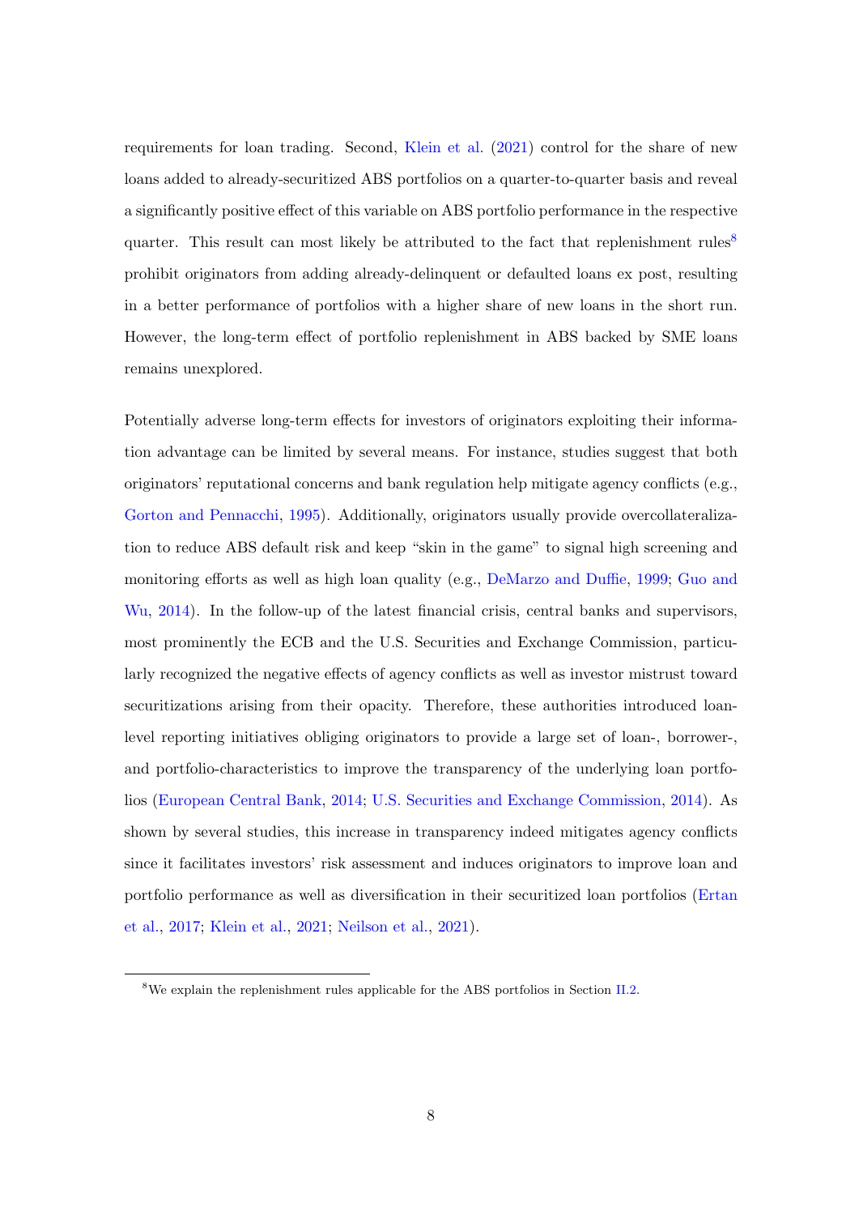requirements for loan trading. Second, Klein et al. (2021) control for the share of new loans added to already-securitized ABS portfolios on a quarter-to-quarter basis and reveal a significantly positive effect of this variable on ABS portfolio performance in the respective quarter. This result can most likely be attributed to the fact that replenishment rules[8] prohibit originators from adding already-delinquent or defaulted loans ex post, resulting in a better performance of portfolios with a higher share of new loans in the short run. However, the long-term effect of portfolio replenishment in ABS backed by SME loans remains unexplored.

Potentially adverse long-term effects for investors of originators exploiting their information advantage can be limited by several means. For instance, studies suggest that both originators' reputational concerns and bank regulation help mitigate agency conflicts (e.g., Gorton and Pennacchi, 1995). Additionally, originators usually provide overcollateralization to reduce ABS default risk and keep "skin in the game" to signal high screening and monitoring efforts as well as high loan quality (e.g., DeMarzo and Duffie, 1999; Guo and Wu, 2014). In the follow-up of the latest financial crisis, central banks and supervisors, most prominently the ECB and the U.S. Securities and Exchange Commission, particularly recognized the negative effects of agency conflicts as well as investor mistrust toward securitizations arising from their opacity. Therefore, these authorities introduced loan-level reporting initiatives obliging originators to provide a large set of loan-, borrower-, and portfolio-characteristics to improve the transparency of the underlying loan portfolios (European Central Bank, 2014; U.S. Securities and Exchange Commission, 2014). As shown by several studies, this increase in transparency indeed mitigates agency conflicts since it facilitates investors' risk assessment and induces originators to improve loan and portfolio performance as well as diversification in their securitized loan portfolios (Ertan et al., 2017; Klein et al., 2021; Neilson et al., 2021).

[8] We explain the replenishment rules applicable for the ABS portfolios in Section II.2.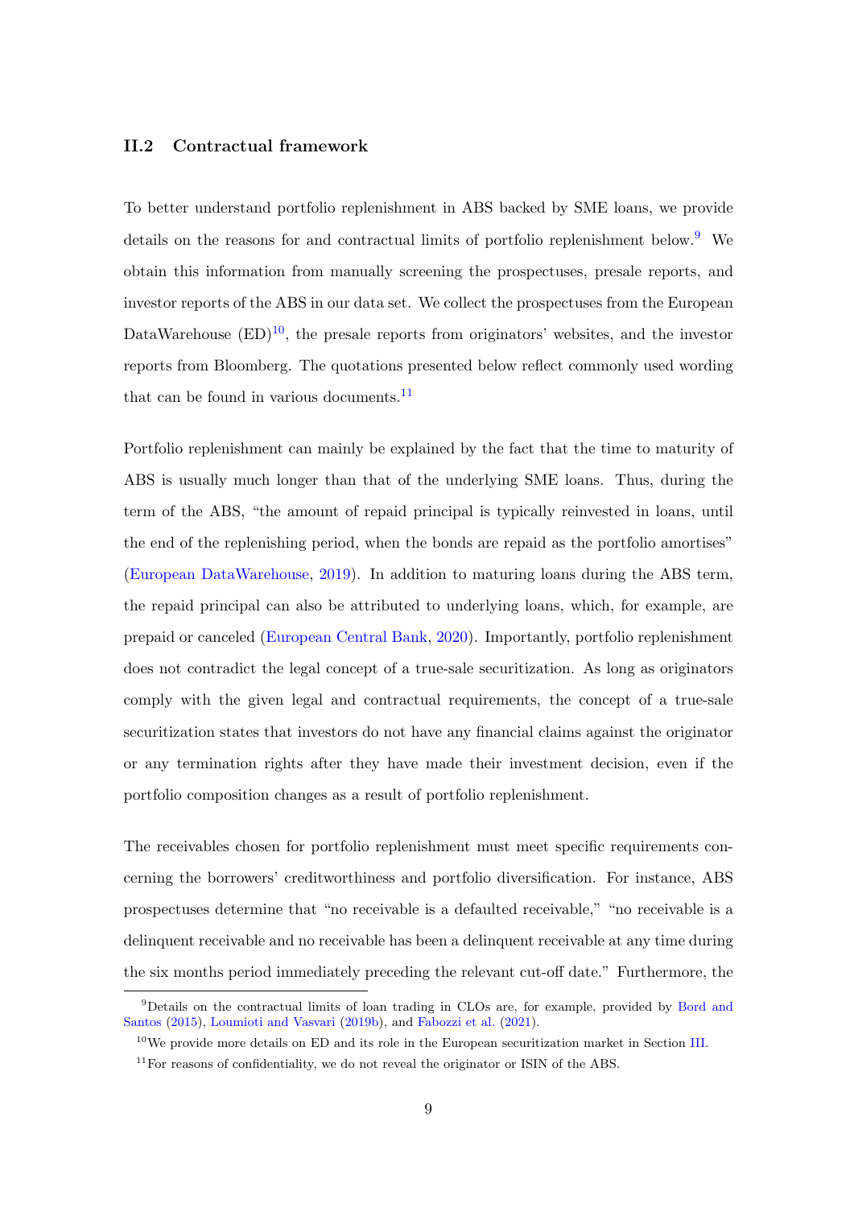### II.2 Contractual framework

To better understand portfolio replenishment in ABS backed by SME loans, we provide details on the reasons for and contractual limits of portfolio replenishment below.[9] We obtain this information from manually screening the prospectuses, presale reports, and investor reports of the ABS in our data set. We collect the prospectuses from the European DataWarehouse (ED)[10], the presale reports from originators' websites, and the investor reports from Bloomberg. The quotations presented below reflect commonly used wording that can be found in various documents.[11]

Portfolio replenishment can mainly be explained by the fact that the time to maturity of ABS is usually much longer than that of the underlying SME loans. Thus, during the term of the ABS, "the amount of repaid principal is typically reinvested in loans, until the end of the replenishing period, when the bonds are repaid as the portfolio amortises" (European DataWarehouse, 2019). In addition to maturing loans during the ABS term, the repaid principal can also be attributed to underlying loans, which, for example, are prepaid or canceled (European Central Bank, 2020). Importantly, portfolio replenishment does not contradict the legal concept of a true-sale securitization. As long as originators comply with the given legal and contractual requirements, the concept of a true-sale securitization states that investors do not have any financial claims against the originator or any termination rights after they have made their investment decision, even if the portfolio composition changes as a result of portfolio replenishment.

The receivables chosen for portfolio replenishment must meet specific requirements concerning the borrowers' creditworthiness and portfolio diversification. For instance, ABS prospectuses determine that "no receivable is a defaulted receivable," "no receivable is a delinquent receivable and no receivable has been a delinquent receivable at any time during the six months period immediately preceding the relevant cut-off date." Furthermore, the

[9] Details on the contractual limits of loan trading in CLOs are, for example, provided by Bord and Santos (2015), Loumioti and Vasvari (2019b), and Fabozzi et al. (2021).

[10] We provide more details on ED and its role in the European securitization market in Section III.

[11] For reasons of confidentiality, we do not reveal the originator or ISIN of the ABS.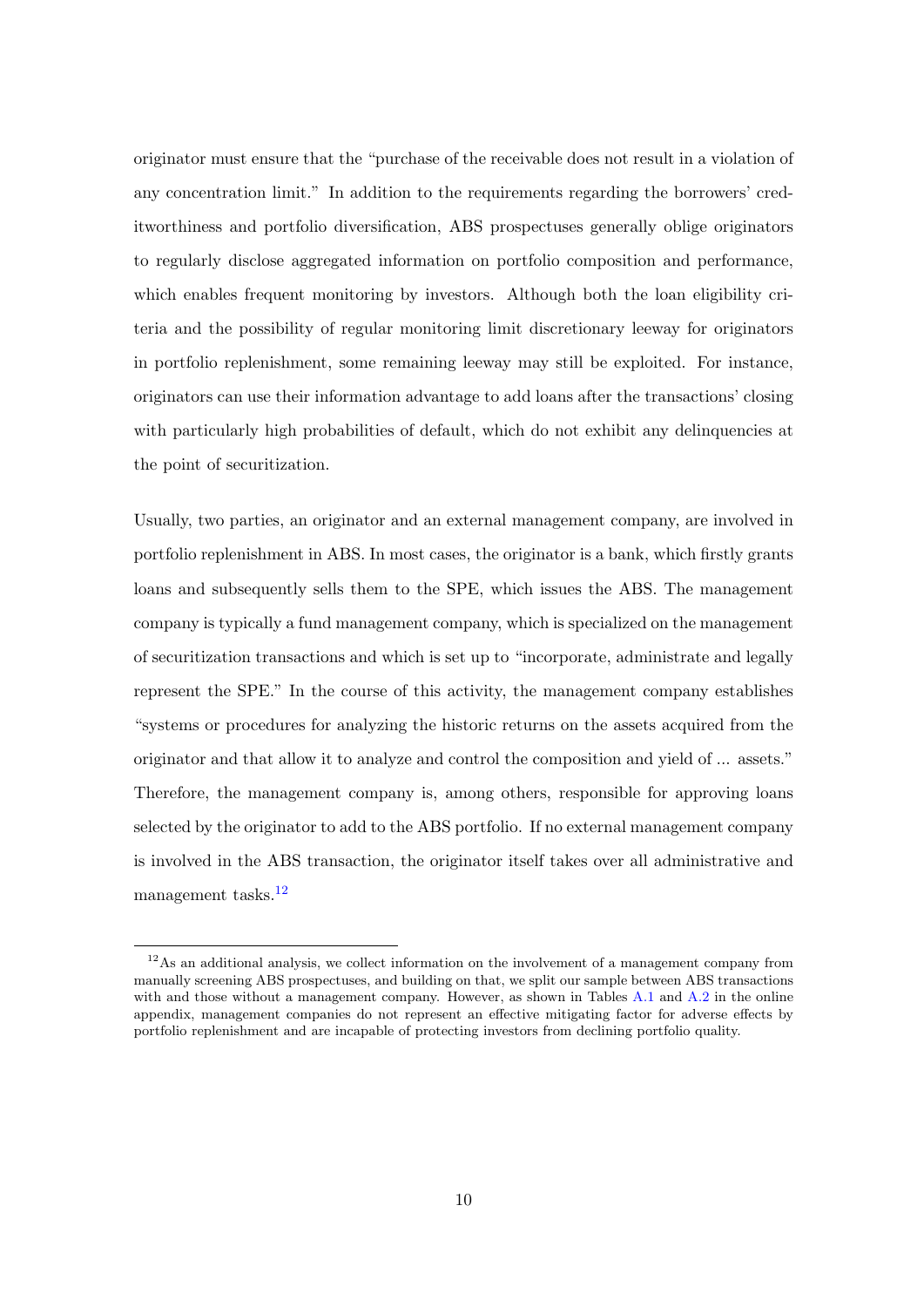originator must ensure that the "purchase of the receivable does not result in a violation of any concentration limit." In addition to the requirements regarding the borrowers' creditworthiness and portfolio diversification, ABS prospectuses generally oblige originators to regularly disclose aggregated information on portfolio composition and performance, which enables frequent monitoring by investors. Although both the loan eligibility criteria and the possibility of regular monitoring limit discretionary leeway for originators in portfolio replenishment, some remaining leeway may still be exploited. For instance, originators can use their information advantage to add loans after the transactions' closing with particularly high probabilities of default, which do not exhibit any delinquencies at the point of securitization.

Usually, two parties, an originator and an external management company, are involved in portfolio replenishment in ABS. In most cases, the originator is a bank, which firstly grants loans and subsequently sells them to the SPE, which issues the ABS. The management company is typically a fund management company, which is specialized on the management of securitization transactions and which is set up to "incorporate, administrate and legally represent the SPE." In the course of this activity, the management company establishes "systems or procedures for analyzing the historic returns on the assets acquired from the originator and that allow it to analyze and control the composition and yield of ... assets." Therefore, the management company is, among others, responsible for approving loans selected by the originator to add to the ABS portfolio. If no external management company is involved in the ABS transaction, the originator itself takes over all administrative and management tasks.[12]

[12] As an additional analysis, we collect information on the involvement of a management company from manually screening ABS prospectuses, and building on that, we split our sample between ABS transactions with and those without a management company. However, as shown in Tables A.1 and A.2 in the online appendix, management companies do not represent an effective mitigating factor for adverse effects by portfolio replenishment and are incapable of protecting investors from declining portfolio quality.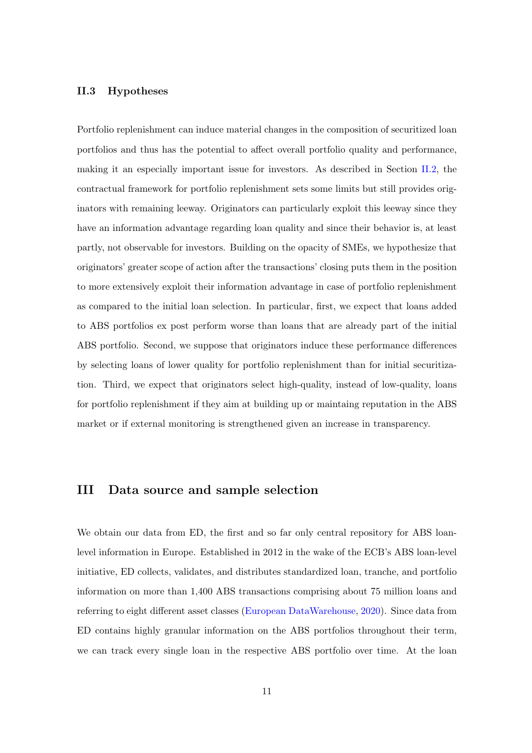### II.3 Hypotheses

Portfolio replenishment can induce material changes in the composition of securitized loan portfolios and thus has the potential to affect overall portfolio quality and performance, making it an especially important issue for investors. As described in Section II.2, the contractual framework for portfolio replenishment sets some limits but still provides originators with remaining leeway. Originators can particularly exploit this leeway since they have an information advantage regarding loan quality and since their behavior is, at least partly, not observable for investors. Building on the opacity of SMEs, we hypothesize that originators' greater scope of action after the transactions' closing puts them in the position to more extensively exploit their information advantage in case of portfolio replenishment as compared to the initial loan selection. In particular, first, we expect that loans added to ABS portfolios ex post perform worse than loans that are already part of the initial ABS portfolio. Second, we suppose that originators induce these performance differences by selecting loans of lower quality for portfolio replenishment than for initial securitization. Third, we expect that originators select high-quality, instead of low-quality, loans for portfolio replenishment if they aim at building up or maintaining reputation in the ABS market or if external monitoring is strengthened given an increase in transparency.

## III Data source and sample selection

We obtain our data from ED, the first and so far only central repository for ABS loan-level information in Europe. Established in 2012 in the wake of the ECB's ABS loan-level initiative, ED collects, validates, and distributes standardized loan, tranche, and portfolio information on more than 1,400 ABS transactions comprising about 75 million loans and referring to eight different asset classes (European DataWarehouse, 2020). Since data from ED contains highly granular information on the ABS portfolios throughout their term, we can track every single loan in the respective ABS portfolio over time. At the loan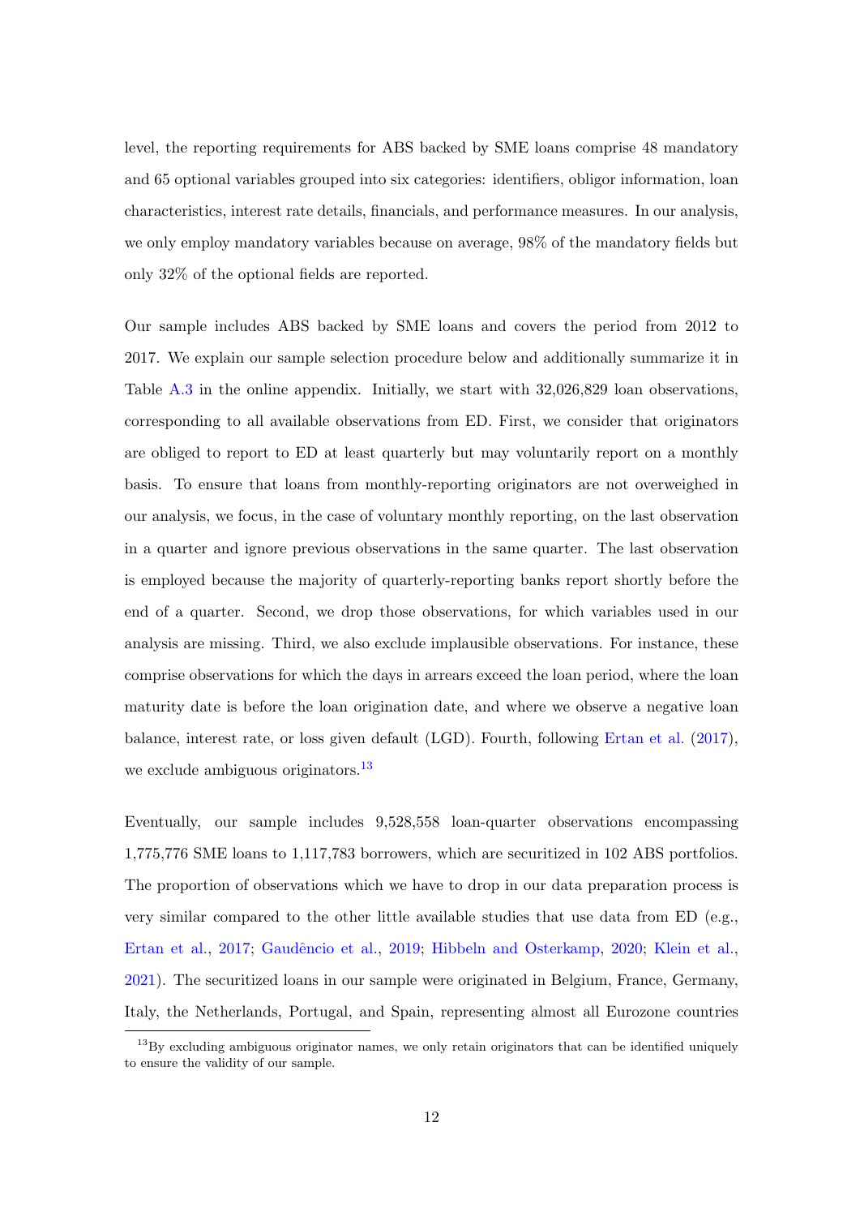level, the reporting requirements for ABS backed by SME loans comprise 48 mandatory and 65 optional variables grouped into six categories: identifiers, obligor information, loan characteristics, interest rate details, financials, and performance measures. In our analysis, we only employ mandatory variables because on average, 98% of the mandatory fields but only 32% of the optional fields are reported.

Our sample includes ABS backed by SME loans and covers the period from 2012 to 2017. We explain our sample selection procedure below and additionally summarize it in Table A.3 in the online appendix. Initially, we start with 32,026,829 loan observations, corresponding to all available observations from ED. First, we consider that originators are obliged to report to ED at least quarterly but may voluntarily report on a monthly basis. To ensure that loans from monthly-reporting originators are not overweighed in our analysis, we focus, in the case of voluntary monthly reporting, on the last observation in a quarter and ignore previous observations in the same quarter. The last observation is employed because the majority of quarterly-reporting banks report shortly before the end of a quarter. Second, we drop those observations, for which variables used in our analysis are missing. Third, we also exclude implausible observations. For instance, these comprise observations for which the days in arrears exceed the loan period, where the loan maturity date is before the loan origination date, and where we observe a negative loan balance, interest rate, or loss given default (LGD). Fourth, following Ertan et al. (2017), we exclude ambiguous originators.[13]

Eventually, our sample includes 9,528,558 loan-quarter observations encompassing 1,775,776 SME loans to 1,117,783 borrowers, which are securitized in 102 ABS portfolios. The proportion of observations which we have to drop in our data preparation process is very similar compared to the other little available studies that use data from ED (e.g., Ertan et al., 2017; Gaudêncio et al., 2019; Hibbeln and Osterkamp, 2020; Klein et al., 2021). The securitized loans in our sample were originated in Belgium, France, Germany, Italy, the Netherlands, Portugal, and Spain, representing almost all Eurozone countries

[13] By excluding ambiguous originator names, we only retain originators that can be identified uniquely to ensure the validity of our sample.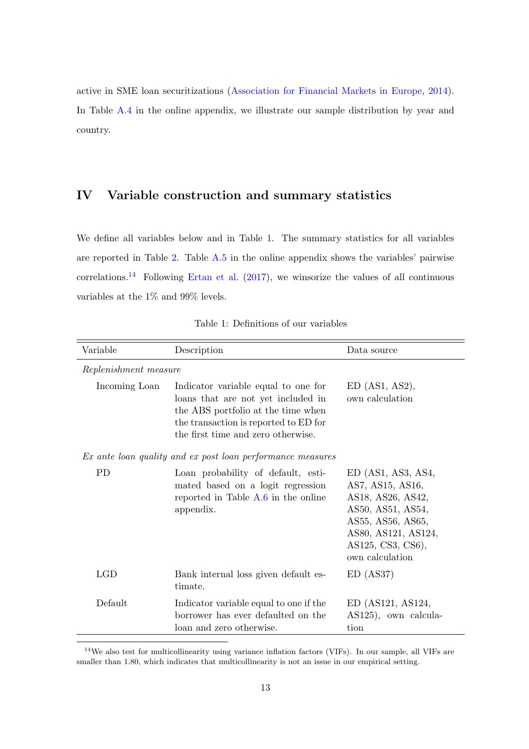active in SME loan securitizations (Association for Financial Markets in Europe, 2014). In Table A.4 in the online appendix, we illustrate our sample distribution by year and country.

## IV Variable construction and summary statistics

We define all variables below and in Table 1. The summary statistics for all variables are reported in Table 2. Table A.5 in the online appendix shows the variables' pairwise correlations.[14] Following Ertan et al. (2017), we winsorize the values of all continuous variables at the 1% and 99% levels.

Table 1: Definitions of our variables

| Variable | Description | Data source |
|---|---|---|
| *Replenishment measure* | | |
| Incoming Loan | Indicator variable equal to one for loans that are not yet included in the ABS portfolio at the time when the transaction is reported to ED for the first time and zero otherwise. | ED (AS1, AS2), own calculation |
| *Ex ante loan quality and ex post loan performance measures* | | |
| PD | Loan probability of default, estimated based on a logit regression reported in Table A.6 in the online appendix. | ED (AS1, AS3, AS4, AS7, AS15, AS16, AS18, AS26, AS42, AS50, AS51, AS54, AS55, AS56, AS65, AS80, AS121, AS124, AS125, CS3, CS6), own calculation |
| LGD | Bank internal loss given default estimate. | ED (AS37) |
| Default | Indicator variable equal to one if the borrower has ever defaulted on the loan and zero otherwise. | ED (AS121, AS124, AS125), own calculation |

[14] We also test for multicollinearity using variance inflation factors (VIFs). In our sample, all VIFs are smaller than 1.80, which indicates that multicollinearity is not an issue in our empirical setting.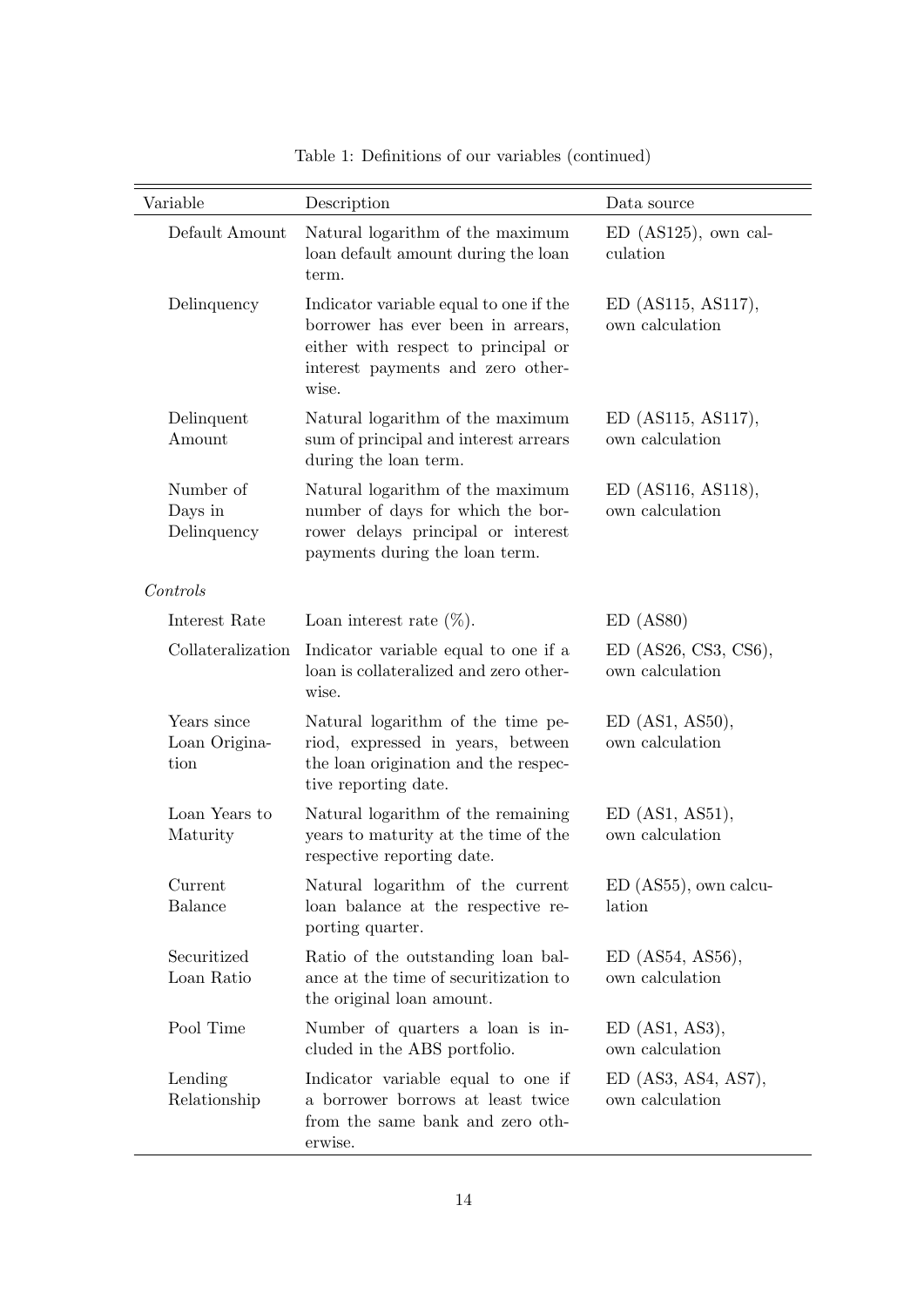Table 1: Definitions of our variables (continued)

| Variable | Description | Data source |
|---|---|---|
| Default Amount | Natural logarithm of the maximum loan default amount during the loan term. | ED (AS125), own calculation |
| Delinquency | Indicator variable equal to one if the borrower has ever been in arrears, either with respect to principal or interest payments and zero otherwise. | ED (AS115, AS117), own calculation |
| Delinquent Amount | Natural logarithm of the maximum sum of principal and interest arrears during the loan term. | ED (AS115, AS117), own calculation |
| Number of Days in Delinquency | Natural logarithm of the maximum number of days for which the borrower delays principal or interest payments during the loan term. | ED (AS116, AS118), own calculation |
| *Controls* | | |
| Interest Rate | Loan interest rate (%). | ED (AS80) |
| Collateralization | Indicator variable equal to one if a loan is collateralized and zero otherwise. | ED (AS26, CS3, CS6), own calculation |
| Years since Loan Origination | Natural logarithm of the time period, expressed in years, between the loan origination and the respective reporting date. | ED (AS1, AS50), own calculation |
| Loan Years to Maturity | Natural logarithm of the remaining years to maturity at the time of the respective reporting date. | ED (AS1, AS51), own calculation |
| Current Balance | Natural logarithm of the current loan balance at the respective reporting quarter. | ED (AS55), own calculation |
| Securitized Loan Ratio | Ratio of the outstanding loan balance at the time of securitization to the original loan amount. | ED (AS54, AS56), own calculation |
| Pool Time | Number of quarters a loan is included in the ABS portfolio. | ED (AS1, AS3), own calculation |
| Lending Relationship | Indicator variable equal to one if a borrower borrows at least twice from the same bank and zero otherwise. | ED (AS3, AS4, AS7), own calculation |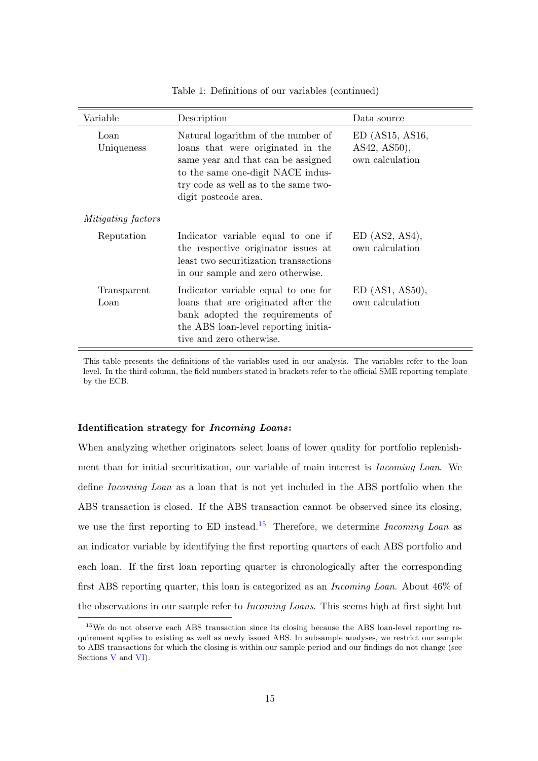Table 1: Definitions of our variables (continued)

| Variable | Description | Data source |
|---|---|---|
| Loan Uniqueness | Natural logarithm of the number of loans that were originated in the same year and that can be assigned to the same one-digit NACE industry code as well as to the same two-digit postcode area. | ED (AS15, AS16, AS42, AS50), own calculation |
| *Mitigating factors* | | |
| Reputation | Indicator variable equal to one if the respective originator issues at least two securitization transactions in our sample and zero otherwise. | ED (AS2, AS4), own calculation |
| Transparent Loan | Indicator variable equal to one for loans that are originated after the bank adopted the requirements of the ABS loan-level reporting initiative and zero otherwise. | ED (AS1, AS50), own calculation |

This table presents the definitions of the variables used in our analysis. The variables refer to the loan level. In the third column, the field numbers stated in brackets refer to the official SME reporting template by the ECB.

**Identification strategy for *Incoming Loans*:**

When analyzing whether originators select loans of lower quality for portfolio replenishment than for initial securitization, our variable of main interest is *Incoming Loan*. We define *Incoming Loan* as a loan that is not yet included in the ABS portfolio when the ABS transaction is closed. If the ABS transaction cannot be observed since its closing, we use the first reporting to ED instead.[15] Therefore, we determine *Incoming Loan* as an indicator variable by identifying the first reporting quarters of each ABS portfolio and each loan. If the first loan reporting quarter is chronologically after the corresponding first ABS reporting quarter, this loan is categorized as an *Incoming Loan*. About 46% of the observations in our sample refer to *Incoming Loans*. This seems high at first sight but

[15] We do not observe each ABS transaction since its closing because the ABS loan-level reporting requirement applies to existing as well as newly issued ABS. In subsample analyses, we restrict our sample to ABS transactions for which the closing is within our sample period and our findings do not change (see Sections V and VI).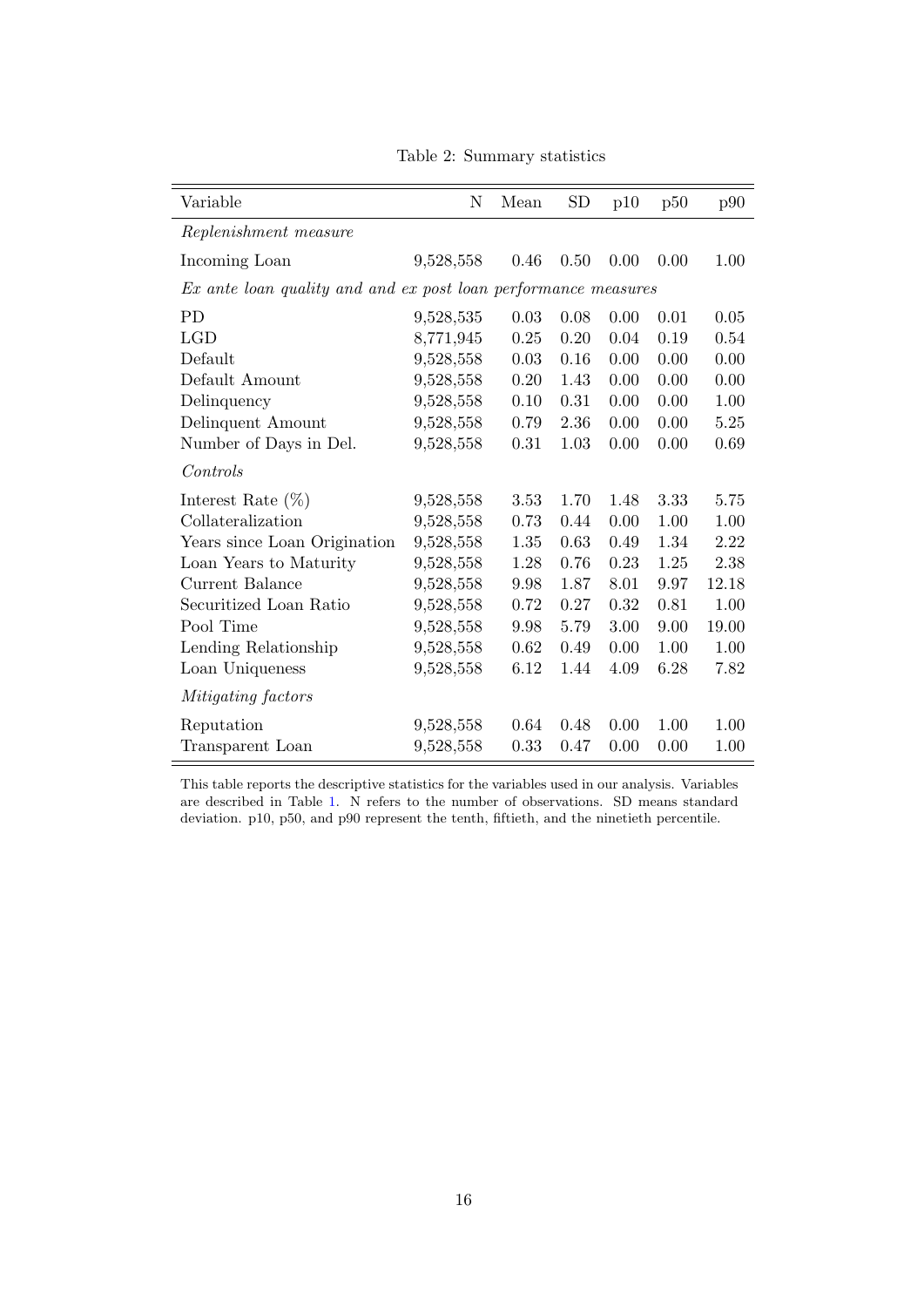Table 2: Summary statistics

| Variable | N | Mean | SD | p10 | p50 | p90 |
|---|---|---|---|---|---|---|
| *Replenishment measure* | | | | | | |
| Incoming Loan | 9,528,558 | 0.46 | 0.50 | 0.00 | 0.00 | 1.00 |
| *Ex ante loan quality and and ex post loan performance measures* | | | | | | |
| PD | 9,528,535 | 0.03 | 0.08 | 0.00 | 0.01 | 0.05 |
| LGD | 8,771,945 | 0.25 | 0.20 | 0.04 | 0.19 | 0.54 |
| Default | 9,528,558 | 0.03 | 0.16 | 0.00 | 0.00 | 0.00 |
| Default Amount | 9,528,558 | 0.20 | 1.43 | 0.00 | 0.00 | 0.00 |
| Delinquency | 9,528,558 | 0.10 | 0.31 | 0.00 | 0.00 | 1.00 |
| Delinquent Amount | 9,528,558 | 0.79 | 2.36 | 0.00 | 0.00 | 5.25 |
| Number of Days in Del. | 9,528,558 | 0.31 | 1.03 | 0.00 | 0.00 | 0.69 |
| *Controls* | | | | | | |
| Interest Rate (%) | 9,528,558 | 3.53 | 1.70 | 1.48 | 3.33 | 5.75 |
| Collateralization | 9,528,558 | 0.73 | 0.44 | 0.00 | 1.00 | 1.00 |
| Years since Loan Origination | 9,528,558 | 1.35 | 0.63 | 0.49 | 1.34 | 2.22 |
| Loan Years to Maturity | 9,528,558 | 1.28 | 0.76 | 0.23 | 1.25 | 2.38 |
| Current Balance | 9,528,558 | 9.98 | 1.87 | 8.01 | 9.97 | 12.18 |
| Securitized Loan Ratio | 9,528,558 | 0.72 | 0.27 | 0.32 | 0.81 | 1.00 |
| Pool Time | 9,528,558 | 9.98 | 5.79 | 3.00 | 9.00 | 19.00 |
| Lending Relationship | 9,528,558 | 0.62 | 0.49 | 0.00 | 1.00 | 1.00 |
| Loan Uniqueness | 9,528,558 | 6.12 | 1.44 | 4.09 | 6.28 | 7.82 |
| *Mitigating factors* | | | | | | |
| Reputation | 9,528,558 | 0.64 | 0.48 | 0.00 | 1.00 | 1.00 |
| Transparent Loan | 9,528,558 | 0.33 | 0.47 | 0.00 | 0.00 | 1.00 |

This table reports the descriptive statistics for the variables used in our analysis. Variables are described in Table 1. N refers to the number of observations. SD means standard deviation. p10, p50, and p90 represent the tenth, fiftieth, and the ninetieth percentile.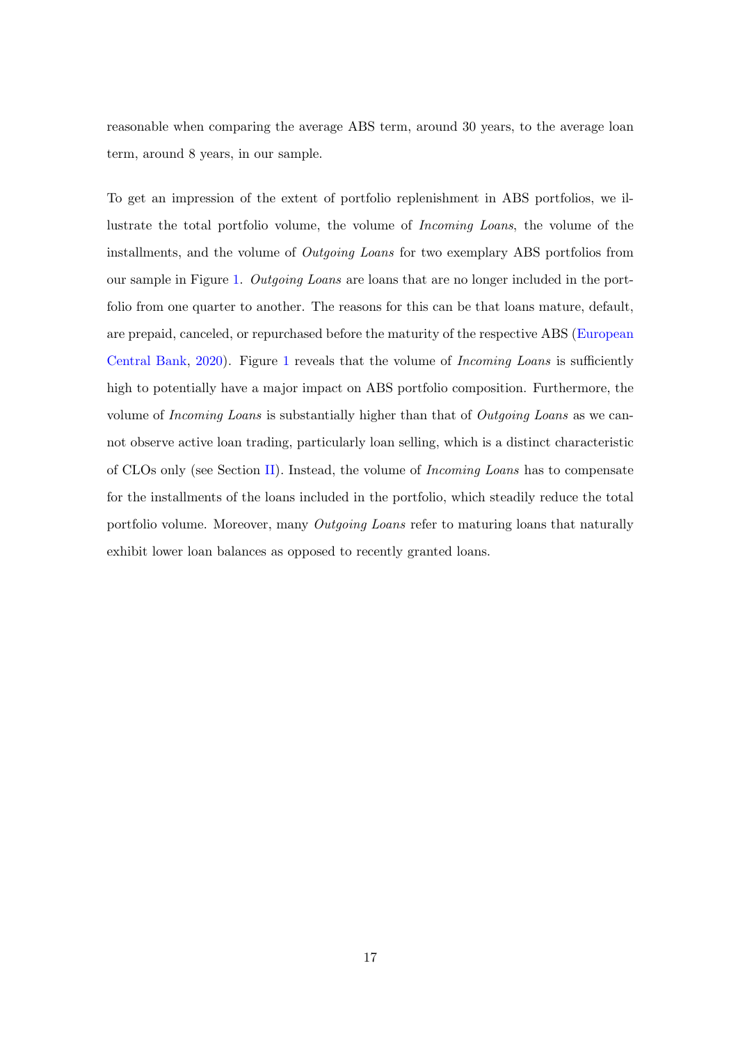reasonable when comparing the average ABS term, around 30 years, to the average loan term, around 8 years, in our sample.

To get an impression of the extent of portfolio replenishment in ABS portfolios, we illustrate the total portfolio volume, the volume of *Incoming Loans*, the volume of the installments, and the volume of *Outgoing Loans* for two exemplary ABS portfolios from our sample in Figure 1. *Outgoing Loans* are loans that are no longer included in the portfolio from one quarter to another. The reasons for this can be that loans mature, default, are prepaid, canceled, or repurchased before the maturity of the respective ABS (European Central Bank, 2020). Figure 1 reveals that the volume of *Incoming Loans* is sufficiently high to potentially have a major impact on ABS portfolio composition. Furthermore, the volume of *Incoming Loans* is substantially higher than that of *Outgoing Loans* as we cannot observe active loan trading, particularly loan selling, which is a distinct characteristic of CLOs only (see Section II). Instead, the volume of *Incoming Loans* has to compensate for the installments of the loans included in the portfolio, which steadily reduce the total portfolio volume. Moreover, many *Outgoing Loans* refer to maturing loans that naturally exhibit lower loan balances as opposed to recently granted loans.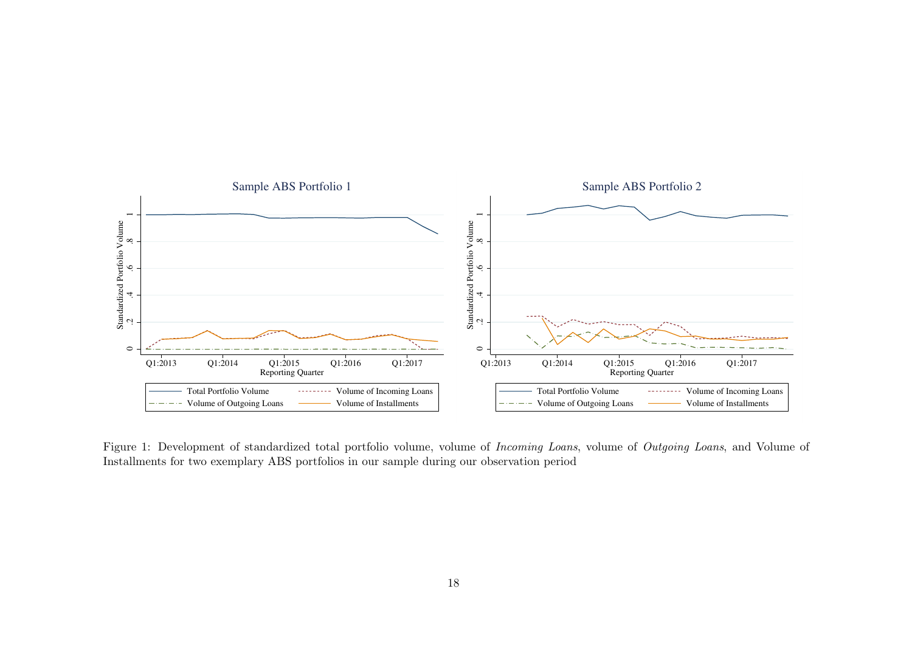Figure 1: Development of standardized total portfolio volume, volume of *Incoming Loans*, volume of *Outgoing Loans*, and Volume of Installments for two exemplary ABS portfolios in our sample during our observation period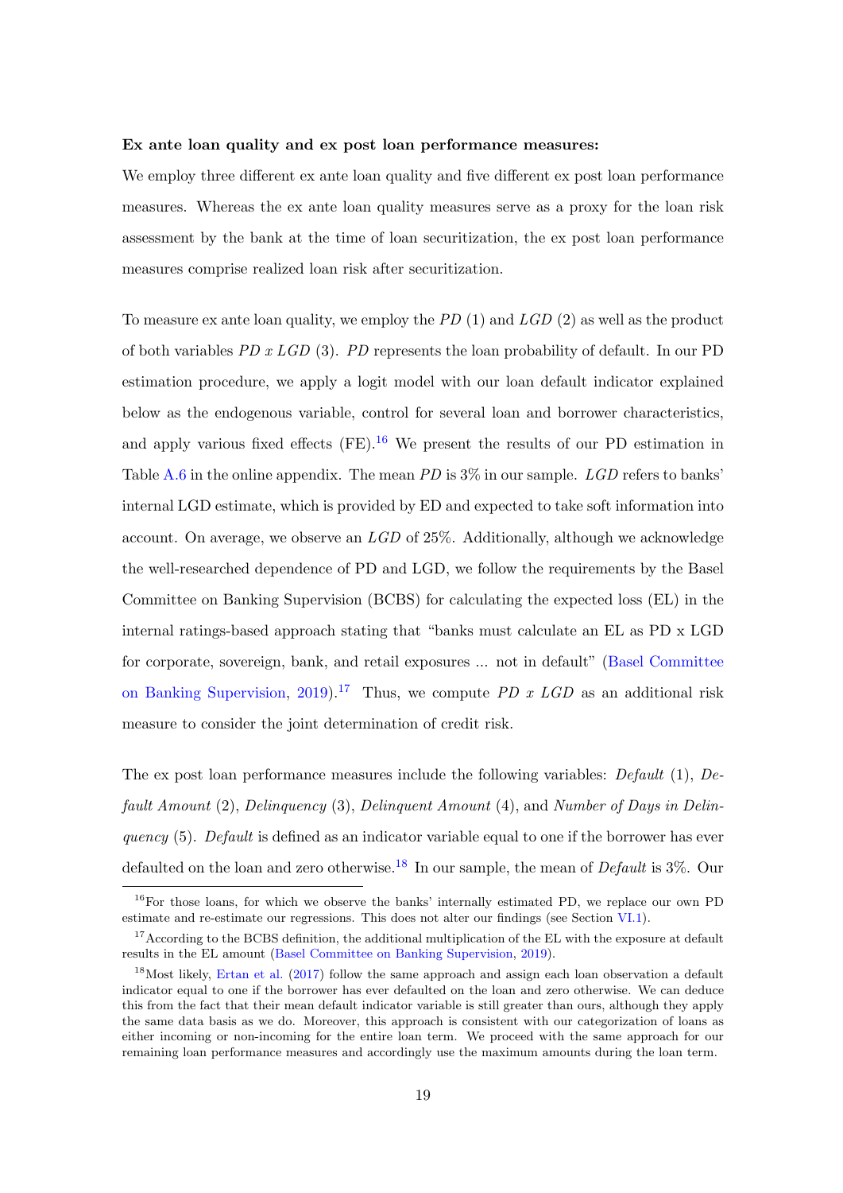**Ex ante loan quality and ex post loan performance measures:**

We employ three different ex ante loan quality and five different ex post loan performance measures. Whereas the ex ante loan quality measures serve as a proxy for the loan risk assessment by the bank at the time of loan securitization, the ex post loan performance measures comprise realized loan risk after securitization.

To measure ex ante loan quality, we employ the *PD* (1) and *LGD* (2) as well as the product of both variables *PD x LGD* (3). *PD* represents the loan probability of default. In our PD estimation procedure, we apply a logit model with our loan default indicator explained below as the endogenous variable, control for several loan and borrower characteristics, and apply various fixed effects (FE).[16] We present the results of our PD estimation in Table A.6 in the online appendix. The mean *PD* is 3% in our sample. *LGD* refers to banks' internal LGD estimate, which is provided by ED and expected to take soft information into account. On average, we observe an *LGD* of 25%. Additionally, although we acknowledge the well-researched dependence of PD and LGD, we follow the requirements by the Basel Committee on Banking Supervision (BCBS) for calculating the expected loss (EL) in the internal ratings-based approach stating that "banks must calculate an EL as PD x LGD for corporate, sovereign, bank, and retail exposures ... not in default" (Basel Committee on Banking Supervision, 2019).[17] Thus, we compute *PD x LGD* as an additional risk measure to consider the joint determination of credit risk.

The ex post loan performance measures include the following variables: *Default* (1), *Default Amount* (2), *Delinquency* (3), *Delinquent Amount* (4), and *Number of Days in Delinquency* (5). *Default* is defined as an indicator variable equal to one if the borrower has ever defaulted on the loan and zero otherwise.[18] In our sample, the mean of *Default* is 3%. Our

---

[16] For those loans, for which we observe the banks' internally estimated PD, we replace our own PD estimate and re-estimate our regressions. This does not alter our findings (see Section VI.1).

[17] According to the BCBS definition, the additional multiplication of the EL with the exposure at default results in the EL amount (Basel Committee on Banking Supervision, 2019).

[18] Most likely, Ertan et al. (2017) follow the same approach and assign each loan observation a default indicator equal to one if the borrower has ever defaulted on the loan and zero otherwise. We can deduce this from the fact that their mean default indicator variable is still greater than ours, although they apply the same data basis as we do. Moreover, this approach is consistent with our categorization of loans as either incoming or non-incoming for the entire loan term. We proceed with the same approach for our remaining loan performance measures and accordingly use the maximum amounts during the loan term.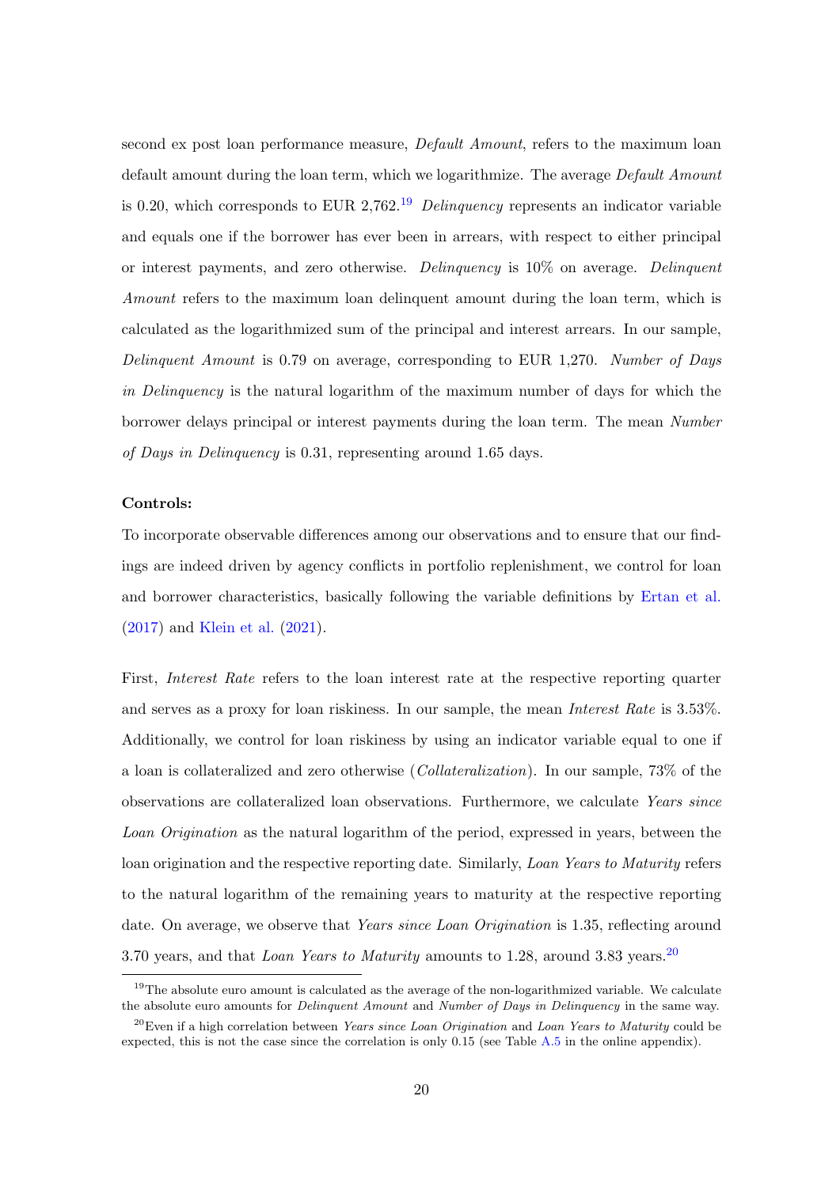second ex post loan performance measure, *Default Amount*, refers to the maximum loan default amount during the loan term, which we logarithmize. The average *Default Amount* is 0.20, which corresponds to EUR 2,762.[19] *Delinquency* represents an indicator variable and equals one if the borrower has ever been in arrears, with respect to either principal or interest payments, and zero otherwise. *Delinquency* is 10% on average. *Delinquent Amount* refers to the maximum loan delinquent amount during the loan term, which is calculated as the logarithmized sum of the principal and interest arrears. In our sample, *Delinquent Amount* is 0.79 on average, corresponding to EUR 1,270. *Number of Days in Delinquency* is the natural logarithm of the maximum number of days for which the borrower delays principal or interest payments during the loan term. The mean *Number of Days in Delinquency* is 0.31, representing around 1.65 days.

**Controls:**

To incorporate observable differences among our observations and to ensure that our findings are indeed driven by agency conflicts in portfolio replenishment, we control for loan and borrower characteristics, basically following the variable definitions by Ertan et al. (2017) and Klein et al. (2021).

First, *Interest Rate* refers to the loan interest rate at the respective reporting quarter and serves as a proxy for loan riskiness. In our sample, the mean *Interest Rate* is 3.53%. Additionally, we control for loan riskiness by using an indicator variable equal to one if a loan is collateralized and zero otherwise (*Collateralization*). In our sample, 73% of the observations are collateralized loan observations. Furthermore, we calculate *Years since Loan Origination* as the natural logarithm of the period, expressed in years, between the loan origination and the respective reporting date. Similarly, *Loan Years to Maturity* refers to the natural logarithm of the remaining years to maturity at the respective reporting date. On average, we observe that *Years since Loan Origination* is 1.35, reflecting around 3.70 years, and that *Loan Years to Maturity* amounts to 1.28, around 3.83 years.[20]

[19] The absolute euro amount is calculated as the average of the non-logarithmized variable. We calculate the absolute euro amounts for *Delinquent Amount* and *Number of Days in Delinquency* in the same way.

[20] Even if a high correlation between *Years since Loan Origination* and *Loan Years to Maturity* could be expected, this is not the case since the correlation is only 0.15 (see Table A.5 in the online appendix).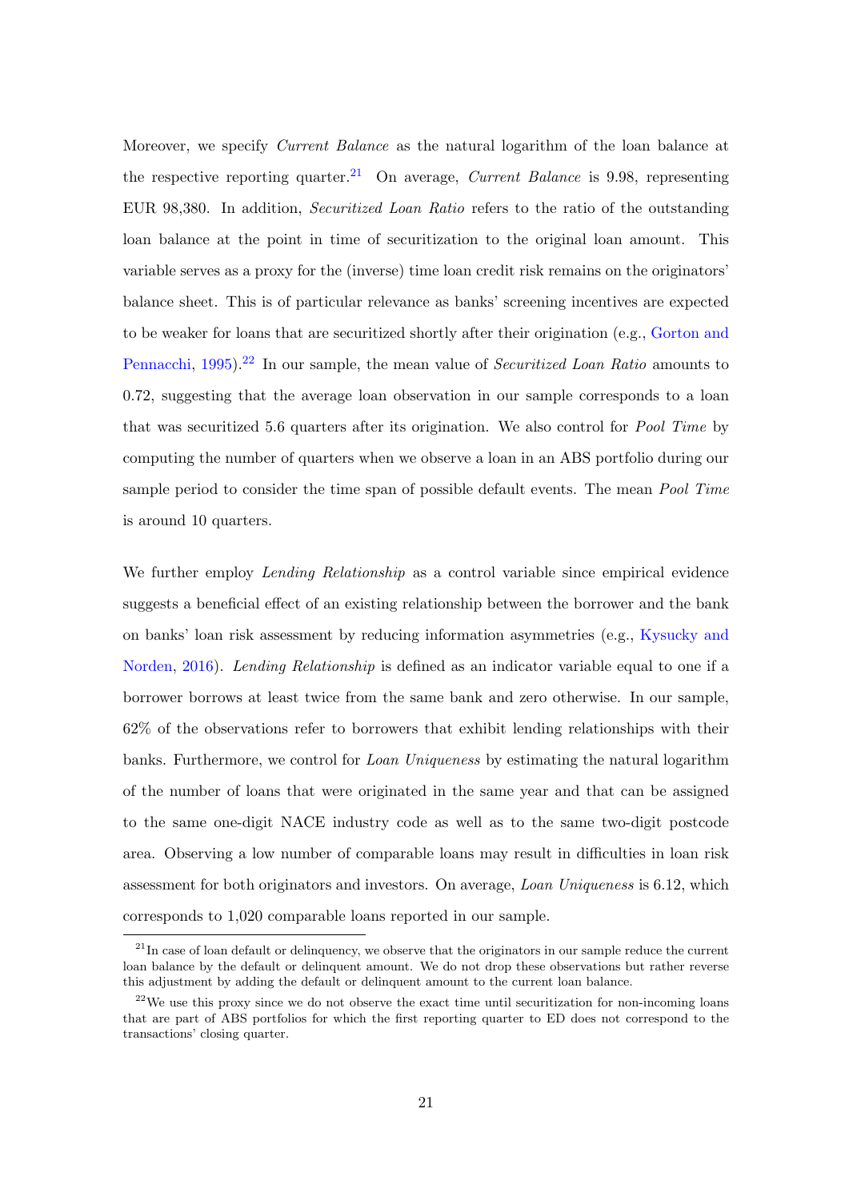Moreover, we specify *Current Balance* as the natural logarithm of the loan balance at the respective reporting quarter.[21] On average, *Current Balance* is 9.98, representing EUR 98,380. In addition, *Securitized Loan Ratio* refers to the ratio of the outstanding loan balance at the point in time of securitization to the original loan amount. This variable serves as a proxy for the (inverse) time loan credit risk remains on the originators' balance sheet. This is of particular relevance as banks' screening incentives are expected to be weaker for loans that are securitized shortly after their origination (e.g., Gorton and Pennacchi, 1995).[22] In our sample, the mean value of *Securitized Loan Ratio* amounts to 0.72, suggesting that the average loan observation in our sample corresponds to a loan that was securitized 5.6 quarters after its origination. We also control for *Pool Time* by computing the number of quarters when we observe a loan in an ABS portfolio during our sample period to consider the time span of possible default events. The mean *Pool Time* is around 10 quarters.

We further employ *Lending Relationship* as a control variable since empirical evidence suggests a beneficial effect of an existing relationship between the borrower and the bank on banks' loan risk assessment by reducing information asymmetries (e.g., Kysucky and Norden, 2016). *Lending Relationship* is defined as an indicator variable equal to one if a borrower borrows at least twice from the same bank and zero otherwise. In our sample, 62% of the observations refer to borrowers that exhibit lending relationships with their banks. Furthermore, we control for *Loan Uniqueness* by estimating the natural logarithm of the number of loans that were originated in the same year and that can be assigned to the same one-digit NACE industry code as well as to the same two-digit postcode area. Observing a low number of comparable loans may result in difficulties in loan risk assessment for both originators and investors. On average, *Loan Uniqueness* is 6.12, which corresponds to 1,020 comparable loans reported in our sample.

[21] In case of loan default or delinquency, we observe that the originators in our sample reduce the current loan balance by the default or delinquent amount. We do not drop these observations but rather reverse this adjustment by adding the default or delinquent amount to the current loan balance.

[22] We use this proxy since we do not observe the exact time until securitization for non-incoming loans that are part of ABS portfolios for which the first reporting quarter to ED does not correspond to the transactions' closing quarter.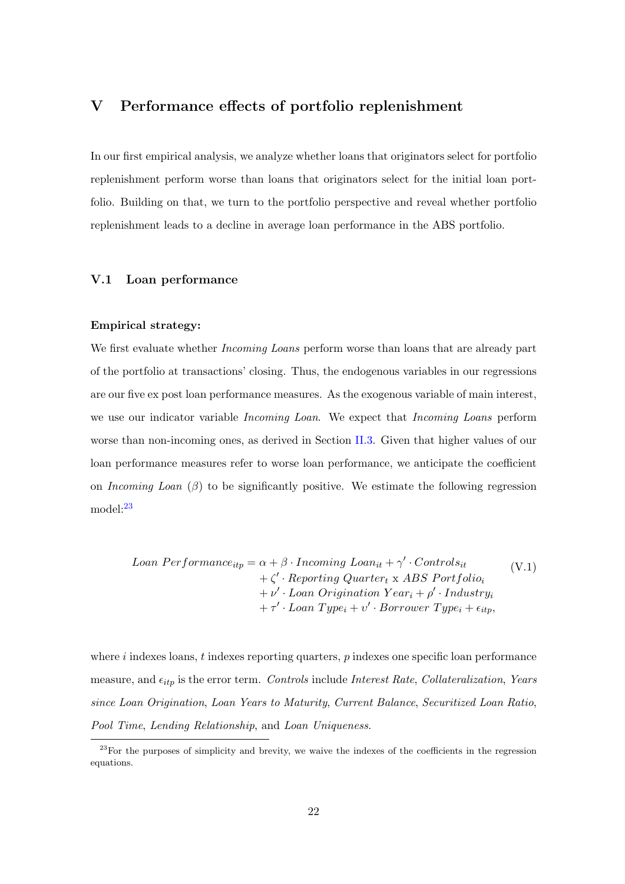# V Performance effects of portfolio replenishment

In our first empirical analysis, we analyze whether loans that originators select for portfolio replenishment perform worse than loans that originators select for the initial loan portfolio. Building on that, we turn to the portfolio perspective and reveal whether portfolio replenishment leads to a decline in average loan performance in the ABS portfolio.

## V.1 Loan performance

**Empirical strategy:**

We first evaluate whether *Incoming Loans* perform worse than loans that are already part of the portfolio at transactions' closing. Thus, the endogenous variables in our regressions are our five ex post loan performance measures. As the exogenous variable of main interest, we use our indicator variable *Incoming Loan*. We expect that *Incoming Loans* perform worse than non-incoming ones, as derived in Section II.3. Given that higher values of our loan performance measures refer to worse loan performance, we anticipate the coefficient on *Incoming Loan* ($\beta$) to be significantly positive. We estimate the following regression model:[23]

$$
\begin{aligned}
Loan\ Performance_{itp} = \alpha &+ \beta \cdot Incoming\ Loan_{it} + \gamma' \cdot Controls_{it} \\
&+ \zeta' \cdot Reporting\ Quarter_t \text{ x } ABS\ Portfolio_i \\
&+ \nu' \cdot Loan\ Origination\ Year_i + \rho' \cdot Industry_i \\
&+ \tau' \cdot Loan\ Type_i + \upsilon' \cdot Borrower\ Type_i + \epsilon_{itp},
\end{aligned}
\tag{V.1}
$$

where $i$ indexes loans, $t$ indexes reporting quarters, $p$ indexes one specific loan performance measure, and $\epsilon_{itp}$ is the error term. *Controls* include *Interest Rate*, *Collateralization*, *Years since Loan Origination*, *Loan Years to Maturity*, *Current Balance*, *Securitized Loan Ratio*, *Pool Time*, *Lending Relationship*, and *Loan Uniqueness*.

[23] For the purposes of simplicity and brevity, we waive the indexes of the coefficients in the regression equations.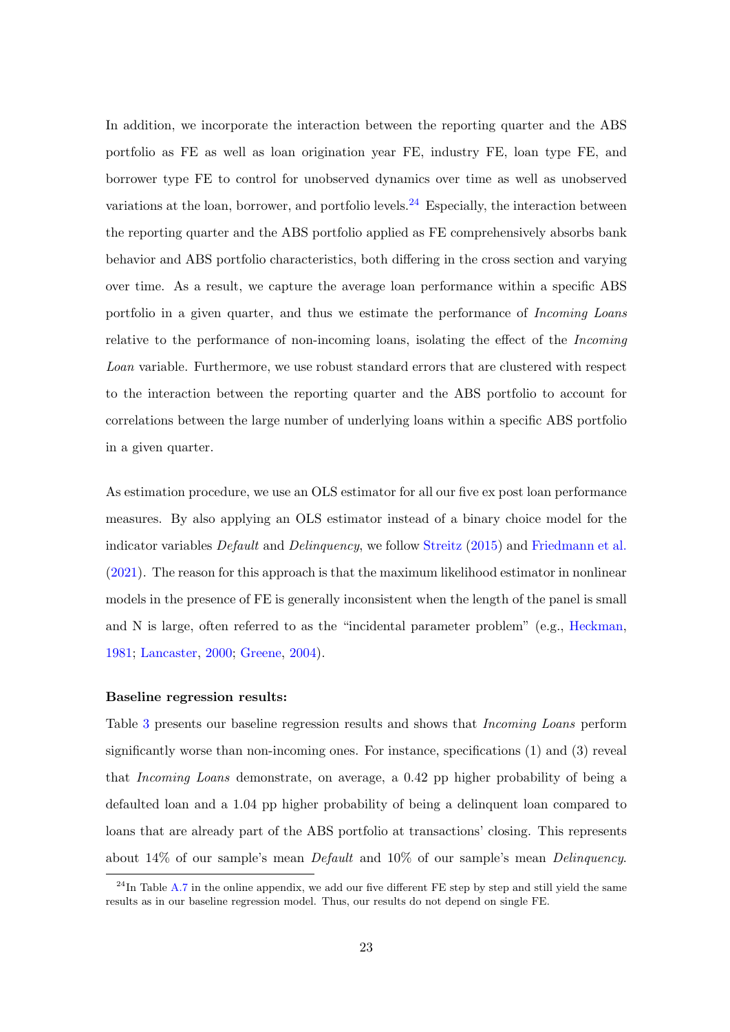In addition, we incorporate the interaction between the reporting quarter and the ABS portfolio as FE as well as loan origination year FE, industry FE, loan type FE, and borrower type FE to control for unobserved dynamics over time as well as unobserved variations at the loan, borrower, and portfolio levels.[24] Especially, the interaction between the reporting quarter and the ABS portfolio applied as FE comprehensively absorbs bank behavior and ABS portfolio characteristics, both differing in the cross section and varying over time. As a result, we capture the average loan performance within a specific ABS portfolio in a given quarter, and thus we estimate the performance of *Incoming Loans* relative to the performance of non-incoming loans, isolating the effect of the *Incoming Loan* variable. Furthermore, we use robust standard errors that are clustered with respect to the interaction between the reporting quarter and the ABS portfolio to account for correlations between the large number of underlying loans within a specific ABS portfolio in a given quarter.

As estimation procedure, we use an OLS estimator for all our five ex post loan performance measures. By also applying an OLS estimator instead of a binary choice model for the indicator variables *Default* and *Delinquency*, we follow Streitz (2015) and Friedmann et al. (2021). The reason for this approach is that the maximum likelihood estimator in nonlinear models in the presence of FE is generally inconsistent when the length of the panel is small and N is large, often referred to as the "incidental parameter problem" (e.g., Heckman, 1981; Lancaster, 2000; Greene, 2004).

**Baseline regression results:**

Table 3 presents our baseline regression results and shows that *Incoming Loans* perform significantly worse than non-incoming ones. For instance, specifications (1) and (3) reveal that *Incoming Loans* demonstrate, on average, a 0.42 pp higher probability of being a defaulted loan and a 1.04 pp higher probability of being a delinquent loan compared to loans that are already part of the ABS portfolio at transactions' closing. This represents about 14% of our sample's mean *Default* and 10% of our sample's mean *Delinquency*.

[24] In Table A.7 in the online appendix, we add our five different FE step by step and still yield the same results as in our baseline regression model. Thus, our results do not depend on single FE.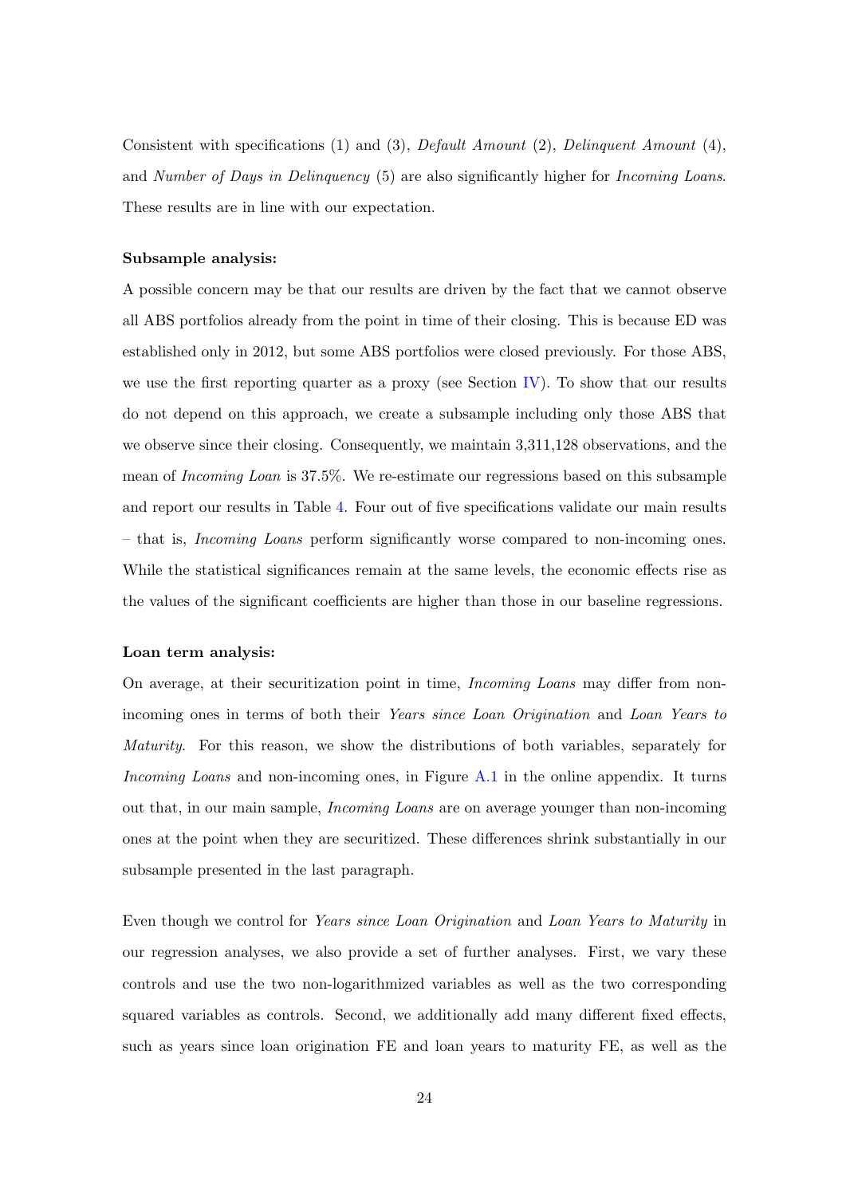Consistent with specifications (1) and (3), *Default Amount* (2), *Delinquent Amount* (4), and *Number of Days in Delinquency* (5) are also significantly higher for *Incoming Loans*. These results are in line with our expectation.

**Subsample analysis:**

A possible concern may be that our results are driven by the fact that we cannot observe all ABS portfolios already from the point in time of their closing. This is because ED was established only in 2012, but some ABS portfolios were closed previously. For those ABS, we use the first reporting quarter as a proxy (see Section IV). To show that our results do not depend on this approach, we create a subsample including only those ABS that we observe since their closing. Consequently, we maintain 3,311,128 observations, and the mean of *Incoming Loan* is 37.5%. We re-estimate our regressions based on this subsample and report our results in Table 4. Four out of five specifications validate our main results – that is, *Incoming Loans* perform significantly worse compared to non-incoming ones. While the statistical significances remain at the same levels, the economic effects rise as the values of the significant coefficients are higher than those in our baseline regressions.

**Loan term analysis:**

On average, at their securitization point in time, *Incoming Loans* may differ from non-incoming ones in terms of both their *Years since Loan Origination* and *Loan Years to Maturity*. For this reason, we show the distributions of both variables, separately for *Incoming Loans* and non-incoming ones, in Figure A.1 in the online appendix. It turns out that, in our main sample, *Incoming Loans* are on average younger than non-incoming ones at the point when they are securitized. These differences shrink substantially in our subsample presented in the last paragraph.

Even though we control for *Years since Loan Origination* and *Loan Years to Maturity* in our regression analyses, we also provide a set of further analyses. First, we vary these controls and use the two non-logarithmized variables as well as the two corresponding squared variables as controls. Second, we additionally add many different fixed effects, such as years since loan origination FE and loan years to maturity FE, as well as the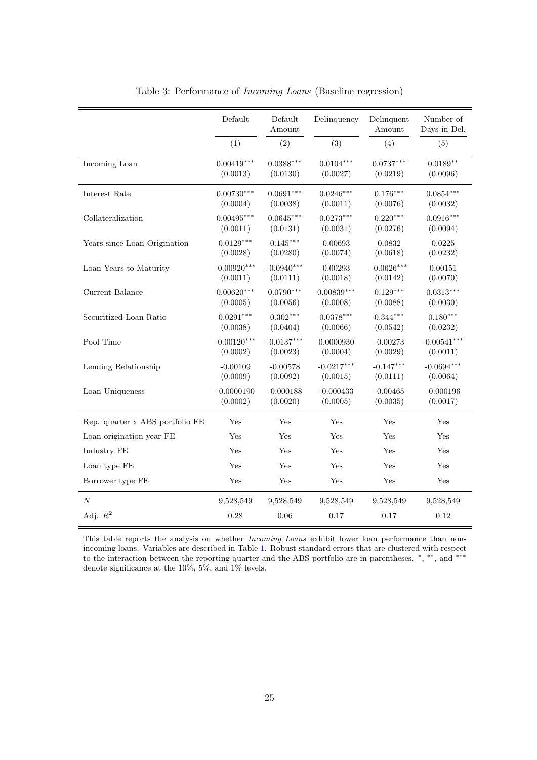Table 3: Performance of *Incoming Loans* (Baseline regression)

| | Default | Default Amount | Delinquency | Delinquent Amount | Number of Days in Del. |
|---|---|---|---|---|---|
| | (1) | (2) | (3) | (4) | (5) |
| Incoming Loan | 0.00419*** | 0.0388*** | 0.0104*** | 0.0737*** | 0.0189** |
| | (0.0013) | (0.0130) | (0.0027) | (0.0219) | (0.0096) |
| Interest Rate | 0.00730*** | 0.0691*** | 0.0246*** | 0.176*** | 0.0854*** |
| | (0.0004) | (0.0038) | (0.0011) | (0.0076) | (0.0032) |
| Collateralization | 0.00495*** | 0.0645*** | 0.0273*** | 0.220*** | 0.0916*** |
| | (0.0011) | (0.0131) | (0.0031) | (0.0276) | (0.0094) |
| Years since Loan Origination | 0.0129*** | 0.145*** | 0.00693 | 0.0832 | 0.0225 |
| | (0.0028) | (0.0280) | (0.0074) | (0.0618) | (0.0232) |
| Loan Years to Maturity | -0.00920*** | -0.0940*** | 0.00293 | -0.0626*** | 0.00151 |
| | (0.0011) | (0.0111) | (0.0018) | (0.0142) | (0.0070) |
| Current Balance | 0.00620*** | 0.0790*** | 0.00839*** | 0.129*** | 0.0313*** |
| | (0.0005) | (0.0056) | (0.0008) | (0.0088) | (0.0030) |
| Securitized Loan Ratio | 0.0291*** | 0.302*** | 0.0378*** | 0.344*** | 0.180*** |
| | (0.0038) | (0.0404) | (0.0066) | (0.0542) | (0.0232) |
| Pool Time | -0.00120*** | -0.0137*** | 0.0000930 | -0.00273 | -0.00541*** |
| | (0.0002) | (0.0023) | (0.0004) | (0.0029) | (0.0011) |
| Lending Relationship | -0.00109 | -0.00578 | -0.0217*** | -0.147*** | -0.0694*** |
| | (0.0009) | (0.0092) | (0.0015) | (0.0111) | (0.0064) |
| Loan Uniqueness | -0.0000190 | -0.000188 | -0.000433 | -0.00465 | -0.000196 |
| | (0.0002) | (0.0020) | (0.0005) | (0.0035) | (0.0017) |
| Rep. quarter x ABS portfolio FE | Yes | Yes | Yes | Yes | Yes |
| Loan origination year FE | Yes | Yes | Yes | Yes | Yes |
| Industry FE | Yes | Yes | Yes | Yes | Yes |
| Loan type FE | Yes | Yes | Yes | Yes | Yes |
| Borrower type FE | Yes | Yes | Yes | Yes | Yes |
| $N$ | 9,528,549 | 9,528,549 | 9,528,549 | 9,528,549 | 9,528,549 |
| Adj. $R^2$ | 0.28 | 0.06 | 0.17 | 0.17 | 0.12 |

This table reports the analysis on whether *Incoming Loans* exhibit lower loan performance than non-incoming loans. Variables are described in Table 1. Robust standard errors that are clustered with respect to the interaction between the reporting quarter and the ABS portfolio are in parentheses. *, **, and *** denote significance at the 10%, 5%, and 1% levels.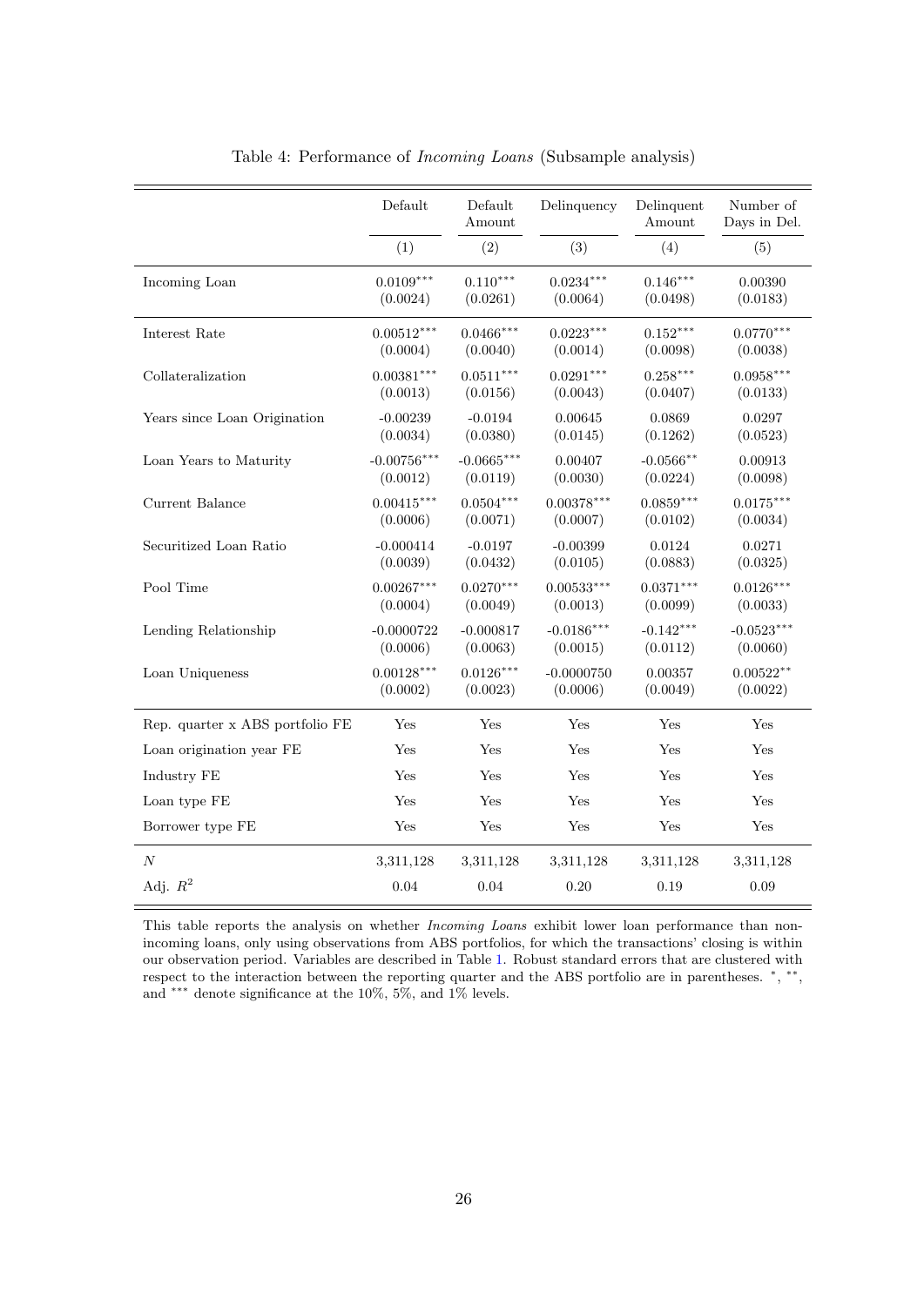Table 4: Performance of *Incoming Loans* (Subsample analysis)

| | Default | Default Amount | Delinquency | Delinquent Amount | Number of Days in Del. |
|---|---|---|---|---|---|
| | (1) | (2) | (3) | (4) | (5) |
| Incoming Loan | 0.0109*** | 0.110*** | 0.0234*** | 0.146*** | 0.00390 |
| | (0.0024) | (0.0261) | (0.0064) | (0.0498) | (0.0183) |
| Interest Rate | 0.00512*** | 0.0466*** | 0.0223*** | 0.152*** | 0.0770*** |
| | (0.0004) | (0.0040) | (0.0014) | (0.0098) | (0.0038) |
| Collateralization | 0.00381*** | 0.0511*** | 0.0291*** | 0.258*** | 0.0958*** |
| | (0.0013) | (0.0156) | (0.0043) | (0.0407) | (0.0133) |
| Years since Loan Origination | -0.00239 | -0.0194 | 0.00645 | 0.0869 | 0.0297 |
| | (0.0034) | (0.0380) | (0.0145) | (0.1262) | (0.0523) |
| Loan Years to Maturity | -0.00756*** | -0.0665*** | 0.00407 | -0.0566** | 0.00913 |
| | (0.0012) | (0.0119) | (0.0030) | (0.0224) | (0.0098) |
| Current Balance | 0.00415*** | 0.0504*** | 0.00378*** | 0.0859*** | 0.0175*** |
| | (0.0006) | (0.0071) | (0.0007) | (0.0102) | (0.0034) |
| Securitized Loan Ratio | -0.000414 | -0.0197 | -0.00399 | 0.0124 | 0.0271 |
| | (0.0039) | (0.0432) | (0.0105) | (0.0883) | (0.0325) |
| Pool Time | 0.00267*** | 0.0270*** | 0.00533*** | 0.0371*** | 0.0126*** |
| | (0.0004) | (0.0049) | (0.0013) | (0.0099) | (0.0033) |
| Lending Relationship | -0.0000722 | -0.000817 | -0.0186*** | -0.142*** | -0.0523*** |
| | (0.0006) | (0.0063) | (0.0015) | (0.0112) | (0.0060) |
| Loan Uniqueness | 0.00128*** | 0.0126*** | -0.0000750 | 0.00357 | 0.00522** |
| | (0.0002) | (0.0023) | (0.0006) | (0.0049) | (0.0022) |
| Rep. quarter x ABS portfolio FE | Yes | Yes | Yes | Yes | Yes |
| Loan origination year FE | Yes | Yes | Yes | Yes | Yes |
| Industry FE | Yes | Yes | Yes | Yes | Yes |
| Loan type FE | Yes | Yes | Yes | Yes | Yes |
| Borrower type FE | Yes | Yes | Yes | Yes | Yes |
| $N$ | 3,311,128 | 3,311,128 | 3,311,128 | 3,311,128 | 3,311,128 |
| Adj. $R^2$ | 0.04 | 0.04 | 0.20 | 0.19 | 0.09 |

This table reports the analysis on whether *Incoming Loans* exhibit lower loan performance than non-incoming loans, only using observations from ABS portfolios, for which the transactions' closing is within our observation period. Variables are described in Table 1. Robust standard errors that are clustered with respect to the interaction between the reporting quarter and the ABS portfolio are in parentheses. *, **, and *** denote significance at the 10%, 5%, and 1% levels.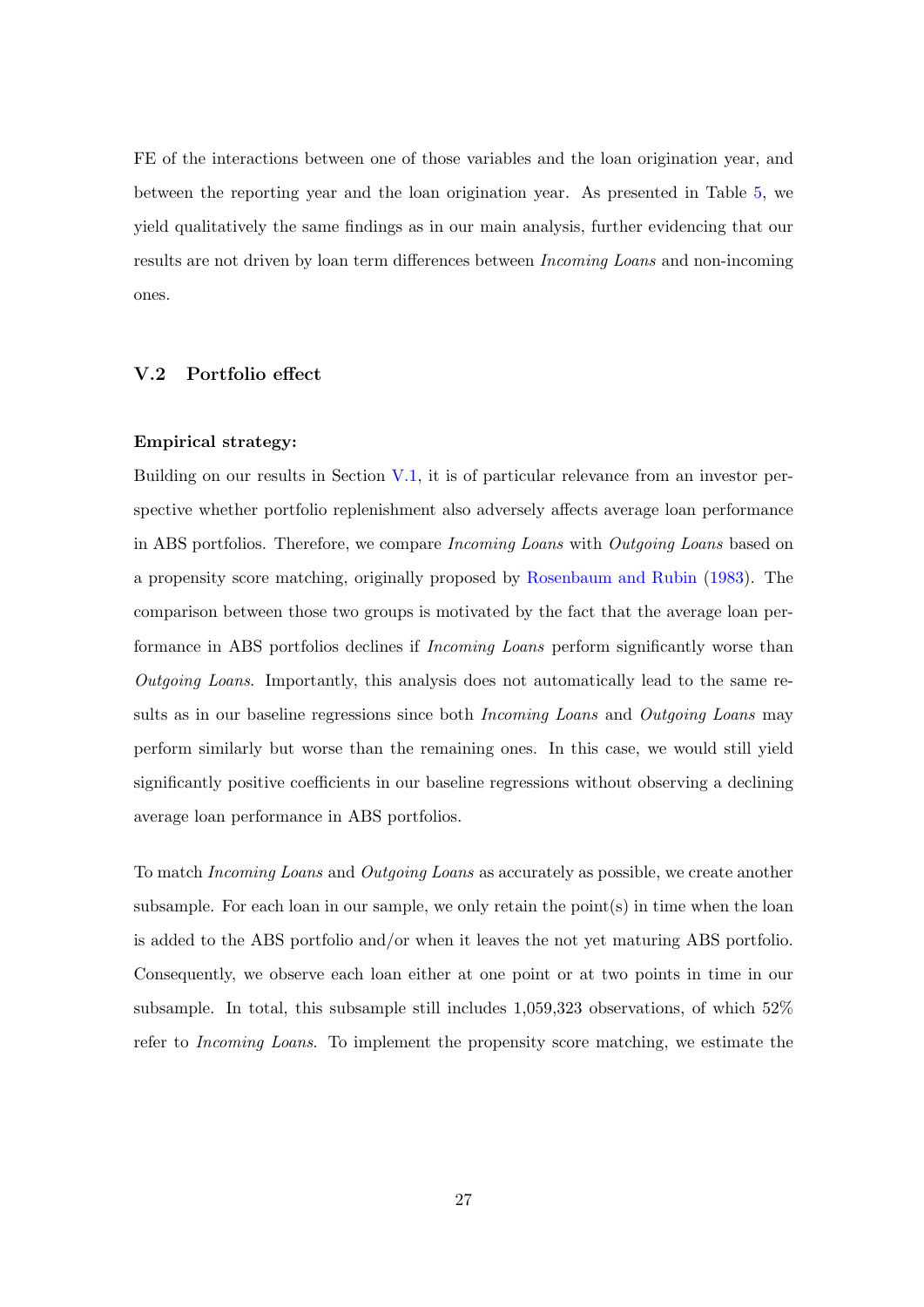FE of the interactions between one of those variables and the loan origination year, and between the reporting year and the loan origination year. As presented in Table 5, we yield qualitatively the same findings as in our main analysis, further evidencing that our results are not driven by loan term differences between *Incoming Loans* and non-incoming ones.

### V.2 Portfolio effect

**Empirical strategy:**

Building on our results in Section V.1, it is of particular relevance from an investor perspective whether portfolio replenishment also adversely affects average loan performance in ABS portfolios. Therefore, we compare *Incoming Loans* with *Outgoing Loans* based on a propensity score matching, originally proposed by Rosenbaum and Rubin (1983). The comparison between those two groups is motivated by the fact that the average loan performance in ABS portfolios declines if *Incoming Loans* perform significantly worse than *Outgoing Loans*. Importantly, this analysis does not automatically lead to the same results as in our baseline regressions since both *Incoming Loans* and *Outgoing Loans* may perform similarly but worse than the remaining ones. In this case, we would still yield significantly positive coefficients in our baseline regressions without observing a declining average loan performance in ABS portfolios.

To match *Incoming Loans* and *Outgoing Loans* as accurately as possible, we create another subsample. For each loan in our sample, we only retain the point(s) in time when the loan is added to the ABS portfolio and/or when it leaves the not yet maturing ABS portfolio. Consequently, we observe each loan either at one point or at two points in time in our subsample. In total, this subsample still includes 1,059,323 observations, of which 52% refer to *Incoming Loans*. To implement the propensity score matching, we estimate the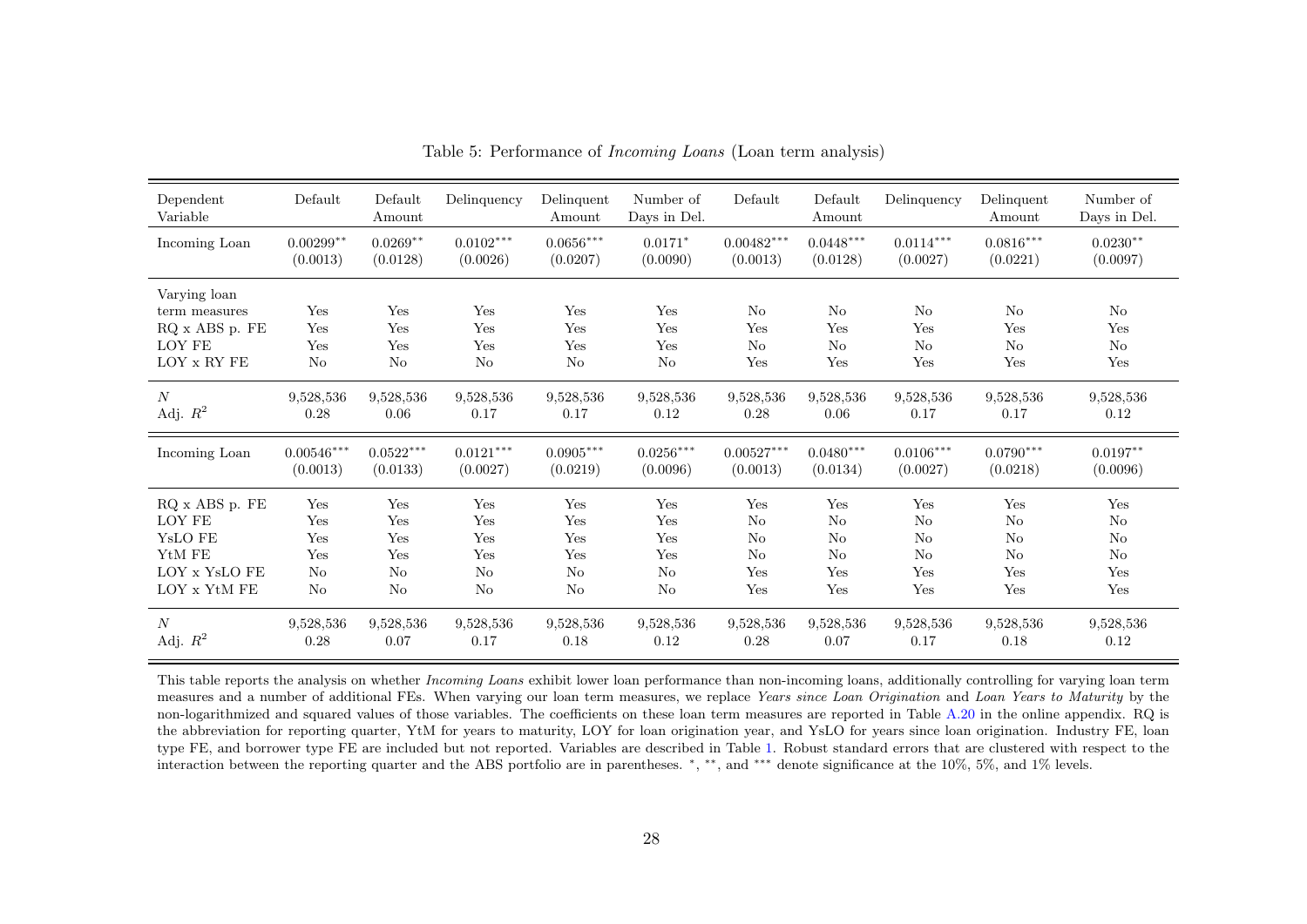Table 5: Performance of *Incoming Loans* (Loan term analysis)

| Dependent Variable | Default | Default Amount | Delinquency | Delinquent Amount | Number of Days in Del. | Default | Default Amount | Delinquency | Delinquent Amount | Number of Days in Del. |
|---|---|---|---|---|---|---|---|---|---|---|
| Incoming Loan | $0.00299^{**}$ | $0.0269^{**}$ | $0.0102^{***}$ | $0.0656^{***}$ | $0.0171^{*}$ | $0.00482^{***}$ | $0.0448^{***}$ | $0.0114^{***}$ | $0.0816^{***}$ | $0.0230^{**}$ |
| | (0.0013) | (0.0128) | (0.0026) | (0.0207) | (0.0090) | (0.0013) | (0.0128) | (0.0027) | (0.0221) | (0.0097) |
| Varying loan term measures | Yes | Yes | Yes | Yes | Yes | No | No | No | No | No |
| RQ x ABS p. FE | Yes | Yes | Yes | Yes | Yes | Yes | Yes | Yes | Yes | Yes |
| LOY FE | Yes | Yes | Yes | Yes | Yes | No | No | No | No | No |
| LOY x RY FE | No | No | No | No | No | Yes | Yes | Yes | Yes | Yes |
| $N$ | 9,528,536 | 9,528,536 | 9,528,536 | 9,528,536 | 9,528,536 | 9,528,536 | 9,528,536 | 9,528,536 | 9,528,536 | 9,528,536 |
| Adj. $R^2$ | 0.28 | 0.06 | 0.17 | 0.17 | 0.12 | 0.28 | 0.06 | 0.17 | 0.17 | 0.12 |
| Incoming Loan | $0.00546^{***}$ | $0.0522^{***}$ | $0.0121^{***}$ | $0.0905^{***}$ | $0.0256^{***}$ | $0.00527^{***}$ | $0.0480^{***}$ | $0.0106^{***}$ | $0.0790^{***}$ | $0.0197^{**}$ |
| | (0.0013) | (0.0133) | (0.0027) | (0.0219) | (0.0096) | (0.0013) | (0.0134) | (0.0027) | (0.0218) | (0.0096) |
| RQ x ABS p. FE | Yes | Yes | Yes | Yes | Yes | Yes | Yes | Yes | Yes | Yes |
| LOY FE | Yes | Yes | Yes | Yes | Yes | No | No | No | No | No |
| YsLO FE | Yes | Yes | Yes | Yes | Yes | No | No | No | No | No |
| YtM FE | Yes | Yes | Yes | Yes | Yes | No | No | No | No | No |
| LOY x YsLO FE | No | No | No | No | No | Yes | Yes | Yes | Yes | Yes |
| LOY x YtM FE | No | No | No | No | No | Yes | Yes | Yes | Yes | Yes |
| $N$ | 9,528,536 | 9,528,536 | 9,528,536 | 9,528,536 | 9,528,536 | 9,528,536 | 9,528,536 | 9,528,536 | 9,528,536 | 9,528,536 |
| Adj. $R^2$ | 0.28 | 0.07 | 0.17 | 0.18 | 0.12 | 0.28 | 0.07 | 0.17 | 0.18 | 0.12 |

This table reports the analysis on whether *Incoming Loans* exhibit lower loan performance than non-incoming loans, additionally controlling for varying loan term measures and a number of additional FEs. When varying our loan term measures, we replace *Years since Loan Origination* and *Loan Years to Maturity* by the non-logarithmized and squared values of those variables. The coefficients on these loan term measures are reported in Table A.20 in the online appendix. RQ is the abbreviation for reporting quarter, YtM for years to maturity, LOY for loan origination year, and YsLO for years since loan origination. Industry FE, loan type FE, and borrower type FE are included but not reported. Variables are described in Table 1. Robust standard errors that are clustered with respect to the interaction between the reporting quarter and the ABS portfolio are in parentheses. $^{*}$, $^{**}$, and $^{***}$ denote significance at the 10%, 5%, and 1% levels.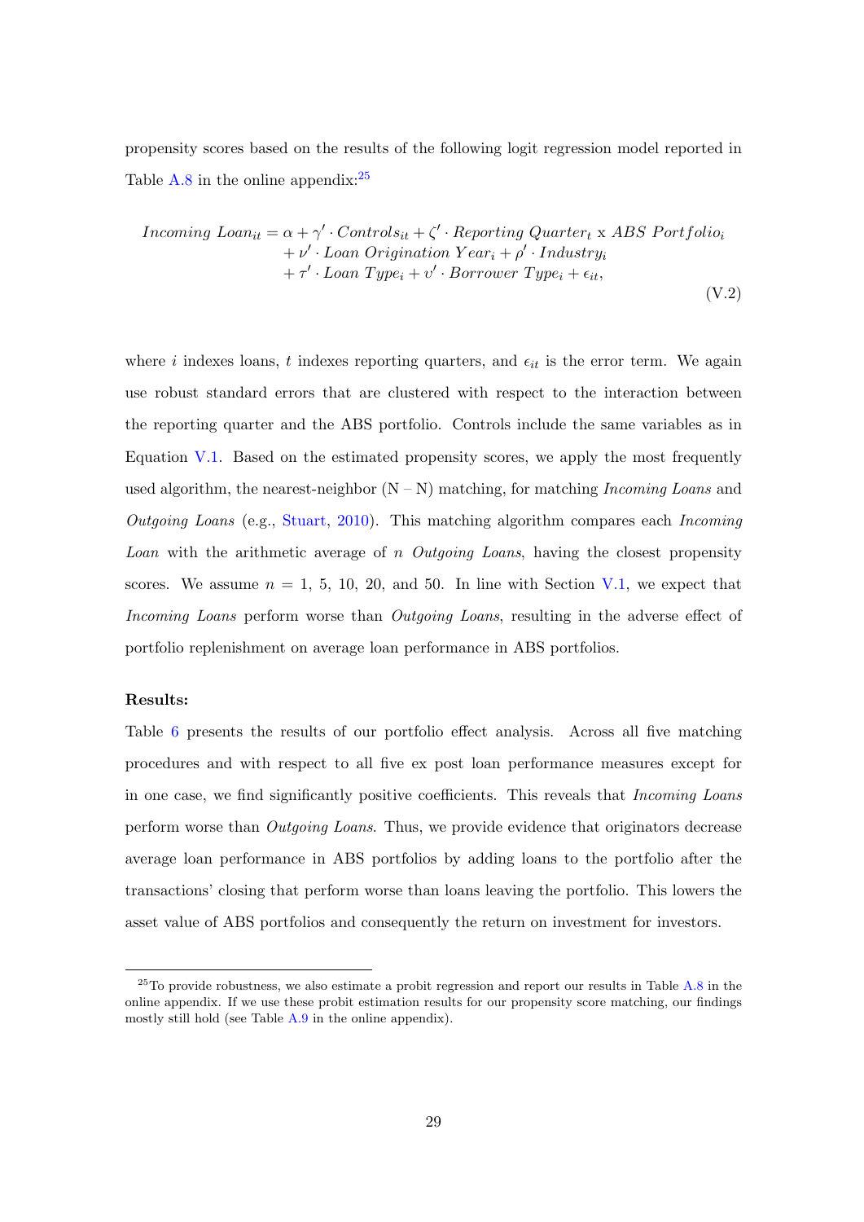propensity scores based on the results of the following logit regression model reported in Table A.8 in the online appendix:[25]

$$
\begin{aligned}
Incoming\ Loan_{it} = \alpha + \gamma' \cdot Controls_{it} + \zeta' \cdot Reporting\ Quarter_t \text{ x } ABS\ Portfolio_i \\
+ \nu' \cdot Loan\ Origination\ Year_i + \rho' \cdot Industry_i \\
+ \tau' \cdot Loan\ Type_i + \upsilon' \cdot Borrower\ Type_i + \epsilon_{it},
\end{aligned} \tag{V.2}
$$

where $i$ indexes loans, $t$ indexes reporting quarters, and $\epsilon_{it}$ is the error term. We again use robust standard errors that are clustered with respect to the interaction between the reporting quarter and the ABS portfolio. Controls include the same variables as in Equation V.1. Based on the estimated propensity scores, we apply the most frequently used algorithm, the nearest-neighbor (N – N) matching, for matching *Incoming Loans* and *Outgoing Loans* (e.g., Stuart, 2010). This matching algorithm compares each *Incoming Loan* with the arithmetic average of $n$ *Outgoing Loans*, having the closest propensity scores. We assume $n$ = 1, 5, 10, 20, and 50. In line with Section V.1, we expect that *Incoming Loans* perform worse than *Outgoing Loans*, resulting in the adverse effect of portfolio replenishment on average loan performance in ABS portfolios.

**Results:**

Table 6 presents the results of our portfolio effect analysis. Across all five matching procedures and with respect to all five ex post loan performance measures except for in one case, we find significantly positive coefficients. This reveals that *Incoming Loans* perform worse than *Outgoing Loans*. Thus, we provide evidence that originators decrease average loan performance in ABS portfolios by adding loans to the portfolio after the transactions' closing that perform worse than loans leaving the portfolio. This lowers the asset value of ABS portfolios and consequently the return on investment for investors.

[25] To provide robustness, we also estimate a probit regression and report our results in Table A.8 in the online appendix. If we use these probit estimation results for our propensity score matching, our findings mostly still hold (see Table A.9 in the online appendix).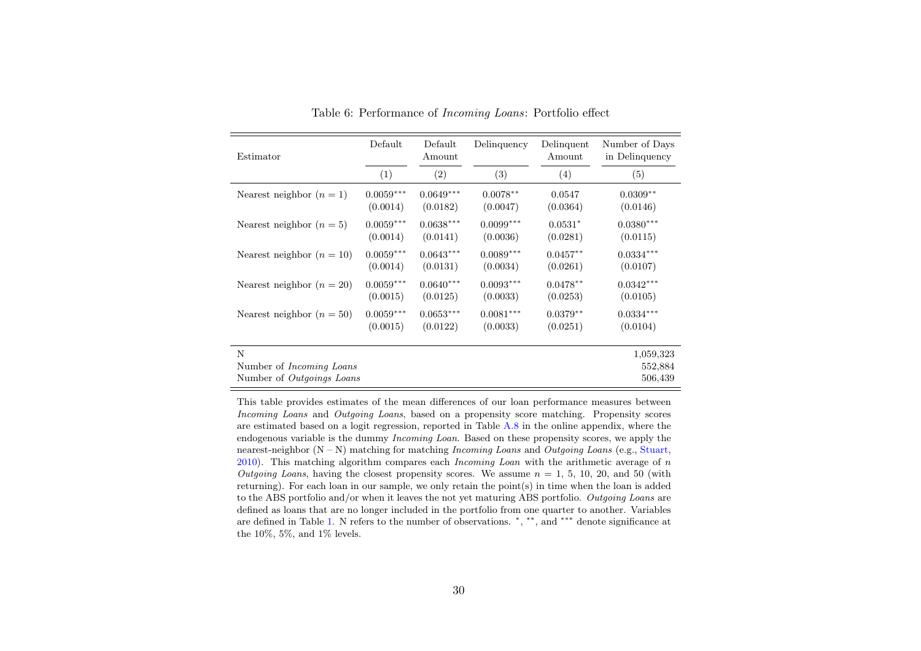Table 6: Performance of *Incoming Loans*: Portfolio effect

| Estimator | Default | Default Amount | Delinquency | Delinquent Amount | Number of Days in Delinquency |
|---|---|---|---|---|---|
| | (1) | (2) | (3) | (4) | (5) |
| Nearest neighbor ($n = 1$) | 0.0059*** | 0.0649*** | 0.0078** | 0.0547 | 0.0309** |
| | (0.0014) | (0.0182) | (0.0047) | (0.0364) | (0.0146) |
| Nearest neighbor ($n = 5$) | 0.0059*** | 0.0638*** | 0.0099*** | 0.0531* | 0.0380*** |
| | (0.0014) | (0.0141) | (0.0036) | (0.0281) | (0.0115) |
| Nearest neighbor ($n = 10$) | 0.0059*** | 0.0643*** | 0.0089*** | 0.0457** | 0.0334*** |
| | (0.0014) | (0.0131) | (0.0034) | (0.0261) | (0.0107) |
| Nearest neighbor ($n = 20$) | 0.0059*** | 0.0640*** | 0.0093*** | 0.0478** | 0.0342*** |
| | (0.0015) | (0.0125) | (0.0033) | (0.0253) | (0.0105) |
| Nearest neighbor ($n = 50$) | 0.0059*** | 0.0653*** | 0.0081*** | 0.0379** | 0.0334*** |
| | (0.0015) | (0.0122) | (0.0033) | (0.0251) | (0.0104) |
| N | | | | | 1,059,323 |
| Number of *Incoming Loans* | | | | | 552,884 |
| Number of *Outgoings Loans* | | | | | 506,439 |

This table provides estimates of the mean differences of our loan performance measures between *Incoming Loans* and *Outgoing Loans*, based on a propensity score matching. Propensity scores are estimated based on a logit regression, reported in Table A.8 in the online appendix, where the endogenous variable is the dummy *Incoming Loan*. Based on these propensity scores, we apply the nearest-neighbor (N – N) matching for matching *Incoming Loans* and *Outgoing Loans* (e.g., Stuart, 2010). This matching algorithm compares each *Incoming Loan* with the arithmetic average of $n$ *Outgoing Loans*, having the closest propensity scores. We assume $n$ = 1, 5, 10, 20, and 50 (with returning). For each loan in our sample, we only retain the point(s) in time when the loan is added to the ABS portfolio and/or when it leaves the not yet maturing ABS portfolio. *Outgoing Loans* are defined as loans that are no longer included in the portfolio from one quarter to another. Variables are defined in Table 1. N refers to the number of observations. *, **, and *** denote significance at the 10%, 5%, and 1% levels.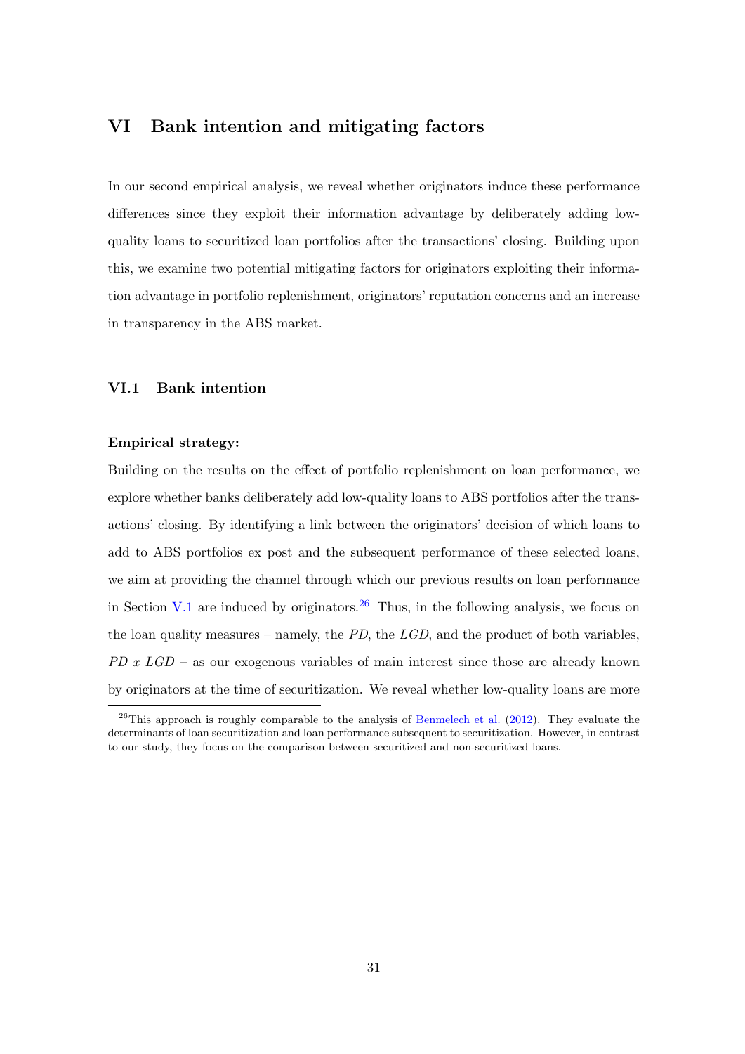# VI Bank intention and mitigating factors

In our second empirical analysis, we reveal whether originators induce these performance differences since they exploit their information advantage by deliberately adding low-quality loans to securitized loan portfolios after the transactions' closing. Building upon this, we examine two potential mitigating factors for originators exploiting their information advantage in portfolio replenishment, originators' reputation concerns and an increase in transparency in the ABS market.

## VI.1 Bank intention

**Empirical strategy:**

Building on the results on the effect of portfolio replenishment on loan performance, we explore whether banks deliberately add low-quality loans to ABS portfolios after the transactions' closing. By identifying a link between the originators' decision of which loans to add to ABS portfolios ex post and the subsequent performance of these selected loans, we aim at providing the channel through which our previous results on loan performance in Section V.1 are induced by originators.[26] Thus, in the following analysis, we focus on the loan quality measures – namely, the *PD*, the *LGD*, and the product of both variables, *PD x LGD* – as our exogenous variables of main interest since those are already known by originators at the time of securitization. We reveal whether low-quality loans are more

[26] This approach is roughly comparable to the analysis of Benmelech et al. (2012). They evaluate the determinants of loan securitization and loan performance subsequent to securitization. However, in contrast to our study, they focus on the comparison between securitized and non-securitized loans.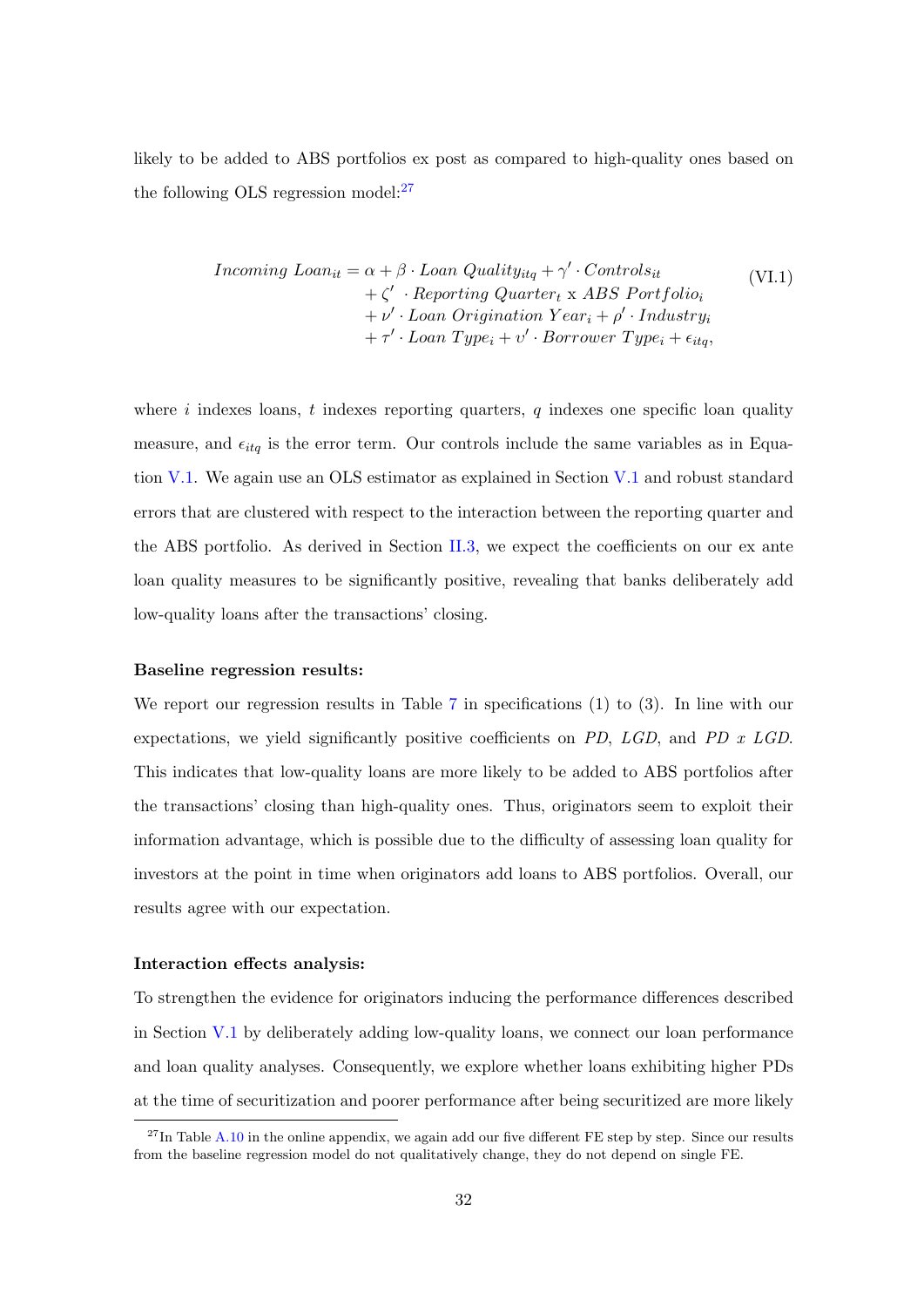likely to be added to ABS portfolios ex post as compared to high-quality ones based on the following OLS regression model:[27]

$$
\begin{aligned}
Incoming\ Loan_{it} = \alpha &+ \beta \cdot Loan\ Quality_{itq} + \gamma' \cdot Controls_{it} \\
&+ \zeta' \cdot Reporting\ Quarter_t \text{ x } ABS\ Portfolio_i \\
&+ \nu' \cdot Loan\ Origination\ Year_i + \rho' \cdot Industry_i \\
&+ \tau' \cdot Loan\ Type_i + \upsilon' \cdot Borrower\ Type_i + \epsilon_{itq},
\end{aligned}
\tag{VI.1}
$$

where $i$ indexes loans, $t$ indexes reporting quarters, $q$ indexes one specific loan quality measure, and $\epsilon_{itq}$ is the error term. Our controls include the same variables as in Equation V.1. We again use an OLS estimator as explained in Section V.1 and robust standard errors that are clustered with respect to the interaction between the reporting quarter and the ABS portfolio. As derived in Section II.3, we expect the coefficients on our ex ante loan quality measures to be significantly positive, revealing that banks deliberately add low-quality loans after the transactions' closing.

**Baseline regression results:**

We report our regression results in Table 7 in specifications (1) to (3). In line with our expectations, we yield significantly positive coefficients on *PD*, *LGD*, and *PD x LGD*. This indicates that low-quality loans are more likely to be added to ABS portfolios after the transactions' closing than high-quality ones. Thus, originators seem to exploit their information advantage, which is possible due to the difficulty of assessing loan quality for investors at the point in time when originators add loans to ABS portfolios. Overall, our results agree with our expectation.

**Interaction effects analysis:**

To strengthen the evidence for originators inducing the performance differences described in Section V.1 by deliberately adding low-quality loans, we connect our loan performance and loan quality analyses. Consequently, we explore whether loans exhibiting higher PDs at the time of securitization and poorer performance after being securitized are more likely

[27] In Table A.10 in the online appendix, we again add our five different FE step by step. Since our results from the baseline regression model do not qualitatively change, they do not depend on single FE.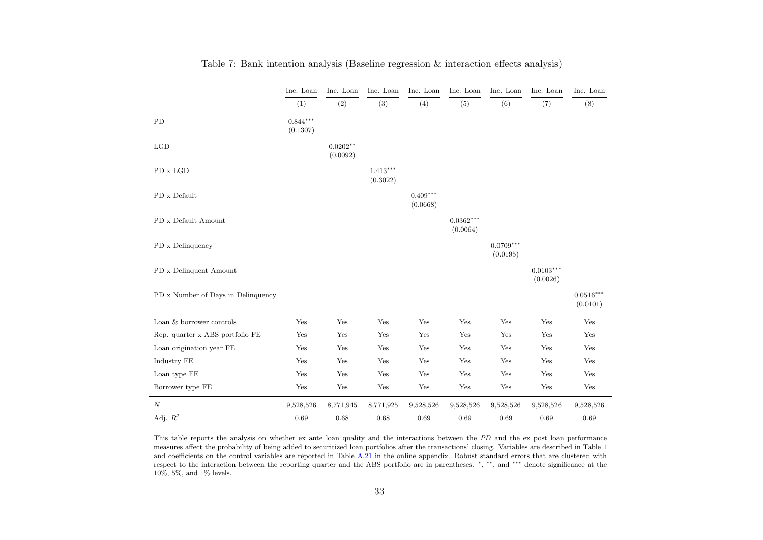Table 7: Bank intention analysis (Baseline regression & interaction effects analysis)

| | Inc. Loan | Inc. Loan | Inc. Loan | Inc. Loan | Inc. Loan | Inc. Loan | Inc. Loan | Inc. Loan |
|---|---|---|---|---|---|---|---|---|
| | (1) | (2) | (3) | (4) | (5) | (6) | (7) | (8) |
| PD | $0.844^{***}$ (0.1307) | | | | | | | |
| LGD | | $0.0202^{**}$ (0.0092) | | | | | | |
| PD x LGD | | | $1.413^{***}$ (0.3022) | | | | | |
| PD x Default | | | | $0.409^{***}$ (0.0668) | | | | |
| PD x Default Amount | | | | | $0.0362^{***}$ (0.0064) | | | |
| PD x Delinquency | | | | | | $0.0709^{***}$ (0.0195) | | |
| PD x Delinquent Amount | | | | | | | $0.0103^{***}$ (0.0026) | |
| PD x Number of Days in Delinquency | | | | | | | | $0.0516^{***}$ (0.0101) |
| Loan & borrower controls | Yes | Yes | Yes | Yes | Yes | Yes | Yes | Yes |
| Rep. quarter x ABS portfolio FE | Yes | Yes | Yes | Yes | Yes | Yes | Yes | Yes |
| Loan origination year FE | Yes | Yes | Yes | Yes | Yes | Yes | Yes | Yes |
| Industry FE | Yes | Yes | Yes | Yes | Yes | Yes | Yes | Yes |
| Loan type FE | Yes | Yes | Yes | Yes | Yes | Yes | Yes | Yes |
| Borrower type FE | Yes | Yes | Yes | Yes | Yes | Yes | Yes | Yes |
| $N$ | 9,528,526 | 8,771,945 | 8,771,925 | 9,528,526 | 9,528,526 | 9,528,526 | 9,528,526 | 9,528,526 |
| Adj. $R^2$ | 0.69 | 0.68 | 0.68 | 0.69 | 0.69 | 0.69 | 0.69 | 0.69 |

This table reports the analysis on whether ex ante loan quality and the interactions between the *PD* and the ex post loan performance measures affect the probability of being added to securitized loan portfolios after the transactions' closing. Variables are described in Table 1 and coefficients on the control variables are reported in Table A.21 in the online appendix. Robust standard errors that are clustered with respect to the interaction between the reporting quarter and the ABS portfolio are in parentheses. $^{*}$, $^{**}$, and $^{***}$ denote significance at the 10%, 5%, and 1% levels.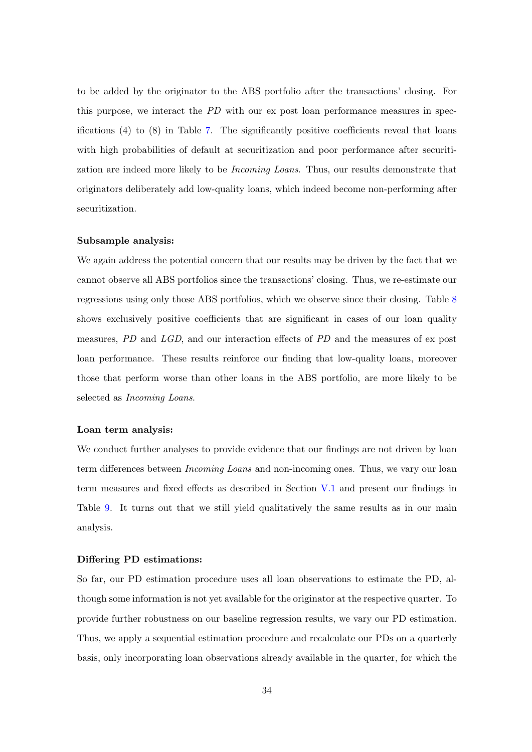to be added by the originator to the ABS portfolio after the transactions' closing. For this purpose, we interact the *PD* with our ex post loan performance measures in specifications (4) to (8) in Table 7. The significantly positive coefficients reveal that loans with high probabilities of default at securitization and poor performance after securitization are indeed more likely to be *Incoming Loans*. Thus, our results demonstrate that originators deliberately add low-quality loans, which indeed become non-performing after securitization.

**Subsample analysis:**

We again address the potential concern that our results may be driven by the fact that we cannot observe all ABS portfolios since the transactions' closing. Thus, we re-estimate our regressions using only those ABS portfolios, which we observe since their closing. Table 8 shows exclusively positive coefficients that are significant in cases of our loan quality measures, *PD* and *LGD*, and our interaction effects of *PD* and the measures of ex post loan performance. These results reinforce our finding that low-quality loans, moreover those that perform worse than other loans in the ABS portfolio, are more likely to be selected as *Incoming Loans*.

**Loan term analysis:**

We conduct further analyses to provide evidence that our findings are not driven by loan term differences between *Incoming Loans* and non-incoming ones. Thus, we vary our loan term measures and fixed effects as described in Section V.1 and present our findings in Table 9. It turns out that we still yield qualitatively the same results as in our main analysis.

**Differing PD estimations:**

So far, our PD estimation procedure uses all loan observations to estimate the PD, although some information is not yet available for the originator at the respective quarter. To provide further robustness on our baseline regression results, we vary our PD estimation. Thus, we apply a sequential estimation procedure and recalculate our PDs on a quarterly basis, only incorporating loan observations already available in the quarter, for which the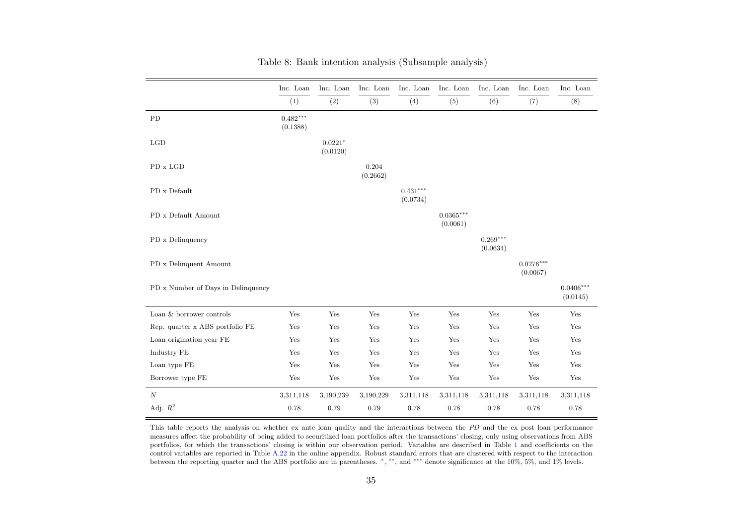Table 8: Bank intention analysis (Subsample analysis)

| | Inc. Loan | Inc. Loan | Inc. Loan | Inc. Loan | Inc. Loan | Inc. Loan | Inc. Loan | Inc. Loan |
|---|---|---|---|---|---|---|---|---|
| | (1) | (2) | (3) | (4) | (5) | (6) | (7) | (8) |
| PD | $0.482^{***}$ (0.1388) | | | | | | | |
| LGD | | $0.0221^{*}$ (0.0120) | | | | | | |
| PD x LGD | | | 0.204 (0.2662) | | | | | |
| PD x Default | | | | $0.431^{***}$ (0.0734) | | | | |
| PD x Default Amount | | | | | $0.0365^{***}$ (0.0061) | | | |
| PD x Delinquency | | | | | | $0.269^{***}$ (0.0634) | | |
| PD x Delinquent Amount | | | | | | | $0.0276^{***}$ (0.0067) | |
| PD x Number of Days in Delinquency | | | | | | | | $0.0406^{***}$ (0.0145) |
| Loan & borrower controls | Yes | Yes | Yes | Yes | Yes | Yes | Yes | Yes |
| Rep. quarter x ABS portfolio FE | Yes | Yes | Yes | Yes | Yes | Yes | Yes | Yes |
| Loan origination year FE | Yes | Yes | Yes | Yes | Yes | Yes | Yes | Yes |
| Industry FE | Yes | Yes | Yes | Yes | Yes | Yes | Yes | Yes |
| Loan type FE | Yes | Yes | Yes | Yes | Yes | Yes | Yes | Yes |
| Borrower type FE | Yes | Yes | Yes | Yes | Yes | Yes | Yes | Yes |
| $N$ | 3,311,118 | 3,190,239 | 3,190,229 | 3,311,118 | 3,311,118 | 3,311,118 | 3,311,118 | 3,311,118 |
| Adj. $R^2$ | 0.78 | 0.79 | 0.79 | 0.78 | 0.78 | 0.78 | 0.78 | 0.78 |

This table reports the analysis on whether ex ante loan quality and the interactions between the *PD* and the ex post loan performance measures affect the probability of being added to securitized loan portfolios after the transactions' closing, only using observations from ABS portfolios, for which the transactions' closing is within our observation period. Variables are described in Table 1 and coefficients on the control variables are reported in Table A.22 in the online appendix. Robust standard errors that are clustered with respect to the interaction between the reporting quarter and the ABS portfolio are in parentheses. $^{*}$, $^{**}$, and $^{***}$ denote significance at the 10%, 5%, and 1% levels.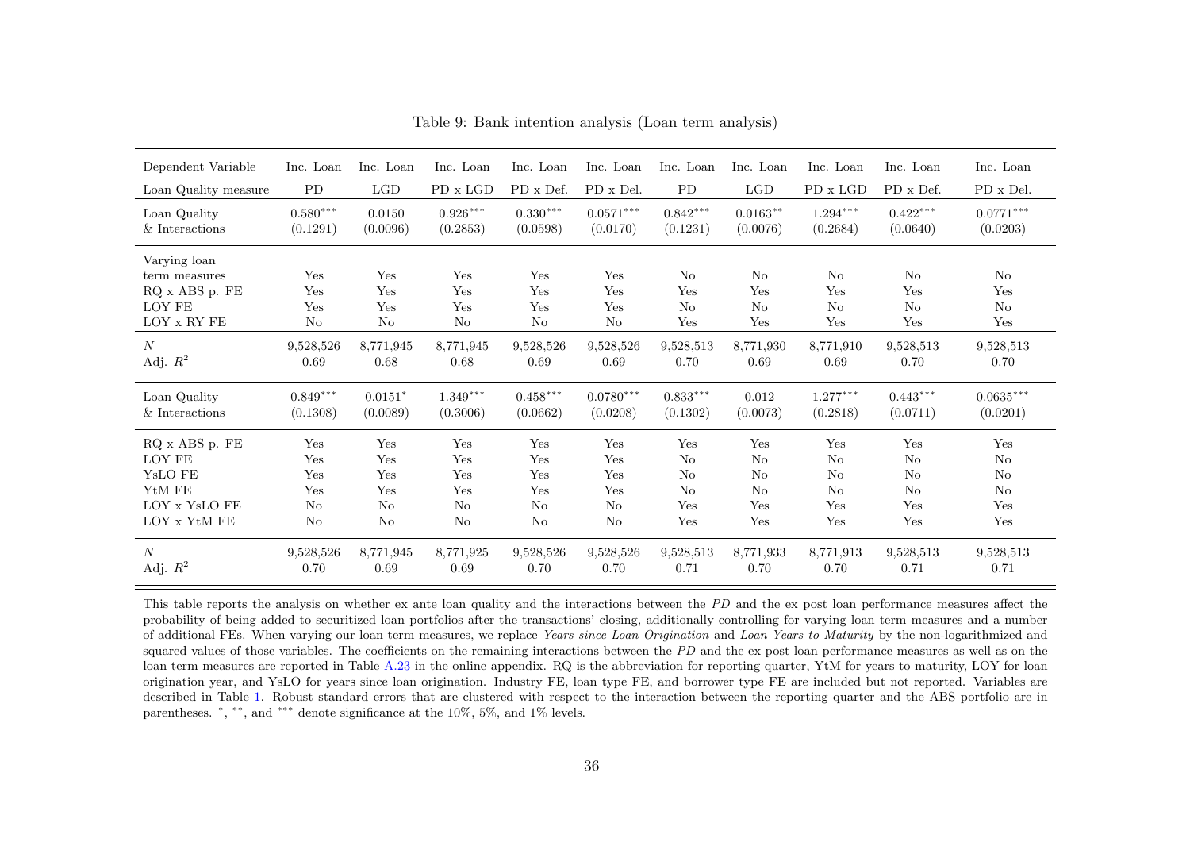Table 9: Bank intention analysis (Loan term analysis)

| Dependent Variable | Inc. Loan | Inc. Loan | Inc. Loan | Inc. Loan | Inc. Loan | Inc. Loan | Inc. Loan | Inc. Loan | Inc. Loan | Inc. Loan |
|---|---|---|---|---|---|---|---|---|---|---|
| Loan Quality measure | PD | LGD | PD x LGD | PD x Def. | PD x Del. | PD | LGD | PD x LGD | PD x Def. | PD x Del. |
| Loan Quality | $0.580^{***}$ | 0.0150 | $0.926^{***}$ | $0.330^{***}$ | $0.0571^{***}$ | $0.842^{***}$ | $0.0163^{**}$ | $1.294^{***}$ | $0.422^{***}$ | $0.0771^{***}$ |
| & Interactions | (0.1291) | (0.0096) | (0.2853) | (0.0598) | (0.0170) | (0.1231) | (0.0076) | (0.2684) | (0.0640) | (0.0203) |
| Varying loan term measures | Yes | Yes | Yes | Yes | Yes | No | No | No | No | No |
| RQ x ABS p. FE | Yes | Yes | Yes | Yes | Yes | Yes | Yes | Yes | Yes | Yes |
| LOY FE | Yes | Yes | Yes | Yes | Yes | No | No | No | No | No |
| LOY x RY FE | No | No | No | No | No | Yes | Yes | Yes | Yes | Yes |
| $N$ | 9,528,526 | 8,771,945 | 8,771,945 | 9,528,526 | 9,528,526 | 9,528,513 | 8,771,930 | 8,771,910 | 9,528,513 | 9,528,513 |
| Adj. $R^2$ | 0.69 | 0.68 | 0.68 | 0.69 | 0.69 | 0.70 | 0.69 | 0.69 | 0.70 | 0.70 |
| Loan Quality | $0.849^{***}$ | $0.0151^{*}$ | $1.349^{***}$ | $0.458^{***}$ | $0.0780^{***}$ | $0.833^{***}$ | 0.012 | $1.277^{***}$ | $0.443^{***}$ | $0.0635^{***}$ |
| & Interactions | (0.1308) | (0.0089) | (0.3006) | (0.0662) | (0.0208) | (0.1302) | (0.0073) | (0.2818) | (0.0711) | (0.0201) |
| RQ x ABS p. FE | Yes | Yes | Yes | Yes | Yes | Yes | Yes | Yes | Yes | Yes |
| LOY FE | Yes | Yes | Yes | Yes | Yes | No | No | No | No | No |
| YsLO FE | Yes | Yes | Yes | Yes | Yes | No | No | No | No | No |
| YtM FE | Yes | Yes | Yes | Yes | Yes | No | No | No | No | No |
| LOY x YsLO FE | No | No | No | No | No | Yes | Yes | Yes | Yes | Yes |
| LOY x YtM FE | No | No | No | No | No | Yes | Yes | Yes | Yes | Yes |
| $N$ | 9,528,526 | 8,771,945 | 8,771,925 | 9,528,526 | 9,528,526 | 9,528,513 | 8,771,933 | 8,771,913 | 9,528,513 | 9,528,513 |
| Adj. $R^2$ | 0.70 | 0.69 | 0.69 | 0.70 | 0.70 | 0.71 | 0.70 | 0.70 | 0.71 | 0.71 |

This table reports the analysis on whether ex ante loan quality and the interactions between the *PD* and the ex post loan performance measures affect the probability of being added to securitized loan portfolios after the transactions' closing, additionally controlling for varying loan term measures and a number of additional FEs. When varying our loan term measures, we replace *Years since Loan Origination* and *Loan Years to Maturity* by the non-logarithmized and squared values of those variables. The coefficients on the remaining interactions between the *PD* and the ex post loan performance measures as well as on the loan term measures are reported in Table A.23 in the online appendix. RQ is the abbreviation for reporting quarter, YtM for years to maturity, LOY for loan origination year, and YsLO for years since loan origination. Industry FE, loan type FE, and borrower type FE are included but not reported. Variables are described in Table 1. Robust standard errors that are clustered with respect to the interaction between the reporting quarter and the ABS portfolio are in parentheses. $^{*}$, $^{**}$, and $^{***}$ denote significance at the 10%, 5%, and 1% levels.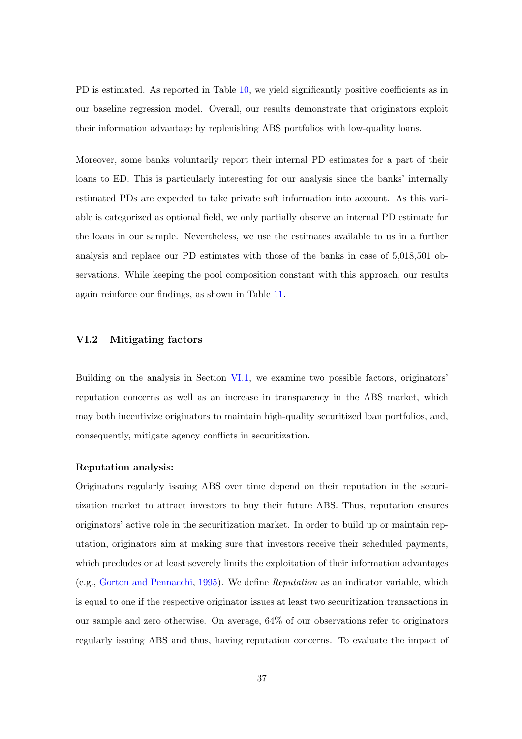PD is estimated. As reported in Table 10, we yield significantly positive coefficients as in our baseline regression model. Overall, our results demonstrate that originators exploit their information advantage by replenishing ABS portfolios with low-quality loans.

Moreover, some banks voluntarily report their internal PD estimates for a part of their loans to ED. This is particularly interesting for our analysis since the banks' internally estimated PDs are expected to take private soft information into account. As this variable is categorized as optional field, we only partially observe an internal PD estimate for the loans in our sample. Nevertheless, we use the estimates available to us in a further analysis and replace our PD estimates with those of the banks in case of 5,018,501 observations. While keeping the pool composition constant with this approach, our results again reinforce our findings, as shown in Table 11.

### VI.2 Mitigating factors

Building on the analysis in Section VI.1, we examine two possible factors, originators' reputation concerns as well as an increase in transparency in the ABS market, which may both incentivize originators to maintain high-quality securitized loan portfolios, and, consequently, mitigate agency conflicts in securitization.

**Reputation analysis:**
Originators regularly issuing ABS over time depend on their reputation in the securitization market to attract investors to buy their future ABS. Thus, reputation ensures originators' active role in the securitization market. In order to build up or maintain reputation, originators aim at making sure that investors receive their scheduled payments, which precludes or at least severely limits the exploitation of their information advantages (e.g., Gorton and Pennacchi, 1995). We define *Reputation* as an indicator variable, which is equal to one if the respective originator issues at least two securitization transactions in our sample and zero otherwise. On average, 64% of our observations refer to originators regularly issuing ABS and thus, having reputation concerns. To evaluate the impact of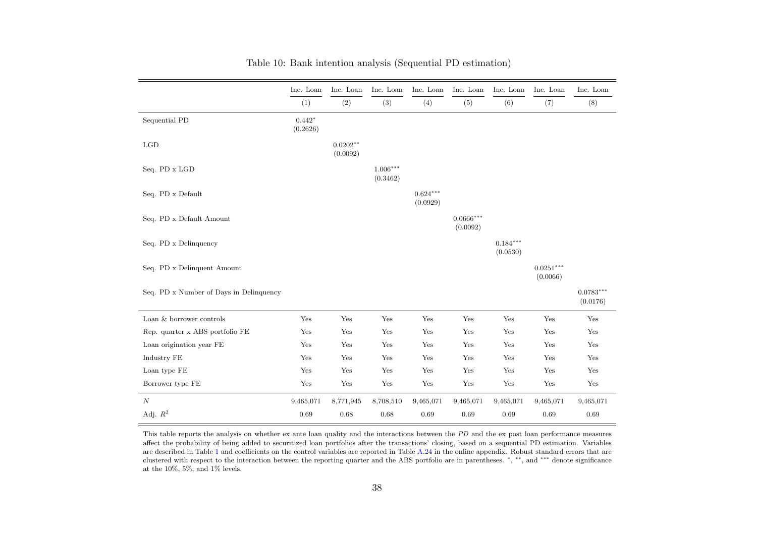Table 10: Bank intention analysis (Sequential PD estimation)

| | Inc. Loan | Inc. Loan | Inc. Loan | Inc. Loan | Inc. Loan | Inc. Loan | Inc. Loan | Inc. Loan |
|---|---|---|---|---|---|---|---|---|
| | (1) | (2) | (3) | (4) | (5) | (6) | (7) | (8) |
| Sequential PD | $0.442^{*}$ <br> (0.2626) | | | | | | | |
| LGD | | $0.0202^{**}$ <br> (0.0092) | | | | | | |
| Seq. PD x LGD | | | $1.006^{***}$ <br> (0.3462) | | | | | |
| Seq. PD x Default | | | | $0.624^{***}$ <br> (0.0929) | | | | |
| Seq. PD x Default Amount | | | | | $0.0666^{***}$ <br> (0.0092) | | | |
| Seq. PD x Delinquency | | | | | | $0.184^{***}$ <br> (0.0530) | | |
| Seq. PD x Delinquent Amount | | | | | | | $0.0251^{***}$ <br> (0.0066) | |
| Seq. PD x Number of Days in Delinquency | | | | | | | | $0.0783^{***}$ <br> (0.0176) |
| Loan & borrower controls | Yes | Yes | Yes | Yes | Yes | Yes | Yes | Yes |
| Rep. quarter x ABS portfolio FE | Yes | Yes | Yes | Yes | Yes | Yes | Yes | Yes |
| Loan origination year FE | Yes | Yes | Yes | Yes | Yes | Yes | Yes | Yes |
| Industry FE | Yes | Yes | Yes | Yes | Yes | Yes | Yes | Yes |
| Loan type FE | Yes | Yes | Yes | Yes | Yes | Yes | Yes | Yes |
| Borrower type FE | Yes | Yes | Yes | Yes | Yes | Yes | Yes | Yes |
| $N$ | 9,465,071 | 8,771,945 | 8,708,510 | 9,465,071 | 9,465,071 | 9,465,071 | 9,465,071 | 9,465,071 |
| Adj. $R^2$ | 0.69 | 0.68 | 0.68 | 0.69 | 0.69 | 0.69 | 0.69 | 0.69 |

This table reports the analysis on whether ex ante loan quality and the interactions between the *PD* and the ex post loan performance measures affect the probability of being added to securitized loan portfolios after the transactions' closing, based on a sequential PD estimation. Variables are described in Table 1 and coefficients on the control variables are reported in Table A.24 in the online appendix. Robust standard errors that are clustered with respect to the interaction between the reporting quarter and the ABS portfolio are in parentheses. $^{*}$, $^{**}$, and $^{***}$ denote significance at the 10%, 5%, and 1% levels.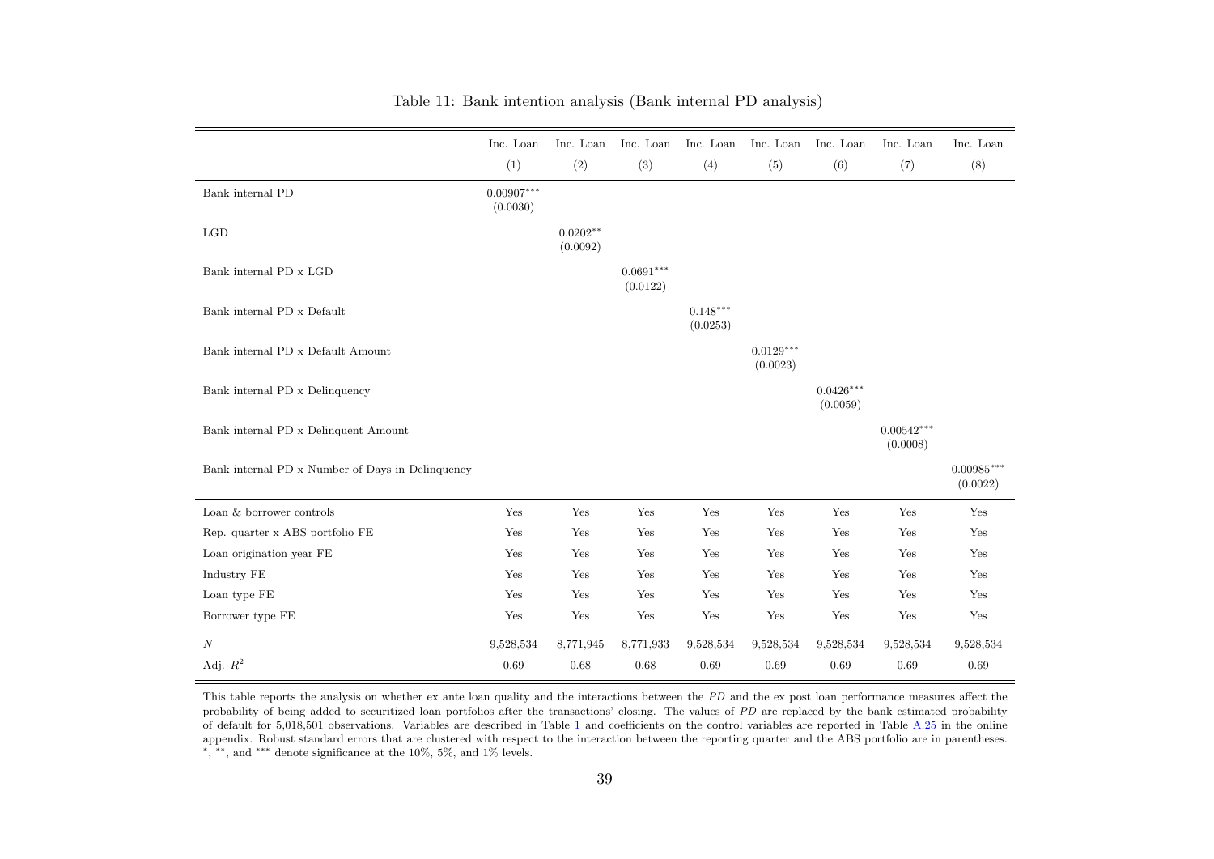Table 11: Bank intention analysis (Bank internal PD analysis)

| | Inc. Loan | Inc. Loan | Inc. Loan | Inc. Loan | Inc. Loan | Inc. Loan | Inc. Loan | Inc. Loan |
|---|---|---|---|---|---|---|---|---|
| | (1) | (2) | (3) | (4) | (5) | (6) | (7) | (8) |
| Bank internal PD | 0.00907*** (0.0030) | | | | | | | |
| LGD | | 0.0202** (0.0092) | | | | | | |
| Bank internal PD x LGD | | | 0.0691*** (0.0122) | | | | | |
| Bank internal PD x Default | | | | 0.148*** (0.0253) | | | | |
| Bank internal PD x Default Amount | | | | | 0.0129*** (0.0023) | | | |
| Bank internal PD x Delinquency | | | | | | 0.0426*** (0.0059) | | |
| Bank internal PD x Delinquent Amount | | | | | | | 0.00542*** (0.0008) | |
| Bank internal PD x Number of Days in Delinquency | | | | | | | | 0.00985*** (0.0022) |
| Loan & borrower controls | Yes | Yes | Yes | Yes | Yes | Yes | Yes | Yes |
| Rep. quarter x ABS portfolio FE | Yes | Yes | Yes | Yes | Yes | Yes | Yes | Yes |
| Loan origination year FE | Yes | Yes | Yes | Yes | Yes | Yes | Yes | Yes |
| Industry FE | Yes | Yes | Yes | Yes | Yes | Yes | Yes | Yes |
| Loan type FE | Yes | Yes | Yes | Yes | Yes | Yes | Yes | Yes |
| Borrower type FE | Yes | Yes | Yes | Yes | Yes | Yes | Yes | Yes |
| $N$ | 9,528,534 | 8,771,945 | 8,771,933 | 9,528,534 | 9,528,534 | 9,528,534 | 9,528,534 | 9,528,534 |
| Adj. $R^2$ | 0.69 | 0.68 | 0.68 | 0.69 | 0.69 | 0.69 | 0.69 | 0.69 |

This table reports the analysis on whether ex ante loan quality and the interactions between the *PD* and the ex post loan performance measures affect the probability of being added to securitized loan portfolios after the transactions' closing. The values of *PD* are replaced by the bank estimated probability of default for 5,018,501 observations. Variables are described in Table 1 and coefficients on the control variables are reported in Table A.25 in the online appendix. Robust standard errors that are clustered with respect to the interaction between the reporting quarter and the ABS portfolio are in parentheses. *, **, and *** denote significance at the 10%, 5%, and 1% levels.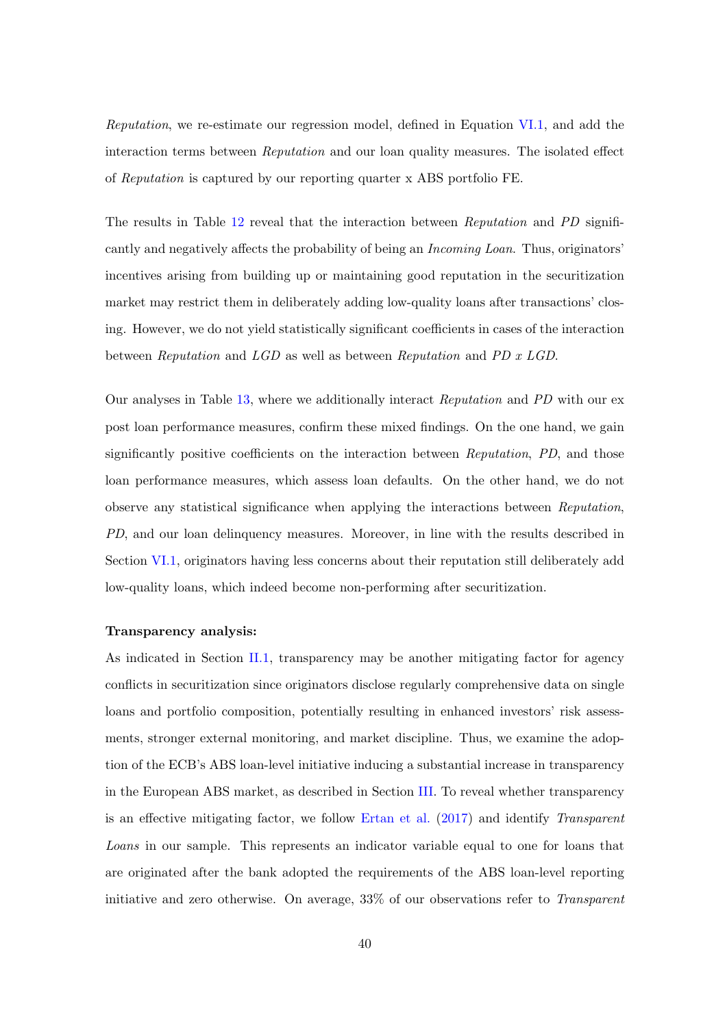*Reputation*, we re-estimate our regression model, defined in Equation VI.1, and add the interaction terms between *Reputation* and our loan quality measures. The isolated effect of *Reputation* is captured by our reporting quarter x ABS portfolio FE.

The results in Table 12 reveal that the interaction between *Reputation* and *PD* significantly and negatively affects the probability of being an *Incoming Loan*. Thus, originators' incentives arising from building up or maintaining good reputation in the securitization market may restrict them in deliberately adding low-quality loans after transactions' closing. However, we do not yield statistically significant coefficients in cases of the interaction between *Reputation* and *LGD* as well as between *Reputation* and *PD x LGD*.

Our analyses in Table 13, where we additionally interact *Reputation* and *PD* with our ex post loan performance measures, confirm these mixed findings. On the one hand, we gain significantly positive coefficients on the interaction between *Reputation*, *PD*, and those loan performance measures, which assess loan defaults. On the other hand, we do not observe any statistical significance when applying the interactions between *Reputation*, *PD*, and our loan delinquency measures. Moreover, in line with the results described in Section VI.1, originators having less concerns about their reputation still deliberately add low-quality loans, which indeed become non-performing after securitization.

**Transparency analysis:**
As indicated in Section II.1, transparency may be another mitigating factor for agency conflicts in securitization since originators disclose regularly comprehensive data on single loans and portfolio composition, potentially resulting in enhanced investors' risk assessments, stronger external monitoring, and market discipline. Thus, we examine the adoption of the ECB's ABS loan-level initiative inducing a substantial increase in transparency in the European ABS market, as described in Section III. To reveal whether transparency is an effective mitigating factor, we follow Ertan et al. (2017) and identify *Transparent Loans* in our sample. This represents an indicator variable equal to one for loans that are originated after the bank adopted the requirements of the ABS loan-level reporting initiative and zero otherwise. On average, 33% of our observations refer to *Transparent*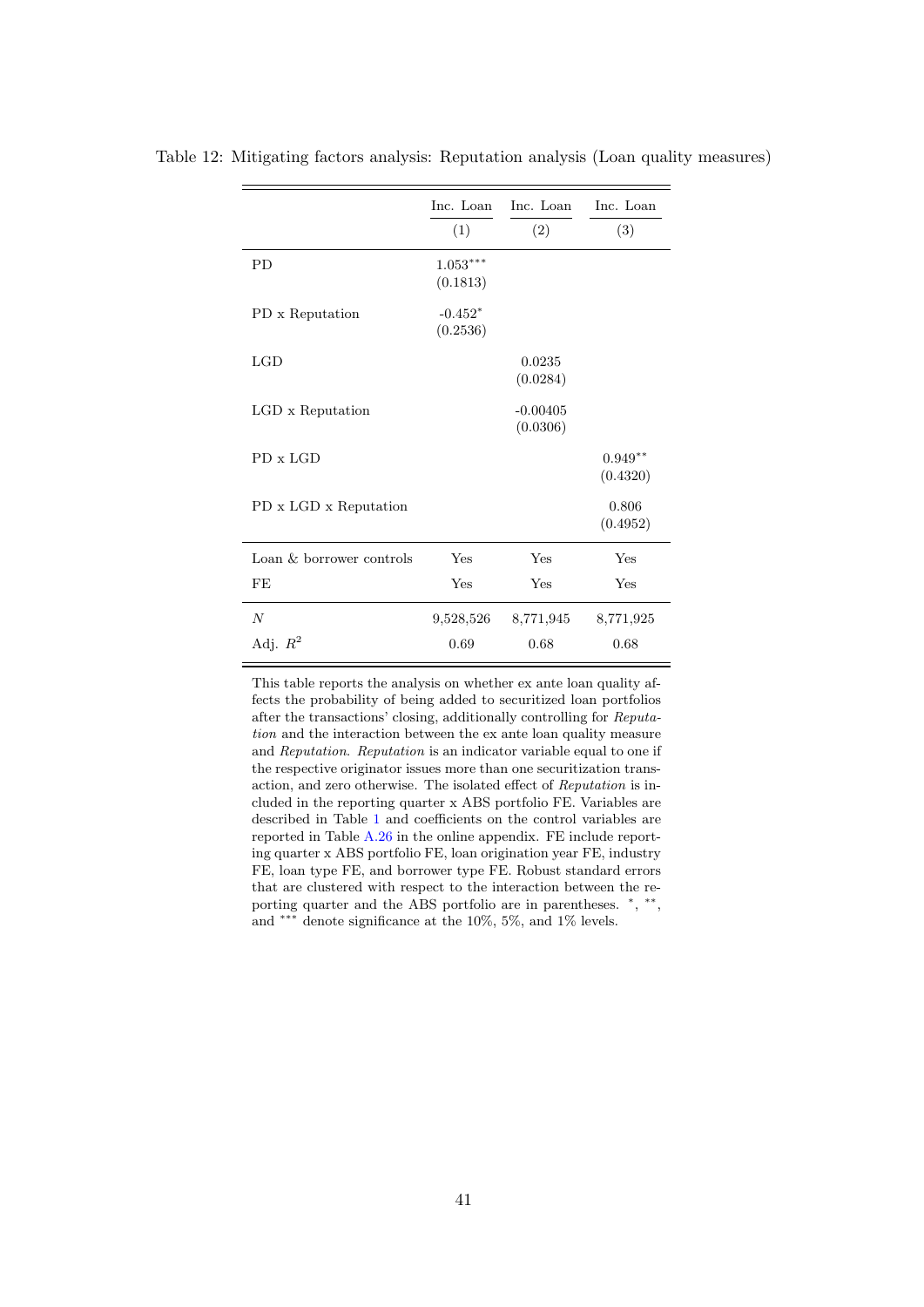Table 12: Mitigating factors analysis: Reputation analysis (Loan quality measures)

| | Inc. Loan | Inc. Loan | Inc. Loan |
|---|---|---|---|
| | (1) | (2) | (3) |
| PD | 1.053*** | | |
| | (0.1813) | | |
| PD x Reputation | -0.452* | | |
| | (0.2536) | | |
| LGD | | 0.0235 | |
| | | (0.0284) | |
| LGD x Reputation | | -0.00405 | |
| | | (0.0306) | |
| PD x LGD | | | 0.949** |
| | | | (0.4320) |
| PD x LGD x Reputation | | | 0.806 |
| | | | (0.4952) |
| Loan & borrower controls | Yes | Yes | Yes |
| FE | Yes | Yes | Yes |
| $N$ | 9,528,526 | 8,771,945 | 8,771,925 |
| Adj. $R^2$ | 0.69 | 0.68 | 0.68 |

This table reports the analysis on whether ex ante loan quality affects the probability of being added to securitized loan portfolios after the transactions' closing, additionally controlling for *Reputation* and the interaction between the ex ante loan quality measure and *Reputation*. *Reputation* is an indicator variable equal to one if the respective originator issues more than one securitization transaction, and zero otherwise. The isolated effect of *Reputation* is included in the reporting quarter x ABS portfolio FE. Variables are described in Table 1 and coefficients on the control variables are reported in Table A.26 in the online appendix. FE include reporting quarter x ABS portfolio FE, loan origination year FE, industry FE, loan type FE, and borrower type FE. Robust standard errors that are clustered with respect to the interaction between the reporting quarter and the ABS portfolio are in parentheses. *, **, and *** denote significance at the 10%, 5%, and 1% levels.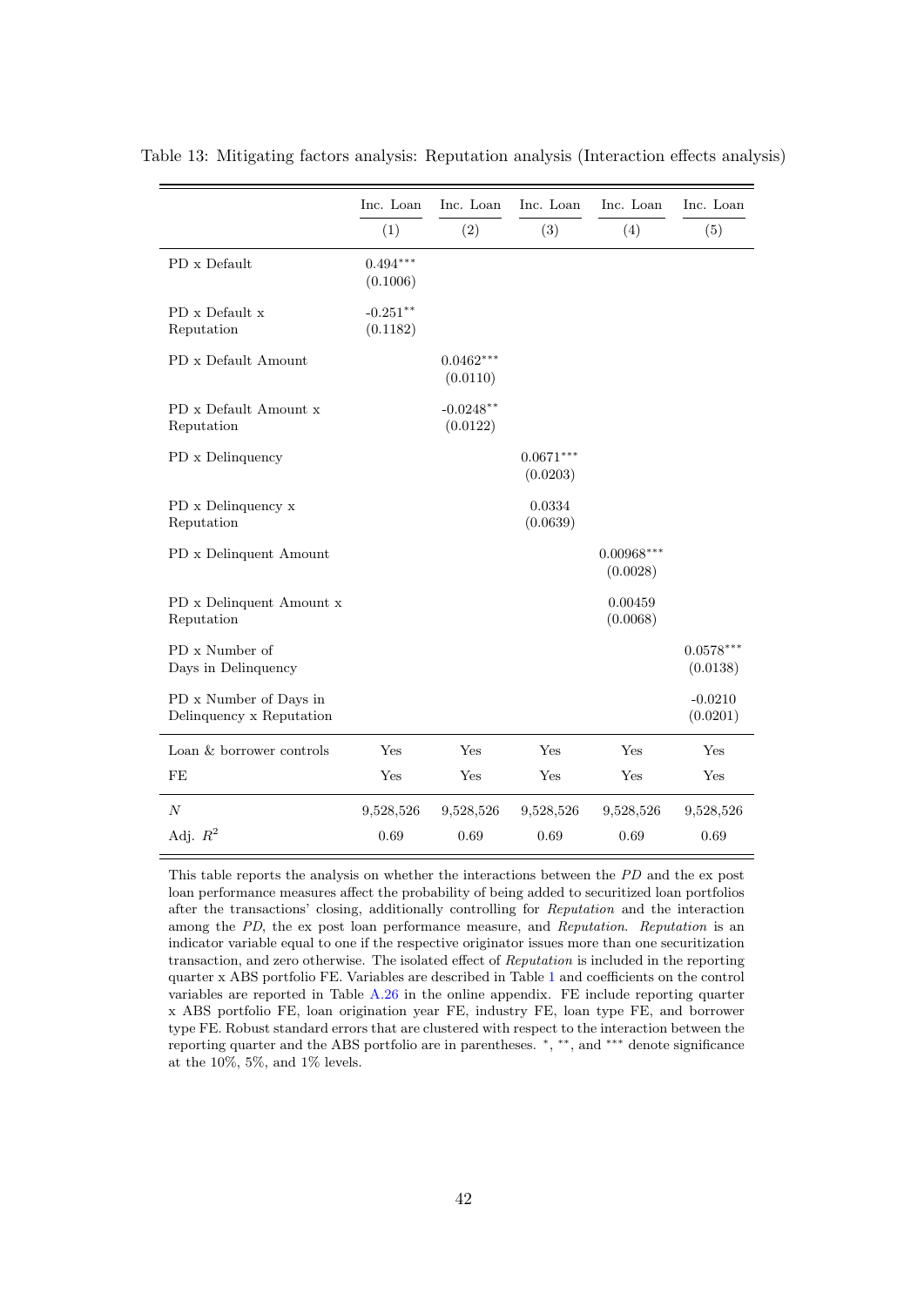Table 13: Mitigating factors analysis: Reputation analysis (Interaction effects analysis)

| | Inc. Loan | Inc. Loan | Inc. Loan | Inc. Loan | Inc. Loan |
|---|---|---|---|---|---|
| | (1) | (2) | (3) | (4) | (5) |
| PD x Default | 0.494*** | | | | |
| | (0.1006) | | | | |
| PD x Default x Reputation | -0.251** | | | | |
| | (0.1182) | | | | |
| PD x Default Amount | | 0.0462*** | | | |
| | | (0.0110) | | | |
| PD x Default Amount x Reputation | | -0.0248** | | | |
| | | (0.0122) | | | |
| PD x Delinquency | | | 0.0671*** | | |
| | | | (0.0203) | | |
| PD x Delinquency x Reputation | | | 0.0334 | | |
| | | | (0.0639) | | |
| PD x Delinquent Amount | | | | 0.00968*** | |
| | | | | (0.0028) | |
| PD x Delinquent Amount x Reputation | | | | 0.00459 | |
| | | | | (0.0068) | |
| PD x Number of Days in Delinquency | | | | | 0.0578*** |
| | | | | | (0.0138) |
| PD x Number of Days in Delinquency x Reputation | | | | | -0.0210 |
| | | | | | (0.0201) |
| Loan & borrower controls | Yes | Yes | Yes | Yes | Yes |
| FE | Yes | Yes | Yes | Yes | Yes |
| $N$ | 9,528,526 | 9,528,526 | 9,528,526 | 9,528,526 | 9,528,526 |
| Adj. $R^2$ | 0.69 | 0.69 | 0.69 | 0.69 | 0.69 |

This table reports the analysis on whether the interactions between the *PD* and the ex post loan performance measures affect the probability of being added to securitized loan portfolios after the transactions' closing, additionally controlling for *Reputation* and the interaction among the *PD*, the ex post loan performance measure, and *Reputation*. *Reputation* is an indicator variable equal to one if the respective originator issues more than one securitization transaction, and zero otherwise. The isolated effect of *Reputation* is included in the reporting quarter x ABS portfolio FE. Variables are described in Table 1 and coefficients on the control variables are reported in Table A.26 in the online appendix. FE include reporting quarter x ABS portfolio FE, loan origination year FE, industry FE, loan type FE, and borrower type FE. Robust standard errors that are clustered with respect to the interaction between the reporting quarter and the ABS portfolio are in parentheses. *, **, and *** denote significance at the 10%, 5%, and 1% levels.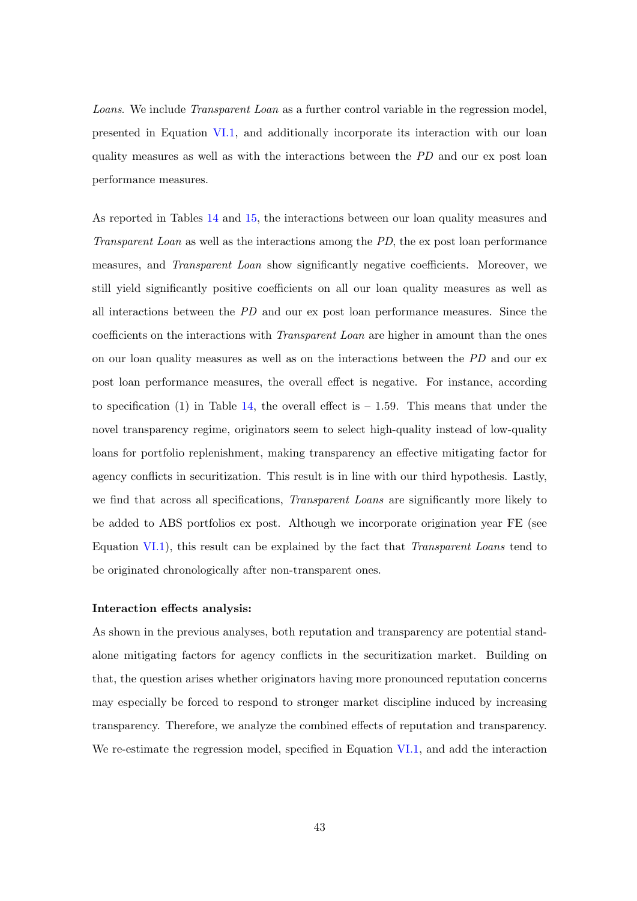*Loans*. We include *Transparent Loan* as a further control variable in the regression model, presented in Equation VI.1, and additionally incorporate its interaction with our loan quality measures as well as with the interactions between the *PD* and our ex post loan performance measures.

As reported in Tables 14 and 15, the interactions between our loan quality measures and *Transparent Loan* as well as the interactions among the *PD*, the ex post loan performance measures, and *Transparent Loan* show significantly negative coefficients. Moreover, we still yield significantly positive coefficients on all our loan quality measures as well as all interactions between the *PD* and our ex post loan performance measures. Since the coefficients on the interactions with *Transparent Loan* are higher in amount than the ones on our loan quality measures as well as on the interactions between the *PD* and our ex post loan performance measures, the overall effect is negative. For instance, according to specification (1) in Table 14, the overall effect is – 1.59. This means that under the novel transparency regime, originators seem to select high-quality instead of low-quality loans for portfolio replenishment, making transparency an effective mitigating factor for agency conflicts in securitization. This result is in line with our third hypothesis. Lastly, we find that across all specifications, *Transparent Loans* are significantly more likely to be added to ABS portfolios ex post. Although we incorporate origination year FE (see Equation VI.1), this result can be explained by the fact that *Transparent Loans* tend to be originated chronologically after non-transparent ones.

**Interaction effects analysis:**

As shown in the previous analyses, both reputation and transparency are potential stand-alone mitigating factors for agency conflicts in the securitization market. Building on that, the question arises whether originators having more pronounced reputation concerns may especially be forced to respond to stronger market discipline induced by increasing transparency. Therefore, we analyze the combined effects of reputation and transparency. We re-estimate the regression model, specified in Equation VI.1, and add the interaction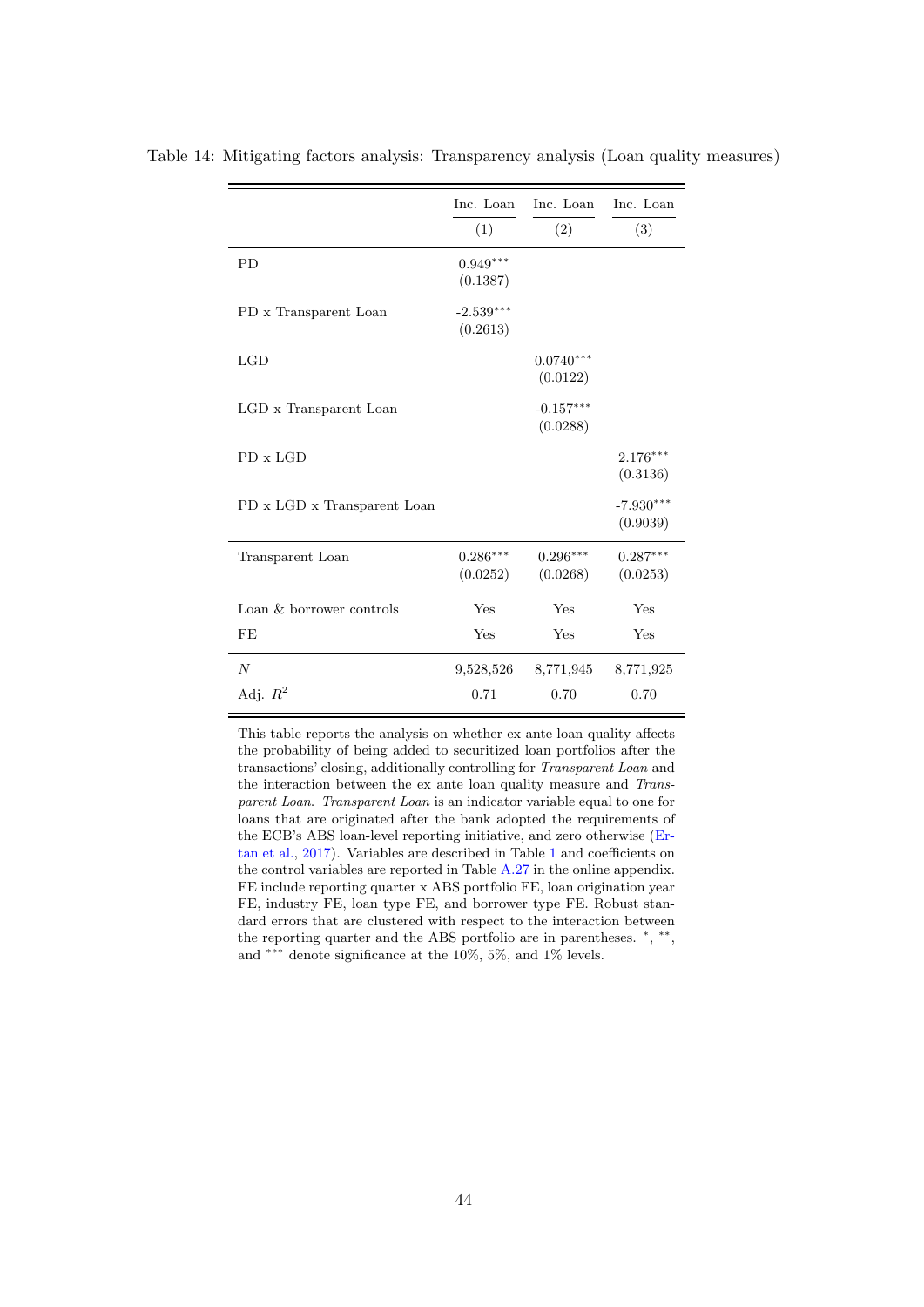Table 14: Mitigating factors analysis: Transparency analysis (Loan quality measures)

| | Inc. Loan | Inc. Loan | Inc. Loan |
|---|---|---|---|
| | (1) | (2) | (3) |
| PD | 0.949*** | | |
| | (0.1387) | | |
| PD x Transparent Loan | -2.539*** | | |
| | (0.2613) | | |
| LGD | | 0.0740*** | |
| | | (0.0122) | |
| LGD x Transparent Loan | | -0.157*** | |
| | | (0.0288) | |
| PD x LGD | | | 2.176*** |
| | | | (0.3136) |
| PD x LGD x Transparent Loan | | | -7.930*** |
| | | | (0.9039) |
| Transparent Loan | 0.286*** | 0.296*** | 0.287*** |
| | (0.0252) | (0.0268) | (0.0253) |
| Loan & borrower controls | Yes | Yes | Yes |
| FE | Yes | Yes | Yes |
| $N$ | 9,528,526 | 8,771,945 | 8,771,925 |
| Adj. $R^2$ | 0.71 | 0.70 | 0.70 |

This table reports the analysis on whether ex ante loan quality affects the probability of being added to securitized loan portfolios after the transactions' closing, additionally controlling for *Transparent Loan* and the interaction between the ex ante loan quality measure and *Transparent Loan*. *Transparent Loan* is an indicator variable equal to one for loans that are originated after the bank adopted the requirements of the ECB's ABS loan-level reporting initiative, and zero otherwise (Ertan et al., 2017). Variables are described in Table 1 and coefficients on the control variables are reported in Table A.27 in the online appendix. FE include reporting quarter x ABS portfolio FE, loan origination year FE, industry FE, loan type FE, and borrower type FE. Robust standard errors that are clustered with respect to the interaction between the reporting quarter and the ABS portfolio are in parentheses. *, **, and *** denote significance at the 10%, 5%, and 1% levels.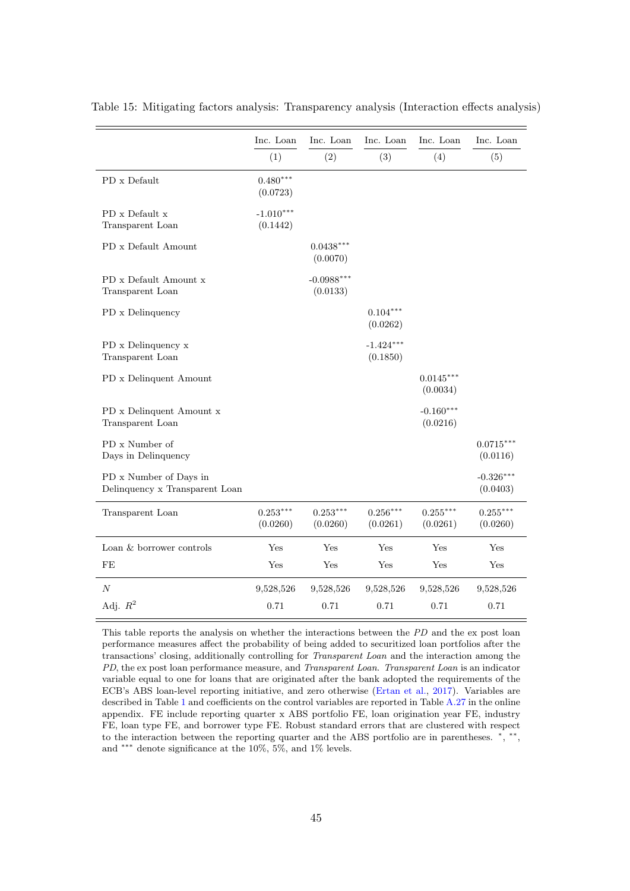Table 15: Mitigating factors analysis: Transparency analysis (Interaction effects analysis)

| | Inc. Loan | Inc. Loan | Inc. Loan | Inc. Loan | Inc. Loan |
|---|---|---|---|---|---|
| | (1) | (2) | (3) | (4) | (5) |
| PD x Default | 0.480*** (0.0723) | | | | |
| PD x Default x Transparent Loan | -1.010*** (0.1442) | | | | |
| PD x Default Amount | | 0.0438*** (0.0070) | | | |
| PD x Default Amount x Transparent Loan | | -0.0988*** (0.0133) | | | |
| PD x Delinquency | | | 0.104*** (0.0262) | | |
| PD x Delinquency x Transparent Loan | | | -1.424*** (0.1850) | | |
| PD x Delinquent Amount | | | | 0.0145*** (0.0034) | |
| PD x Delinquent Amount x Transparent Loan | | | | -0.160*** (0.0216) | |
| PD x Number of Days in Delinquency | | | | | 0.0715*** (0.0116) |
| PD x Number of Days in Delinquency x Transparent Loan | | | | | -0.326*** (0.0403) |
| Transparent Loan | 0.253*** (0.0260) | 0.253*** (0.0260) | 0.256*** (0.0261) | 0.255*** (0.0261) | 0.255*** (0.0260) |
| Loan & borrower controls | Yes | Yes | Yes | Yes | Yes |
| FE | Yes | Yes | Yes | Yes | Yes |
| $N$ | 9,528,526 | 9,528,526 | 9,528,526 | 9,528,526 | 9,528,526 |
| Adj. $R^2$ | 0.71 | 0.71 | 0.71 | 0.71 | 0.71 |

This table reports the analysis on whether the interactions between the *PD* and the ex post loan performance measures affect the probability of being added to securitized loan portfolios after the transactions' closing, additionally controlling for *Transparent Loan* and the interaction among the *PD*, the ex post loan performance measure, and *Transparent Loan*. *Transparent Loan* is an indicator variable equal to one for loans that are originated after the bank adopted the requirements of the ECB's ABS loan-level reporting initiative, and zero otherwise (Ertan et al., 2017). Variables are described in Table 1 and coefficients on the control variables are reported in Table A.27 in the online appendix. FE include reporting quarter x ABS portfolio FE, loan origination year FE, industry FE, loan type FE, and borrower type FE. Robust standard errors that are clustered with respect to the interaction between the reporting quarter and the ABS portfolio are in parentheses. *, **, and *** denote significance at the 10%, 5%, and 1% levels.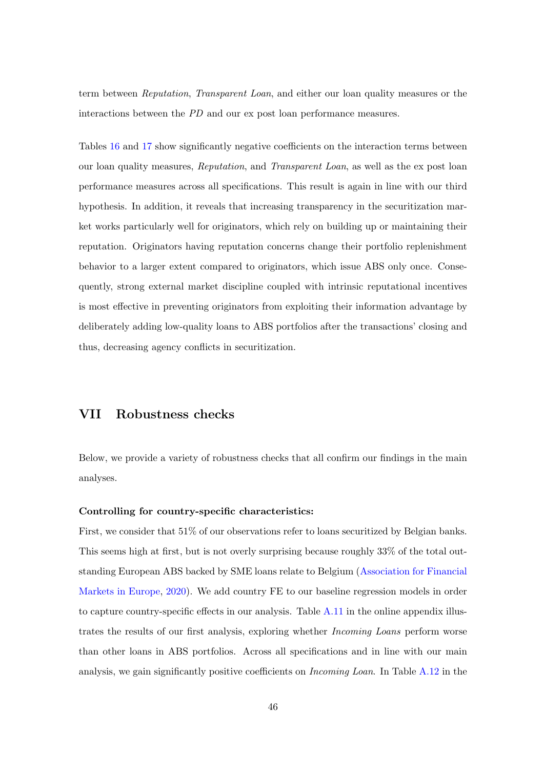term between *Reputation*, *Transparent Loan*, and either our loan quality measures or the interactions between the *PD* and our ex post loan performance measures.

Tables 16 and 17 show significantly negative coefficients on the interaction terms between our loan quality measures, *Reputation*, and *Transparent Loan*, as well as the ex post loan performance measures across all specifications. This result is again in line with our third hypothesis. In addition, it reveals that increasing transparency in the securitization market works particularly well for originators, which rely on building up or maintaining their reputation. Originators having reputation concerns change their portfolio replenishment behavior to a larger extent compared to originators, which issue ABS only once. Consequently, strong external market discipline coupled with intrinsic reputational incentives is most effective in preventing originators from exploiting their information advantage by deliberately adding low-quality loans to ABS portfolios after the transactions' closing and thus, decreasing agency conflicts in securitization.

## VII Robustness checks

Below, we provide a variety of robustness checks that all confirm our findings in the main analyses.

**Controlling for country-specific characteristics:**

First, we consider that 51% of our observations refer to loans securitized by Belgian banks. This seems high at first, but is not overly surprising because roughly 33% of the total outstanding European ABS backed by SME loans relate to Belgium (Association for Financial Markets in Europe, 2020). We add country FE to our baseline regression models in order to capture country-specific effects in our analysis. Table A.11 in the online appendix illustrates the results of our first analysis, exploring whether *Incoming Loans* perform worse than other loans in ABS portfolios. Across all specifications and in line with our main analysis, we gain significantly positive coefficients on *Incoming Loan*. In Table A.12 in the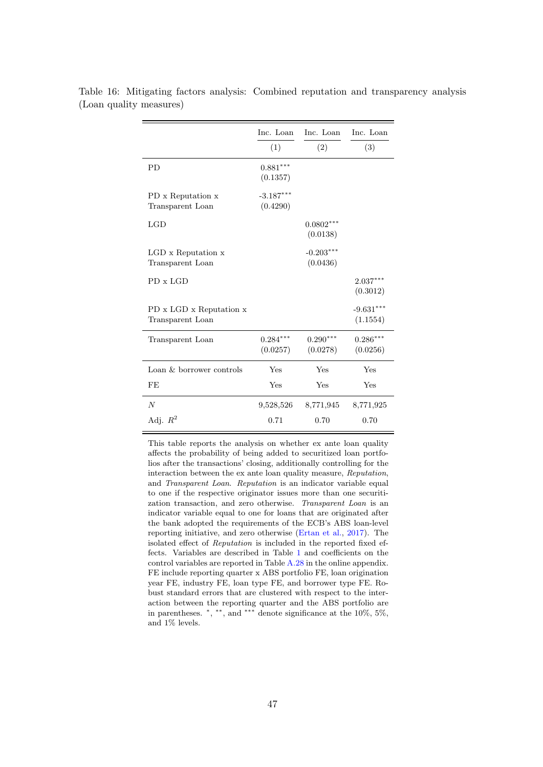Table 16: Mitigating factors analysis: Combined reputation and transparency analysis (Loan quality measures)

| | Inc. Loan | Inc. Loan | Inc. Loan |
|---|---|---|---|
| | (1) | (2) | (3) |
| PD | $0.881^{***}$ (0.1357) | | |
| PD x Reputation x Transparent Loan | $-3.187^{***}$ (0.4290) | | |
| LGD | | $0.0802^{***}$ (0.0138) | |
| LGD x Reputation x Transparent Loan | | $-0.203^{***}$ (0.0436) | |
| PD x LGD | | | $2.037^{***}$ (0.3012) |
| PD x LGD x Reputation x Transparent Loan | | | $-9.631^{***}$ (1.1554) |
| Transparent Loan | $0.284^{***}$ (0.0257) | $0.290^{***}$ (0.0278) | $0.286^{***}$ (0.0256) |
| Loan & borrower controls | Yes | Yes | Yes |
| FE | Yes | Yes | Yes |
| $N$ | 9,528,526 | 8,771,945 | 8,771,925 |
| Adj. $R^2$ | 0.71 | 0.70 | 0.70 |

This table reports the analysis on whether ex ante loan quality affects the probability of being added to securitized loan portfolios after the transactions' closing, additionally controlling for the interaction between the ex ante loan quality measure, *Reputation*, and *Transparent Loan*. *Reputation* is an indicator variable equal to one if the respective originator issues more than one securitization transaction, and zero otherwise. *Transparent Loan* is an indicator variable equal to one for loans that are originated after the bank adopted the requirements of the ECB's ABS loan-level reporting initiative, and zero otherwise (Ertan et al., 2017). The isolated effect of *Reputation* is included in the reported fixed effects. Variables are described in Table 1 and coefficients on the control variables are reported in Table A.28 in the online appendix. FE include reporting quarter x ABS portfolio FE, loan origination year FE, industry FE, loan type FE, and borrower type FE. Robust standard errors that are clustered with respect to the interaction between the reporting quarter and the ABS portfolio are in parentheses. $^{*}$, $^{**}$, and $^{***}$ denote significance at the 10%, 5%, and 1% levels.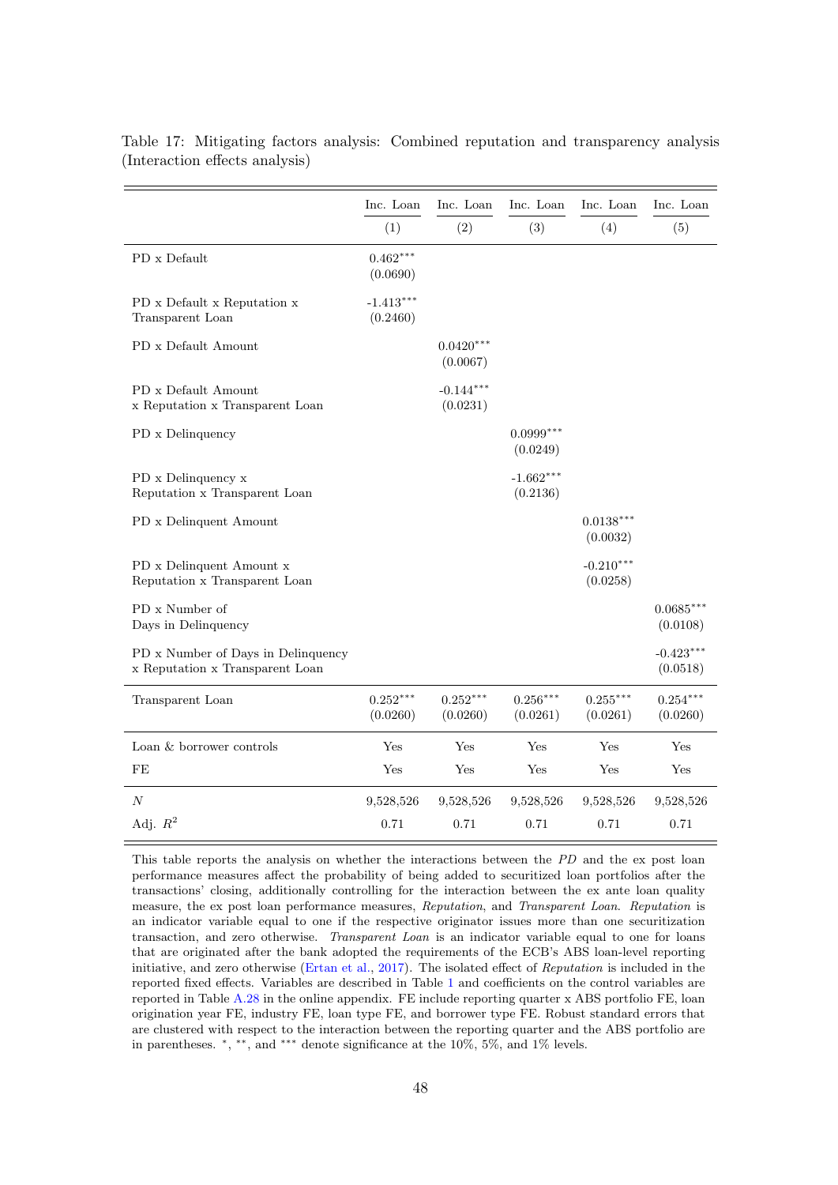Table 17: Mitigating factors analysis: Combined reputation and transparency analysis (Interaction effects analysis)

| | Inc. Loan | Inc. Loan | Inc. Loan | Inc. Loan | Inc. Loan |
|---|---|---|---|---|---|
| | (1) | (2) | (3) | (4) | (5) |
| PD x Default | $0.462^{***}$ (0.0690) | | | | |
| PD x Default x Reputation x Transparent Loan | $-1.413^{***}$ (0.2460) | | | | |
| PD x Default Amount | | $0.0420^{***}$ (0.0067) | | | |
| PD x Default Amount x Reputation x Transparent Loan | | $-0.144^{***}$ (0.0231) | | | |
| PD x Delinquency | | | $0.0999^{***}$ (0.0249) | | |
| PD x Delinquency x Reputation x Transparent Loan | | | $-1.662^{***}$ (0.2136) | | |
| PD x Delinquent Amount | | | | $0.0138^{***}$ (0.0032) | |
| PD x Delinquent Amount x Reputation x Transparent Loan | | | | $-0.210^{***}$ (0.0258) | |
| PD x Number of Days in Delinquency | | | | | $0.0685^{***}$ (0.0108) |
| PD x Number of Days in Delinquency x Reputation x Transparent Loan | | | | | $-0.423^{***}$ (0.0518) |
| Transparent Loan | $0.252^{***}$ (0.0260) | $0.252^{***}$ (0.0260) | $0.256^{***}$ (0.0261) | $0.255^{***}$ (0.0261) | $0.254^{***}$ (0.0260) |
| Loan & borrower controls | Yes | Yes | Yes | Yes | Yes |
| FE | Yes | Yes | Yes | Yes | Yes |
| $N$ | 9,528,526 | 9,528,526 | 9,528,526 | 9,528,526 | 9,528,526 |
| Adj. $R^2$ | 0.71 | 0.71 | 0.71 | 0.71 | 0.71 |

This table reports the analysis on whether the interactions between the *PD* and the ex post loan performance measures affect the probability of being added to securitized loan portfolios after the transactions' closing, additionally controlling for the interaction between the ex ante loan quality measure, the ex post loan performance measures, *Reputation*, and *Transparent Loan*. *Reputation* is an indicator variable equal to one if the respective originator issues more than one securitization transaction, and zero otherwise. *Transparent Loan* is an indicator variable equal to one for loans that are originated after the bank adopted the requirements of the ECB's ABS loan-level reporting initiative, and zero otherwise (Ertan et al., 2017). The isolated effect of *Reputation* is included in the reported fixed effects. Variables are described in Table 1 and coefficients on the control variables are reported in Table A.28 in the online appendix. FE include reporting quarter x ABS portfolio FE, loan origination year FE, industry FE, loan type FE, and borrower type FE. Robust standard errors that are clustered with respect to the interaction between the reporting quarter and the ABS portfolio are in parentheses. $^{*}$, $^{**}$, and $^{***}$ denote significance at the 10%, 5%, and 1% levels.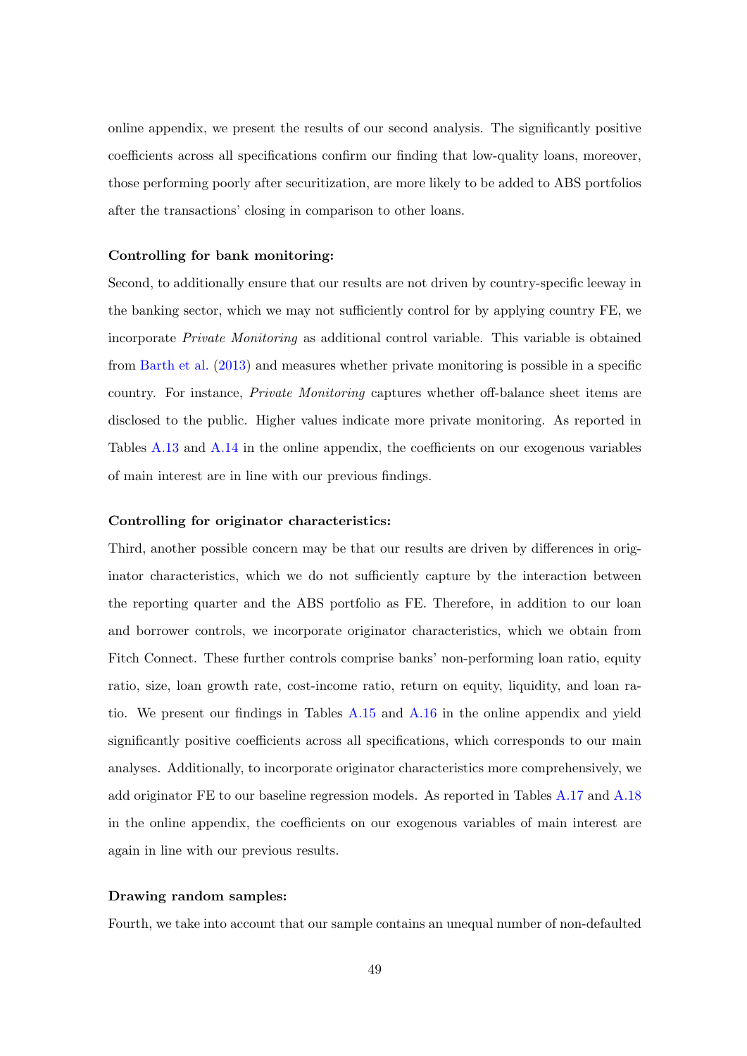online appendix, we present the results of our second analysis. The significantly positive coefficients across all specifications confirm our finding that low-quality loans, moreover, those performing poorly after securitization, are more likely to be added to ABS portfolios after the transactions' closing in comparison to other loans.

**Controlling for bank monitoring:**

Second, to additionally ensure that our results are not driven by country-specific leeway in the banking sector, which we may not sufficiently control for by applying country FE, we incorporate *Private Monitoring* as additional control variable. This variable is obtained from Barth et al. (2013) and measures whether private monitoring is possible in a specific country. For instance, *Private Monitoring* captures whether off-balance sheet items are disclosed to the public. Higher values indicate more private monitoring. As reported in Tables A.13 and A.14 in the online appendix, the coefficients on our exogenous variables of main interest are in line with our previous findings.

**Controlling for originator characteristics:**

Third, another possible concern may be that our results are driven by differences in originator characteristics, which we do not sufficiently capture by the interaction between the reporting quarter and the ABS portfolio as FE. Therefore, in addition to our loan and borrower controls, we incorporate originator characteristics, which we obtain from Fitch Connect. These further controls comprise banks' non-performing loan ratio, equity ratio, size, loan growth rate, cost-income ratio, return on equity, liquidity, and loan ratio. We present our findings in Tables A.15 and A.16 in the online appendix and yield significantly positive coefficients across all specifications, which corresponds to our main analyses. Additionally, to incorporate originator characteristics more comprehensively, we add originator FE to our baseline regression models. As reported in Tables A.17 and A.18 in the online appendix, the coefficients on our exogenous variables of main interest are again in line with our previous results.

**Drawing random samples:**

Fourth, we take into account that our sample contains an unequal number of non-defaulted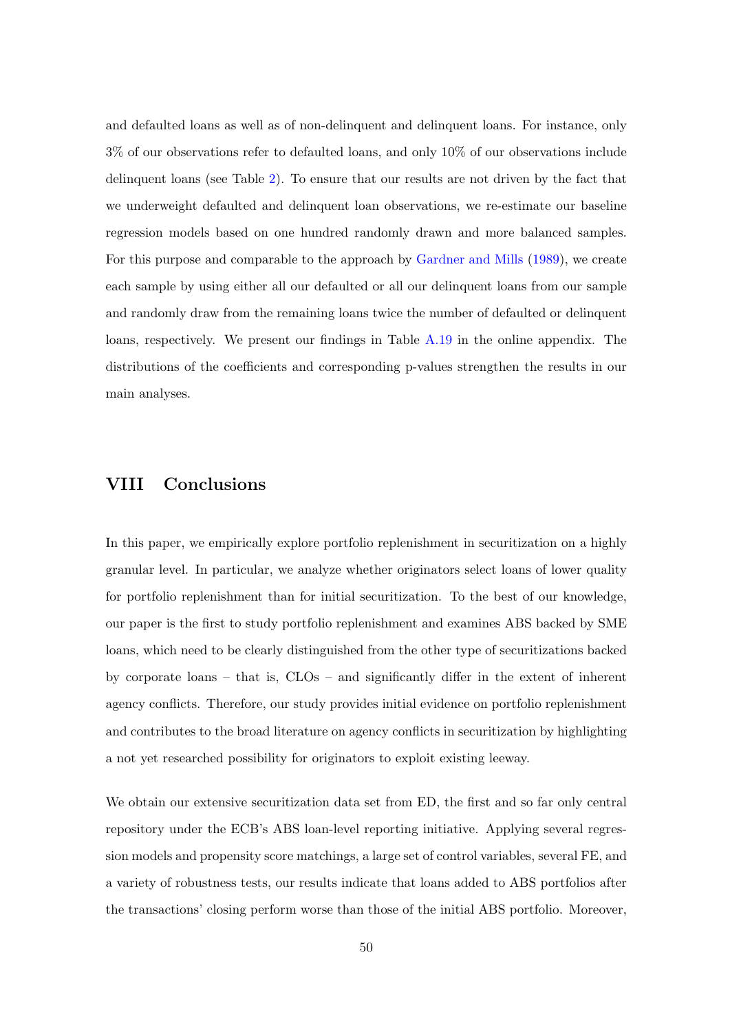and defaulted loans as well as of non-delinquent and delinquent loans. For instance, only 3% of our observations refer to defaulted loans, and only 10% of our observations include delinquent loans (see Table 2). To ensure that our results are not driven by the fact that we underweight defaulted and delinquent loan observations, we re-estimate our baseline regression models based on one hundred randomly drawn and more balanced samples. For this purpose and comparable to the approach by Gardner and Mills (1989), we create each sample by using either all our defaulted or all our delinquent loans from our sample and randomly draw from the remaining loans twice the number of defaulted or delinquent loans, respectively. We present our findings in Table A.19 in the online appendix. The distributions of the coefficients and corresponding p-values strengthen the results in our main analyses.

## VIII Conclusions

In this paper, we empirically explore portfolio replenishment in securitization on a highly granular level. In particular, we analyze whether originators select loans of lower quality for portfolio replenishment than for initial securitization. To the best of our knowledge, our paper is the first to study portfolio replenishment and examines ABS backed by SME loans, which need to be clearly distinguished from the other type of securitizations backed by corporate loans – that is, CLOs – and significantly differ in the extent of inherent agency conflicts. Therefore, our study provides initial evidence on portfolio replenishment and contributes to the broad literature on agency conflicts in securitization by highlighting a not yet researched possibility for originators to exploit existing leeway.

We obtain our extensive securitization data set from ED, the first and so far only central repository under the ECB's ABS loan-level reporting initiative. Applying several regression models and propensity score matchings, a large set of control variables, several FE, and a variety of robustness tests, our results indicate that loans added to ABS portfolios after the transactions' closing perform worse than those of the initial ABS portfolio. Moreover,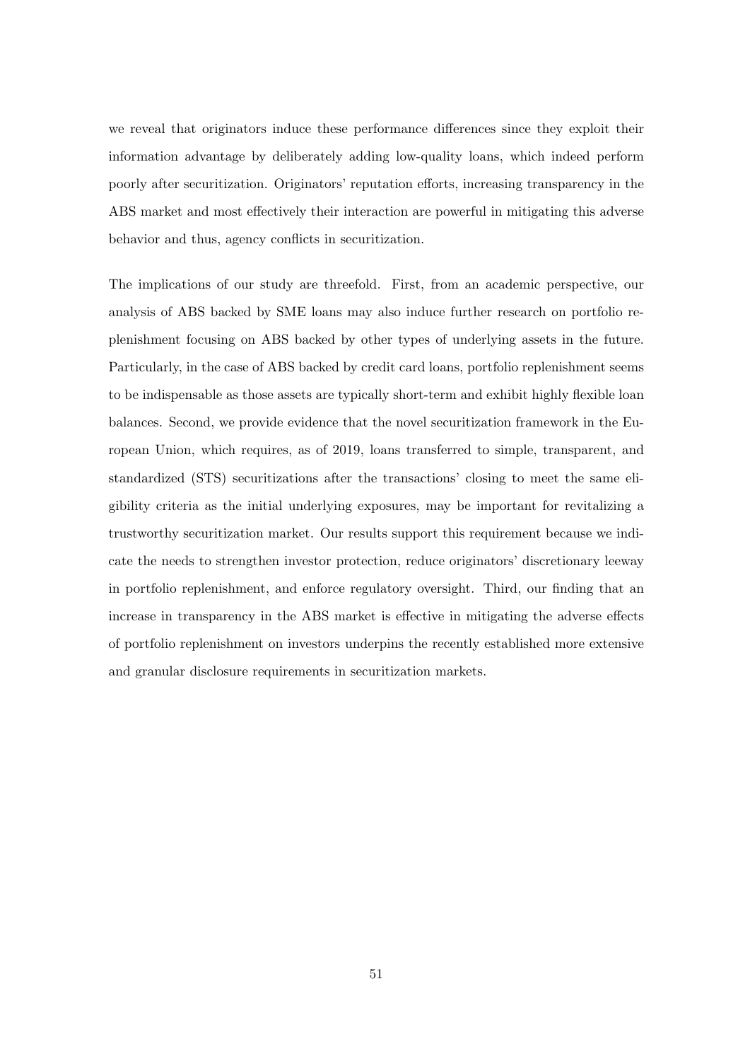we reveal that originators induce these performance differences since they exploit their information advantage by deliberately adding low-quality loans, which indeed perform poorly after securitization. Originators' reputation efforts, increasing transparency in the ABS market and most effectively their interaction are powerful in mitigating this adverse behavior and thus, agency conflicts in securitization.

The implications of our study are threefold. First, from an academic perspective, our analysis of ABS backed by SME loans may also induce further research on portfolio replenishment focusing on ABS backed by other types of underlying assets in the future. Particularly, in the case of ABS backed by credit card loans, portfolio replenishment seems to be indispensable as those assets are typically short-term and exhibit highly flexible loan balances. Second, we provide evidence that the novel securitization framework in the European Union, which requires, as of 2019, loans transferred to simple, transparent, and standardized (STS) securitizations after the transactions' closing to meet the same eligibility criteria as the initial underlying exposures, may be important for revitalizing a trustworthy securitization market. Our results support this requirement because we indicate the needs to strengthen investor protection, reduce originators' discretionary leeway in portfolio replenishment, and enforce regulatory oversight. Third, our finding that an increase in transparency in the ABS market is effective in mitigating the adverse effects of portfolio replenishment on investors underpins the recently established more extensive and granular disclosure requirements in securitization markets.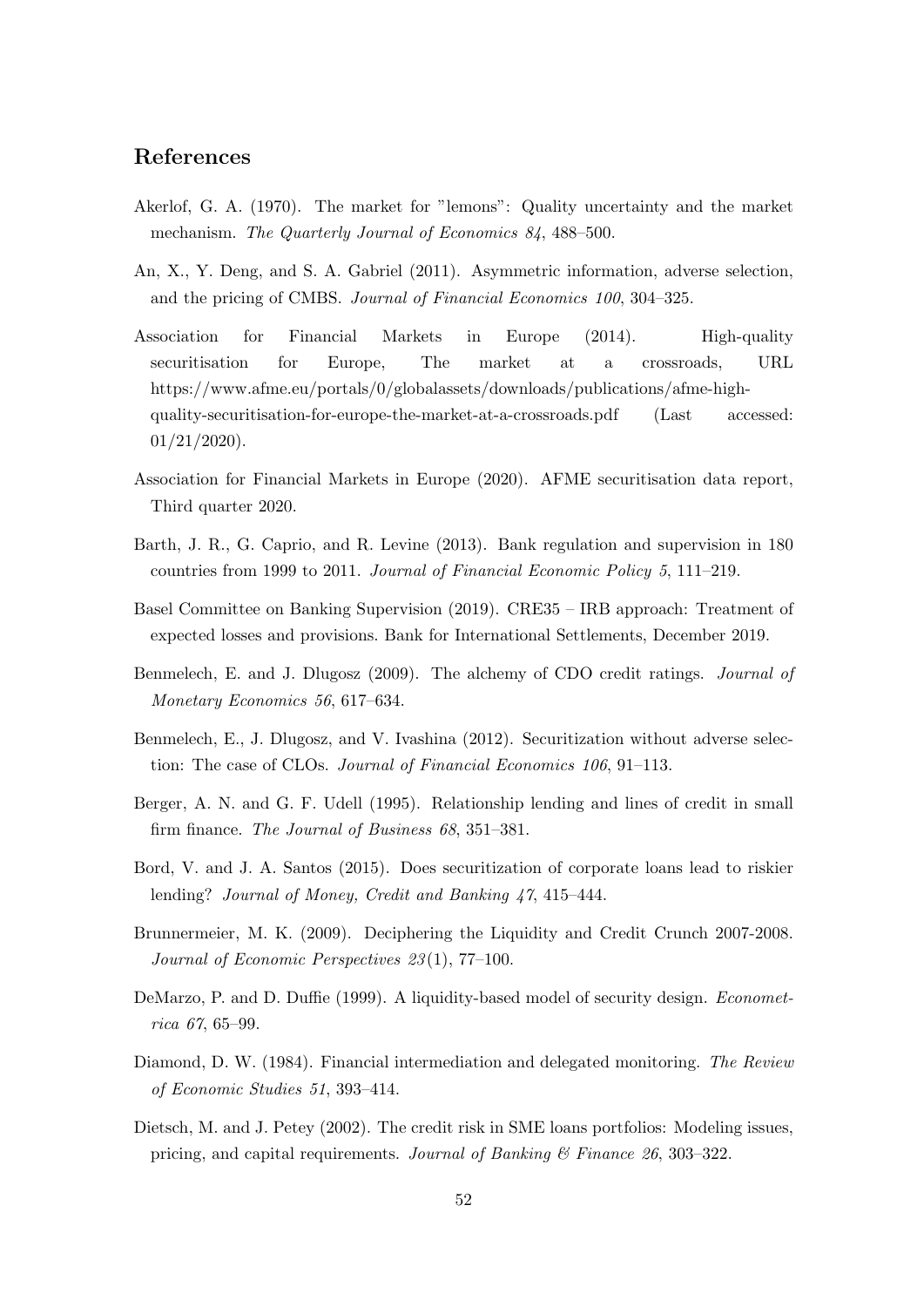## References

Akerlof, G. A. (1970). The market for "lemons": Quality uncertainty and the market mechanism. *The Quarterly Journal of Economics 84*, 488–500.

An, X., Y. Deng, and S. A. Gabriel (2011). Asymmetric information, adverse selection, and the pricing of CMBS. *Journal of Financial Economics 100*, 304–325.

Association for Financial Markets in Europe (2014). High-quality securitisation for Europe, The market at a crossroads, URL https://www.afme.eu/portals/0/globalassets/downloads/publications/afme-high-quality-securitisation-for-europe-the-market-at-a-crossroads.pdf (Last accessed: 01/21/2020).

Association for Financial Markets in Europe (2020). AFME securitisation data report, Third quarter 2020.

Barth, J. R., G. Caprio, and R. Levine (2013). Bank regulation and supervision in 180 countries from 1999 to 2011. *Journal of Financial Economic Policy 5*, 111–219.

Basel Committee on Banking Supervision (2019). CRE35 – IRB approach: Treatment of expected losses and provisions. Bank for International Settlements, December 2019.

Benmelech, E. and J. Dlugosz (2009). The alchemy of CDO credit ratings. *Journal of Monetary Economics 56*, 617–634.

Benmelech, E., J. Dlugosz, and V. Ivashina (2012). Securitization without adverse selection: The case of CLOs. *Journal of Financial Economics 106*, 91–113.

Berger, A. N. and G. F. Udell (1995). Relationship lending and lines of credit in small firm finance. *The Journal of Business 68*, 351–381.

Bord, V. and J. A. Santos (2015). Does securitization of corporate loans lead to riskier lending? *Journal of Money, Credit and Banking 47*, 415–444.

Brunnermeier, M. K. (2009). Deciphering the Liquidity and Credit Crunch 2007-2008. *Journal of Economic Perspectives 23*(1), 77–100.

DeMarzo, P. and D. Duffie (1999). A liquidity-based model of security design. *Econometrica 67*, 65–99.

Diamond, D. W. (1984). Financial intermediation and delegated monitoring. *The Review of Economic Studies 51*, 393–414.

Dietsch, M. and J. Petey (2002). The credit risk in SME loans portfolios: Modeling issues, pricing, and capital requirements. *Journal of Banking & Finance 26*, 303–322.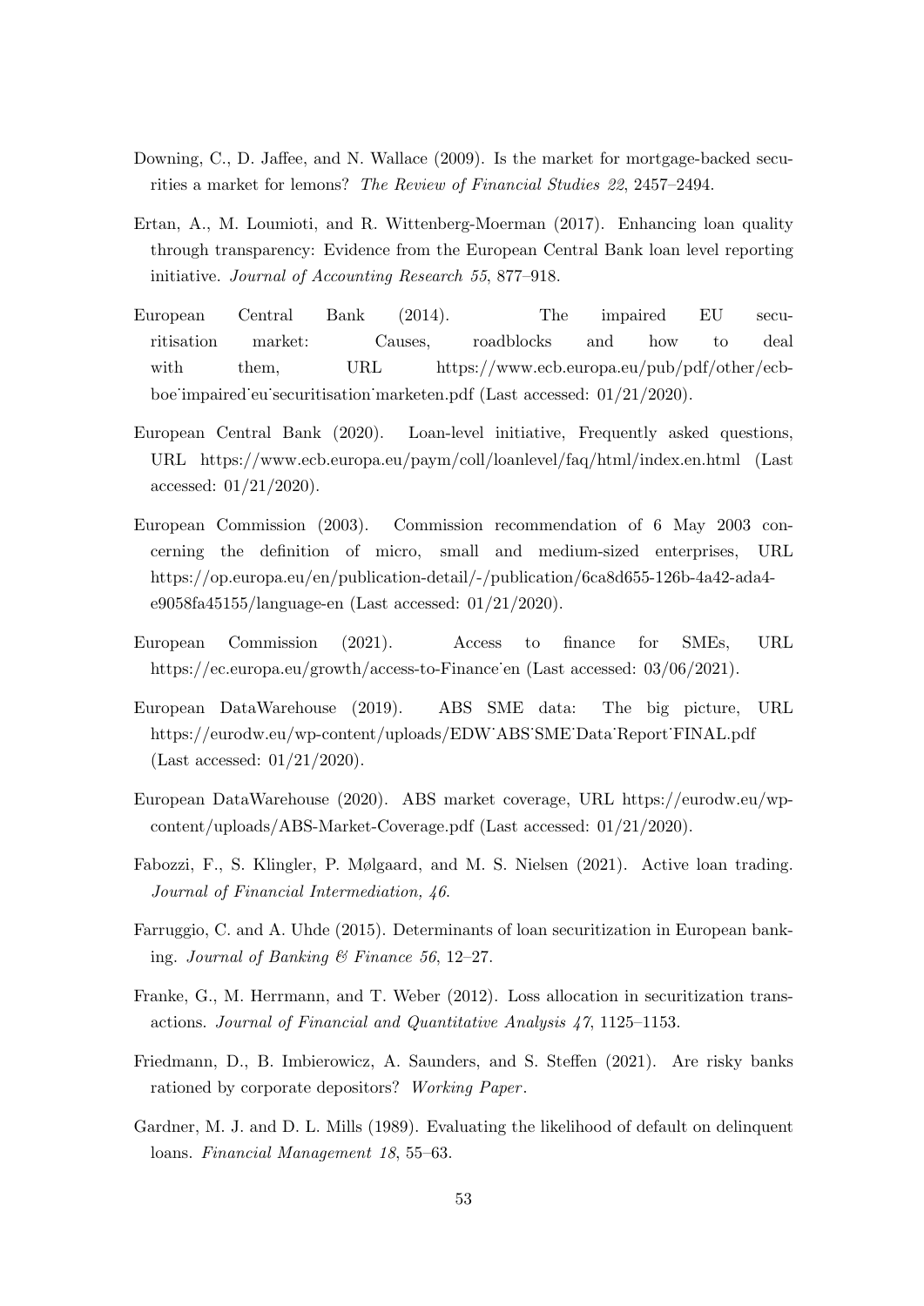Downing, C., D. Jaffee, and N. Wallace (2009). Is the market for mortgage-backed securities a market for lemons? *The Review of Financial Studies 22*, 2457–2494.

Ertan, A., M. Loumioti, and R. Wittenberg-Moerman (2017). Enhancing loan quality through transparency: Evidence from the European Central Bank loan level reporting initiative. *Journal of Accounting Research 55*, 877–918.

European Central Bank (2014). The impaired EU securitisation market: Causes, roadblocks and how to deal with them, URL https://www.ecb.europa.eu/pub/pdf/other/ecb-boe˙impaired˙eu˙securitisation˙marketen.pdf (Last accessed: 01/21/2020).

European Central Bank (2020). Loan-level initiative, Frequently asked questions, URL https://www.ecb.europa.eu/paym/coll/loanlevel/faq/html/index.en.html (Last accessed: 01/21/2020).

European Commission (2003). Commission recommendation of 6 May 2003 concerning the definition of micro, small and medium-sized enterprises, URL https://op.europa.eu/en/publication-detail/-/publication/6ca8d655-126b-4a42-ada4-e9058fa45155/language-en (Last accessed: 01/21/2020).

European Commission (2021). Access to finance for SMEs, URL https://ec.europa.eu/growth/access-to-Finance˙en (Last accessed: 03/06/2021).

European DataWarehouse (2019). ABS SME data: The big picture, URL https://eurodw.eu/wp-content/uploads/EDW˙ABS˙SME˙Data˙Report˙FINAL.pdf (Last accessed: 01/21/2020).

European DataWarehouse (2020). ABS market coverage, URL https://eurodw.eu/wp-content/uploads/ABS-Market-Coverage.pdf (Last accessed: 01/21/2020).

Fabozzi, F., S. Klingler, P. Mølgaard, and M. S. Nielsen (2021). Active loan trading. *Journal of Financial Intermediation, 46*.

Farruggio, C. and A. Uhde (2015). Determinants of loan securitization in European banking. *Journal of Banking & Finance 56*, 12–27.

Franke, G., M. Herrmann, and T. Weber (2012). Loss allocation in securitization transactions. *Journal of Financial and Quantitative Analysis 47*, 1125–1153.

Friedmann, D., B. Imbierowicz, A. Saunders, and S. Steffen (2021). Are risky banks rationed by corporate depositors? *Working Paper*.

Gardner, M. J. and D. L. Mills (1989). Evaluating the likelihood of default on delinquent loans. *Financial Management 18*, 55–63.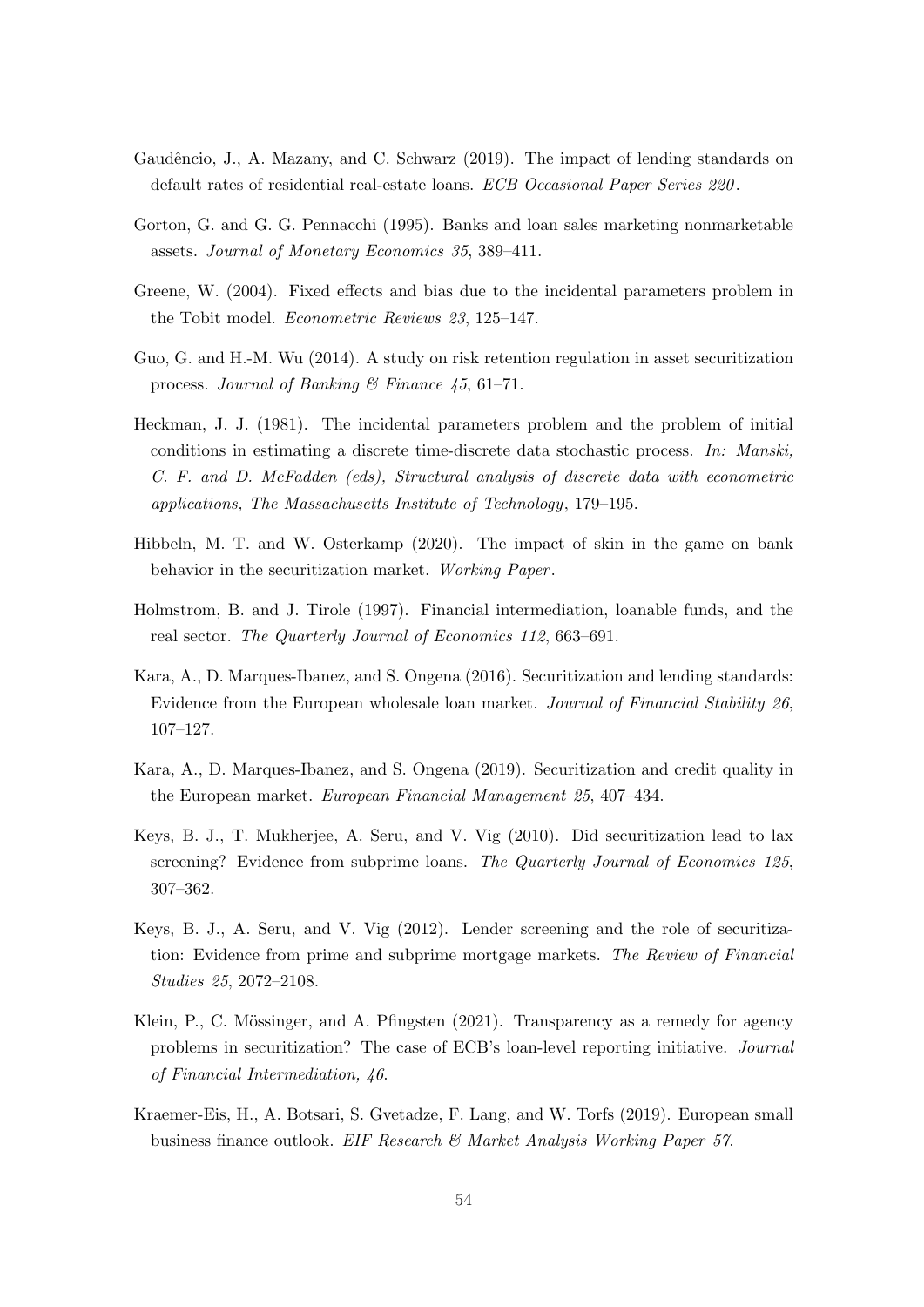Gaudêncio, J., A. Mazany, and C. Schwarz (2019). The impact of lending standards on default rates of residential real-estate loans. *ECB Occasional Paper Series 220*.

Gorton, G. and G. G. Pennacchi (1995). Banks and loan sales marketing nonmarketable assets. *Journal of Monetary Economics 35*, 389–411.

Greene, W. (2004). Fixed effects and bias due to the incidental parameters problem in the Tobit model. *Econometric Reviews 23*, 125–147.

Guo, G. and H.-M. Wu (2014). A study on risk retention regulation in asset securitization process. *Journal of Banking & Finance 45*, 61–71.

Heckman, J. J. (1981). The incidental parameters problem and the problem of initial conditions in estimating a discrete time-discrete data stochastic process. *In: Manski, C. F. and D. McFadden (eds), Structural analysis of discrete data with econometric applications, The Massachusetts Institute of Technology*, 179–195.

Hibbeln, M. T. and W. Osterkamp (2020). The impact of skin in the game on bank behavior in the securitization market. *Working Paper*.

Holmstrom, B. and J. Tirole (1997). Financial intermediation, loanable funds, and the real sector. *The Quarterly Journal of Economics 112*, 663–691.

Kara, A., D. Marques-Ibanez, and S. Ongena (2016). Securitization and lending standards: Evidence from the European wholesale loan market. *Journal of Financial Stability 26*, 107–127.

Kara, A., D. Marques-Ibanez, and S. Ongena (2019). Securitization and credit quality in the European market. *European Financial Management 25*, 407–434.

Keys, B. J., T. Mukherjee, A. Seru, and V. Vig (2010). Did securitization lead to lax screening? Evidence from subprime loans. *The Quarterly Journal of Economics 125*, 307–362.

Keys, B. J., A. Seru, and V. Vig (2012). Lender screening and the role of securitization: Evidence from prime and subprime mortgage markets. *The Review of Financial Studies 25*, 2072–2108.

Klein, P., C. Mössinger, and A. Pfingsten (2021). Transparency as a remedy for agency problems in securitization? The case of ECB's loan-level reporting initiative. *Journal of Financial Intermediation, 46*.

Kraemer-Eis, H., A. Botsari, S. Gvetadze, F. Lang, and W. Torfs (2019). European small business finance outlook. *EIF Research & Market Analysis Working Paper 57*.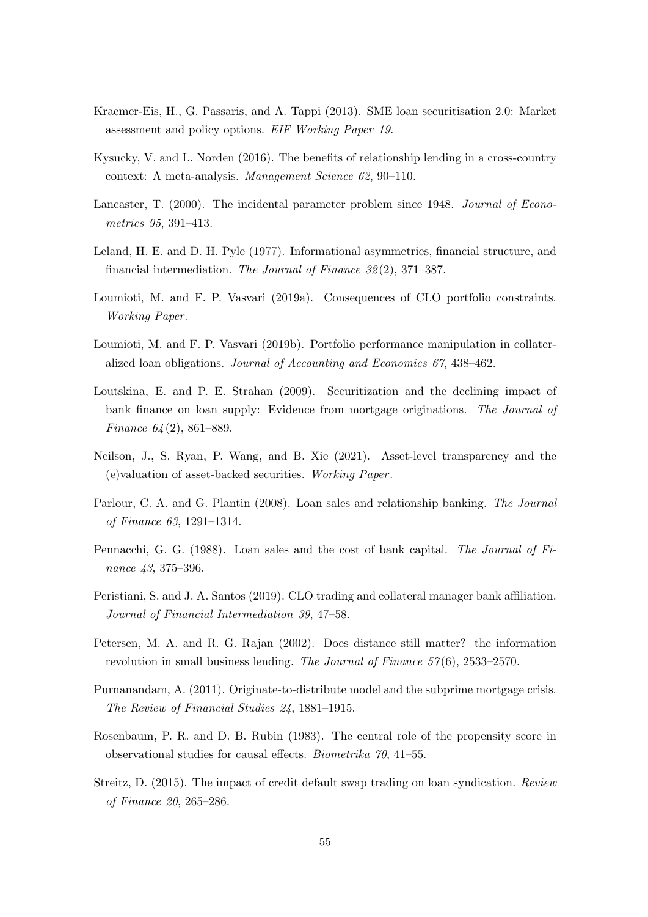Kraemer-Eis, H., G. Passaris, and A. Tappi (2013). SME loan securitisation 2.0: Market assessment and policy options. *EIF Working Paper 19*.

Kysucky, V. and L. Norden (2016). The benefits of relationship lending in a cross-country context: A meta-analysis. *Management Science 62*, 90–110.

Lancaster, T. (2000). The incidental parameter problem since 1948. *Journal of Econometrics 95*, 391–413.

Leland, H. E. and D. H. Pyle (1977). Informational asymmetries, financial structure, and financial intermediation. *The Journal of Finance 32*(2), 371–387.

Loumioti, M. and F. P. Vasvari (2019a). Consequences of CLO portfolio constraints. *Working Paper*.

Loumioti, M. and F. P. Vasvari (2019b). Portfolio performance manipulation in collateralized loan obligations. *Journal of Accounting and Economics 67*, 438–462.

Loutskina, E. and P. E. Strahan (2009). Securitization and the declining impact of bank finance on loan supply: Evidence from mortgage originations. *The Journal of Finance 64*(2), 861–889.

Neilson, J., S. Ryan, P. Wang, and B. Xie (2021). Asset-level transparency and the (e)valuation of asset-backed securities. *Working Paper*.

Parlour, C. A. and G. Plantin (2008). Loan sales and relationship banking. *The Journal of Finance 63*, 1291–1314.

Pennacchi, G. G. (1988). Loan sales and the cost of bank capital. *The Journal of Finance 43*, 375–396.

Peristiani, S. and J. A. Santos (2019). CLO trading and collateral manager bank affiliation. *Journal of Financial Intermediation 39*, 47–58.

Petersen, M. A. and R. G. Rajan (2002). Does distance still matter? the information revolution in small business lending. *The Journal of Finance 57*(6), 2533–2570.

Purnanandam, A. (2011). Originate-to-distribute model and the subprime mortgage crisis. *The Review of Financial Studies 24*, 1881–1915.

Rosenbaum, P. R. and D. B. Rubin (1983). The central role of the propensity score in observational studies for causal effects. *Biometrika 70*, 41–55.

Streitz, D. (2015). The impact of credit default swap trading on loan syndication. *Review of Finance 20*, 265–286.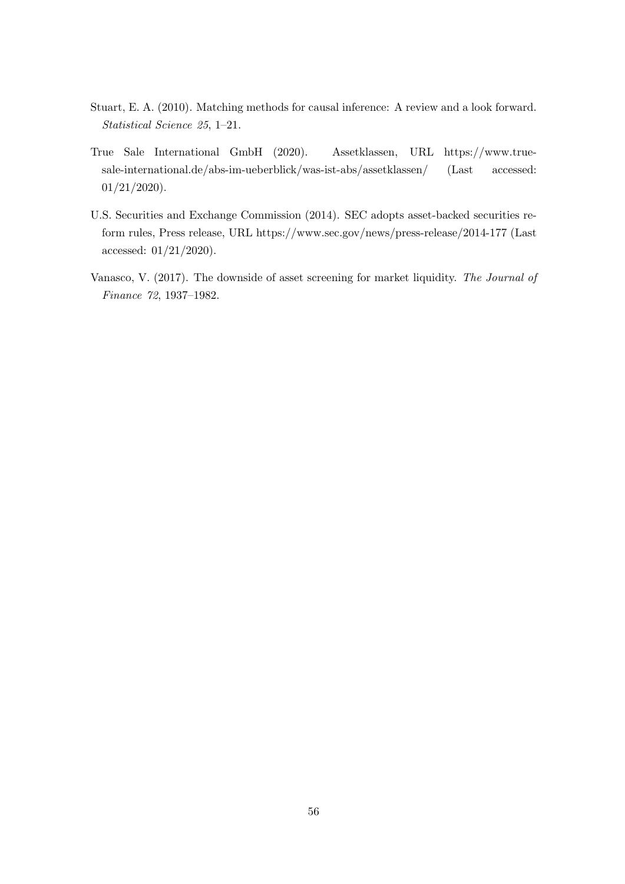Stuart, E. A. (2010). Matching methods for causal inference: A review and a look forward. *Statistical Science 25*, 1–21.

True Sale International GmbH (2020). Assetklassen, URL https://www.true-sale-international.de/abs-im-ueberblick/was-ist-abs/assetklassen/ (Last accessed: 01/21/2020).

U.S. Securities and Exchange Commission (2014). SEC adopts asset-backed securities reform rules, Press release, URL https://www.sec.gov/news/press-release/2014-177 (Last accessed: 01/21/2020).

Vanasco, V. (2017). The downside of asset screening for market liquidity. *The Journal of Finance 72*, 1937–1982.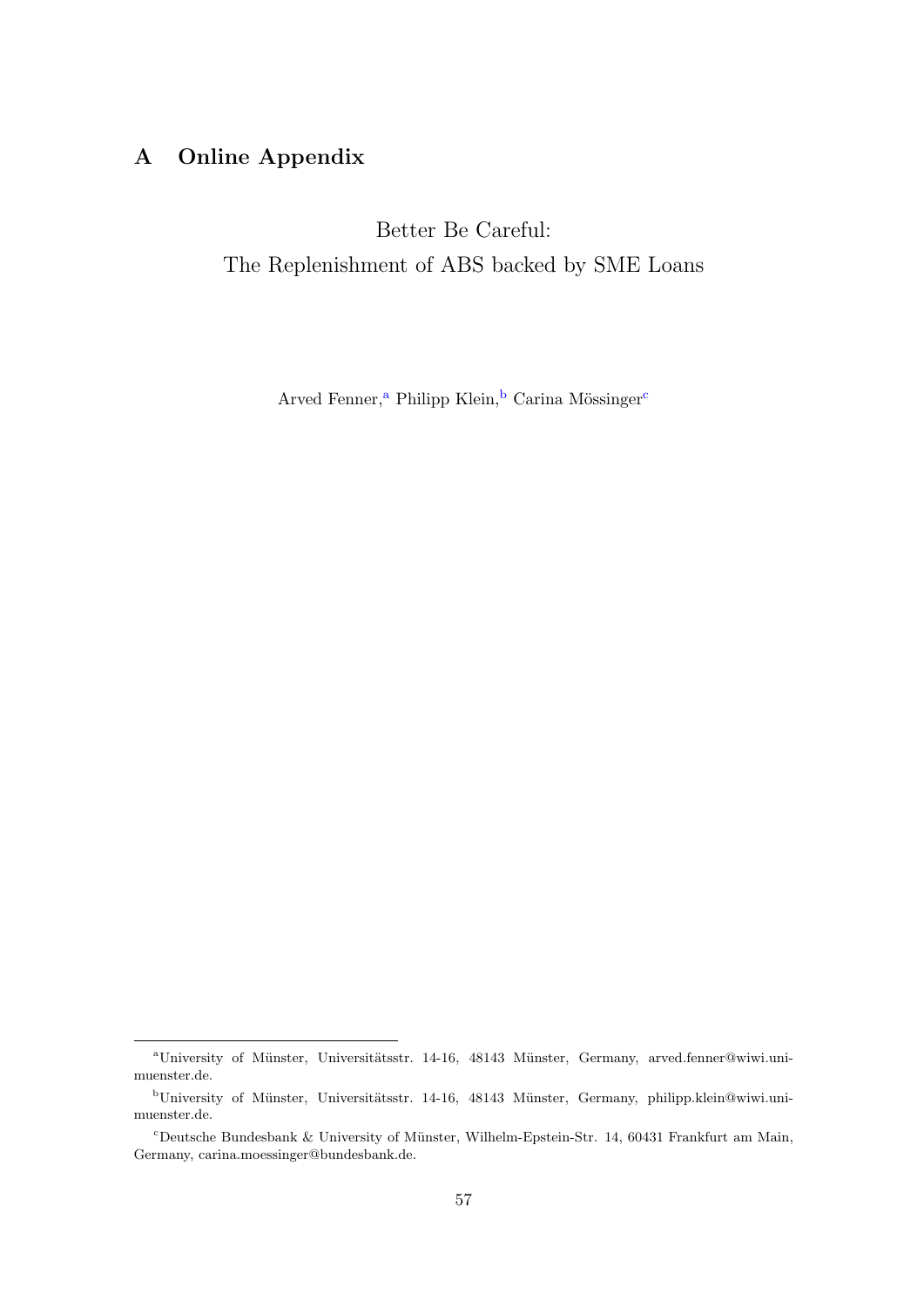# A Online Appendix

Better Be Careful:
The Replenishment of ABS backed by SME Loans

Arved Fenner,[a] Philipp Klein,[b] Carina Mössinger[c]

[a]University of Münster, Universitätsstr. 14-16, 48143 Münster, Germany, arved.fenner@wiwi.uni-muenster.de.

[b]University of Münster, Universitätsstr. 14-16, 48143 Münster, Germany, philipp.klein@wiwi.uni-muenster.de.

[c]Deutsche Bundesbank & University of Münster, Wilhelm-Epstein-Str. 14, 60431 Frankfurt am Main, Germany, carina.moessinger@bundesbank.de.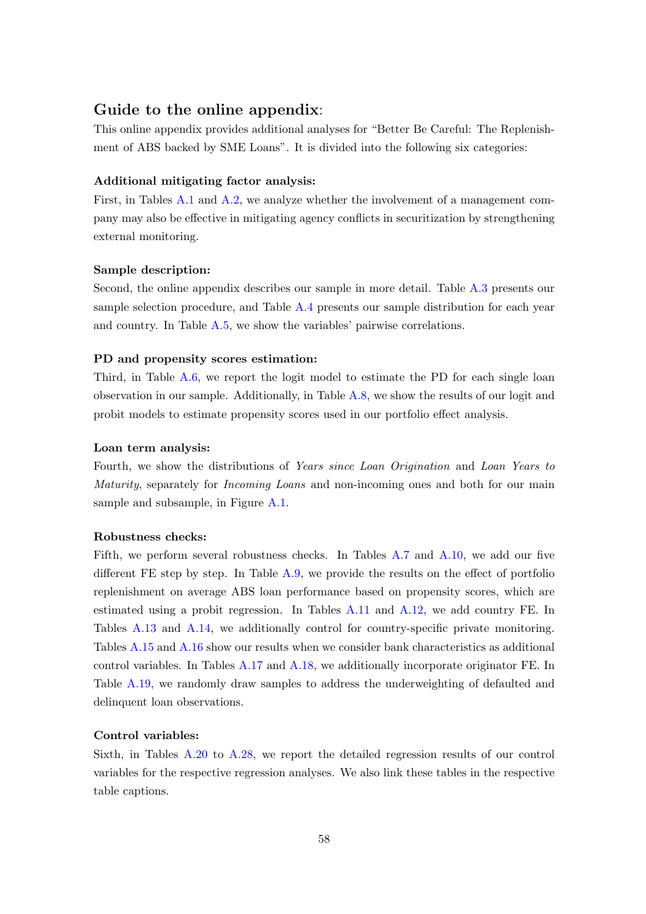## Guide to the online appendix:

This online appendix provides additional analyses for "Better Be Careful: The Replenishment of ABS backed by SME Loans". It is divided into the following six categories:

**Additional mitigating factor analysis:**

First, in Tables A.1 and A.2, we analyze whether the involvement of a management company may also be effective in mitigating agency conflicts in securitization by strengthening external monitoring.

**Sample description:**

Second, the online appendix describes our sample in more detail. Table A.3 presents our sample selection procedure, and Table A.4 presents our sample distribution for each year and country. In Table A.5, we show the variables' pairwise correlations.

**PD and propensity scores estimation:**

Third, in Table A.6, we report the logit model to estimate the PD for each single loan observation in our sample. Additionally, in Table A.8, we show the results of our logit and probit models to estimate propensity scores used in our portfolio effect analysis.

**Loan term analysis:**

Fourth, we show the distributions of *Years since Loan Origination* and *Loan Years to Maturity*, separately for *Incoming Loans* and non-incoming ones and both for our main sample and subsample, in Figure A.1.

**Robustness checks:**

Fifth, we perform several robustness checks. In Tables A.7 and A.10, we add our five different FE step by step. In Table A.9, we provide the results on the effect of portfolio replenishment on average ABS loan performance based on propensity scores, which are estimated using a probit regression. In Tables A.11 and A.12, we add country FE. In Tables A.13 and A.14, we additionally control for country-specific private monitoring. Tables A.15 and A.16 show our results when we consider bank characteristics as additional control variables. In Tables A.17 and A.18, we additionally incorporate originator FE. In Table A.19, we randomly draw samples to address the underweighting of defaulted and delinquent loan observations.

**Control variables:**

Sixth, in Tables A.20 to A.28, we report the detailed regression results of our control variables for the respective regression analyses. We also link these tables in the respective table captions.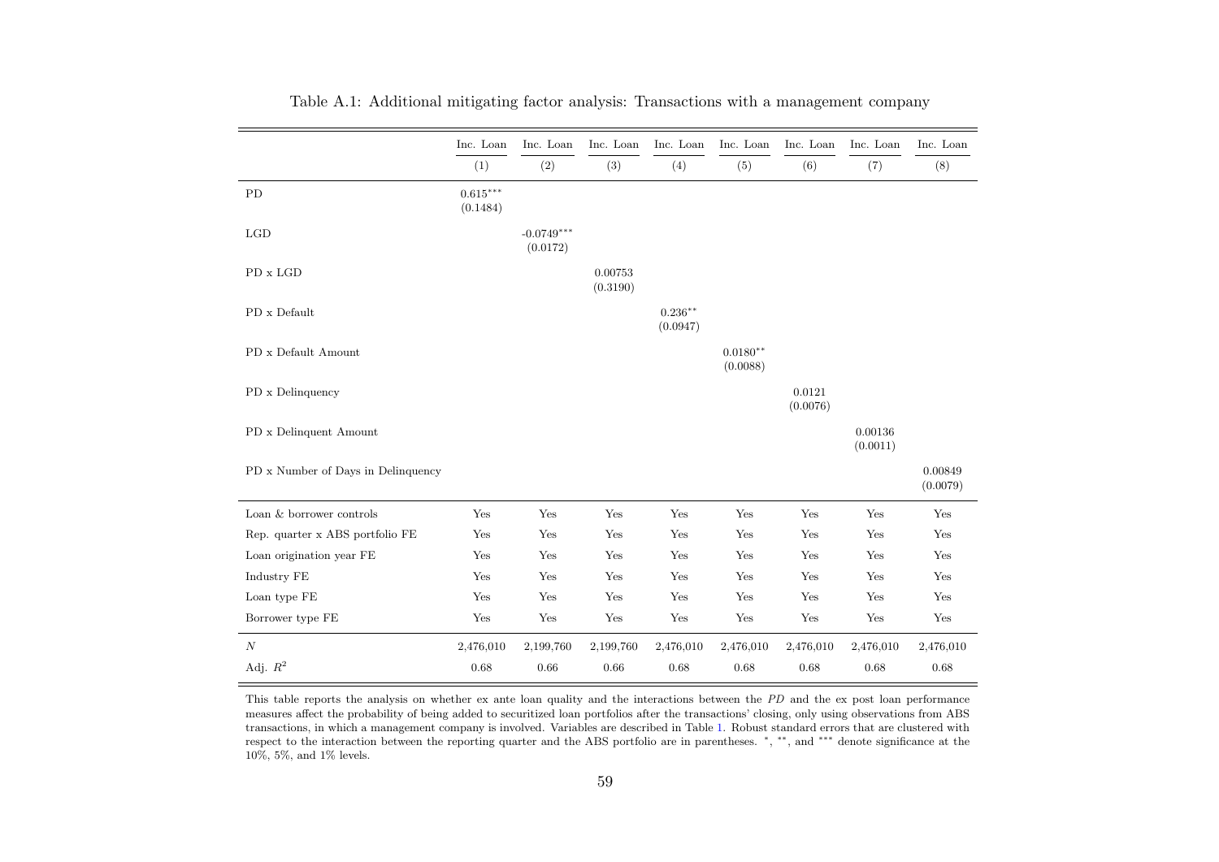Table A.1: Additional mitigating factor analysis: Transactions with a management company

| | Inc. Loan | Inc. Loan | Inc. Loan | Inc. Loan | Inc. Loan | Inc. Loan | Inc. Loan | Inc. Loan |
|---|---|---|---|---|---|---|---|---|
| | (1) | (2) | (3) | (4) | (5) | (6) | (7) | (8) |
| PD | $0.615^{***}$ | | | | | | | |
| | (0.1484) | | | | | | | |
| LGD | | $-0.0749^{***}$ | | | | | | |
| | | (0.0172) | | | | | | |
| PD x LGD | | | 0.00753 | | | | | |
| | | | (0.3190) | | | | | |
| PD x Default | | | | $0.236^{**}$ | | | | |
| | | | | (0.0947) | | | | |
| PD x Default Amount | | | | | $0.0180^{**}$ | | | |
| | | | | | (0.0088) | | | |
| PD x Delinquency | | | | | | 0.0121 | | |
| | | | | | | (0.0076) | | |
| PD x Delinquent Amount | | | | | | | 0.00136 | |
| | | | | | | | (0.0011) | |
| PD x Number of Days in Delinquency | | | | | | | | 0.00849 |
| | | | | | | | | (0.0079) |
| Loan & borrower controls | Yes | Yes | Yes | Yes | Yes | Yes | Yes | Yes |
| Rep. quarter x ABS portfolio FE | Yes | Yes | Yes | Yes | Yes | Yes | Yes | Yes |
| Loan origination year FE | Yes | Yes | Yes | Yes | Yes | Yes | Yes | Yes |
| Industry FE | Yes | Yes | Yes | Yes | Yes | Yes | Yes | Yes |
| Loan type FE | Yes | Yes | Yes | Yes | Yes | Yes | Yes | Yes |
| Borrower type FE | Yes | Yes | Yes | Yes | Yes | Yes | Yes | Yes |
| $N$ | 2,476,010 | 2,199,760 | 2,199,760 | 2,476,010 | 2,476,010 | 2,476,010 | 2,476,010 | 2,476,010 |
| Adj. $R^2$ | 0.68 | 0.66 | 0.66 | 0.68 | 0.68 | 0.68 | 0.68 | 0.68 |

This table reports the analysis on whether ex ante loan quality and the interactions between the *PD* and the ex post loan performance measures affect the probability of being added to securitized loan portfolios after the transactions' closing, only using observations from ABS transactions, in which a management company is involved. Variables are described in Table 1. Robust standard errors that are clustered with respect to the interaction between the reporting quarter and the ABS portfolio are in parentheses. $^{*}$, $^{**}$, and $^{***}$ denote significance at the 10%, 5%, and 1% levels.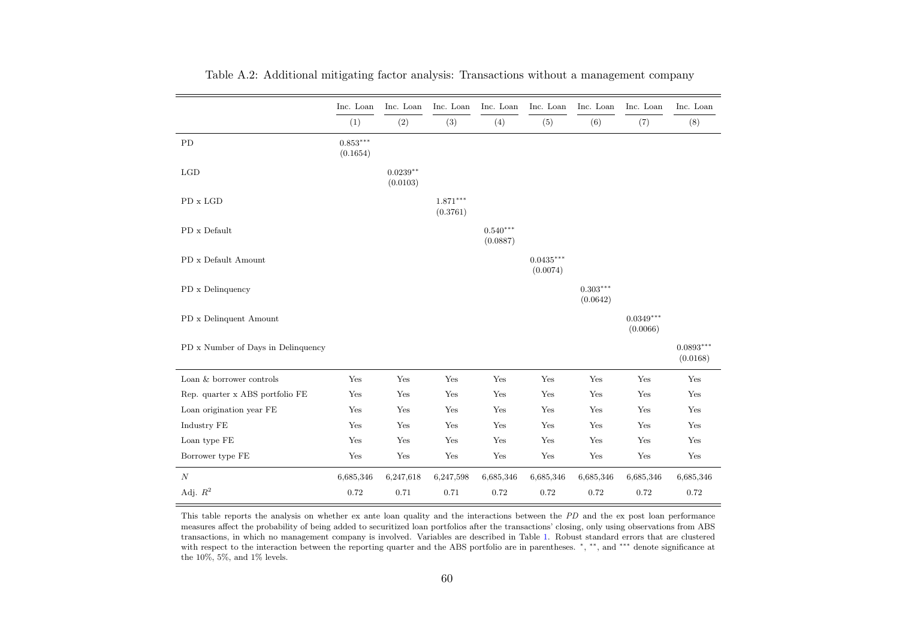Table A.2: Additional mitigating factor analysis: Transactions without a management company

| | Inc. Loan | Inc. Loan | Inc. Loan | Inc. Loan | Inc. Loan | Inc. Loan | Inc. Loan | Inc. Loan |
|---|---|---|---|---|---|---|---|---|
| | (1) | (2) | (3) | (4) | (5) | (6) | (7) | (8) |
| PD | $0.853^{***}$ | | | | | | | |
| | (0.1654) | | | | | | | |
| LGD | | $0.0239^{**}$ | | | | | | |
| | | (0.0103) | | | | | | |
| PD x LGD | | | $1.871^{***}$ | | | | | |
| | | | (0.3761) | | | | | |
| PD x Default | | | | $0.540^{***}$ | | | | |
| | | | | (0.0887) | | | | |
| PD x Default Amount | | | | | $0.0435^{***}$ | | | |
| | | | | | (0.0074) | | | |
| PD x Delinquency | | | | | | $0.303^{***}$ | | |
| | | | | | | (0.0642) | | |
| PD x Delinquent Amount | | | | | | | $0.0349^{***}$ | |
| | | | | | | | (0.0066) | |
| PD x Number of Days in Delinquency | | | | | | | | $0.0893^{***}$ |
| | | | | | | | | (0.0168) |
| Loan & borrower controls | Yes | Yes | Yes | Yes | Yes | Yes | Yes | Yes |
| Rep. quarter x ABS portfolio FE | Yes | Yes | Yes | Yes | Yes | Yes | Yes | Yes |
| Loan origination year FE | Yes | Yes | Yes | Yes | Yes | Yes | Yes | Yes |
| Industry FE | Yes | Yes | Yes | Yes | Yes | Yes | Yes | Yes |
| Loan type FE | Yes | Yes | Yes | Yes | Yes | Yes | Yes | Yes |
| Borrower type FE | Yes | Yes | Yes | Yes | Yes | Yes | Yes | Yes |
| $N$ | 6,685,346 | 6,247,618 | 6,247,598 | 6,685,346 | 6,685,346 | 6,685,346 | 6,685,346 | 6,685,346 |
| Adj. $R^2$ | 0.72 | 0.71 | 0.71 | 0.72 | 0.72 | 0.72 | 0.72 | 0.72 |

This table reports the analysis on whether ex ante loan quality and the interactions between the *PD* and the ex post loan performance measures affect the probability of being added to securitized loan portfolios after the transactions' closing, only using observations from ABS transactions, in which no management company is involved. Variables are described in Table 1. Robust standard errors that are clustered with respect to the interaction between the reporting quarter and the ABS portfolio are in parentheses. $^{*}$, $^{**}$, and $^{***}$ denote significance at the 10%, 5%, and 1% levels.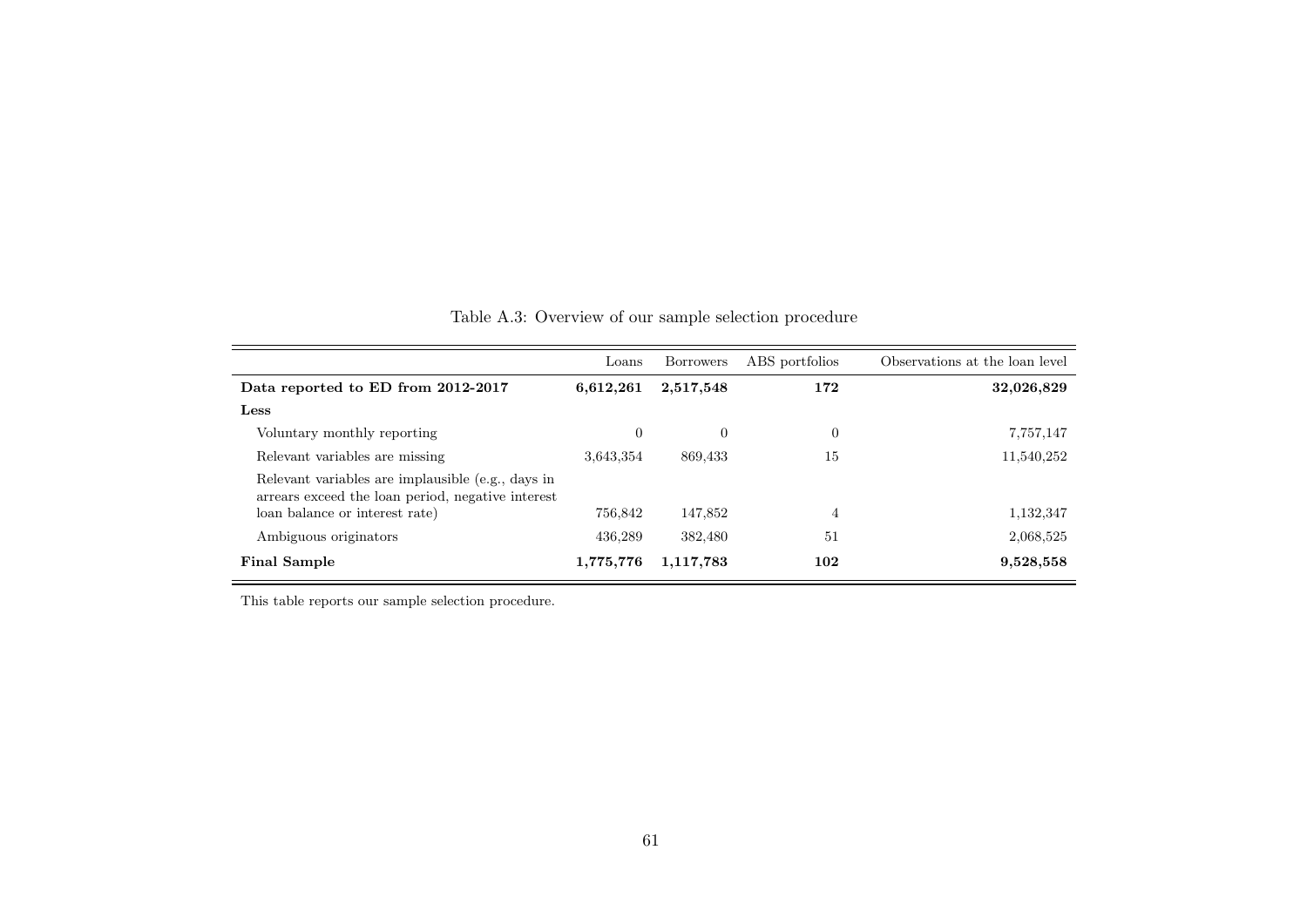Table A.3: Overview of our sample selection procedure

| | Loans | Borrowers | ABS portfolios | Observations at the loan level |
|---|---|---|---|---|
| **Data reported to ED from 2012-2017** | **6,612,261** | **2,517,548** | **172** | **32,026,829** |
| **Less** | | | | |
| Voluntary monthly reporting | 0 | 0 | 0 | 7,757,147 |
| Relevant variables are missing | 3,643,354 | 869,433 | 15 | 11,540,252 |
| Relevant variables are implausible (e.g., days in arrears exceed the loan period, negative interest loan balance or interest rate) | 756,842 | 147,852 | 4 | 1,132,347 |
| Ambiguous originators | 436,289 | 382,480 | 51 | 2,068,525 |
| **Final Sample** | **1,775,776** | **1,117,783** | **102** | **9,528,558** |

This table reports our sample selection procedure.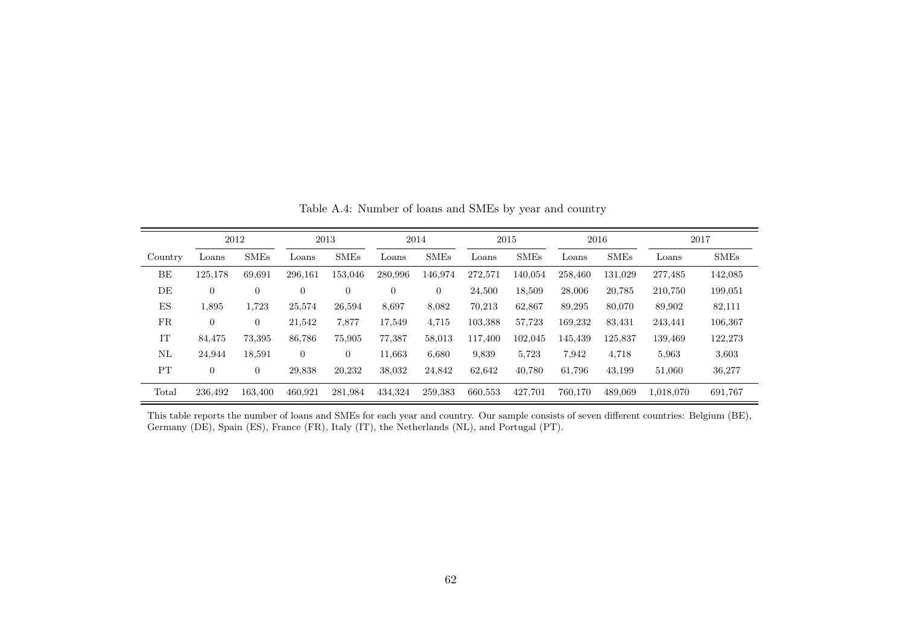Table A.4: Number of loans and SMEs by year and country

| | 2012 | | 2013 | | 2014 | | 2015 | | 2016 | | 2017 | |
|---|---|---|---|---|---|---|---|---|---|---|---|---|
| Country | Loans | SMEs | Loans | SMEs | Loans | SMEs | Loans | SMEs | Loans | SMEs | Loans | SMEs |
| BE | 125,178 | 69,691 | 296,161 | 153,046 | 280,996 | 146,974 | 272,571 | 140,054 | 258,460 | 131,029 | 277,485 | 142,085 |
| DE | 0 | 0 | 0 | 0 | 0 | 0 | 24,500 | 18,509 | 28,006 | 20,785 | 210,750 | 199,051 |
| ES | 1,895 | 1,723 | 25,574 | 26,594 | 8,697 | 8,082 | 70,213 | 62,867 | 89,295 | 80,070 | 89,902 | 82,111 |
| FR | 0 | 0 | 21,542 | 7,877 | 17,549 | 4,715 | 103,388 | 57,723 | 169,232 | 83,431 | 243,441 | 106,367 |
| IT | 84,475 | 73,395 | 86,786 | 75,905 | 77,387 | 58,013 | 117,400 | 102,045 | 145,439 | 125,837 | 139,469 | 122,273 |
| NL | 24,944 | 18,591 | 0 | 0 | 11,663 | 6,680 | 9,839 | 5,723 | 7,942 | 4,718 | 5,963 | 3,603 |
| PT | 0 | 0 | 29,838 | 20,232 | 38,032 | 24,842 | 62,642 | 40,780 | 61,796 | 43,199 | 51,060 | 36,277 |
| Total | 236,492 | 163,400 | 460,921 | 281,984 | 434,324 | 259,383 | 660,553 | 427,701 | 760,170 | 489,069 | 1,018,070 | 691,767 |

This table reports the number of loans and SMEs for each year and country. Our sample consists of seven different countries: Belgium (BE), Germany (DE), Spain (ES), France (FR), Italy (IT), the Netherlands (NL), and Portugal (PT).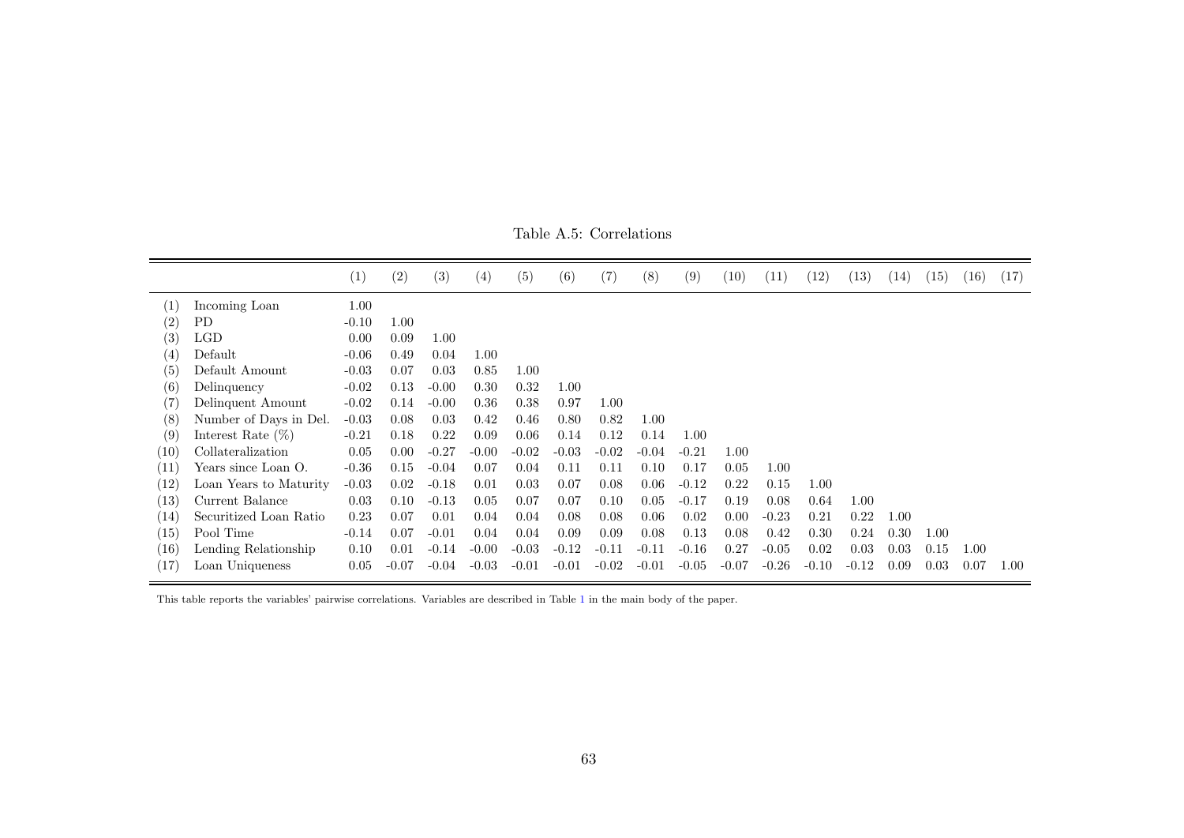Table A.5: Correlations

| | | (1) | (2) | (3) | (4) | (5) | (6) | (7) | (8) | (9) | (10) | (11) | (12) | (13) | (14) | (15) | (16) | (17) |
|---|---|---|---|---|---|---|---|---|---|---|---|---|---|---|---|---|---|---|
| (1) | Incoming Loan | 1.00 | | | | | | | | | | | | | | | | |
| (2) | PD | -0.10 | 1.00 | | | | | | | | | | | | | | | |
| (3) | LGD | 0.00 | 0.09 | 1.00 | | | | | | | | | | | | | | |
| (4) | Default | -0.06 | 0.49 | 0.04 | 1.00 | | | | | | | | | | | | | |
| (5) | Default Amount | -0.03 | 0.07 | 0.03 | 0.85 | 1.00 | | | | | | | | | | | | |
| (6) | Delinquency | -0.02 | 0.13 | -0.00 | 0.30 | 0.32 | 1.00 | | | | | | | | | | | |
| (7) | Delinquent Amount | -0.02 | 0.14 | -0.00 | 0.36 | 0.38 | 0.97 | 1.00 | | | | | | | | | | |
| (8) | Number of Days in Del. | -0.03 | 0.08 | 0.03 | 0.42 | 0.46 | 0.80 | 0.82 | 1.00 | | | | | | | | | |
| (9) | Interest Rate (%) | -0.21 | 0.18 | 0.22 | 0.09 | 0.06 | 0.14 | 0.12 | 0.14 | 1.00 | | | | | | | | |
| (10) | Collateralization | 0.05 | 0.00 | -0.27 | -0.00 | -0.02 | -0.03 | -0.02 | -0.04 | -0.21 | 1.00 | | | | | | | |
| (11) | Years since Loan O. | -0.36 | 0.15 | -0.04 | 0.07 | 0.04 | 0.11 | 0.11 | 0.10 | 0.17 | 0.05 | 1.00 | | | | | | |
| (12) | Loan Years to Maturity | -0.03 | 0.02 | -0.18 | 0.01 | 0.03 | 0.07 | 0.08 | 0.06 | -0.12 | 0.22 | 0.15 | 1.00 | | | | | |
| (13) | Current Balance | 0.03 | 0.10 | -0.13 | 0.05 | 0.07 | 0.07 | 0.10 | 0.05 | -0.17 | 0.19 | 0.08 | 0.64 | 1.00 | | | | |
| (14) | Securitized Loan Ratio | 0.23 | 0.07 | 0.01 | 0.04 | 0.04 | 0.08 | 0.08 | 0.06 | 0.02 | 0.00 | -0.23 | 0.21 | 0.22 | 1.00 | | | |
| (15) | Pool Time | -0.14 | 0.07 | -0.01 | 0.04 | 0.04 | 0.09 | 0.09 | 0.08 | 0.13 | 0.08 | 0.42 | 0.30 | 0.24 | 0.30 | 1.00 | | |
| (16) | Lending Relationship | 0.10 | 0.01 | -0.14 | -0.00 | -0.03 | -0.12 | -0.11 | -0.11 | -0.16 | 0.27 | -0.05 | 0.02 | 0.03 | 0.03 | 0.15 | 1.00 | |
| (17) | Loan Uniqueness | 0.05 | -0.07 | -0.04 | -0.03 | -0.01 | -0.01 | -0.02 | -0.01 | -0.05 | -0.07 | -0.26 | -0.10 | -0.12 | 0.09 | 0.03 | 0.07 | 1.00 |

This table reports the variables' pairwise correlations. Variables are described in Table 1 in the main body of the paper.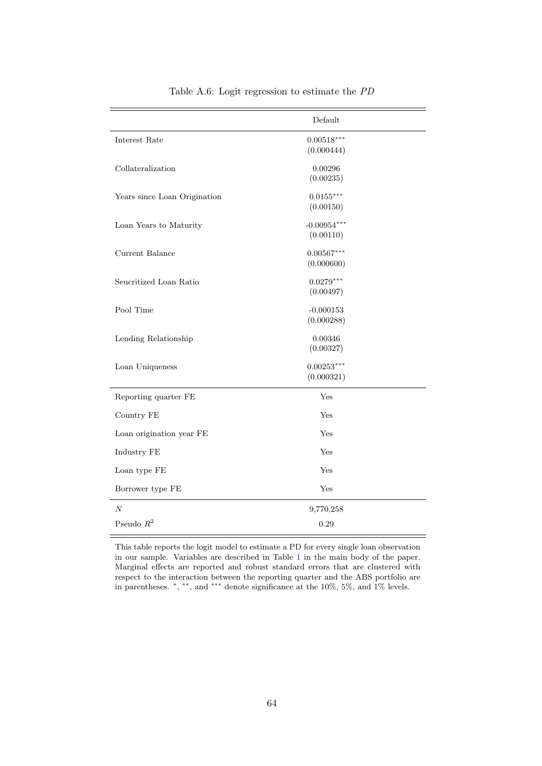Table A.6: Logit regression to estimate the *PD*

| | Default |
|---|---|
| Interest Rate | 0.00518*** |
| | (0.000444) |
| Collateralization | 0.00296 |
| | (0.00235) |
| Years since Loan Origination | 0.0155*** |
| | (0.00150) |
| Loan Years to Maturity | -0.00954*** |
| | (0.00110) |
| Current Balance | 0.00567*** |
| | (0.000600) |
| Seucritized Loan Ratio | 0.0279*** |
| | (0.00497) |
| Pool Time | -0.000153 |
| | (0.000288) |
| Lending Relationship | 0.00346 |
| | (0.00327) |
| Loan Uniqueness | 0.00253*** |
| | (0.000321) |
| Reporting quarter FE | Yes |
| Country FE | Yes |
| Loan origination year FE | Yes |
| Industry FE | Yes |
| Loan type FE | Yes |
| Borrower type FE | Yes |
| $N$ | 9,770,258 |
| Pseudo $R^2$ | 0.29 |

This table reports the logit model to estimate a PD for every single loan observation in our sample. Variables are described in Table 1 in the main body of the paper. Marginal effects are reported and robust standard errors that are clustered with respect to the interaction between the reporting quarter and the ABS portfolio are in parentheses. *, **, and *** denote significance at the 10%, 5%, and 1% levels.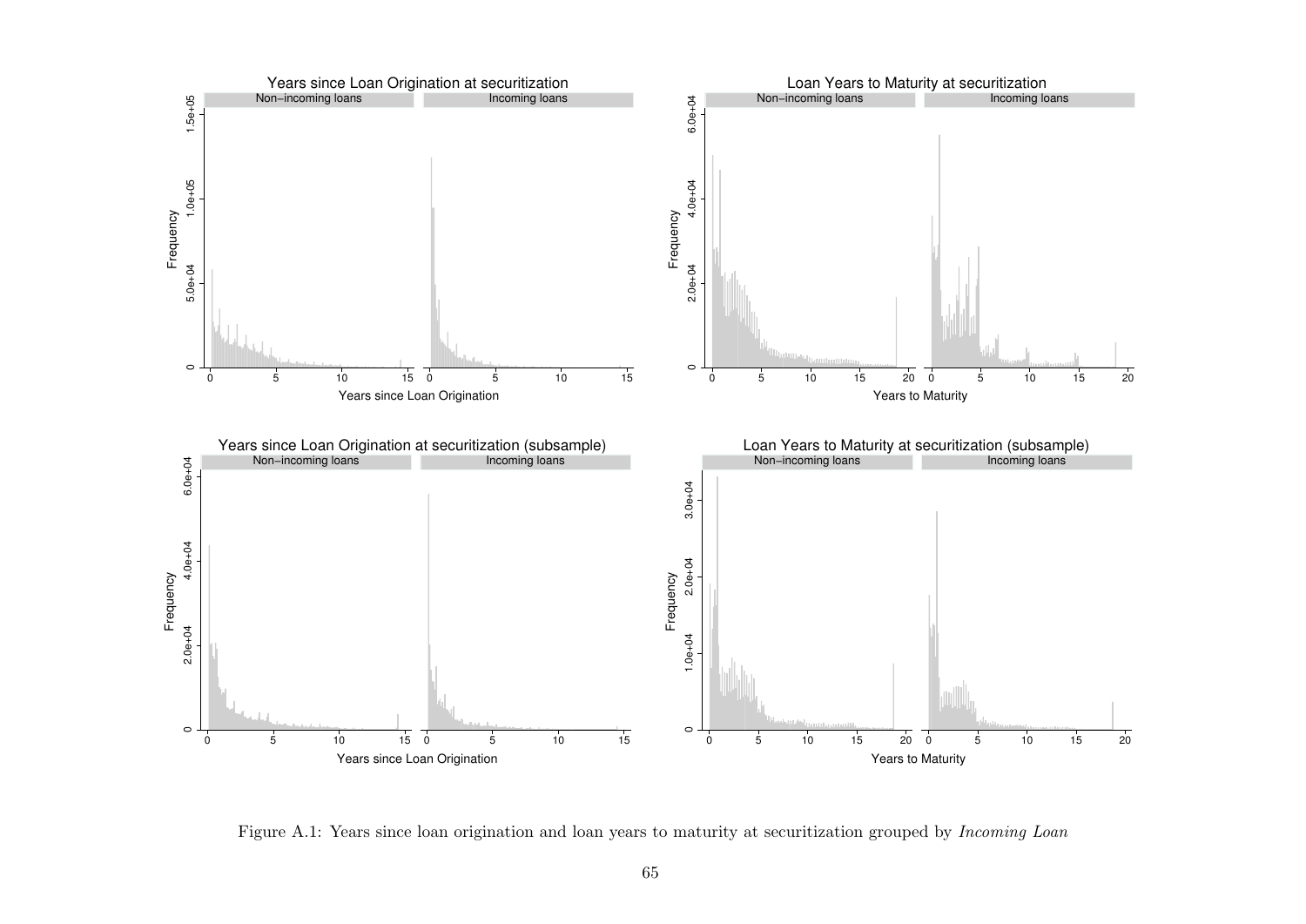Figure A.1: Years since loan origination and loan years to maturity at securitization grouped by *Incoming Loan*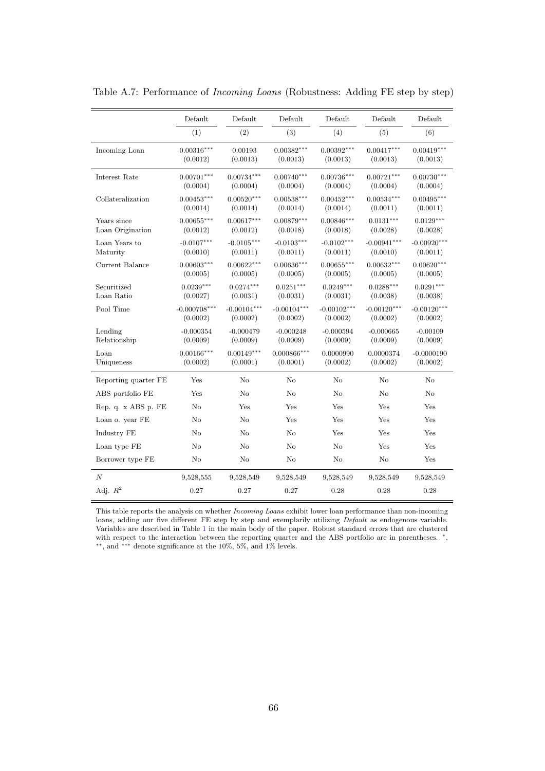Table A.7: Performance of *Incoming Loans* (Robustness: Adding FE step by step)

| | Default | Default | Default | Default | Default | Default |
|---|---|---|---|---|---|---|
| | (1) | (2) | (3) | (4) | (5) | (6) |
| Incoming Loan | 0.00316*** | 0.00193 | 0.00382*** | 0.00392*** | 0.00417*** | 0.00419*** |
| | (0.0012) | (0.0013) | (0.0013) | (0.0013) | (0.0013) | (0.0013) |
| Interest Rate | 0.00701*** | 0.00734*** | 0.00740*** | 0.00736*** | 0.00721*** | 0.00730*** |
| | (0.0004) | (0.0004) | (0.0004) | (0.0004) | (0.0004) | (0.0004) |
| Collateralization | 0.00453*** | 0.00520*** | 0.00538*** | 0.00452*** | 0.00534*** | 0.00495*** |
| | (0.0014) | (0.0014) | (0.0014) | (0.0014) | (0.0011) | (0.0011) |
| Years since Loan Origination | 0.00655*** | 0.00617*** | 0.00879*** | 0.00846*** | 0.0131*** | 0.0129*** |
| | (0.0012) | (0.0012) | (0.0018) | (0.0018) | (0.0028) | (0.0028) |
| Loan Years to Maturity | -0.0107*** | -0.0105*** | -0.0103*** | -0.0102*** | -0.00941*** | -0.00920*** |
| | (0.0010) | (0.0011) | (0.0011) | (0.0011) | (0.0010) | (0.0011) |
| Current Balance | 0.00603*** | 0.00622*** | 0.00636*** | 0.00655*** | 0.00632*** | 0.00620*** |
| | (0.0005) | (0.0005) | (0.0005) | (0.0005) | (0.0005) | (0.0005) |
| Securitized Loan Ratio | 0.0239*** | 0.0274*** | 0.0251*** | 0.0249*** | 0.0288*** | 0.0291*** |
| | (0.0027) | (0.0031) | (0.0031) | (0.0031) | (0.0038) | (0.0038) |
| Pool Time | -0.000708*** | -0.00104*** | -0.00104*** | -0.00102*** | -0.00120*** | -0.00120*** |
| | (0.0002) | (0.0002) | (0.0002) | (0.0002) | (0.0002) | (0.0002) |
| Lending Relationship | -0.000354 | -0.000479 | -0.000248 | -0.000594 | -0.000665 | -0.00109 |
| | (0.0009) | (0.0009) | (0.0009) | (0.0009) | (0.0009) | (0.0009) |
| Loan Uniqueness | 0.00166*** | 0.00149*** | 0.000866*** | 0.0000990 | 0.0000374 | -0.0000190 |
| | (0.0002) | (0.0001) | (0.0001) | (0.0002) | (0.0002) | (0.0002) |
| Reporting quarter FE | Yes | No | No | No | No | No |
| ABS portfolio FE | Yes | No | No | No | No | No |
| Rep. q. x ABS p. FE | No | Yes | Yes | Yes | Yes | Yes |
| Loan o. year FE | No | No | Yes | Yes | Yes | Yes |
| Industry FE | No | No | No | Yes | Yes | Yes |
| Loan type FE | No | No | No | No | Yes | Yes |
| Borrower type FE | No | No | No | No | No | Yes |
| $N$ | 9,528,555 | 9,528,549 | 9,528,549 | 9,528,549 | 9,528,549 | 9,528,549 |
| Adj. $R^2$ | 0.27 | 0.27 | 0.27 | 0.28 | 0.28 | 0.28 |

This table reports the analysis on whether *Incoming Loans* exhibit lower loan performance than non-incoming loans, adding our five different FE step by step and exemplarily utilizing *Default* as endogenous variable. Variables are described in Table 1 in the main body of the paper. Robust standard errors that are clustered with respect to the interaction between the reporting quarter and the ABS portfolio are in parentheses. $^{*}$, $^{**}$, and $^{***}$ denote significance at the 10%, 5%, and 1% levels.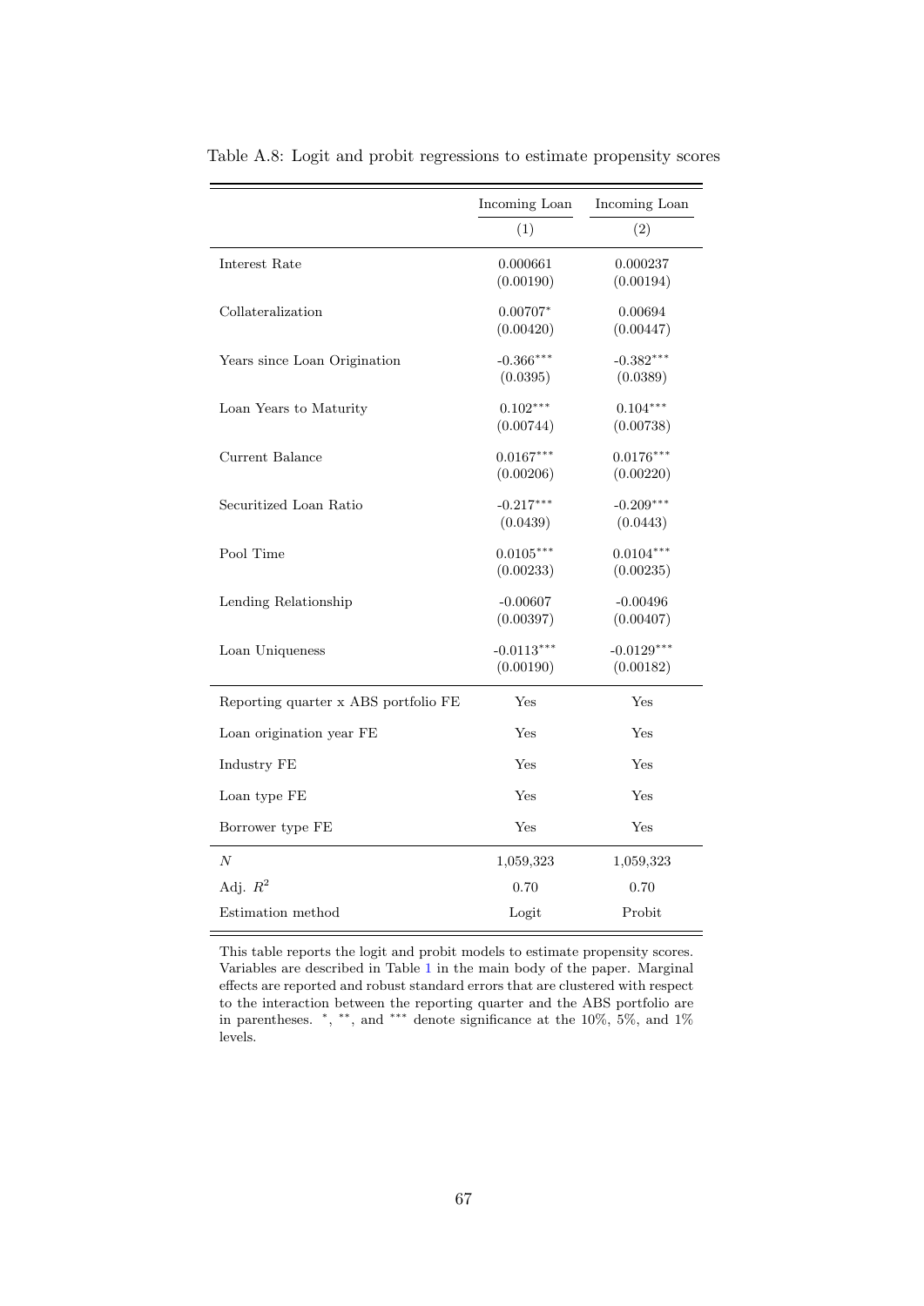Table A.8: Logit and probit regressions to estimate propensity scores

| | Incoming Loan | Incoming Loan |
|---|---|---|
| | (1) | (2) |
| Interest Rate | 0.000661 | 0.000237 |
| | (0.00190) | (0.00194) |
| Collateralization | 0.00707* | 0.00694 |
| | (0.00420) | (0.00447) |
| Years since Loan Origination | -0.366*** | -0.382*** |
| | (0.0395) | (0.0389) |
| Loan Years to Maturity | 0.102*** | 0.104*** |
| | (0.00744) | (0.00738) |
| Current Balance | 0.0167*** | 0.0176*** |
| | (0.00206) | (0.00220) |
| Securitized Loan Ratio | -0.217*** | -0.209*** |
| | (0.0439) | (0.0443) |
| Pool Time | 0.0105*** | 0.0104*** |
| | (0.00233) | (0.00235) |
| Lending Relationship | -0.00607 | -0.00496 |
| | (0.00397) | (0.00407) |
| Loan Uniqueness | -0.0113*** | -0.0129*** |
| | (0.00190) | (0.00182) |
| Reporting quarter x ABS portfolio FE | Yes | Yes |
| Loan origination year FE | Yes | Yes |
| Industry FE | Yes | Yes |
| Loan type FE | Yes | Yes |
| Borrower type FE | Yes | Yes |
| $N$ | 1,059,323 | 1,059,323 |
| Adj. $R^2$ | 0.70 | 0.70 |
| Estimation method | Logit | Probit |

This table reports the logit and probit models to estimate propensity scores. Variables are described in Table 1 in the main body of the paper. Marginal effects are reported and robust standard errors that are clustered with respect to the interaction between the reporting quarter and the ABS portfolio are in parentheses. *, **, and *** denote significance at the 10%, 5%, and 1% levels.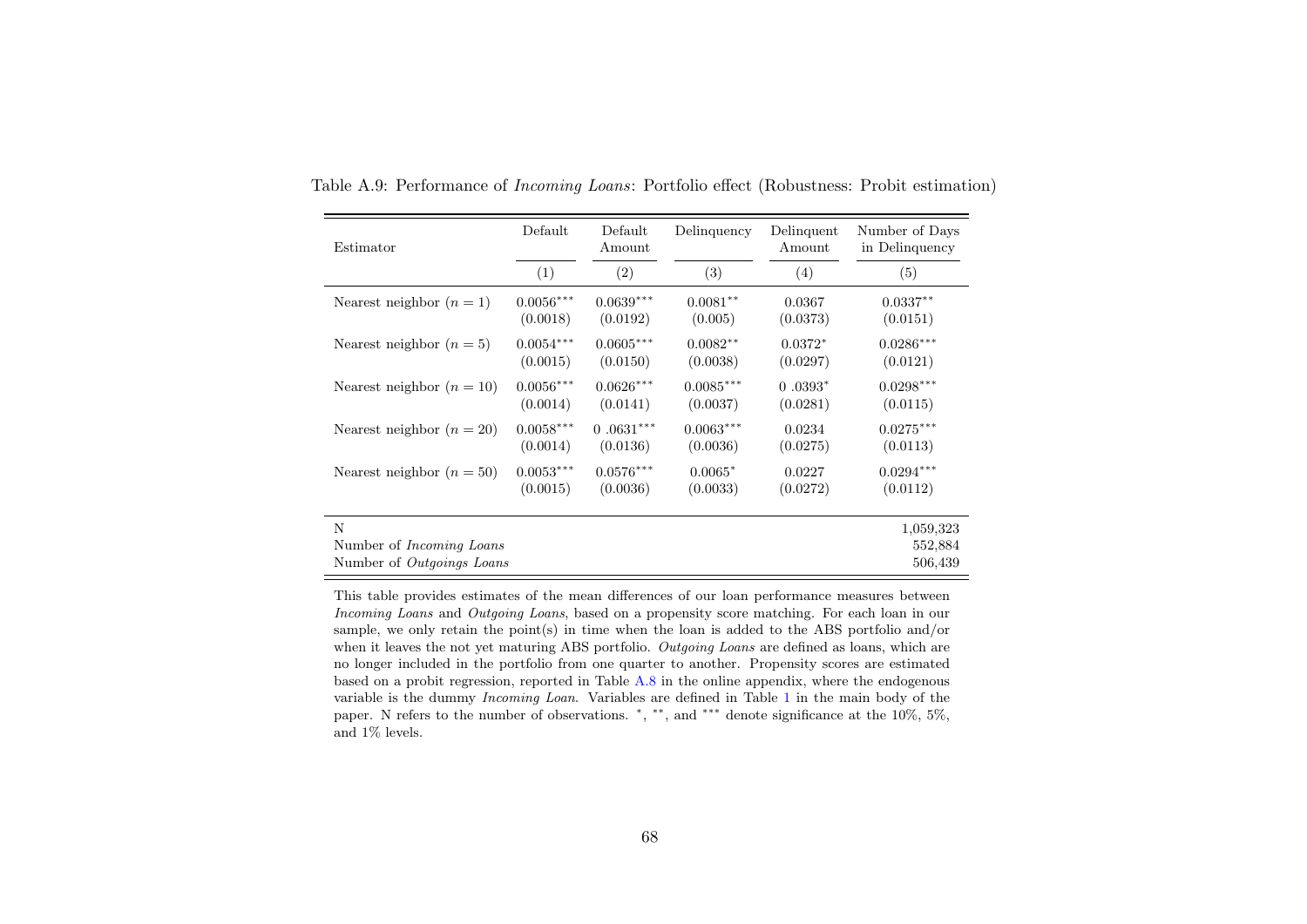Table A.9: Performance of *Incoming Loans*: Portfolio effect (Robustness: Probit estimation)

| Estimator | Default | Default Amount | Delinquency | Delinquent Amount | Number of Days in Delinquency |
|---|---|---|---|---|---|
| | (1) | (2) | (3) | (4) | (5) |
| Nearest neighbor ($n = 1$) | 0.0056*** | 0.0639*** | 0.0081** | 0.0367 | 0.0337** |
| | (0.0018) | (0.0192) | (0.005) | (0.0373) | (0.0151) |
| Nearest neighbor ($n = 5$) | 0.0054*** | 0.0605*** | 0.0082** | 0.0372* | 0.0286*** |
| | (0.0015) | (0.0150) | (0.0038) | (0.0297) | (0.0121) |
| Nearest neighbor ($n = 10$) | 0.0056*** | 0.0626*** | 0.0085*** | 0 .0393* | 0.0298*** |
| | (0.0014) | (0.0141) | (0.0037) | (0.0281) | (0.0115) |
| Nearest neighbor ($n = 20$) | 0.0058*** | 0 .0631*** | 0.0063*** | 0.0234 | 0.0275*** |
| | (0.0014) | (0.0136) | (0.0036) | (0.0275) | (0.0113) |
| Nearest neighbor ($n = 50$) | 0.0053*** | 0.0576*** | 0.0065* | 0.0227 | 0.0294*** |
| | (0.0015) | (0.0036) | (0.0033) | (0.0272) | (0.0112) |
| N | | | | | 1,059,323 |
| Number of *Incoming Loans* | | | | | 552,884 |
| Number of *Outgoings Loans* | | | | | 506,439 |

This table provides estimates of the mean differences of our loan performance measures between *Incoming Loans* and *Outgoing Loans*, based on a propensity score matching. For each loan in our sample, we only retain the point(s) in time when the loan is added to the ABS portfolio and/or when it leaves the not yet maturing ABS portfolio. *Outgoing Loans* are defined as loans, which are no longer included in the portfolio from one quarter to another. Propensity scores are estimated based on a probit regression, reported in Table A.8 in the online appendix, where the endogenous variable is the dummy *Incoming Loan*. Variables are defined in Table 1 in the main body of the paper. N refers to the number of observations. *, **, and *** denote significance at the 10%, 5%, and 1% levels.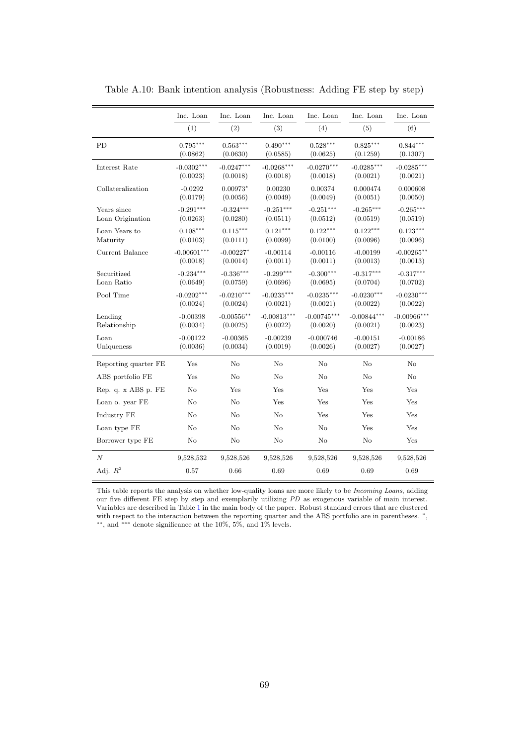Table A.10: Bank intention analysis (Robustness: Adding FE step by step)

| | Inc. Loan | Inc. Loan | Inc. Loan | Inc. Loan | Inc. Loan | Inc. Loan |
|---|---|---|---|---|---|---|
| | (1) | (2) | (3) | (4) | (5) | (6) |
| PD | 0.795*** | 0.563*** | 0.490*** | 0.528*** | 0.825*** | 0.844*** |
| | (0.0862) | (0.0630) | (0.0585) | (0.0625) | (0.1259) | (0.1307) |
| Interest Rate | -0.0302*** | -0.0247*** | -0.0268*** | -0.0270*** | -0.0285*** | -0.0285*** |
| | (0.0023) | (0.0018) | (0.0018) | (0.0018) | (0.0021) | (0.0021) |
| Collateralization | -0.0292 | 0.00973* | 0.00230 | 0.00374 | 0.000474 | 0.000608 |
| | (0.0179) | (0.0056) | (0.0049) | (0.0049) | (0.0051) | (0.0050) |
| Years since Loan Origination | -0.291*** | -0.324*** | -0.251*** | -0.251*** | -0.265*** | -0.265*** |
| | (0.0263) | (0.0280) | (0.0511) | (0.0512) | (0.0519) | (0.0519) |
| Loan Years to Maturity | 0.108*** | 0.115*** | 0.121*** | 0.122*** | 0.122*** | 0.123*** |
| | (0.0103) | (0.0111) | (0.0099) | (0.0100) | (0.0096) | (0.0096) |
| Current Balance | -0.00601*** | -0.00227* | -0.00114 | -0.00116 | -0.00199 | -0.00265** |
| | (0.0018) | (0.0014) | (0.0011) | (0.0011) | (0.0013) | (0.0013) |
| Securitized Loan Ratio | -0.234*** | -0.336*** | -0.299*** | -0.300*** | -0.317*** | -0.317*** |
| | (0.0649) | (0.0759) | (0.0696) | (0.0695) | (0.0704) | (0.0702) |
| Pool Time | -0.0202*** | -0.0210*** | -0.0235*** | -0.0235*** | -0.0230*** | -0.0230*** |
| | (0.0024) | (0.0024) | (0.0021) | (0.0021) | (0.0022) | (0.0022) |
| Lending Relationship | -0.00398 | -0.00556** | -0.00813*** | -0.00745*** | -0.00844*** | -0.00966*** |
| | (0.0034) | (0.0025) | (0.0022) | (0.0020) | (0.0021) | (0.0023) |
| Loan Uniqueness | -0.00122 | -0.00365 | -0.00239 | -0.000746 | -0.00151 | -0.00186 |
| | (0.0036) | (0.0034) | (0.0019) | (0.0026) | (0.0027) | (0.0027) |
| Reporting quarter FE | Yes | No | No | No | No | No |
| ABS portfolio FE | Yes | No | No | No | No | No |
| Rep. q. x ABS p. FE | No | Yes | Yes | Yes | Yes | Yes |
| Loan o. year FE | No | No | Yes | Yes | Yes | Yes |
| Industry FE | No | No | No | Yes | Yes | Yes |
| Loan type FE | No | No | No | No | Yes | Yes |
| Borrower type FE | No | No | No | No | No | Yes |
| $N$ | 9,528,532 | 9,528,526 | 9,528,526 | 9,528,526 | 9,528,526 | 9,528,526 |
| Adj. $R^2$ | 0.57 | 0.66 | 0.69 | 0.69 | 0.69 | 0.69 |

This table reports the analysis on whether low-quality loans are more likely to be *Incoming Loans*, adding our five different FE step by step and exemplarily utilizing *PD* as exogenous variable of main interest. Variables are described in Table 1 in the main body of the paper. Robust standard errors that are clustered with respect to the interaction between the reporting quarter and the ABS portfolio are in parentheses. *, **, and *** denote significance at the 10%, 5%, and 1% levels.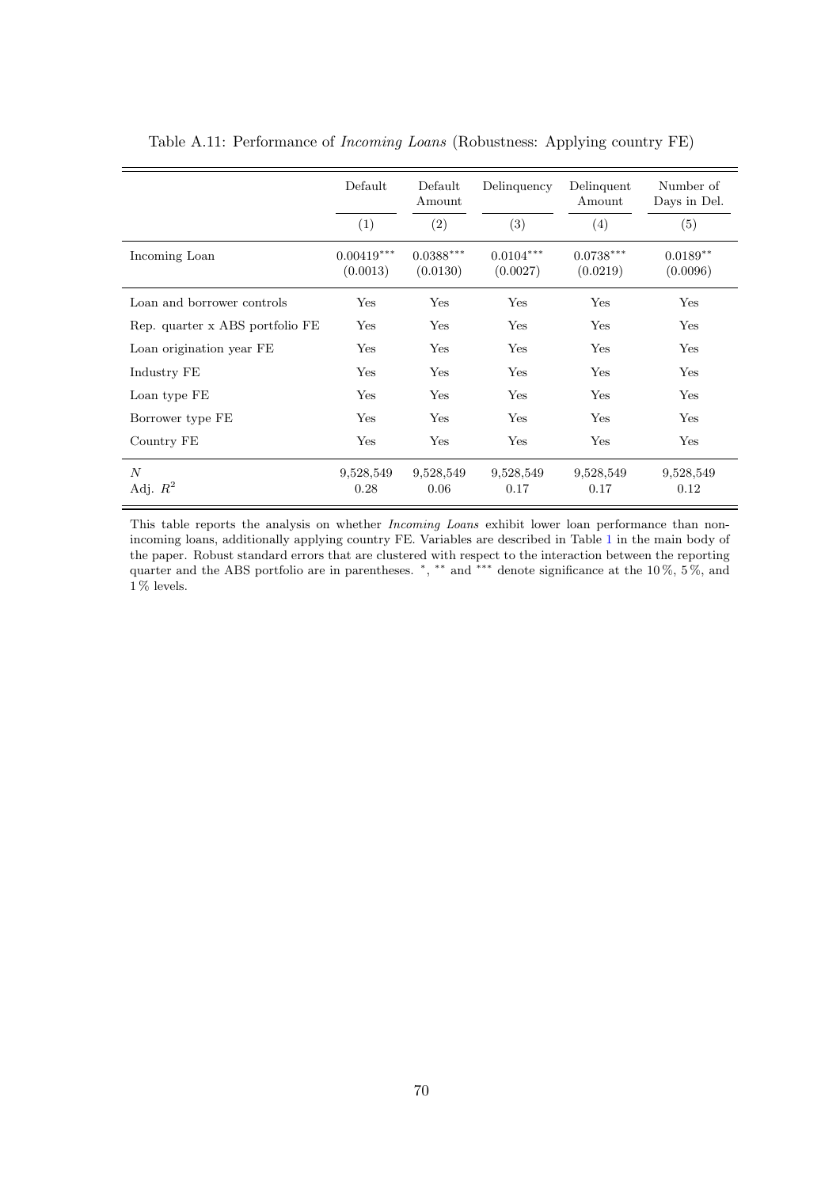Table A.11: Performance of *Incoming Loans* (Robustness: Applying country FE)

| | Default | Default Amount | Delinquency | Delinquent Amount | Number of Days in Del. |
|---|---|---|---|---|---|
| | (1) | (2) | (3) | (4) | (5) |
| Incoming Loan | 0.00419*** | 0.0388*** | 0.0104*** | 0.0738*** | 0.0189** |
| | (0.0013) | (0.0130) | (0.0027) | (0.0219) | (0.0096) |
| Loan and borrower controls | Yes | Yes | Yes | Yes | Yes |
| Rep. quarter x ABS portfolio FE | Yes | Yes | Yes | Yes | Yes |
| Loan origination year FE | Yes | Yes | Yes | Yes | Yes |
| Industry FE | Yes | Yes | Yes | Yes | Yes |
| Loan type FE | Yes | Yes | Yes | Yes | Yes |
| Borrower type FE | Yes | Yes | Yes | Yes | Yes |
| Country FE | Yes | Yes | Yes | Yes | Yes |
| $N$ | 9,528,549 | 9,528,549 | 9,528,549 | 9,528,549 | 9,528,549 |
| Adj. $R^2$ | 0.28 | 0.06 | 0.17 | 0.17 | 0.12 |

This table reports the analysis on whether *Incoming Loans* exhibit lower loan performance than non-incoming loans, additionally applying country FE. Variables are described in Table 1 in the main body of the paper. Robust standard errors that are clustered with respect to the interaction between the reporting quarter and the ABS portfolio are in parentheses. *, ** and *** denote significance at the 10 %, 5 %, and 1 % levels.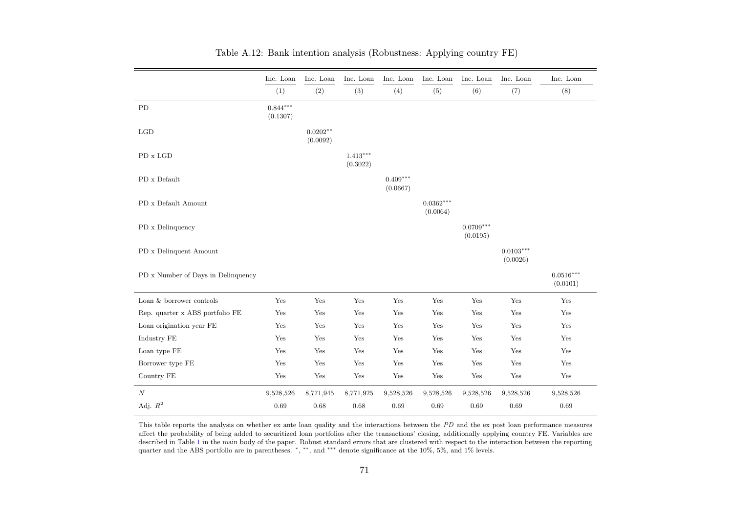Table A.12: Bank intention analysis (Robustness: Applying country FE)

| | Inc. Loan | Inc. Loan | Inc. Loan | Inc. Loan | Inc. Loan | Inc. Loan | Inc. Loan | Inc. Loan |
|---|---|---|---|---|---|---|---|---|
| | (1) | (2) | (3) | (4) | (5) | (6) | (7) | (8) |
| PD | $0.844^{***}$ (0.1307) | | | | | | | |
| LGD | | $0.0202^{**}$ (0.0092) | | | | | | |
| PD x LGD | | | $1.413^{***}$ (0.3022) | | | | | |
| PD x Default | | | | $0.409^{***}$ (0.0667) | | | | |
| PD x Default Amount | | | | | $0.0362^{***}$ (0.0064) | | | |
| PD x Delinquency | | | | | | $0.0709^{***}$ (0.0195) | | |
| PD x Delinquent Amount | | | | | | | $0.0103^{***}$ (0.0026) | |
| PD x Number of Days in Delinquency | | | | | | | | $0.0516^{***}$ (0.0101) |
| Loan & borrower controls | Yes | Yes | Yes | Yes | Yes | Yes | Yes | Yes |
| Rep. quarter x ABS portfolio FE | Yes | Yes | Yes | Yes | Yes | Yes | Yes | Yes |
| Loan origination year FE | Yes | Yes | Yes | Yes | Yes | Yes | Yes | Yes |
| Industry FE | Yes | Yes | Yes | Yes | Yes | Yes | Yes | Yes |
| Loan type FE | Yes | Yes | Yes | Yes | Yes | Yes | Yes | Yes |
| Borrower type FE | Yes | Yes | Yes | Yes | Yes | Yes | Yes | Yes |
| Country FE | Yes | Yes | Yes | Yes | Yes | Yes | Yes | Yes |
| $N$ | 9,528,526 | 8,771,945 | 8,771,925 | 9,528,526 | 9,528,526 | 9,528,526 | 9,528,526 | 9,528,526 |
| Adj. $R^2$ | 0.69 | 0.68 | 0.68 | 0.69 | 0.69 | 0.69 | 0.69 | 0.69 |

This table reports the analysis on whether ex ante loan quality and the interactions between the *PD* and the ex post loan performance measures affect the probability of being added to securitized loan portfolios after the transactions' closing, additionally applying country FE. Variables are described in Table 1 in the main body of the paper. Robust standard errors that are clustered with respect to the interaction between the reporting quarter and the ABS portfolio are in parentheses. $^{*}$, $^{**}$, and $^{***}$ denote significance at the 10%, 5%, and 1% levels.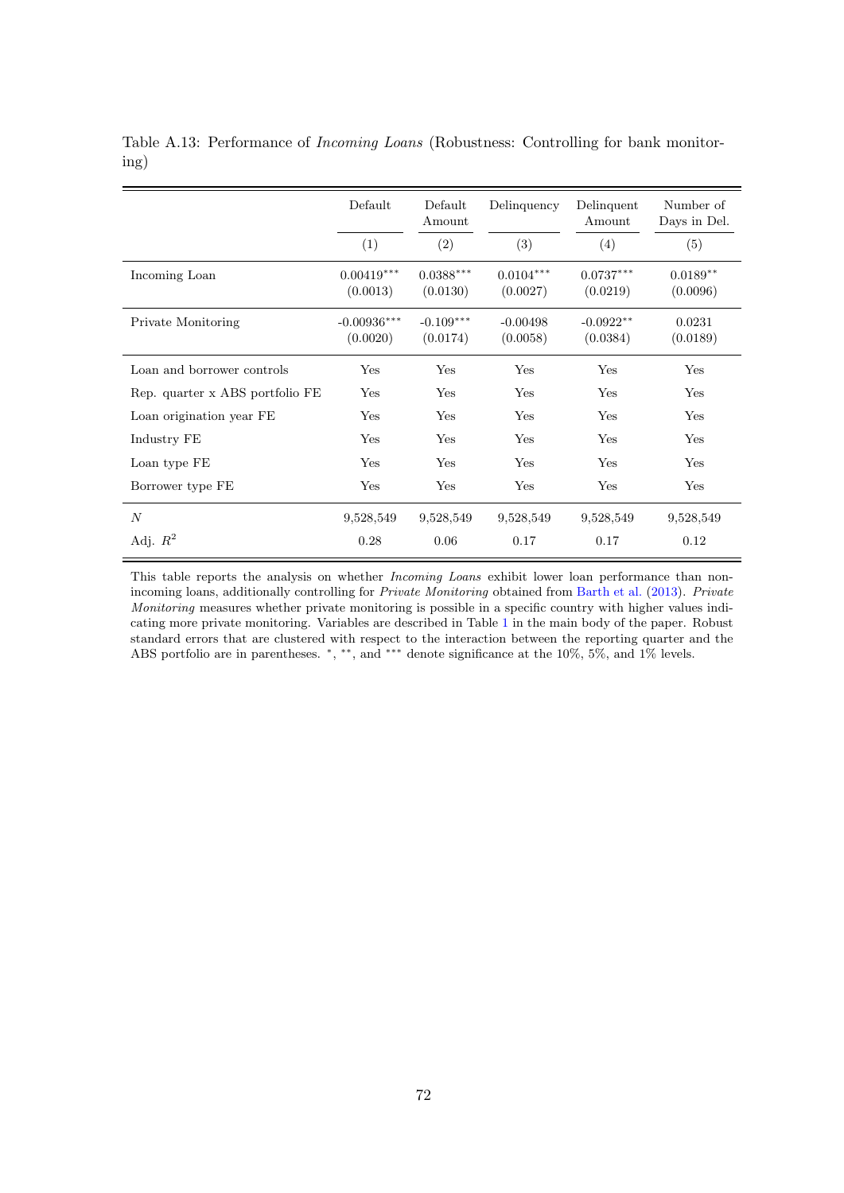Table A.13: Performance of *Incoming Loans* (Robustness: Controlling for bank monitoring)

| | Default | Default Amount | Delinquency | Delinquent Amount | Number of Days in Del. |
|---|---|---|---|---|---|
| | (1) | (2) | (3) | (4) | (5) |
| Incoming Loan | 0.00419*** | 0.0388*** | 0.0104*** | 0.0737*** | 0.0189** |
| | (0.0013) | (0.0130) | (0.0027) | (0.0219) | (0.0096) |
| Private Monitoring | -0.00936*** | -0.109*** | -0.00498 | -0.0922** | 0.0231 |
| | (0.0020) | (0.0174) | (0.0058) | (0.0384) | (0.0189) |
| Loan and borrower controls | Yes | Yes | Yes | Yes | Yes |
| Rep. quarter x ABS portfolio FE | Yes | Yes | Yes | Yes | Yes |
| Loan origination year FE | Yes | Yes | Yes | Yes | Yes |
| Industry FE | Yes | Yes | Yes | Yes | Yes |
| Loan type FE | Yes | Yes | Yes | Yes | Yes |
| Borrower type FE | Yes | Yes | Yes | Yes | Yes |
| $N$ | 9,528,549 | 9,528,549 | 9,528,549 | 9,528,549 | 9,528,549 |
| Adj. $R^2$ | 0.28 | 0.06 | 0.17 | 0.17 | 0.12 |

This table reports the analysis on whether *Incoming Loans* exhibit lower loan performance than non-incoming loans, additionally controlling for *Private Monitoring* obtained from Barth et al. (2013). *Private Monitoring* measures whether private monitoring is possible in a specific country with higher values indicating more private monitoring. Variables are described in Table 1 in the main body of the paper. Robust standard errors that are clustered with respect to the interaction between the reporting quarter and the ABS portfolio are in parentheses. *, **, and *** denote significance at the 10%, 5%, and 1% levels.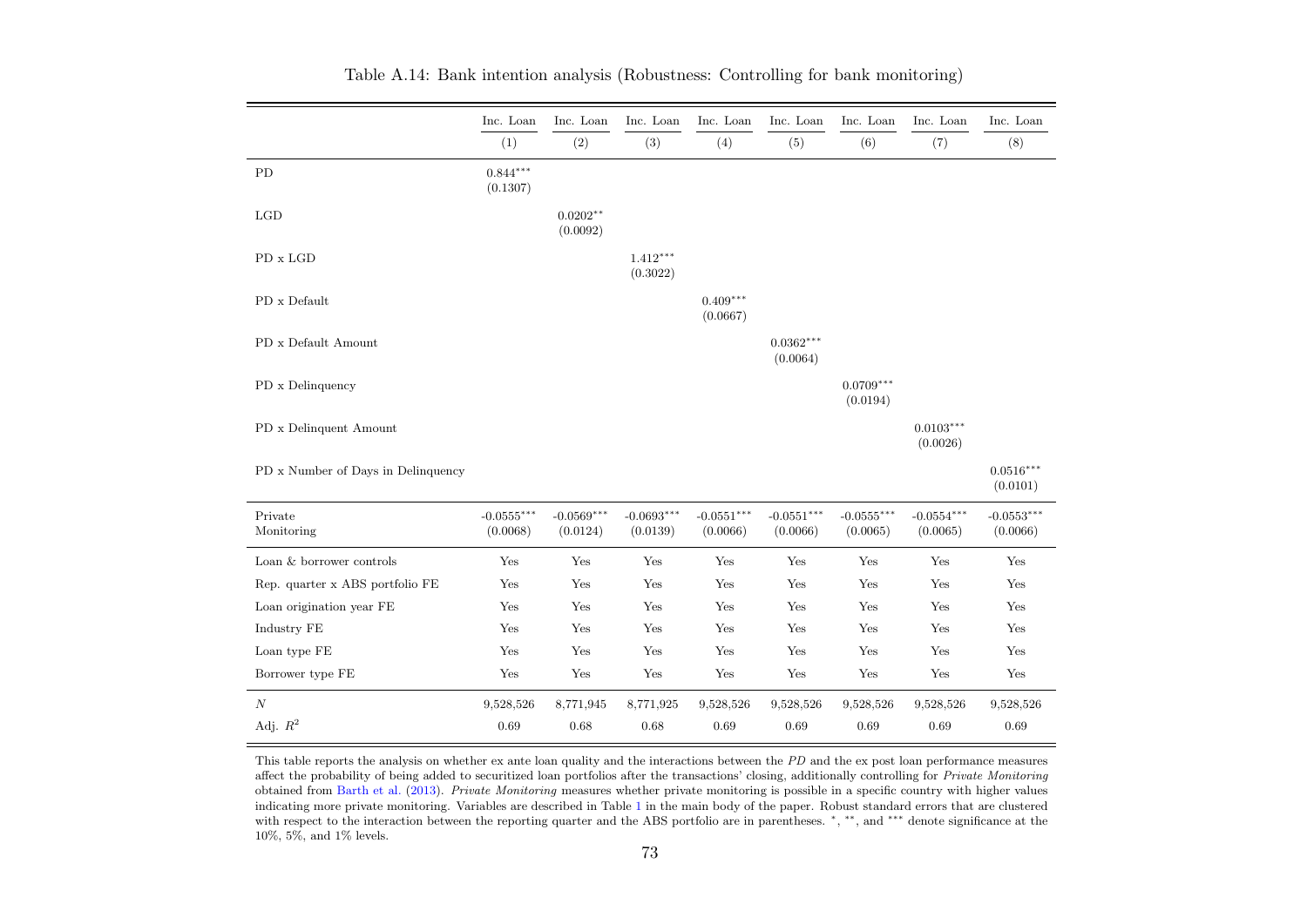Table A.14: Bank intention analysis (Robustness: Controlling for bank monitoring)

| | Inc. Loan | Inc. Loan | Inc. Loan | Inc. Loan | Inc. Loan | Inc. Loan | Inc. Loan | Inc. Loan |
|---|---|---|---|---|---|---|---|---|
| | (1) | (2) | (3) | (4) | (5) | (6) | (7) | (8) |
| PD | 0.844*** (0.1307) | | | | | | | |
| LGD | | 0.0202** (0.0092) | | | | | | |
| PD x LGD | | | 1.412*** (0.3022) | | | | | |
| PD x Default | | | | 0.409*** (0.0667) | | | | |
| PD x Default Amount | | | | | 0.0362*** (0.0064) | | | |
| PD x Delinquency | | | | | | 0.0709*** (0.0194) | | |
| PD x Delinquent Amount | | | | | | | 0.0103*** (0.0026) | |
| PD x Number of Days in Delinquency | | | | | | | | 0.0516*** (0.0101) |
| Private Monitoring | -0.0555*** (0.0068) | -0.0569*** (0.0124) | -0.0693*** (0.0139) | -0.0551*** (0.0066) | -0.0551*** (0.0066) | -0.0555*** (0.0065) | -0.0554*** (0.0065) | -0.0553*** (0.0066) |
| Loan & borrower controls | Yes | Yes | Yes | Yes | Yes | Yes | Yes | Yes |
| Rep. quarter x ABS portfolio FE | Yes | Yes | Yes | Yes | Yes | Yes | Yes | Yes |
| Loan origination year FE | Yes | Yes | Yes | Yes | Yes | Yes | Yes | Yes |
| Industry FE | Yes | Yes | Yes | Yes | Yes | Yes | Yes | Yes |
| Loan type FE | Yes | Yes | Yes | Yes | Yes | Yes | Yes | Yes |
| Borrower type FE | Yes | Yes | Yes | Yes | Yes | Yes | Yes | Yes |
| $N$ | 9,528,526 | 8,771,945 | 8,771,925 | 9,528,526 | 9,528,526 | 9,528,526 | 9,528,526 | 9,528,526 |
| Adj. $R^2$ | 0.69 | 0.68 | 0.68 | 0.69 | 0.69 | 0.69 | 0.69 | 0.69 |

This table reports the analysis on whether ex ante loan quality and the interactions between the *PD* and the ex post loan performance measures affect the probability of being added to securitized loan portfolios after the transactions' closing, additionally controlling for *Private Monitoring* obtained from Barth et al. (2013). *Private Monitoring* measures whether private monitoring is possible in a specific country with higher values indicating more private monitoring. Variables are described in Table 1 in the main body of the paper. Robust standard errors that are clustered with respect to the interaction between the reporting quarter and the ABS portfolio are in parentheses. *, **, and *** denote significance at the 10%, 5%, and 1% levels.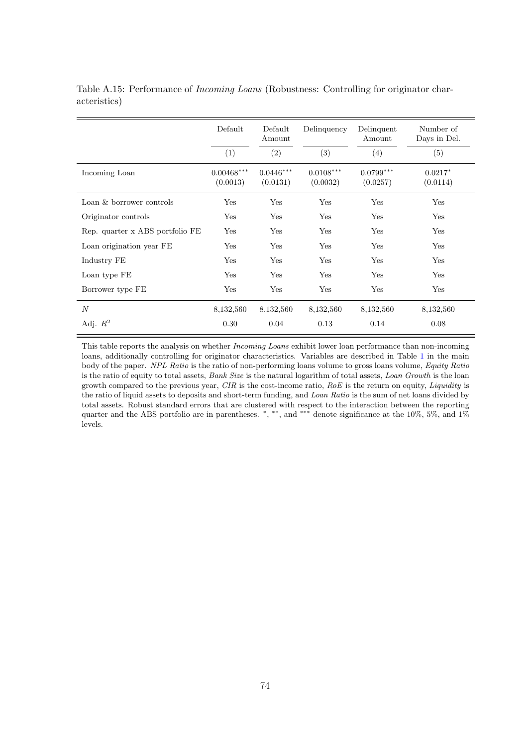Table A.15: Performance of *Incoming Loans* (Robustness: Controlling for originator characteristics)

| | Default | Default Amount | Delinquency | Delinquent Amount | Number of Days in Del. |
|---|---|---|---|---|---|
| | (1) | (2) | (3) | (4) | (5) |
| Incoming Loan | 0.00468*** (0.0013) | 0.0446*** (0.0131) | 0.0108*** (0.0032) | 0.0799*** (0.0257) | 0.0217* (0.0114) |
| Loan & borrower controls | Yes | Yes | Yes | Yes | Yes |
| Originator controls | Yes | Yes | Yes | Yes | Yes |
| Rep. quarter x ABS portfolio FE | Yes | Yes | Yes | Yes | Yes |
| Loan origination year FE | Yes | Yes | Yes | Yes | Yes |
| Industry FE | Yes | Yes | Yes | Yes | Yes |
| Loan type FE | Yes | Yes | Yes | Yes | Yes |
| Borrower type FE | Yes | Yes | Yes | Yes | Yes |
| $N$ | 8,132,560 | 8,132,560 | 8,132,560 | 8,132,560 | 8,132,560 |
| Adj. $R^2$ | 0.30 | 0.04 | 0.13 | 0.14 | 0.08 |

This table reports the analysis on whether *Incoming Loans* exhibit lower loan performance than non-incoming loans, additionally controlling for originator characteristics. Variables are described in Table 1 in the main body of the paper. *NPL Ratio* is the ratio of non-performing loans volume to gross loans volume, *Equity Ratio* is the ratio of equity to total assets, *Bank Size* is the natural logarithm of total assets, *Loan Growth* is the loan growth compared to the previous year, *CIR* is the cost-income ratio, *RoE* is the return on equity, *Liquidity* is the ratio of liquid assets to deposits and short-term funding, and *Loan Ratio* is the sum of net loans divided by total assets. Robust standard errors that are clustered with respect to the interaction between the reporting quarter and the ABS portfolio are in parentheses. *, **, and *** denote significance at the 10%, 5%, and 1% levels.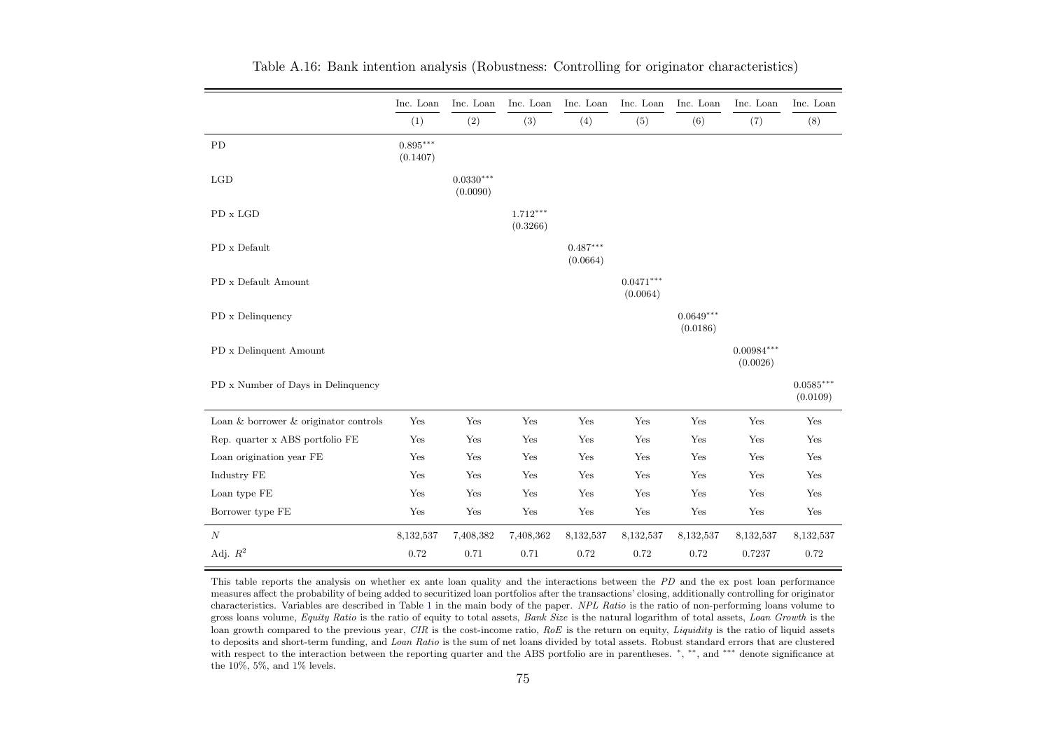Table A.16: Bank intention analysis (Robustness: Controlling for originator characteristics)

| | Inc. Loan | Inc. Loan | Inc. Loan | Inc. Loan | Inc. Loan | Inc. Loan | Inc. Loan | Inc. Loan |
|---|---|---|---|---|---|---|---|---|
| | (1) | (2) | (3) | (4) | (5) | (6) | (7) | (8) |
| PD | $0.895^{***}$ | | | | | | | |
| | (0.1407) | | | | | | | |
| LGD | | $0.0330^{***}$ | | | | | | |
| | | (0.0090) | | | | | | |
| PD x LGD | | | $1.712^{***}$ | | | | | |
| | | | (0.3266) | | | | | |
| PD x Default | | | | $0.487^{***}$ | | | | |
| | | | | (0.0664) | | | | |
| PD x Default Amount | | | | | $0.0471^{***}$ | | | |
| | | | | | (0.0064) | | | |
| PD x Delinquency | | | | | | $0.0649^{***}$ | | |
| | | | | | | (0.0186) | | |
| PD x Delinquent Amount | | | | | | | $0.00984^{***}$ | |
| | | | | | | | (0.0026) | |
| PD x Number of Days in Delinquency | | | | | | | | $0.0585^{***}$ |
| | | | | | | | | (0.0109) |
| Loan & borrower & originator controls | Yes | Yes | Yes | Yes | Yes | Yes | Yes | Yes |
| Rep. quarter x ABS portfolio FE | Yes | Yes | Yes | Yes | Yes | Yes | Yes | Yes |
| Loan origination year FE | Yes | Yes | Yes | Yes | Yes | Yes | Yes | Yes |
| Industry FE | Yes | Yes | Yes | Yes | Yes | Yes | Yes | Yes |
| Loan type FE | Yes | Yes | Yes | Yes | Yes | Yes | Yes | Yes |
| Borrower type FE | Yes | Yes | Yes | Yes | Yes | Yes | Yes | Yes |
| $N$ | 8,132,537 | 7,408,382 | 7,408,362 | 8,132,537 | 8,132,537 | 8,132,537 | 8,132,537 | 8,132,537 |
| Adj. $R^2$ | 0.72 | 0.71 | 0.71 | 0.72 | 0.72 | 0.72 | 0.7237 | 0.72 |

This table reports the analysis on whether ex ante loan quality and the interactions between the *PD* and the ex post loan performance measures affect the probability of being added to securitized loan portfolios after the transactions' closing, additionally controlling for originator characteristics. Variables are described in Table 1 in the main body of the paper. *NPL Ratio* is the ratio of non-performing loans volume to gross loans volume, *Equity Ratio* is the ratio of equity to total assets, *Bank Size* is the natural logarithm of total assets, *Loan Growth* is the loan growth compared to the previous year, *CIR* is the cost-income ratio, *RoE* is the return on equity, *Liquidity* is the ratio of liquid assets to deposits and short-term funding, and *Loan Ratio* is the sum of net loans divided by total assets. Robust standard errors that are clustered with respect to the interaction between the reporting quarter and the ABS portfolio are in parentheses. $^{*}$, $^{**}$, and $^{***}$ denote significance at the 10%, 5%, and 1% levels.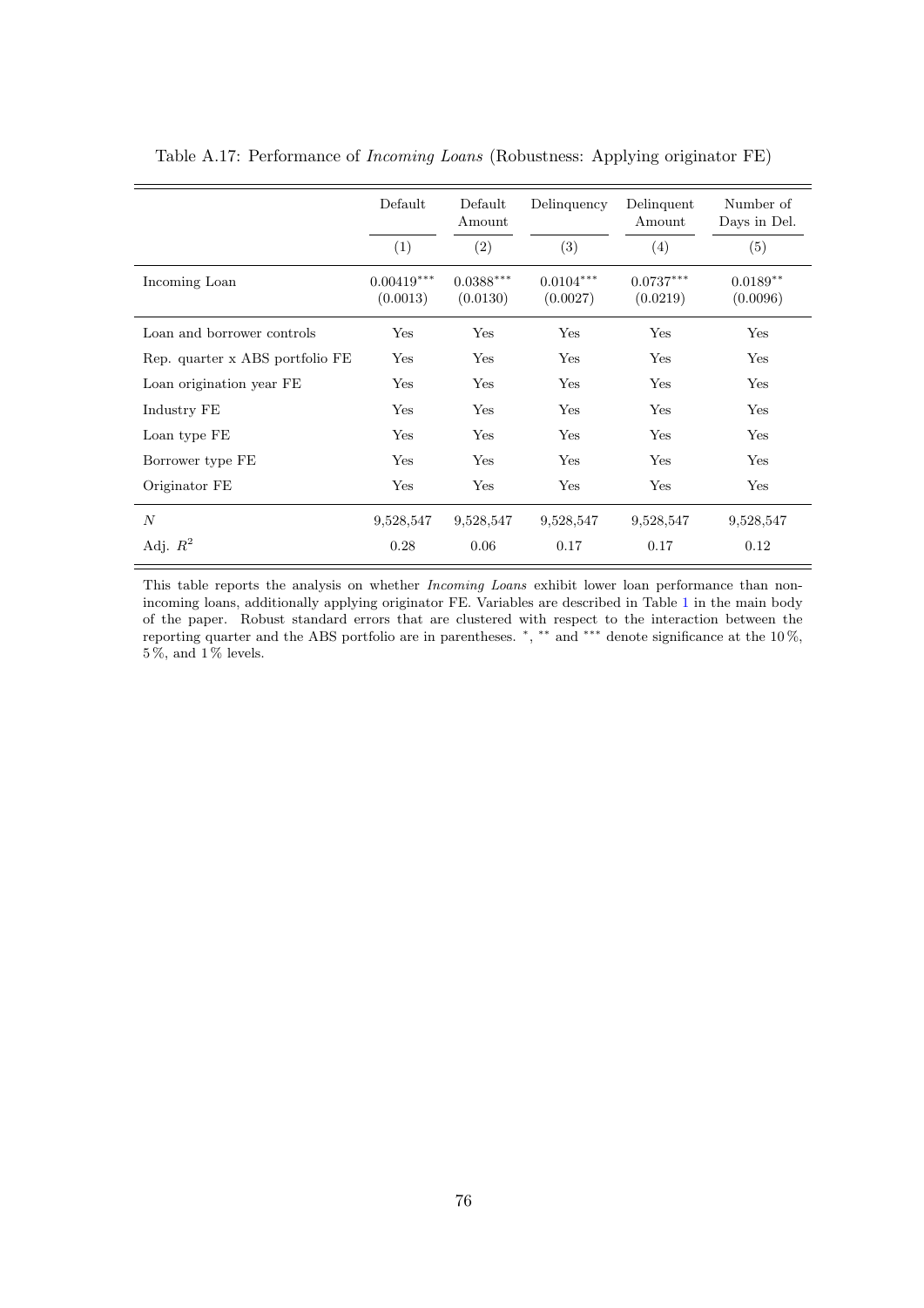Table A.17: Performance of *Incoming Loans* (Robustness: Applying originator FE)

| | Default | Default Amount | Delinquency | Delinquent Amount | Number of Days in Del. |
|---|---|---|---|---|---|
| | (1) | (2) | (3) | (4) | (5) |
| Incoming Loan | 0.00419*** (0.0013) | 0.0388*** (0.0130) | 0.0104*** (0.0027) | 0.0737*** (0.0219) | 0.0189** (0.0096) |
| Loan and borrower controls | Yes | Yes | Yes | Yes | Yes |
| Rep. quarter x ABS portfolio FE | Yes | Yes | Yes | Yes | Yes |
| Loan origination year FE | Yes | Yes | Yes | Yes | Yes |
| Industry FE | Yes | Yes | Yes | Yes | Yes |
| Loan type FE | Yes | Yes | Yes | Yes | Yes |
| Borrower type FE | Yes | Yes | Yes | Yes | Yes |
| Originator FE | Yes | Yes | Yes | Yes | Yes |
| $N$ | 9,528,547 | 9,528,547 | 9,528,547 | 9,528,547 | 9,528,547 |
| Adj. $R^2$ | 0.28 | 0.06 | 0.17 | 0.17 | 0.12 |

This table reports the analysis on whether *Incoming Loans* exhibit lower loan performance than non-incoming loans, additionally applying originator FE. Variables are described in Table 1 in the main body of the paper. Robust standard errors that are clustered with respect to the interaction between the reporting quarter and the ABS portfolio are in parentheses. *, ** and *** denote significance at the 10 %, 5 %, and 1 % levels.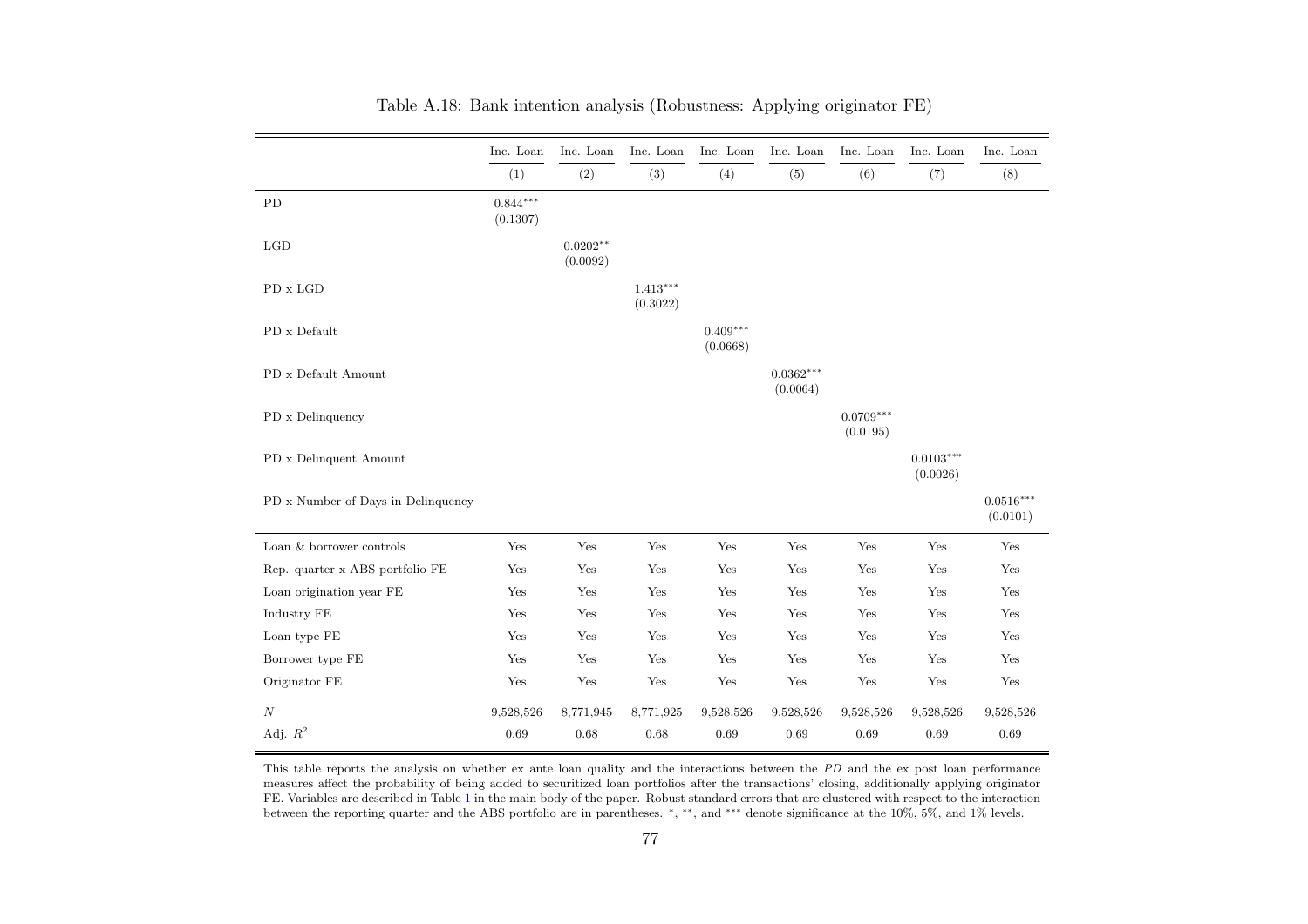Table A.18: Bank intention analysis (Robustness: Applying originator FE)

| | Inc. Loan | Inc. Loan | Inc. Loan | Inc. Loan | Inc. Loan | Inc. Loan | Inc. Loan | Inc. Loan |
|---|---|---|---|---|---|---|---|---|
| | (1) | (2) | (3) | (4) | (5) | (6) | (7) | (8) |
| PD | 0.844*** (0.1307) | | | | | | | |
| LGD | | 0.0202** (0.0092) | | | | | | |
| PD x LGD | | | 1.413*** (0.3022) | | | | | |
| PD x Default | | | | 0.409*** (0.0668) | | | | |
| PD x Default Amount | | | | | 0.0362*** (0.0064) | | | |
| PD x Delinquency | | | | | | 0.0709*** (0.0195) | | |
| PD x Delinquent Amount | | | | | | | 0.0103*** (0.0026) | |
| PD x Number of Days in Delinquency | | | | | | | | 0.0516*** (0.0101) |
| Loan & borrower controls | Yes | Yes | Yes | Yes | Yes | Yes | Yes | Yes |
| Rep. quarter x ABS portfolio FE | Yes | Yes | Yes | Yes | Yes | Yes | Yes | Yes |
| Loan origination year FE | Yes | Yes | Yes | Yes | Yes | Yes | Yes | Yes |
| Industry FE | Yes | Yes | Yes | Yes | Yes | Yes | Yes | Yes |
| Loan type FE | Yes | Yes | Yes | Yes | Yes | Yes | Yes | Yes |
| Borrower type FE | Yes | Yes | Yes | Yes | Yes | Yes | Yes | Yes |
| Originator FE | Yes | Yes | Yes | Yes | Yes | Yes | Yes | Yes |
| $N$ | 9,528,526 | 8,771,945 | 8,771,925 | 9,528,526 | 9,528,526 | 9,528,526 | 9,528,526 | 9,528,526 |
| Adj. $R^2$ | 0.69 | 0.68 | 0.68 | 0.69 | 0.69 | 0.69 | 0.69 | 0.69 |

This table reports the analysis on whether ex ante loan quality and the interactions between the *PD* and the ex post loan performance measures affect the probability of being added to securitized loan portfolios after the transactions' closing, additionally applying originator FE. Variables are described in Table 1 in the main body of the paper. Robust standard errors that are clustered with respect to the interaction between the reporting quarter and the ABS portfolio are in parentheses. *, **, and *** denote significance at the 10%, 5%, and 1% levels.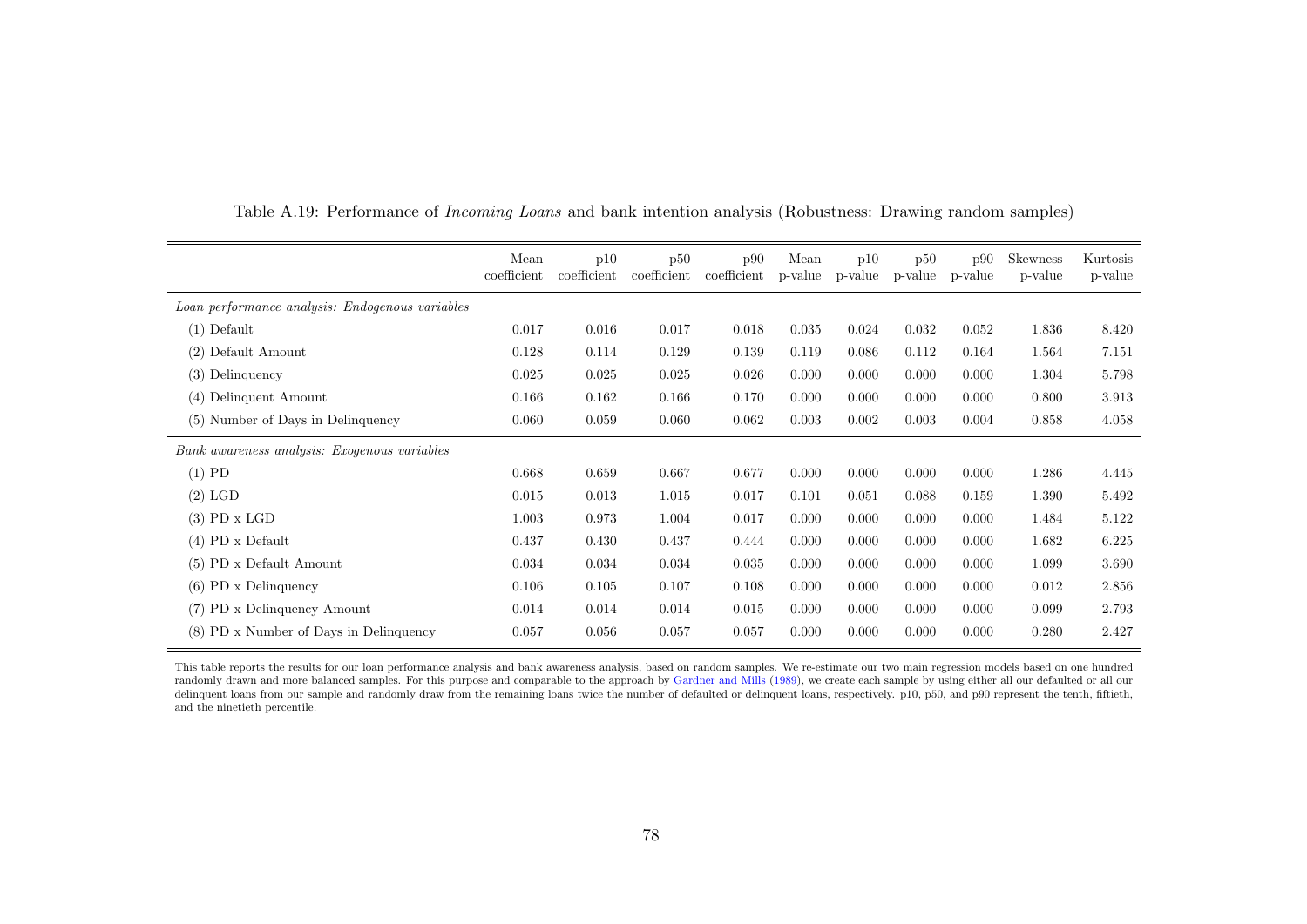Table A.19: Performance of *Incoming Loans* and bank intention analysis (Robustness: Drawing random samples)

| | Mean coefficient | p10 coefficient | p50 coefficient | p90 coefficient | Mean p-value | p10 p-value | p50 p-value | p90 p-value | Skewness p-value | Kurtosis p-value |
|---|---|---|---|---|---|---|---|---|---|---|
| *Loan performance analysis: Endogenous variables* | | | | | | | | | | |
| (1) Default | 0.017 | 0.016 | 0.017 | 0.018 | 0.035 | 0.024 | 0.032 | 0.052 | 1.836 | 8.420 |
| (2) Default Amount | 0.128 | 0.114 | 0.129 | 0.139 | 0.119 | 0.086 | 0.112 | 0.164 | 1.564 | 7.151 |
| (3) Delinquency | 0.025 | 0.025 | 0.025 | 0.026 | 0.000 | 0.000 | 0.000 | 0.000 | 1.304 | 5.798 |
| (4) Delinquent Amount | 0.166 | 0.162 | 0.166 | 0.170 | 0.000 | 0.000 | 0.000 | 0.000 | 0.800 | 3.913 |
| (5) Number of Days in Delinquency | 0.060 | 0.059 | 0.060 | 0.062 | 0.003 | 0.002 | 0.003 | 0.004 | 0.858 | 4.058 |
| *Bank awareness analysis: Exogenous variables* | | | | | | | | | | |
| (1) PD | 0.668 | 0.659 | 0.667 | 0.677 | 0.000 | 0.000 | 0.000 | 0.000 | 1.286 | 4.445 |
| (2) LGD | 0.015 | 0.013 | 1.015 | 0.017 | 0.101 | 0.051 | 0.088 | 0.159 | 1.390 | 5.492 |
| (3) PD x LGD | 1.003 | 0.973 | 1.004 | 0.017 | 0.000 | 0.000 | 0.000 | 0.000 | 1.484 | 5.122 |
| (4) PD x Default | 0.437 | 0.430 | 0.437 | 0.444 | 0.000 | 0.000 | 0.000 | 0.000 | 1.682 | 6.225 |
| (5) PD x Default Amount | 0.034 | 0.034 | 0.034 | 0.035 | 0.000 | 0.000 | 0.000 | 0.000 | 1.099 | 3.690 |
| (6) PD x Delinquency | 0.106 | 0.105 | 0.107 | 0.108 | 0.000 | 0.000 | 0.000 | 0.000 | 0.012 | 2.856 |
| (7) PD x Delinquency Amount | 0.014 | 0.014 | 0.014 | 0.015 | 0.000 | 0.000 | 0.000 | 0.000 | 0.099 | 2.793 |
| (8) PD x Number of Days in Delinquency | 0.057 | 0.056 | 0.057 | 0.057 | 0.000 | 0.000 | 0.000 | 0.000 | 0.280 | 2.427 |

This table reports the results for our loan performance analysis and bank awareness analysis, based on random samples. We re-estimate our two main regression models based on one hundred randomly drawn and more balanced samples. For this purpose and comparable to the approach by Gardner and Mills (1989), we create each sample by using either all our defaulted or all our delinquent loans from our sample and randomly draw from the remaining loans twice the number of defaulted or delinquent loans, respectively. p10, p50, and p90 represent the tenth, fiftieth, and the ninetieth percentile.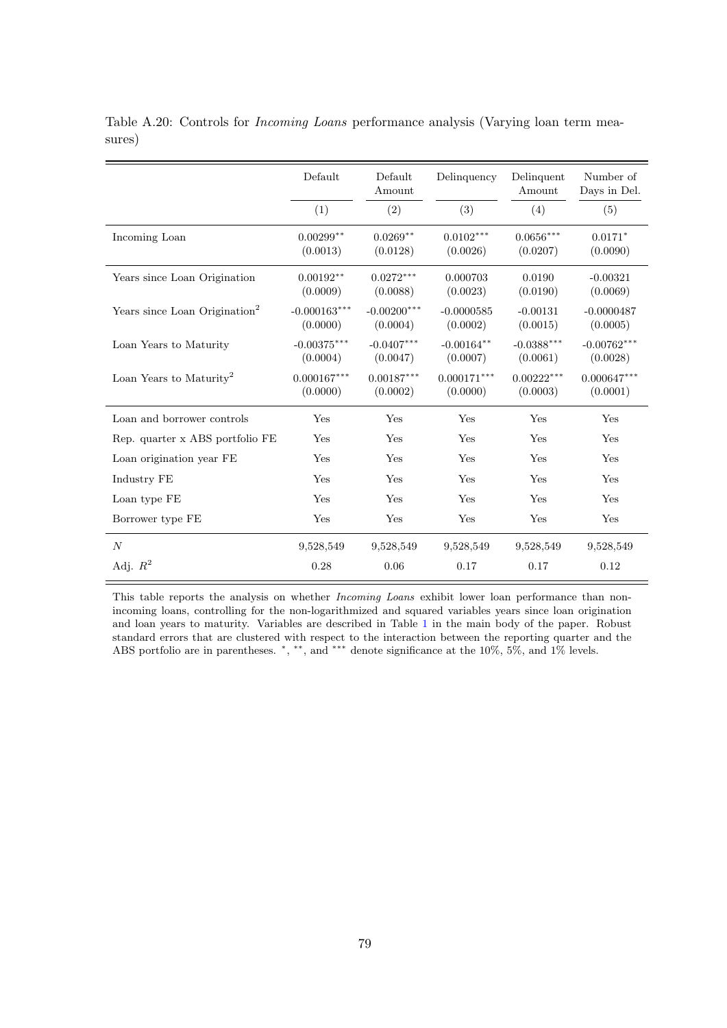Table A.20: Controls for *Incoming Loans* performance analysis (Varying loan term measures)

| | Default | Default Amount | Delinquency | Delinquent Amount | Number of Days in Del. |
|---|---|---|---|---|---|
| | (1) | (2) | (3) | (4) | (5) |
| Incoming Loan | $0.00299^{**}$ | $0.0269^{**}$ | $0.0102^{***}$ | $0.0656^{***}$ | $0.0171^{*}$ |
| | (0.0013) | (0.0128) | (0.0026) | (0.0207) | (0.0090) |
| Years since Loan Origination | $0.00192^{**}$ | $0.0272^{***}$ | 0.000703 | 0.0190 | -0.00321 |
| | (0.0009) | (0.0088) | (0.0023) | (0.0190) | (0.0069) |
| Years since Loan Origination$^2$ | $-0.000163^{***}$ | $-0.00200^{***}$ | -0.0000585 | -0.00131 | -0.0000487 |
| | (0.0000) | (0.0004) | (0.0002) | (0.0015) | (0.0005) |
| Loan Years to Maturity | $-0.00375^{***}$ | $-0.0407^{***}$ | $-0.00164^{**}$ | $-0.0388^{***}$ | $-0.00762^{***}$ |
| | (0.0004) | (0.0047) | (0.0007) | (0.0061) | (0.0028) |
| Loan Years to Maturity$^2$ | $0.000167^{***}$ | $0.00187^{***}$ | $0.000171^{***}$ | $0.00222^{***}$ | $0.000647^{***}$ |
| | (0.0000) | (0.0002) | (0.0000) | (0.0003) | (0.0001) |
| Loan and borrower controls | Yes | Yes | Yes | Yes | Yes |
| Rep. quarter x ABS portfolio FE | Yes | Yes | Yes | Yes | Yes |
| Loan origination year FE | Yes | Yes | Yes | Yes | Yes |
| Industry FE | Yes | Yes | Yes | Yes | Yes |
| Loan type FE | Yes | Yes | Yes | Yes | Yes |
| Borrower type FE | Yes | Yes | Yes | Yes | Yes |
| $N$ | 9,528,549 | 9,528,549 | 9,528,549 | 9,528,549 | 9,528,549 |
| Adj. $R^2$ | 0.28 | 0.06 | 0.17 | 0.17 | 0.12 |

This table reports the analysis on whether *Incoming Loans* exhibit lower loan performance than non-incoming loans, controlling for the non-logarithmized and squared variables years since loan origination and loan years to maturity. Variables are described in Table 1 in the main body of the paper. Robust standard errors that are clustered with respect to the interaction between the reporting quarter and the ABS portfolio are in parentheses. $^{*}$, $^{**}$, and $^{***}$ denote significance at the 10%, 5%, and 1% levels.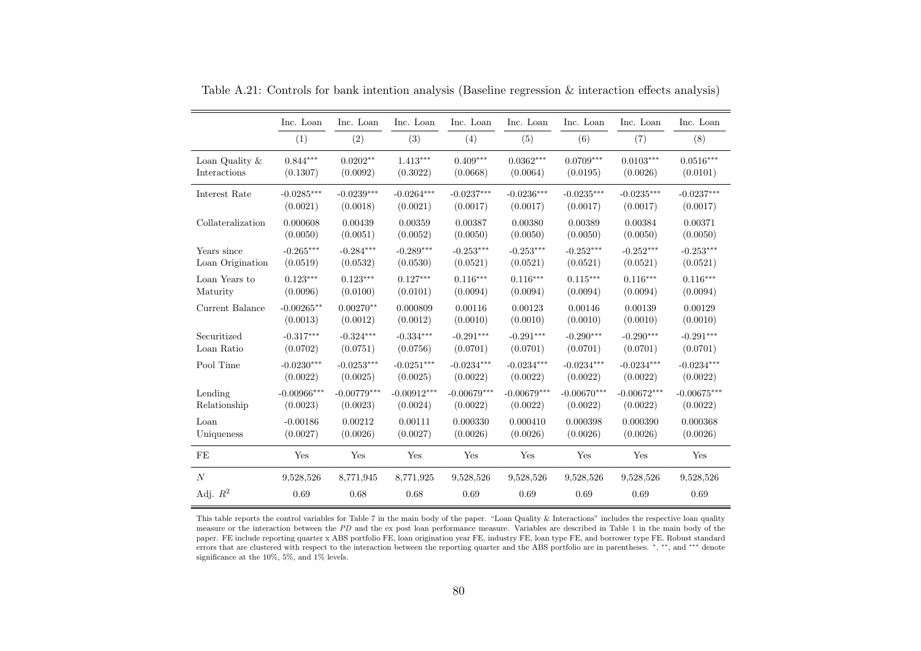Table A.21: Controls for bank intention analysis (Baseline regression & interaction effects analysis)

| | Inc. Loan | Inc. Loan | Inc. Loan | Inc. Loan | Inc. Loan | Inc. Loan | Inc. Loan | Inc. Loan |
|---|---|---|---|---|---|---|---|---|
| | (1) | (2) | (3) | (4) | (5) | (6) | (7) | (8) |
| Loan Quality & Interactions | 0.844*** | 0.0202** | 1.413*** | 0.409*** | 0.0362*** | 0.0709*** | 0.0103*** | 0.0516*** |
| | (0.1307) | (0.0092) | (0.3022) | (0.0668) | (0.0064) | (0.0195) | (0.0026) | (0.0101) |
| Interest Rate | -0.0285*** | -0.0239*** | -0.0264*** | -0.0237*** | -0.0236*** | -0.0235*** | -0.0235*** | -0.0237*** |
| | (0.0021) | (0.0018) | (0.0021) | (0.0017) | (0.0017) | (0.0017) | (0.0017) | (0.0017) |
| Collateralization | 0.000608 | 0.00439 | 0.00359 | 0.00387 | 0.00380 | 0.00389 | 0.00384 | 0.00371 |
| | (0.0050) | (0.0051) | (0.0052) | (0.0050) | (0.0050) | (0.0050) | (0.0050) | (0.0050) |
| Years since Loan Origination | -0.265*** | -0.284*** | -0.289*** | -0.253*** | -0.253*** | -0.252*** | -0.252*** | -0.253*** |
| | (0.0519) | (0.0532) | (0.0530) | (0.0521) | (0.0521) | (0.0521) | (0.0521) | (0.0521) |
| Loan Years to Maturity | 0.123*** | 0.123*** | 0.127*** | 0.116*** | 0.116*** | 0.115*** | 0.116*** | 0.116*** |
| | (0.0096) | (0.0100) | (0.0101) | (0.0094) | (0.0094) | (0.0094) | (0.0094) | (0.0094) |
| Current Balance | -0.00265** | 0.00270** | 0.000809 | 0.00116 | 0.00123 | 0.00146 | 0.00139 | 0.00129 |
| | (0.0013) | (0.0012) | (0.0012) | (0.0010) | (0.0010) | (0.0010) | (0.0010) | (0.0010) |
| Securitized Loan Ratio | -0.317*** | -0.324*** | -0.334*** | -0.291*** | -0.291*** | -0.290*** | -0.290*** | -0.291*** |
| | (0.0702) | (0.0751) | (0.0756) | (0.0701) | (0.0701) | (0.0701) | (0.0701) | (0.0701) |
| Pool Time | -0.0230*** | -0.0253*** | -0.0251*** | -0.0234*** | -0.0234*** | -0.0234*** | -0.0234*** | -0.0234*** |
| | (0.0022) | (0.0025) | (0.0025) | (0.0022) | (0.0022) | (0.0022) | (0.0022) | (0.0022) |
| Lending Relationship | -0.00966*** | -0.00779*** | -0.00912*** | -0.00679*** | -0.00679*** | -0.00670*** | -0.00672*** | -0.00675*** |
| | (0.0023) | (0.0023) | (0.0024) | (0.0022) | (0.0022) | (0.0022) | (0.0022) | (0.0022) |
| Loan Uniqueness | -0.00186 | 0.00212 | 0.00111 | 0.000330 | 0.000410 | 0.000398 | 0.000390 | 0.000368 |
| | (0.0027) | (0.0026) | (0.0027) | (0.0026) | (0.0026) | (0.0026) | (0.0026) | (0.0026) |
| FE | Yes | Yes | Yes | Yes | Yes | Yes | Yes | Yes |
| $N$ | 9,528,526 | 8,771,945 | 8,771,925 | 9,528,526 | 9,528,526 | 9,528,526 | 9,528,526 | 9,528,526 |
| Adj. $R^2$ | 0.69 | 0.68 | 0.68 | 0.69 | 0.69 | 0.69 | 0.69 | 0.69 |

This table reports the control variables for Table 7 in the main body of the paper. "Loan Quality & Interactions" includes the respective loan quality measure or the interaction between the *PD* and the ex post loan performance measure. Variables are described in Table 1 in the main body of the paper. FE include reporting quarter x ABS portfolio FE, loan origination year FE, industry FE, loan type FE, and borrower type FE. Robust standard errors that are clustered with respect to the interaction between the reporting quarter and the ABS portfolio are in parentheses. *, **, and *** denote significance at the 10%, 5%, and 1% levels.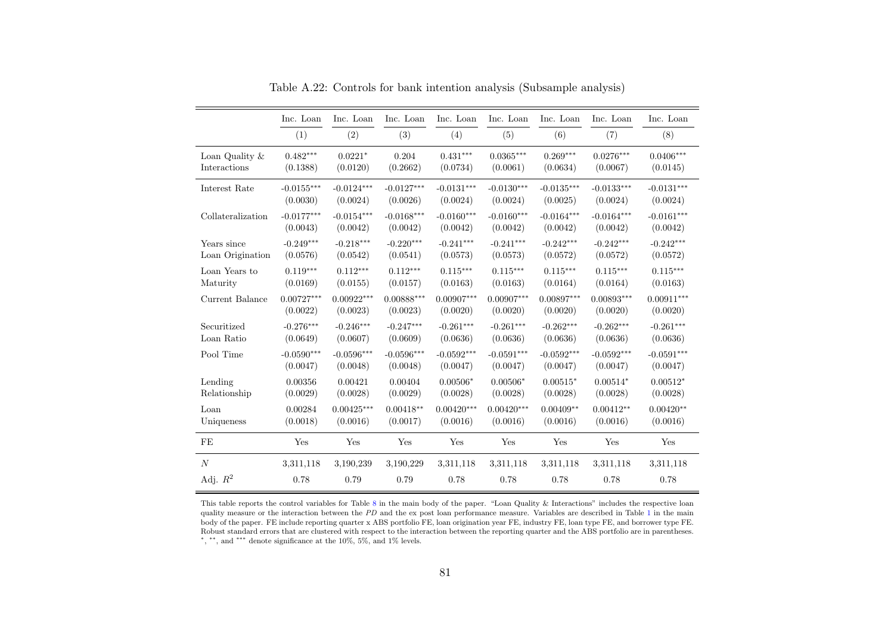Table A.22: Controls for bank intention analysis (Subsample analysis)

| | Inc. Loan | Inc. Loan | Inc. Loan | Inc. Loan | Inc. Loan | Inc. Loan | Inc. Loan | Inc. Loan |
|---|---|---|---|---|---|---|---|---|
| | (1) | (2) | (3) | (4) | (5) | (6) | (7) | (8) |
| Loan Quality & Interactions | 0.482*** | 0.0221* | 0.204 | 0.431*** | 0.0365*** | 0.269*** | 0.0276*** | 0.0406*** |
| | (0.1388) | (0.0120) | (0.2662) | (0.0734) | (0.0061) | (0.0634) | (0.0067) | (0.0145) |
| Interest Rate | -0.0155*** | -0.0124*** | -0.0127*** | -0.0131*** | -0.0130*** | -0.0135*** | -0.0133*** | -0.0131*** |
| | (0.0030) | (0.0024) | (0.0026) | (0.0024) | (0.0024) | (0.0025) | (0.0024) | (0.0024) |
| Collateralization | -0.0177*** | -0.0154*** | -0.0168*** | -0.0160*** | -0.0160*** | -0.0164*** | -0.0164*** | -0.0161*** |
| | (0.0043) | (0.0042) | (0.0042) | (0.0042) | (0.0042) | (0.0042) | (0.0042) | (0.0042) |
| Years since Loan Origination | -0.249*** | -0.218*** | -0.220*** | -0.241*** | -0.241*** | -0.242*** | -0.242*** | -0.242*** |
| | (0.0576) | (0.0542) | (0.0541) | (0.0573) | (0.0573) | (0.0572) | (0.0572) | (0.0572) |
| Loan Years to Maturity | 0.119*** | 0.112*** | 0.112*** | 0.115*** | 0.115*** | 0.115*** | 0.115*** | 0.115*** |
| | (0.0169) | (0.0155) | (0.0157) | (0.0163) | (0.0163) | (0.0164) | (0.0164) | (0.0163) |
| Current Balance | 0.00727*** | 0.00922*** | 0.00888*** | 0.00907*** | 0.00907*** | 0.00897*** | 0.00893*** | 0.00911*** |
| | (0.0022) | (0.0023) | (0.0023) | (0.0020) | (0.0020) | (0.0020) | (0.0020) | (0.0020) |
| Securitized Loan Ratio | -0.276*** | -0.246*** | -0.247*** | -0.261*** | -0.261*** | -0.262*** | -0.262*** | -0.261*** |
| | (0.0649) | (0.0607) | (0.0609) | (0.0636) | (0.0636) | (0.0636) | (0.0636) | (0.0636) |
| Pool Time | -0.0590*** | -0.0596*** | -0.0596*** | -0.0592*** | -0.0591*** | -0.0592*** | -0.0592*** | -0.0591*** |
| | (0.0047) | (0.0048) | (0.0048) | (0.0047) | (0.0047) | (0.0047) | (0.0047) | (0.0047) |
| Lending Relationship | 0.00356 | 0.00421 | 0.00404 | 0.00506* | 0.00506* | 0.00515* | 0.00514* | 0.00512* |
| | (0.0029) | (0.0028) | (0.0029) | (0.0028) | (0.0028) | (0.0028) | (0.0028) | (0.0028) |
| Loan Uniqueness | 0.00284 | 0.00425*** | 0.00418** | 0.00420*** | 0.00420*** | 0.00409** | 0.00412** | 0.00420** |
| | (0.0018) | (0.0016) | (0.0017) | (0.0016) | (0.0016) | (0.0016) | (0.0016) | (0.0016) |
| FE | Yes | Yes | Yes | Yes | Yes | Yes | Yes | Yes |
| $N$ | 3,311,118 | 3,190,239 | 3,190,229 | 3,311,118 | 3,311,118 | 3,311,118 | 3,311,118 | 3,311,118 |
| Adj. $R^2$ | 0.78 | 0.79 | 0.79 | 0.78 | 0.78 | 0.78 | 0.78 | 0.78 |

This table reports the control variables for Table 8 in the main body of the paper. "Loan Quality & Interactions" includes the respective loan quality measure or the interaction between the *PD* and the ex post loan performance measure. Variables are described in Table 1 in the main body of the paper. FE include reporting quarter x ABS portfolio FE, loan origination year FE, industry FE, loan type FE, and borrower type FE. Robust standard errors that are clustered with respect to the interaction between the reporting quarter and the ABS portfolio are in parentheses. *, **, and *** denote significance at the 10%, 5%, and 1% levels.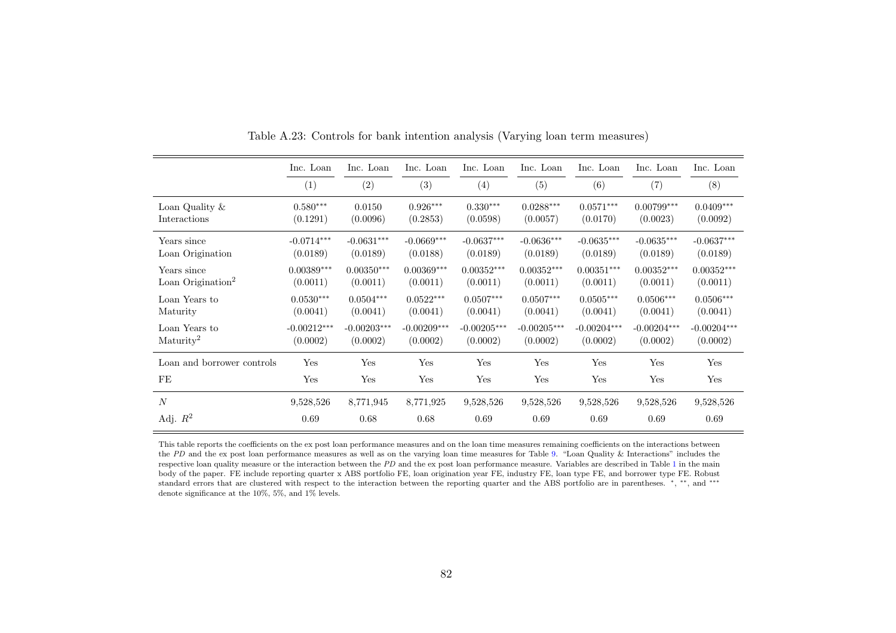Table A.23: Controls for bank intention analysis (Varying loan term measures)

| | Inc. Loan | Inc. Loan | Inc. Loan | Inc. Loan | Inc. Loan | Inc. Loan | Inc. Loan | Inc. Loan |
|---|---|---|---|---|---|---|---|---|
| | (1) | (2) | (3) | (4) | (5) | (6) | (7) | (8) |
| Loan Quality & Interactions | 0.580*** (0.1291) | 0.0150 (0.0096) | 0.926*** (0.2853) | 0.330*** (0.0598) | 0.0288*** (0.0057) | 0.0571*** (0.0170) | 0.00799*** (0.0023) | 0.0409*** (0.0092) |
| Years since Loan Origination | -0.0714*** (0.0189) | -0.0631*** (0.0189) | -0.0669*** (0.0188) | -0.0637*** (0.0189) | -0.0636*** (0.0189) | -0.0635*** (0.0189) | -0.0635*** (0.0189) | -0.0637*** (0.0189) |
| Years since Loan Origination$^2$ | 0.00389*** (0.0011) | 0.00350*** (0.0011) | 0.00369*** (0.0011) | 0.00352*** (0.0011) | 0.00352*** (0.0011) | 0.00351*** (0.0011) | 0.00352*** (0.0011) | 0.00352*** (0.0011) |
| Loan Years to Maturity | 0.0530*** (0.0041) | 0.0504*** (0.0041) | 0.0522*** (0.0041) | 0.0507*** (0.0041) | 0.0507*** (0.0041) | 0.0505*** (0.0041) | 0.0506*** (0.0041) | 0.0506*** (0.0041) |
| Loan Years to Maturity$^2$ | -0.00212*** (0.0002) | -0.00203*** (0.0002) | -0.00209*** (0.0002) | -0.00205*** (0.0002) | -0.00205*** (0.0002) | -0.00204*** (0.0002) | -0.00204*** (0.0002) | -0.00204*** (0.0002) |
| Loan and borrower controls | Yes | Yes | Yes | Yes | Yes | Yes | Yes | Yes |
| FE | Yes | Yes | Yes | Yes | Yes | Yes | Yes | Yes |
| $N$ | 9,528,526 | 8,771,945 | 8,771,925 | 9,528,526 | 9,528,526 | 9,528,526 | 9,528,526 | 9,528,526 |
| Adj. $R^2$ | 0.69 | 0.68 | 0.68 | 0.69 | 0.69 | 0.69 | 0.69 | 0.69 |

This table reports the coefficients on the ex post loan performance measures and on the loan time measures remaining coefficients on the interactions between the *PD* and the ex post loan performance measures as well as on the varying loan time measures for Table 9. "Loan Quality & Interactions" includes the respective loan quality measure or the interaction between the *PD* and the ex post loan performance measure. Variables are described in Table 1 in the main body of the paper. FE include reporting quarter x ABS portfolio FE, loan origination year FE, industry FE, loan type FE, and borrower type FE. Robust standard errors that are clustered with respect to the interaction between the reporting quarter and the ABS portfolio are in parentheses. *, **, and *** denote significance at the 10%, 5%, and 1% levels.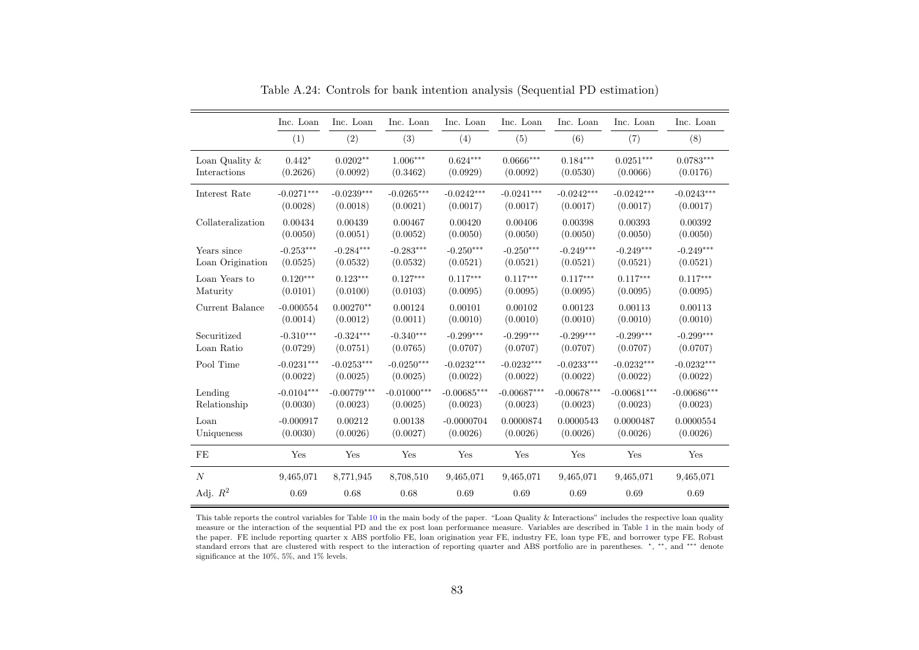Table A.24: Controls for bank intention analysis (Sequential PD estimation)

| | Inc. Loan | Inc. Loan | Inc. Loan | Inc. Loan | Inc. Loan | Inc. Loan | Inc. Loan | Inc. Loan |
|---|---|---|---|---|---|---|---|---|
| | (1) | (2) | (3) | (4) | (5) | (6) | (7) | (8) |
| Loan Quality & Interactions | 0.442* (0.2626) | 0.0202** (0.0092) | 1.006*** (0.3462) | 0.624*** (0.0929) | 0.0666*** (0.0092) | 0.184*** (0.0530) | 0.0251*** (0.0066) | 0.0783*** (0.0176) |
| Interest Rate | -0.0271*** (0.0028) | -0.0239*** (0.0018) | -0.0265*** (0.0021) | -0.0242*** (0.0017) | -0.0241*** (0.0017) | -0.0242*** (0.0017) | -0.0242*** (0.0017) | -0.0243*** (0.0017) |
| Collateralization | 0.00434 (0.0050) | 0.00439 (0.0051) | 0.00467 (0.0052) | 0.00420 (0.0050) | 0.00406 (0.0050) | 0.00398 (0.0050) | 0.00393 (0.0050) | 0.00392 (0.0050) |
| Years since Loan Origination | -0.253*** (0.0525) | -0.284*** (0.0532) | -0.283*** (0.0532) | -0.250*** (0.0521) | -0.250*** (0.0521) | -0.249*** (0.0521) | -0.249*** (0.0521) | -0.249*** (0.0521) |
| Loan Years to Maturity | 0.120*** (0.0101) | 0.123*** (0.0100) | 0.127*** (0.0103) | 0.117*** (0.0095) | 0.117*** (0.0095) | 0.117*** (0.0095) | 0.117*** (0.0095) | 0.117*** (0.0095) |
| Current Balance | -0.000554 (0.0014) | 0.00270** (0.0012) | 0.00124 (0.0011) | 0.00101 (0.0010) | 0.00102 (0.0010) | 0.00123 (0.0010) | 0.00113 (0.0010) | 0.00113 (0.0010) |
| Securitized Loan Ratio | -0.310*** (0.0729) | -0.324*** (0.0751) | -0.340*** (0.0765) | -0.299*** (0.0707) | -0.299*** (0.0707) | -0.299*** (0.0707) | -0.299*** (0.0707) | -0.299*** (0.0707) |
| Pool Time | -0.0231*** (0.0022) | -0.0253*** (0.0025) | -0.0250*** (0.0025) | -0.0232*** (0.0022) | -0.0232*** (0.0022) | -0.0233*** (0.0022) | -0.0232*** (0.0022) | -0.0232*** (0.0022) |
| Lending Relationship | -0.0104*** (0.0030) | -0.00779*** (0.0023) | -0.01000*** (0.0025) | -0.00685*** (0.0023) | -0.00687*** (0.0023) | -0.00678*** (0.0023) | -0.00681*** (0.0023) | -0.00686*** (0.0023) |
| Loan Uniqueness | -0.000917 (0.0030) | 0.00212 (0.0026) | 0.00138 (0.0027) | -0.0000704 (0.0026) | 0.0000874 (0.0026) | 0.0000543 (0.0026) | 0.0000487 (0.0026) | 0.0000554 (0.0026) |
| FE | Yes | Yes | Yes | Yes | Yes | Yes | Yes | Yes |
| $N$ | 9,465,071 | 8,771,945 | 8,708,510 | 9,465,071 | 9,465,071 | 9,465,071 | 9,465,071 | 9,465,071 |
| Adj. $R^2$ | 0.69 | 0.68 | 0.68 | 0.69 | 0.69 | 0.69 | 0.69 | 0.69 |

This table reports the control variables for Table 10 in the main body of the paper. "Loan Quality & Interactions" includes the respective loan quality measure or the interaction of the sequential PD and the ex post loan performance measure. Variables are described in Table 1 in the main body of the paper. FE include reporting quarter x ABS portfolio FE, loan origination year FE, industry FE, loan type FE, and borrower type FE. Robust standard errors that are clustered with respect to the interaction of reporting quarter and ABS portfolio are in parentheses. *, **, and *** denote significance at the 10%, 5%, and 1% levels.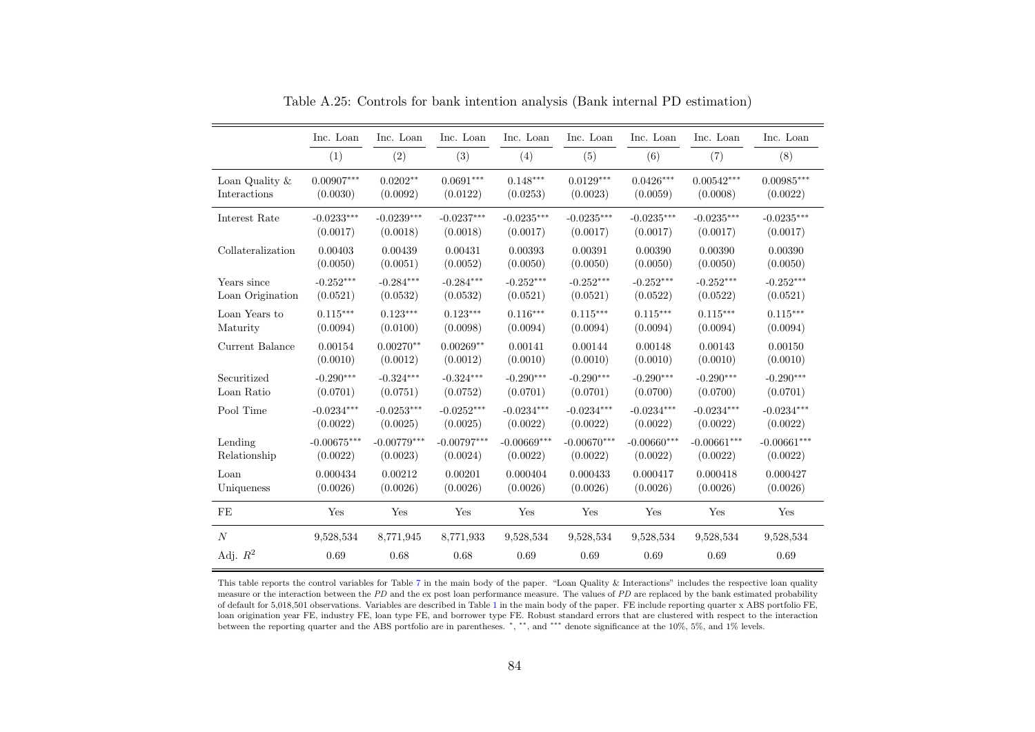Table A.25: Controls for bank intention analysis (Bank internal PD estimation)

| | Inc. Loan | Inc. Loan | Inc. Loan | Inc. Loan | Inc. Loan | Inc. Loan | Inc. Loan | Inc. Loan |
|---|---|---|---|---|---|---|---|---|
| | (1) | (2) | (3) | (4) | (5) | (6) | (7) | (8) |
| Loan Quality & Interactions | 0.00907*** | 0.0202** | 0.0691*** | 0.148*** | 0.0129*** | 0.0426*** | 0.00542*** | 0.00985*** |
| | (0.0030) | (0.0092) | (0.0122) | (0.0253) | (0.0023) | (0.0059) | (0.0008) | (0.0022) |
| Interest Rate | -0.0233*** | -0.0239*** | -0.0237*** | -0.0235*** | -0.0235*** | -0.0235*** | -0.0235*** | -0.0235*** |
| | (0.0017) | (0.0018) | (0.0018) | (0.0017) | (0.0017) | (0.0017) | (0.0017) | (0.0017) |
| Collateralization | 0.00403 | 0.00439 | 0.00431 | 0.00393 | 0.00391 | 0.00390 | 0.00390 | 0.00390 |
| | (0.0050) | (0.0051) | (0.0052) | (0.0050) | (0.0050) | (0.0050) | (0.0050) | (0.0050) |
| Years since Loan Origination | -0.252*** | -0.284*** | -0.284*** | -0.252*** | -0.252*** | -0.252*** | -0.252*** | -0.252*** |
| | (0.0521) | (0.0532) | (0.0532) | (0.0521) | (0.0521) | (0.0522) | (0.0522) | (0.0521) |
| Loan Years to Maturity | 0.115*** | 0.123*** | 0.123*** | 0.116*** | 0.115*** | 0.115*** | 0.115*** | 0.115*** |
| | (0.0094) | (0.0100) | (0.0098) | (0.0094) | (0.0094) | (0.0094) | (0.0094) | (0.0094) |
| Current Balance | 0.00154 | 0.00270** | 0.00269** | 0.00141 | 0.00144 | 0.00148 | 0.00143 | 0.00150 |
| | (0.0010) | (0.0012) | (0.0012) | (0.0010) | (0.0010) | (0.0010) | (0.0010) | (0.0010) |
| Securitized Loan Ratio | -0.290*** | -0.324*** | -0.324*** | -0.290*** | -0.290*** | -0.290*** | -0.290*** | -0.290*** |
| | (0.0701) | (0.0751) | (0.0752) | (0.0701) | (0.0701) | (0.0700) | (0.0700) | (0.0701) |
| Pool Time | -0.0234*** | -0.0253*** | -0.0252*** | -0.0234*** | -0.0234*** | -0.0234*** | -0.0234*** | -0.0234*** |
| | (0.0022) | (0.0025) | (0.0025) | (0.0022) | (0.0022) | (0.0022) | (0.0022) | (0.0022) |
| Lending Relationship | -0.00675*** | -0.00779*** | -0.00797*** | -0.00669*** | -0.00670*** | -0.00660*** | -0.00661*** | -0.00661*** |
| | (0.0022) | (0.0023) | (0.0024) | (0.0022) | (0.0022) | (0.0022) | (0.0022) | (0.0022) |
| Loan Uniqueness | 0.000434 | 0.00212 | 0.00201 | 0.000404 | 0.000433 | 0.000417 | 0.000418 | 0.000427 |
| | (0.0026) | (0.0026) | (0.0026) | (0.0026) | (0.0026) | (0.0026) | (0.0026) | (0.0026) |
| FE | Yes | Yes | Yes | Yes | Yes | Yes | Yes | Yes |
| $N$ | 9,528,534 | 8,771,945 | 8,771,933 | 9,528,534 | 9,528,534 | 9,528,534 | 9,528,534 | 9,528,534 |
| Adj. $R^2$ | 0.69 | 0.68 | 0.68 | 0.69 | 0.69 | 0.69 | 0.69 | 0.69 |

This table reports the control variables for Table 7 in the main body of the paper. "Loan Quality & Interactions" includes the respective loan quality measure or the interaction between the *PD* and the ex post loan performance measure. The values of *PD* are replaced by the bank estimated probability of default for 5,018,501 observations. Variables are described in Table 1 in the main body of the paper. FE include reporting quarter x ABS portfolio FE, loan origination year FE, industry FE, loan type FE, and borrower type FE. Robust standard errors that are clustered with respect to the interaction between the reporting quarter and the ABS portfolio are in parentheses. *, **, and *** denote significance at the 10%, 5%, and 1% levels.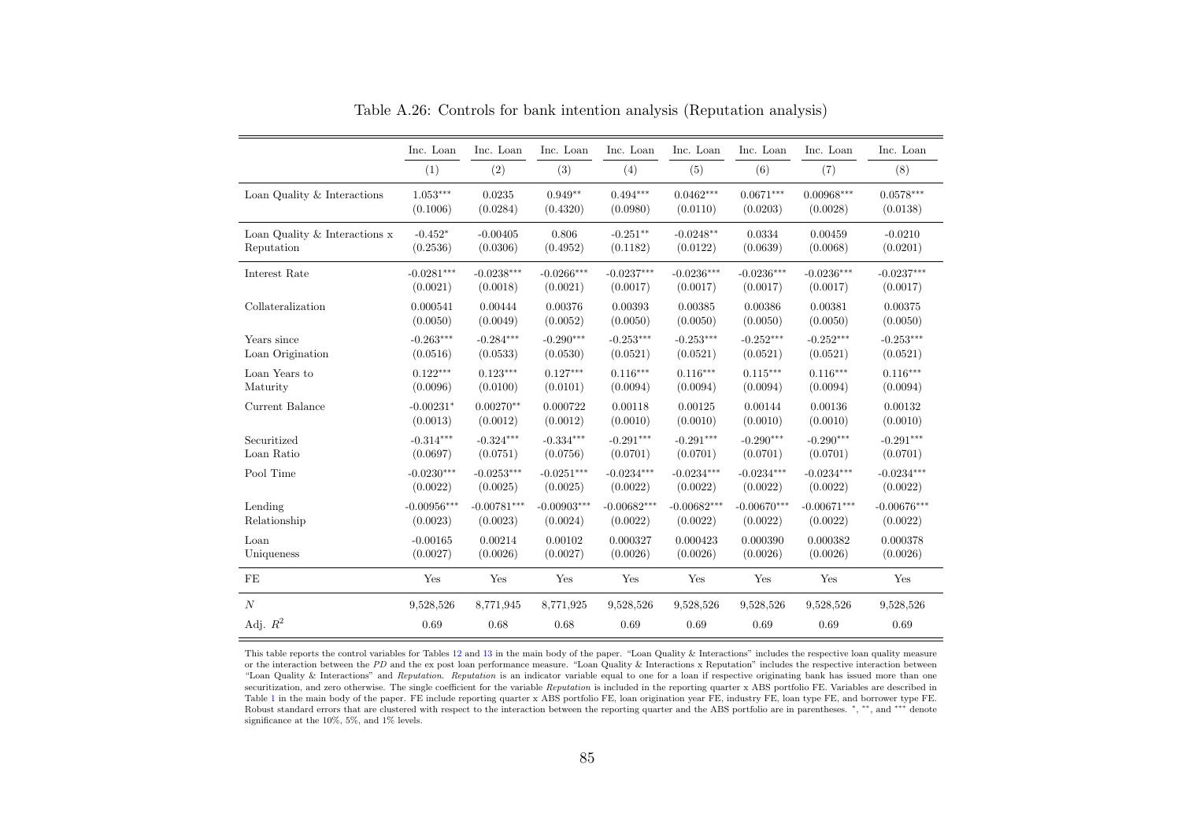Table A.26: Controls for bank intention analysis (Reputation analysis)

| | Inc. Loan | Inc. Loan | Inc. Loan | Inc. Loan | Inc. Loan | Inc. Loan | Inc. Loan | Inc. Loan |
|---|---|---|---|---|---|---|---|---|
| | (1) | (2) | (3) | (4) | (5) | (6) | (7) | (8) |
| Loan Quality & Interactions | 1.053*** | 0.0235 | 0.949** | 0.494*** | 0.0462*** | 0.0671*** | 0.00968*** | 0.0578*** |
| | (0.1006) | (0.0284) | (0.4320) | (0.0980) | (0.0110) | (0.0203) | (0.0028) | (0.0138) |
| Loan Quality & Interactions x Reputation | -0.452* | -0.00405 | 0.806 | -0.251** | -0.0248** | 0.0334 | 0.00459 | -0.0210 |
| | (0.2536) | (0.0306) | (0.4952) | (0.1182) | (0.0122) | (0.0639) | (0.0068) | (0.0201) |
| Interest Rate | -0.0281*** | -0.0238*** | -0.0266*** | -0.0237*** | -0.0236*** | -0.0236*** | -0.0236*** | -0.0237*** |
| | (0.0021) | (0.0018) | (0.0021) | (0.0017) | (0.0017) | (0.0017) | (0.0017) | (0.0017) |
| Collateralization | 0.000541 | 0.00444 | 0.00376 | 0.00393 | 0.00385 | 0.00386 | 0.00381 | 0.00375 |
| | (0.0050) | (0.0049) | (0.0052) | (0.0050) | (0.0050) | (0.0050) | (0.0050) | (0.0050) |
| Years since Loan Origination | -0.263*** | -0.284*** | -0.290*** | -0.253*** | -0.253*** | -0.252*** | -0.252*** | -0.253*** |
| | (0.0516) | (0.0533) | (0.0530) | (0.0521) | (0.0521) | (0.0521) | (0.0521) | (0.0521) |
| Loan Years to Maturity | 0.122*** | 0.123*** | 0.127*** | 0.116*** | 0.116*** | 0.115*** | 0.116*** | 0.116*** |
| | (0.0096) | (0.0100) | (0.0101) | (0.0094) | (0.0094) | (0.0094) | (0.0094) | (0.0094) |
| Current Balance | -0.00231* | 0.00270** | 0.000722 | 0.00118 | 0.00125 | 0.00144 | 0.00136 | 0.00132 |
| | (0.0013) | (0.0012) | (0.0012) | (0.0010) | (0.0010) | (0.0010) | (0.0010) | (0.0010) |
| Securitized Loan Ratio | -0.314*** | -0.324*** | -0.334*** | -0.291*** | -0.291*** | -0.290*** | -0.290*** | -0.291*** |
| | (0.0697) | (0.0751) | (0.0756) | (0.0701) | (0.0701) | (0.0701) | (0.0701) | (0.0701) |
| Pool Time | -0.0230*** | -0.0253*** | -0.0251*** | -0.0234*** | -0.0234*** | -0.0234*** | -0.0234*** | -0.0234*** |
| | (0.0022) | (0.0025) | (0.0025) | (0.0022) | (0.0022) | (0.0022) | (0.0022) | (0.0022) |
| Lending Relationship | -0.00956*** | -0.00781*** | -0.00903*** | -0.00682*** | -0.00682*** | -0.00670*** | -0.00671*** | -0.00676*** |
| | (0.0023) | (0.0023) | (0.0024) | (0.0022) | (0.0022) | (0.0022) | (0.0022) | (0.0022) |
| Loan Uniqueness | -0.00165 | 0.00214 | 0.00102 | 0.000327 | 0.000423 | 0.000390 | 0.000382 | 0.000378 |
| | (0.0027) | (0.0026) | (0.0027) | (0.0026) | (0.0026) | (0.0026) | (0.0026) | (0.0026) |
| FE | Yes | Yes | Yes | Yes | Yes | Yes | Yes | Yes |
| $N$ | 9,528,526 | 8,771,945 | 8,771,925 | 9,528,526 | 9,528,526 | 9,528,526 | 9,528,526 | 9,528,526 |
| Adj. $R^2$ | 0.69 | 0.68 | 0.68 | 0.69 | 0.69 | 0.69 | 0.69 | 0.69 |

This table reports the control variables for Tables 12 and 13 in the main body of the paper. "Loan Quality & Interactions" includes the respective loan quality measure or the interaction between the *PD* and the ex post loan performance measure. "Loan Quality & Interactions x Reputation" includes the respective interaction between "Loan Quality & Interactions" and *Reputation*. *Reputation* is an indicator variable equal to one for a loan if respective originating bank has issued more than one securitization, and zero otherwise. The single coefficient for the variable *Reputation* is included in the reporting quarter x ABS portfolio FE. Variables are described in Table 1 in the main body of the paper. FE include reporting quarter x ABS portfolio FE, loan origination year FE, industry FE, loan type FE, and borrower type FE. Robust standard errors that are clustered with respect to the interaction between the reporting quarter and the ABS portfolio are in parentheses. *, **, and *** denote significance at the 10%, 5%, and 1% levels.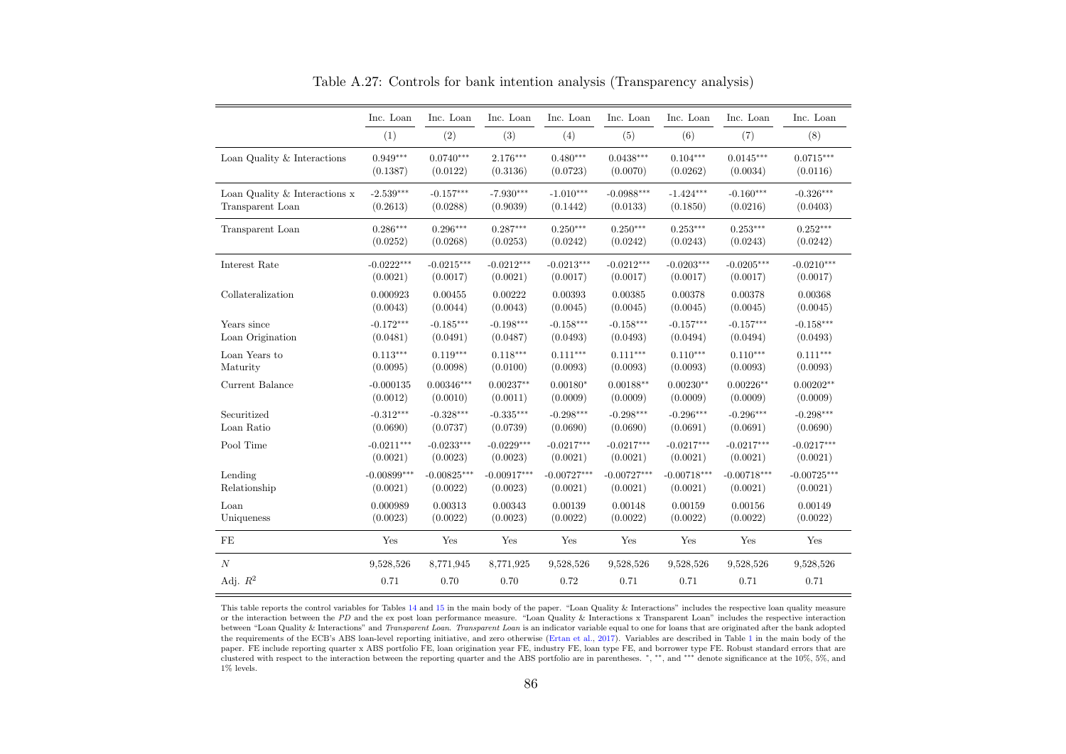Table A.27: Controls for bank intention analysis (Transparency analysis)

| | Inc. Loan | Inc. Loan | Inc. Loan | Inc. Loan | Inc. Loan | Inc. Loan | Inc. Loan | Inc. Loan |
|---|---|---|---|---|---|---|---|---|
| | (1) | (2) | (3) | (4) | (5) | (6) | (7) | (8) |
| Loan Quality & Interactions | 0.949*** | 0.0740*** | 2.176*** | 0.480*** | 0.0438*** | 0.104*** | 0.0145*** | 0.0715*** |
| | (0.1387) | (0.0122) | (0.3136) | (0.0723) | (0.0070) | (0.0262) | (0.0034) | (0.0116) |
| Loan Quality & Interactions x Transparent Loan | -2.539*** | -0.157*** | -7.930*** | -1.010*** | -0.0988*** | -1.424*** | -0.160*** | -0.326*** |
| | (0.2613) | (0.0288) | (0.9039) | (0.1442) | (0.0133) | (0.1850) | (0.0216) | (0.0403) |
| Transparent Loan | 0.286*** | 0.296*** | 0.287*** | 0.250*** | 0.250*** | 0.253*** | 0.253*** | 0.252*** |
| | (0.0252) | (0.0268) | (0.0253) | (0.0242) | (0.0242) | (0.0243) | (0.0243) | (0.0242) |
| Interest Rate | -0.0222*** | -0.0215*** | -0.0212*** | -0.0213*** | -0.0212*** | -0.0203*** | -0.0205*** | -0.0210*** |
| | (0.0021) | (0.0017) | (0.0021) | (0.0017) | (0.0017) | (0.0017) | (0.0017) | (0.0017) |
| Collateralization | 0.000923 | 0.00455 | 0.00222 | 0.00393 | 0.00385 | 0.00378 | 0.00378 | 0.00368 |
| | (0.0043) | (0.0044) | (0.0043) | (0.0045) | (0.0045) | (0.0045) | (0.0045) | (0.0045) |
| Years since Loan Origination | -0.172*** | -0.185*** | -0.198*** | -0.158*** | -0.158*** | -0.157*** | -0.157*** | -0.158*** |
| | (0.0481) | (0.0491) | (0.0487) | (0.0493) | (0.0493) | (0.0494) | (0.0494) | (0.0493) |
| Loan Years to Maturity | 0.113*** | 0.119*** | 0.118*** | 0.111*** | 0.111*** | 0.110*** | 0.110*** | 0.111*** |
| | (0.0095) | (0.0098) | (0.0100) | (0.0093) | (0.0093) | (0.0093) | (0.0093) | (0.0093) |
| Current Balance | -0.000135 | 0.00346*** | 0.00237** | 0.00180* | 0.00188** | 0.00230** | 0.00226** | 0.00202** |
| | (0.0012) | (0.0010) | (0.0011) | (0.0009) | (0.0009) | (0.0009) | (0.0009) | (0.0009) |
| Securitized Loan Ratio | -0.312*** | -0.328*** | -0.335*** | -0.298*** | -0.298*** | -0.296*** | -0.296*** | -0.298*** |
| | (0.0690) | (0.0737) | (0.0739) | (0.0690) | (0.0690) | (0.0691) | (0.0691) | (0.0690) |
| Pool Time | -0.0211*** | -0.0233*** | -0.0229*** | -0.0217*** | -0.0217*** | -0.0217*** | -0.0217*** | -0.0217*** |
| | (0.0021) | (0.0023) | (0.0023) | (0.0021) | (0.0021) | (0.0021) | (0.0021) | (0.0021) |
| Lending Relationship | -0.00899*** | -0.00825*** | -0.00917*** | -0.00727*** | -0.00727*** | -0.00718*** | -0.00718*** | -0.00725*** |
| | (0.0021) | (0.0022) | (0.0023) | (0.0021) | (0.0021) | (0.0021) | (0.0021) | (0.0021) |
| Loan Uniqueness | 0.000989 | 0.00313 | 0.00343 | 0.00139 | 0.00148 | 0.00159 | 0.00156 | 0.00149 |
| | (0.0023) | (0.0022) | (0.0023) | (0.0022) | (0.0022) | (0.0022) | (0.0022) | (0.0022) |
| FE | Yes | Yes | Yes | Yes | Yes | Yes | Yes | Yes |
| $N$ | 9,528,526 | 8,771,945 | 8,771,925 | 9,528,526 | 9,528,526 | 9,528,526 | 9,528,526 | 9,528,526 |
| Adj. $R^2$ | 0.71 | 0.70 | 0.70 | 0.72 | 0.71 | 0.71 | 0.71 | 0.71 |

This table reports the control variables for Tables 14 and 15 in the main body of the paper. "Loan Quality & Interactions" includes the respective loan quality measure or the interaction between the *PD* and the ex post loan performance measure. "Loan Quality & Interactions x Transparent Loan" includes the respective interaction between "Loan Quality & Interactions" and *Transparent Loan*. *Transparent Loan* is an indicator variable equal to one for loans that are originated after the bank adopted the requirements of the ECB's ABS loan-level reporting initiative, and zero otherwise (Ertan et al., 2017). Variables are described in Table 1 in the main body of the paper. FE include reporting quarter x ABS portfolio FE, loan origination year FE, industry FE, loan type FE, and borrower type FE. Robust standard errors that are clustered with respect to the interaction between the reporting quarter and the ABS portfolio are in parentheses. *, **, and *** denote significance at the 10%, 5%, and 1% levels.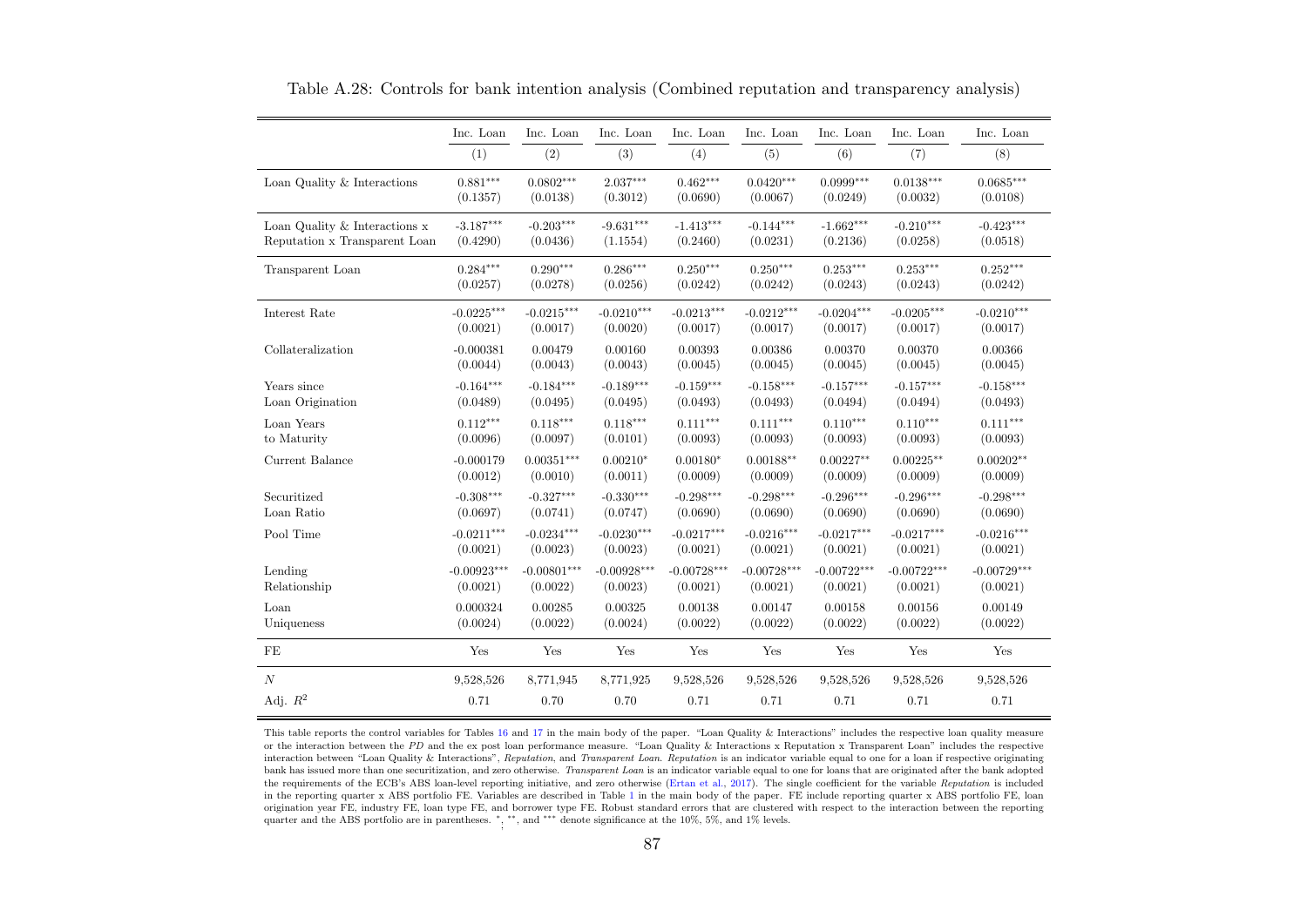Table A.28: Controls for bank intention analysis (Combined reputation and transparency analysis)

| | Inc. Loan | Inc. Loan | Inc. Loan | Inc. Loan | Inc. Loan | Inc. Loan | Inc. Loan | Inc. Loan |
|---|---|---|---|---|---|---|---|---|
| | (1) | (2) | (3) | (4) | (5) | (6) | (7) | (8) |
| Loan Quality & Interactions | 0.881*** | 0.0802*** | 2.037*** | 0.462*** | 0.0420*** | 0.0999*** | 0.0138*** | 0.0685*** |
| | (0.1357) | (0.0138) | (0.3012) | (0.0690) | (0.0067) | (0.0249) | (0.0032) | (0.0108) |
| Loan Quality & Interactions x Reputation x Transparent Loan | -3.187*** | -0.203*** | -9.631*** | -1.413*** | -0.144*** | -1.662*** | -0.210*** | -0.423*** |
| | (0.4290) | (0.0436) | (1.1554) | (0.2460) | (0.0231) | (0.2136) | (0.0258) | (0.0518) |
| Transparent Loan | 0.284*** | 0.290*** | 0.286*** | 0.250*** | 0.250*** | 0.253*** | 0.253*** | 0.252*** |
| | (0.0257) | (0.0278) | (0.0256) | (0.0242) | (0.0242) | (0.0243) | (0.0243) | (0.0242) |
| Interest Rate | -0.0225*** | -0.0215*** | -0.0210*** | -0.0213*** | -0.0212*** | -0.0204*** | -0.0205*** | -0.0210*** |
| | (0.0021) | (0.0017) | (0.0020) | (0.0017) | (0.0017) | (0.0017) | (0.0017) | (0.0017) |
| Collateralization | -0.000381 | 0.00479 | 0.00160 | 0.00393 | 0.00386 | 0.00370 | 0.00370 | 0.00366 |
| | (0.0044) | (0.0043) | (0.0043) | (0.0045) | (0.0045) | (0.0045) | (0.0045) | (0.0045) |
| Years since Loan Origination | -0.164*** | -0.184*** | -0.189*** | -0.159*** | -0.158*** | -0.157*** | -0.157*** | -0.158*** |
| | (0.0489) | (0.0495) | (0.0495) | (0.0493) | (0.0493) | (0.0494) | (0.0494) | (0.0493) |
| Loan Years to Maturity | 0.112*** | 0.118*** | 0.118*** | 0.111*** | 0.111*** | 0.110*** | 0.110*** | 0.111*** |
| | (0.0096) | (0.0097) | (0.0101) | (0.0093) | (0.0093) | (0.0093) | (0.0093) | (0.0093) |
| Current Balance | -0.000179 | 0.00351*** | 0.00210* | 0.00180* | 0.00188** | 0.00227** | 0.00225** | 0.00202** |
| | (0.0012) | (0.0010) | (0.0011) | (0.0009) | (0.0009) | (0.0009) | (0.0009) | (0.0009) |
| Securitized Loan Ratio | -0.308*** | -0.327*** | -0.330*** | -0.298*** | -0.298*** | -0.296*** | -0.296*** | -0.298*** |
| | (0.0697) | (0.0741) | (0.0747) | (0.0690) | (0.0690) | (0.0690) | (0.0690) | (0.0690) |
| Pool Time | -0.0211*** | -0.0234*** | -0.0230*** | -0.0217*** | -0.0216*** | -0.0217*** | -0.0217*** | -0.0216*** |
| | (0.0021) | (0.0023) | (0.0023) | (0.0021) | (0.0021) | (0.0021) | (0.0021) | (0.0021) |
| Lending Relationship | -0.00923*** | -0.00801*** | -0.00928*** | -0.00728*** | -0.00728*** | -0.00722*** | -0.00722*** | -0.00729*** |
| | (0.0021) | (0.0022) | (0.0023) | (0.0021) | (0.0021) | (0.0021) | (0.0021) | (0.0021) |
| Loan Uniqueness | 0.000324 | 0.00285 | 0.00325 | 0.00138 | 0.00147 | 0.00158 | 0.00156 | 0.00149 |
| | (0.0024) | (0.0022) | (0.0024) | (0.0022) | (0.0022) | (0.0022) | (0.0022) | (0.0022) |
| FE | Yes | Yes | Yes | Yes | Yes | Yes | Yes | Yes |
| $N$ | 9,528,526 | 8,771,945 | 8,771,925 | 9,528,526 | 9,528,526 | 9,528,526 | 9,528,526 | 9,528,526 |
| Adj. $R^2$ | 0.71 | 0.70 | 0.70 | 0.71 | 0.71 | 0.71 | 0.71 | 0.71 |

This table reports the control variables for Tables 16 and 17 in the main body of the paper. "Loan Quality & Interactions" includes the respective loan quality measure or the interaction between the *PD* and the ex post loan performance measure. "Loan Quality & Interactions x Reputation x Transparent Loan" includes the respective interaction between "Loan Quality & Interactions", *Reputation*, and *Transparent Loan*. *Reputation* is an indicator variable equal to one for a loan if respective originating bank has issued more than one securitization, and zero otherwise. *Transparent Loan* is an indicator variable equal to one for loans that are originated after the bank adopted the requirements of the ECB's ABS loan-level reporting initiative, and zero otherwise (Ertan et al., 2017). The single coefficient for the variable *Reputation* is included in the reporting quarter x ABS portfolio FE. Variables are described in Table 1 in the main body of the paper. FE include reporting quarter x ABS portfolio FE, loan origination year FE, industry FE, loan type FE, and borrower type FE. Robust standard errors that are clustered with respect to the interaction between the reporting quarter and the ABS portfolio are in parentheses. *, **, and *** denote significance at the 10%, 5%, and 1% levels.